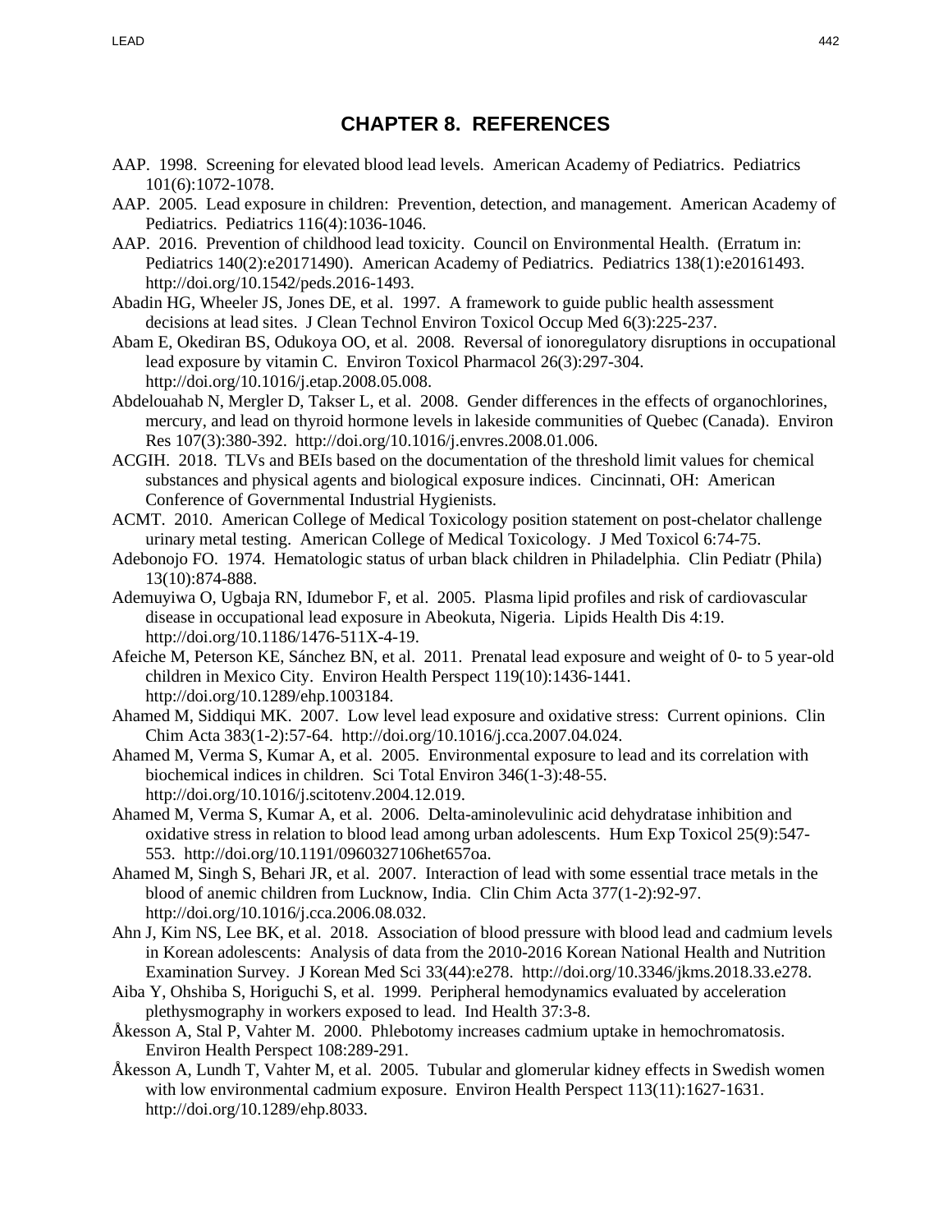# CHAPTER 8. REFERENCES

AAP. 1998. Screening for elevated blood lead levels. American Academy of Pediatrics. Pediatrics 101(6):1072-1078.

AAP. 2005. Lead exposure in children: Prevention, detection, and management. American Academy of Pediatrics. Pediatrics 116(4):1036-1046.

AAP. 2016. Prevention of childhood lead toxicity. Council on Environmental Health. (Erratum in: Pediatrics 140(2):e20171490). American Academy of Pediatrics. Pediatrics 138(1):e20161493. http://doi.org/10.1542/peds.2016-1493.

Abadin HG, Wheeler JS, Jones DE, et al. 1997. A framework to guide public health assessment decisions at lead sites. J Clean Technol Environ Toxicol Occup Med 6(3):225-237.

Abam E, Okediran BS, Odukoya OO, et al. 2008. Reversal of ionoregulatory disruptions in occupational lead exposure by vitamin C. Environ Toxicol Pharmacol 26(3):297-304. http://doi.org/10.1016/j.etap.2008.05.008.

Abdelouahab N, Mergler D, Takser L, et al. 2008. Gender differences in the effects of organochlorines, mercury, and lead on thyroid hormone levels in lakeside communities of Quebec (Canada). Environ Res 107(3):380-392. http://doi.org/10.1016/j.envres.2008.01.006.

ACGIH. 2018. TLVs and BEIs based on the documentation of the threshold limit values for chemical substances and physical agents and biological exposure indices. Cincinnati, OH: American Conference of Governmental Industrial Hygienists.

ACMT. 2010. American College of Medical Toxicology position statement on post-chelator challenge urinary metal testing. American College of Medical Toxicology. J Med Toxicol 6:74-75.

Adebonojo FO. 1974. Hematologic status of urban black children in Philadelphia. Clin Pediatr (Phila) 13(10):874-888.

Ademuyiwa O, Ugbaja RN, Idumebor F, et al. 2005. Plasma lipid profiles and risk of cardiovascular disease in occupational lead exposure in Abeokuta, Nigeria. Lipids Health Dis 4:19. http://doi.org/10.1186/1476-511X-4-19.

Afeiche M, Peterson KE, Sánchez BN, et al. 2011. Prenatal lead exposure and weight of 0- to 5 year-old children in Mexico City. Environ Health Perspect 119(10):1436-1441. http://doi.org/10.1289/ehp.1003184.

Ahamed M, Siddiqui MK. 2007. Low level lead exposure and oxidative stress: Current opinions. Clin Chim Acta 383(1-2):57-64. http://doi.org/10.1016/j.cca.2007.04.024.

Ahamed M, Verma S, Kumar A, et al. 2005. Environmental exposure to lead and its correlation with biochemical indices in children. Sci Total Environ 346(1-3):48-55. http://doi.org/10.1016/j.scitotenv.2004.12.019.

Ahamed M, Verma S, Kumar A, et al. 2006. Delta-aminolevulinic acid dehydratase inhibition and oxidative stress in relation to blood lead among urban adolescents. Hum Exp Toxicol 25(9):547-553. http://doi.org/10.1191/0960327106het657oa.

Ahamed M, Singh S, Behari JR, et al. 2007. Interaction of lead with some essential trace metals in the blood of anemic children from Lucknow, India. Clin Chim Acta 377(1-2):92-97. http://doi.org/10.1016/j.cca.2006.08.032.

Ahn J, Kim NS, Lee BK, et al. 2018. Association of blood pressure with blood lead and cadmium levels in Korean adolescents: Analysis of data from the 2010-2016 Korean National Health and Nutrition Examination Survey. J Korean Med Sci 33(44):e278. http://doi.org/10.3346/jkms.2018.33.e278.

Aiba Y, Ohshiba S, Horiguchi S, et al. 1999. Peripheral hemodynamics evaluated by acceleration plethysmography in workers exposed to lead. Ind Health 37:3-8.

Åkesson A, Stal P, Vahter M. 2000. Phlebotomy increases cadmium uptake in hemochromatosis. Environ Health Perspect 108:289-291.

Åkesson A, Lundh T, Vahter M, et al. 2005. Tubular and glomerular kidney effects in Swedish women with low environmental cadmium exposure. Environ Health Perspect 113(11):1627-1631. http://doi.org/10.1289/ehp.8033.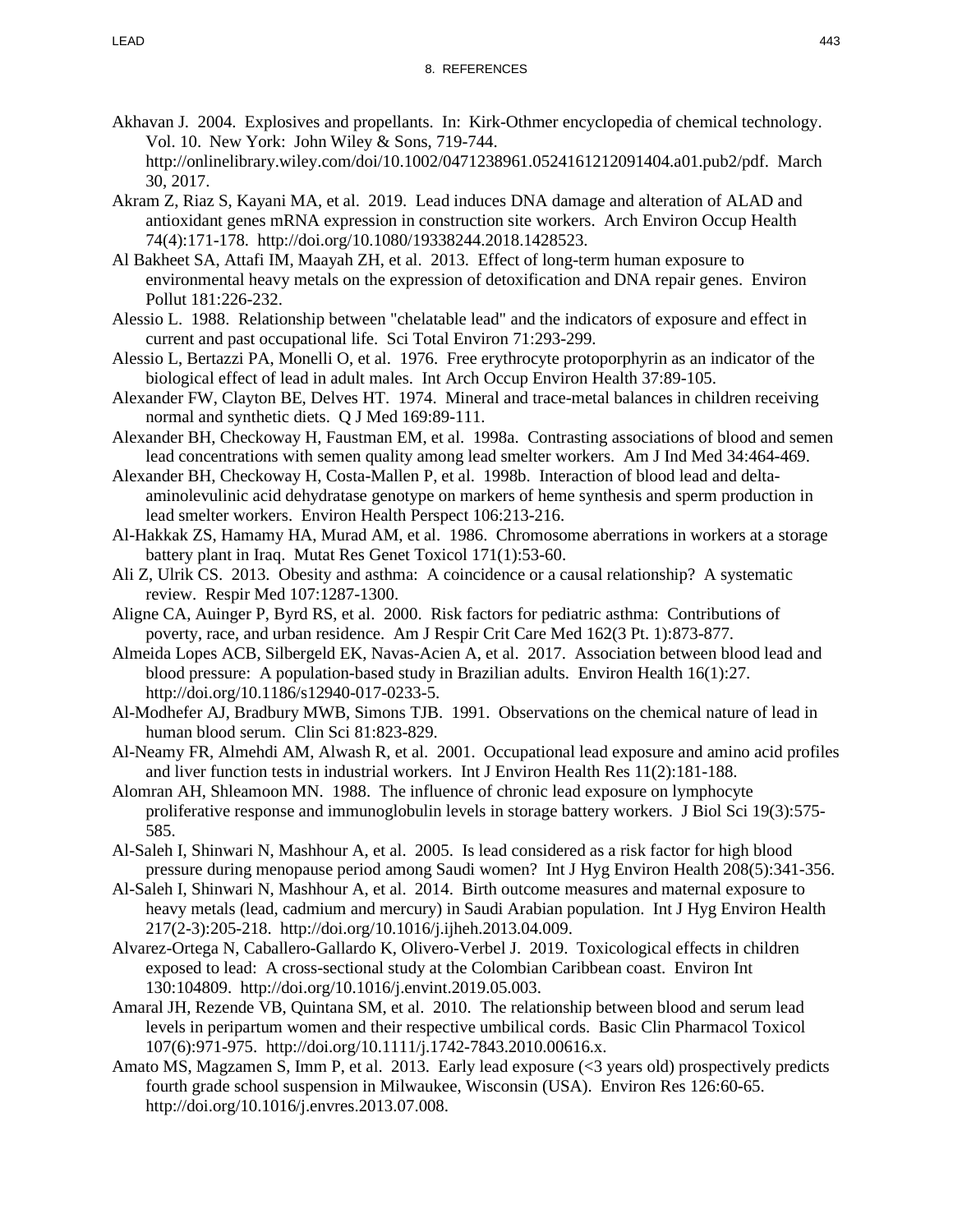# 8. REFERENCES

Akhavan J. 2004. Explosives and propellants. In: Kirk-Othmer encyclopedia of chemical technology. Vol. 10. New York: John Wiley & Sons, 719-744. http://onlinelibrary.wiley.com/doi/10.1002/0471238961.0524161212091404.a01.pub2/pdf. March 30, 2017.

Akram Z, Riaz S, Kayani MA, et al. 2019. Lead induces DNA damage and alteration of ALAD and antioxidant genes mRNA expression in construction site workers. Arch Environ Occup Health 74(4):171-178. http://doi.org/10.1080/19338244.2018.1428523.

Al Bakheet SA, Attafi IM, Maayah ZH, et al. 2013. Effect of long-term human exposure to environmental heavy metals on the expression of detoxification and DNA repair genes. Environ Pollut 181:226-232.

Alessio L. 1988. Relationship between "chelatable lead" and the indicators of exposure and effect in current and past occupational life. Sci Total Environ 71:293-299.

Alessio L, Bertazzi PA, Monelli O, et al. 1976. Free erythrocyte protoporphyrin as an indicator of the biological effect of lead in adult males. Int Arch Occup Environ Health 37:89-105.

Alexander FW, Clayton BE, Delves HT. 1974. Mineral and trace-metal balances in children receiving normal and synthetic diets. Q J Med 169:89-111.

Alexander BH, Checkoway H, Faustman EM, et al. 1998a. Contrasting associations of blood and semen lead concentrations with semen quality among lead smelter workers. Am J Ind Med 34:464-469.

Alexander BH, Checkoway H, Costa-Mallen P, et al. 1998b. Interaction of blood lead and delta-aminolevulinic acid dehydratase genotype on markers of heme synthesis and sperm production in lead smelter workers. Environ Health Perspect 106:213-216.

Al-Hakkak ZS, Hamamy HA, Murad AM, et al. 1986. Chromosome aberrations in workers at a storage battery plant in Iraq. Mutat Res Genet Toxicol 171(1):53-60.

Ali Z, Ulrik CS. 2013. Obesity and asthma: A coincidence or a causal relationship? A systematic review. Respir Med 107:1287-1300.

Aligne CA, Auinger P, Byrd RS, et al. 2000. Risk factors for pediatric asthma: Contributions of poverty, race, and urban residence. Am J Respir Crit Care Med 162(3 Pt. 1):873-877.

Almeida Lopes ACB, Silbergeld EK, Navas-Acien A, et al. 2017. Association between blood lead and blood pressure: A population-based study in Brazilian adults. Environ Health 16(1):27. http://doi.org/10.1186/s12940-017-0233-5.

Al-Modhefer AJ, Bradbury MWB, Simons TJB. 1991. Observations on the chemical nature of lead in human blood serum. Clin Sci 81:823-829.

Al-Neamy FR, Almehdi AM, Alwash R, et al. 2001. Occupational lead exposure and amino acid profiles and liver function tests in industrial workers. Int J Environ Health Res 11(2):181-188.

Alomran AH, Shleamoon MN. 1988. The influence of chronic lead exposure on lymphocyte proliferative response and immunoglobulin levels in storage battery workers. J Biol Sci 19(3):575-585.

Al-Saleh I, Shinwari N, Mashhour A, et al. 2005. Is lead considered as a risk factor for high blood pressure during menopause period among Saudi women? Int J Hyg Environ Health 208(5):341-356.

Al-Saleh I, Shinwari N, Mashhour A, et al. 2014. Birth outcome measures and maternal exposure to heavy metals (lead, cadmium and mercury) in Saudi Arabian population. Int J Hyg Environ Health 217(2-3):205-218. http://doi.org/10.1016/j.ijheh.2013.04.009.

Alvarez-Ortega N, Caballero-Gallardo K, Olivero-Verbel J. 2019. Toxicological effects in children exposed to lead: A cross-sectional study at the Colombian Caribbean coast. Environ Int 130:104809. http://doi.org/10.1016/j.envint.2019.05.003.

Amaral JH, Rezende VB, Quintana SM, et al. 2010. The relationship between blood and serum lead levels in peripartum women and their respective umbilical cords. Basic Clin Pharmacol Toxicol 107(6):971-975. http://doi.org/10.1111/j.1742-7843.2010.00616.x.

Amato MS, Magzamen S, Imm P, et al. 2013. Early lead exposure (<3 years old) prospectively predicts fourth grade school suspension in Milwaukee, Wisconsin (USA). Environ Res 126:60-65. http://doi.org/10.1016/j.envres.2013.07.008.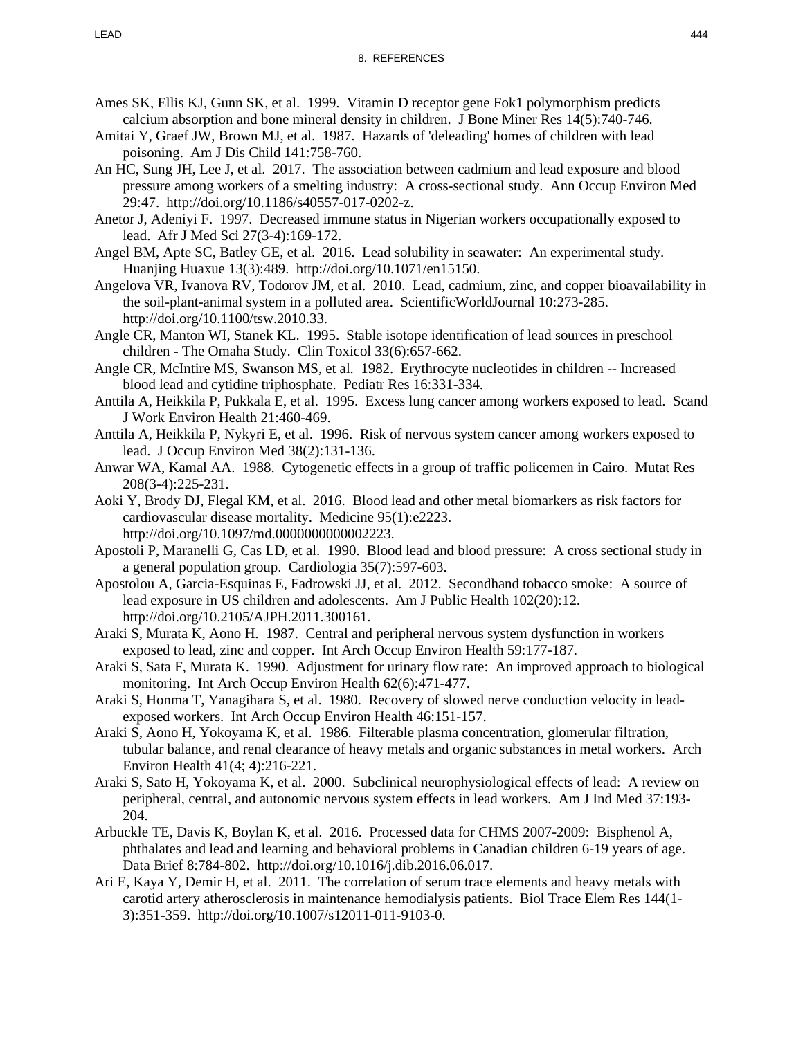## 8. REFERENCES

Ames SK, Ellis KJ, Gunn SK, et al. 1999. Vitamin D receptor gene Fok1 polymorphism predicts calcium absorption and bone mineral density in children. J Bone Miner Res 14(5):740-746.

Amitai Y, Graef JW, Brown MJ, et al. 1987. Hazards of 'deleading' homes of children with lead poisoning. Am J Dis Child 141:758-760.

An HC, Sung JH, Lee J, et al. 2017. The association between cadmium and lead exposure and blood pressure among workers of a smelting industry: A cross-sectional study. Ann Occup Environ Med 29:47. http://doi.org/10.1186/s40557-017-0202-z.

Anetor J, Adeniyi F. 1997. Decreased immune status in Nigerian workers occupationally exposed to lead. Afr J Med Sci 27(3-4):169-172.

Angel BM, Apte SC, Batley GE, et al. 2016. Lead solubility in seawater: An experimental study. Huanjing Huaxue 13(3):489. http://doi.org/10.1071/en15150.

Angelova VR, Ivanova RV, Todorov JM, et al. 2010. Lead, cadmium, zinc, and copper bioavailability in the soil-plant-animal system in a polluted area. ScientificWorldJournal 10:273-285. http://doi.org/10.1100/tsw.2010.33.

Angle CR, Manton WI, Stanek KL. 1995. Stable isotope identification of lead sources in preschool children - The Omaha Study. Clin Toxicol 33(6):657-662.

Angle CR, McIntire MS, Swanson MS, et al. 1982. Erythrocyte nucleotides in children -- Increased blood lead and cytidine triphosphate. Pediatr Res 16:331-334.

Anttila A, Heikkila P, Pukkala E, et al. 1995. Excess lung cancer among workers exposed to lead. Scand J Work Environ Health 21:460-469.

Anttila A, Heikkila P, Nykyri E, et al. 1996. Risk of nervous system cancer among workers exposed to lead. J Occup Environ Med 38(2):131-136.

Anwar WA, Kamal AA. 1988. Cytogenetic effects in a group of traffic policemen in Cairo. Mutat Res 208(3-4):225-231.

Aoki Y, Brody DJ, Flegal KM, et al. 2016. Blood lead and other metal biomarkers as risk factors for cardiovascular disease mortality. Medicine 95(1):e2223. http://doi.org/10.1097/md.0000000000002223.

Apostoli P, Maranelli G, Cas LD, et al. 1990. Blood lead and blood pressure: A cross sectional study in a general population group. Cardiologia 35(7):597-603.

Apostolou A, Garcia-Esquinas E, Fadrowski JJ, et al. 2012. Secondhand tobacco smoke: A source of lead exposure in US children and adolescents. Am J Public Health 102(20):12. http://doi.org/10.2105/AJPH.2011.300161.

Araki S, Murata K, Aono H. 1987. Central and peripheral nervous system dysfunction in workers exposed to lead, zinc and copper. Int Arch Occup Environ Health 59:177-187.

Araki S, Sata F, Murata K. 1990. Adjustment for urinary flow rate: An improved approach to biological monitoring. Int Arch Occup Environ Health 62(6):471-477.

Araki S, Honma T, Yanagihara S, et al. 1980. Recovery of slowed nerve conduction velocity in lead-exposed workers. Int Arch Occup Environ Health 46:151-157.

Araki S, Aono H, Yokoyama K, et al. 1986. Filterable plasma concentration, glomerular filtration, tubular balance, and renal clearance of heavy metals and organic substances in metal workers. Arch Environ Health 41(4; 4):216-221.

Araki S, Sato H, Yokoyama K, et al. 2000. Subclinical neurophysiological effects of lead: A review on peripheral, central, and autonomic nervous system effects in lead workers. Am J Ind Med 37:193-204.

Arbuckle TE, Davis K, Boylan K, et al. 2016. Processed data for CHMS 2007-2009: Bisphenol A, phthalates and lead and learning and behavioral problems in Canadian children 6-19 years of age. Data Brief 8:784-802. http://doi.org/10.1016/j.dib.2016.06.017.

Ari E, Kaya Y, Demir H, et al. 2011. The correlation of serum trace elements and heavy metals with carotid artery atherosclerosis in maintenance hemodialysis patients. Biol Trace Elem Res 144(1-3):351-359. http://doi.org/10.1007/s12011-011-9103-0.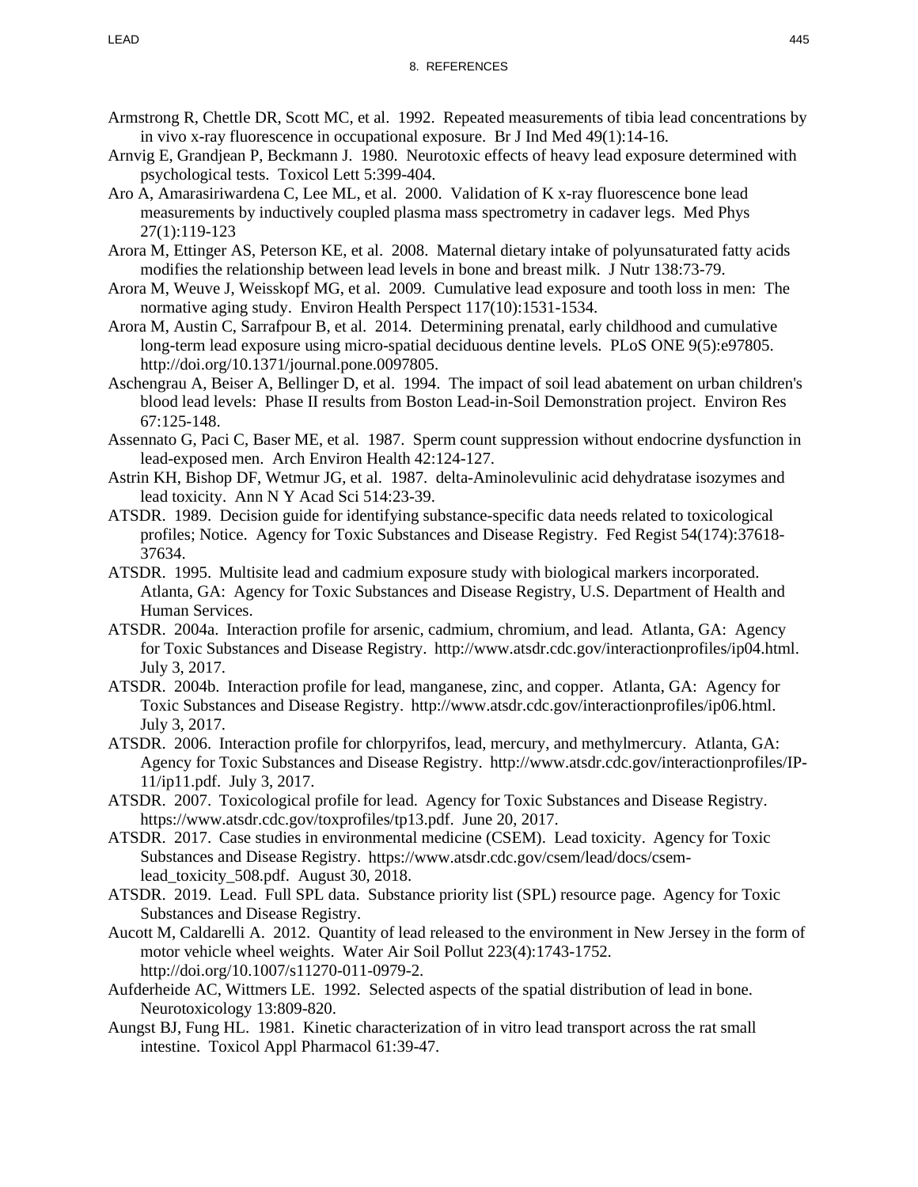# 8. REFERENCES

Armstrong R, Chettle DR, Scott MC, et al. 1992. Repeated measurements of tibia lead concentrations by in vivo x-ray fluorescence in occupational exposure. Br J Ind Med 49(1):14-16.

Arnvig E, Grandjean P, Beckmann J. 1980. Neurotoxic effects of heavy lead exposure determined with psychological tests. Toxicol Lett 5:399-404.

Aro A, Amarasiriwardena C, Lee ML, et al. 2000. Validation of K x-ray fluorescence bone lead measurements by inductively coupled plasma mass spectrometry in cadaver legs. Med Phys 27(1):119-123

Arora M, Ettinger AS, Peterson KE, et al. 2008. Maternal dietary intake of polyunsaturated fatty acids modifies the relationship between lead levels in bone and breast milk. J Nutr 138:73-79.

Arora M, Weuve J, Weisskopf MG, et al. 2009. Cumulative lead exposure and tooth loss in men: The normative aging study. Environ Health Perspect 117(10):1531-1534.

Arora M, Austin C, Sarrafpour B, et al. 2014. Determining prenatal, early childhood and cumulative long-term lead exposure using micro-spatial deciduous dentine levels. PLoS ONE 9(5):e97805. http://doi.org/10.1371/journal.pone.0097805.

Aschengrau A, Beiser A, Bellinger D, et al. 1994. The impact of soil lead abatement on urban children's blood lead levels: Phase II results from Boston Lead-in-Soil Demonstration project. Environ Res 67:125-148.

Assennato G, Paci C, Baser ME, et al. 1987. Sperm count suppression without endocrine dysfunction in lead-exposed men. Arch Environ Health 42:124-127.

Astrin KH, Bishop DF, Wetmur JG, et al. 1987. delta-Aminolevulinic acid dehydratase isozymes and lead toxicity. Ann N Y Acad Sci 514:23-39.

ATSDR. 1989. Decision guide for identifying substance-specific data needs related to toxicological profiles; Notice. Agency for Toxic Substances and Disease Registry. Fed Regist 54(174):37618-37634.

ATSDR. 1995. Multisite lead and cadmium exposure study with biological markers incorporated. Atlanta, GA: Agency for Toxic Substances and Disease Registry, U.S. Department of Health and Human Services.

ATSDR. 2004a. Interaction profile for arsenic, cadmium, chromium, and lead. Atlanta, GA: Agency for Toxic Substances and Disease Registry. http://www.atsdr.cdc.gov/interactionprofiles/ip04.html. July 3, 2017.

ATSDR. 2004b. Interaction profile for lead, manganese, zinc, and copper. Atlanta, GA: Agency for Toxic Substances and Disease Registry. http://www.atsdr.cdc.gov/interactionprofiles/ip06.html. July 3, 2017.

ATSDR. 2006. Interaction profile for chlorpyrifos, lead, mercury, and methylmercury. Atlanta, GA: Agency for Toxic Substances and Disease Registry. http://www.atsdr.cdc.gov/interactionprofiles/IP-11/ip11.pdf. July 3, 2017.

ATSDR. 2007. Toxicological profile for lead. Agency for Toxic Substances and Disease Registry. https://www.atsdr.cdc.gov/toxprofiles/tp13.pdf. June 20, 2017.

ATSDR. 2017. Case studies in environmental medicine (CSEM). Lead toxicity. Agency for Toxic Substances and Disease Registry. https://www.atsdr.cdc.gov/csem/lead/docs/csem-lead_toxicity_508.pdf. August 30, 2018.

ATSDR. 2019. Lead. Full SPL data. Substance priority list (SPL) resource page. Agency for Toxic Substances and Disease Registry.

Aucott M, Caldarelli A. 2012. Quantity of lead released to the environment in New Jersey in the form of motor vehicle wheel weights. Water Air Soil Pollut 223(4):1743-1752. http://doi.org/10.1007/s11270-011-0979-2.

Aufderheide AC, Wittmers LE. 1992. Selected aspects of the spatial distribution of lead in bone. Neurotoxicology 13:809-820.

Aungst BJ, Fung HL. 1981. Kinetic characterization of in vitro lead transport across the rat small intestine. Toxicol Appl Pharmacol 61:39-47.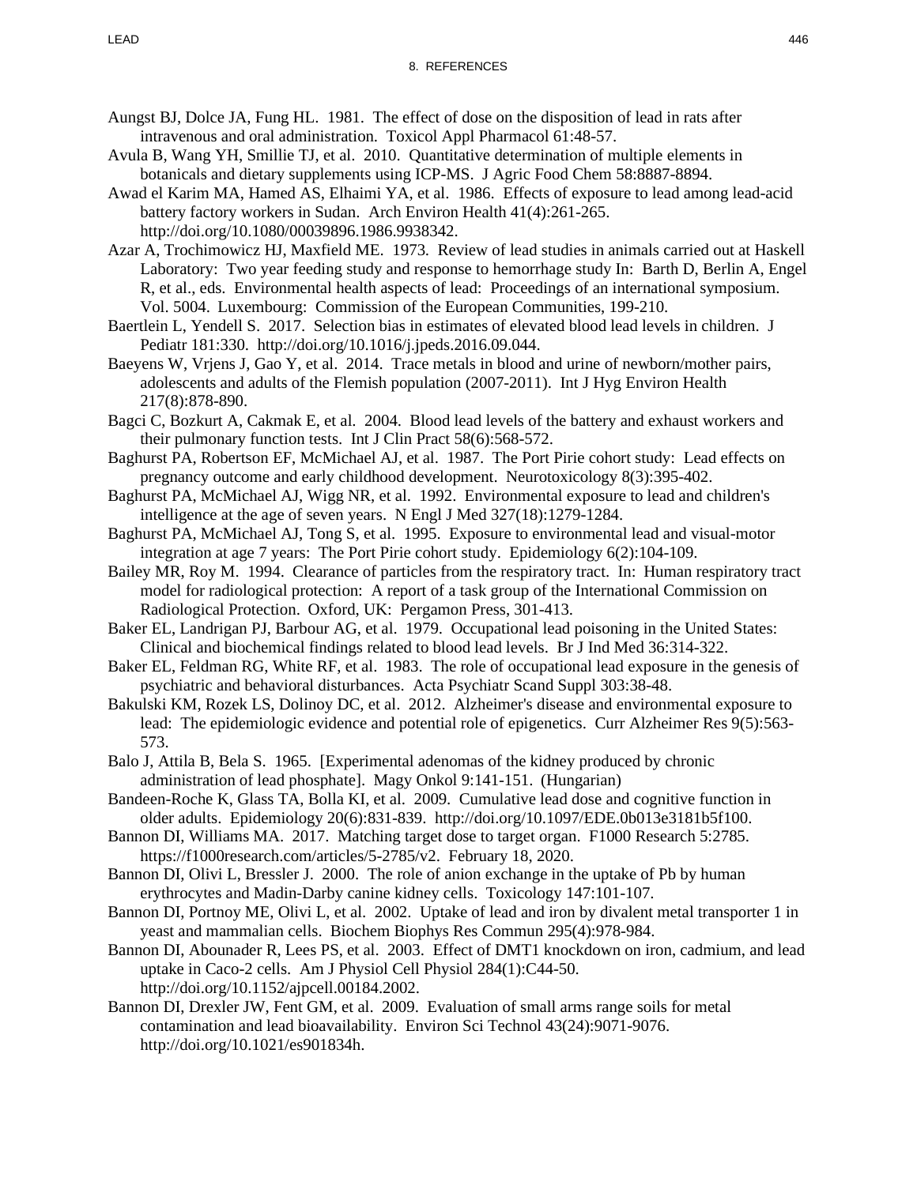## 8. REFERENCES

Aungst BJ, Dolce JA, Fung HL. 1981. The effect of dose on the disposition of lead in rats after intravenous and oral administration. Toxicol Appl Pharmacol 61:48-57.

Avula B, Wang YH, Smillie TJ, et al. 2010. Quantitative determination of multiple elements in botanicals and dietary supplements using ICP-MS. J Agric Food Chem 58:8887-8894.

Awad el Karim MA, Hamed AS, Elhaimi YA, et al. 1986. Effects of exposure to lead among lead-acid battery factory workers in Sudan. Arch Environ Health 41(4):261-265. http://doi.org/10.1080/00039896.1986.9938342.

Azar A, Trochimowicz HJ, Maxfield ME. 1973. Review of lead studies in animals carried out at Haskell Laboratory: Two year feeding study and response to hemorrhage study In: Barth D, Berlin A, Engel R, et al., eds. Environmental health aspects of lead: Proceedings of an international symposium. Vol. 5004. Luxembourg: Commission of the European Communities, 199-210.

Baertlein L, Yendell S. 2017. Selection bias in estimates of elevated blood lead levels in children. J Pediatr 181:330. http://doi.org/10.1016/j.jpeds.2016.09.044.

Baeyens W, Vrjens J, Gao Y, et al. 2014. Trace metals in blood and urine of newborn/mother pairs, adolescents and adults of the Flemish population (2007-2011). Int J Hyg Environ Health 217(8):878-890.

Bagci C, Bozkurt A, Cakmak E, et al. 2004. Blood lead levels of the battery and exhaust workers and their pulmonary function tests. Int J Clin Pract 58(6):568-572.

Baghurst PA, Robertson EF, McMichael AJ, et al. 1987. The Port Pirie cohort study: Lead effects on pregnancy outcome and early childhood development. Neurotoxicology 8(3):395-402.

Baghurst PA, McMichael AJ, Wigg NR, et al. 1992. Environmental exposure to lead and children's intelligence at the age of seven years. N Engl J Med 327(18):1279-1284.

Baghurst PA, McMichael AJ, Tong S, et al. 1995. Exposure to environmental lead and visual-motor integration at age 7 years: The Port Pirie cohort study. Epidemiology 6(2):104-109.

Bailey MR, Roy M. 1994. Clearance of particles from the respiratory tract. In: Human respiratory tract model for radiological protection: A report of a task group of the International Commission on Radiological Protection. Oxford, UK: Pergamon Press, 301-413.

Baker EL, Landrigan PJ, Barbour AG, et al. 1979. Occupational lead poisoning in the United States: Clinical and biochemical findings related to blood lead levels. Br J Ind Med 36:314-322.

Baker EL, Feldman RG, White RF, et al. 1983. The role of occupational lead exposure in the genesis of psychiatric and behavioral disturbances. Acta Psychiatr Scand Suppl 303:38-48.

Bakulski KM, Rozek LS, Dolinoy DC, et al. 2012. Alzheimer's disease and environmental exposure to lead: The epidemiologic evidence and potential role of epigenetics. Curr Alzheimer Res 9(5):563-573.

Balo J, Attila B, Bela S. 1965. [Experimental adenomas of the kidney produced by chronic administration of lead phosphate]. Magy Onkol 9:141-151. (Hungarian)

Bandeen-Roche K, Glass TA, Bolla KI, et al. 2009. Cumulative lead dose and cognitive function in older adults. Epidemiology 20(6):831-839. http://doi.org/10.1097/EDE.0b013e3181b5f100.

Bannon DI, Williams MA. 2017. Matching target dose to target organ. F1000 Research 5:2785. https://f1000research.com/articles/5-2785/v2. February 18, 2020.

Bannon DI, Olivi L, Bressler J. 2000. The role of anion exchange in the uptake of Pb by human erythrocytes and Madin-Darby canine kidney cells. Toxicology 147:101-107.

Bannon DI, Portnoy ME, Olivi L, et al. 2002. Uptake of lead and iron by divalent metal transporter 1 in yeast and mammalian cells. Biochem Biophys Res Commun 295(4):978-984.

Bannon DI, Abounader R, Lees PS, et al. 2003. Effect of DMT1 knockdown on iron, cadmium, and lead uptake in Caco-2 cells. Am J Physiol Cell Physiol 284(1):C44-50. http://doi.org/10.1152/ajpcell.00184.2002.

Bannon DI, Drexler JW, Fent GM, et al. 2009. Evaluation of small arms range soils for metal contamination and lead bioavailability. Environ Sci Technol 43(24):9071-9076. http://doi.org/10.1021/es901834h.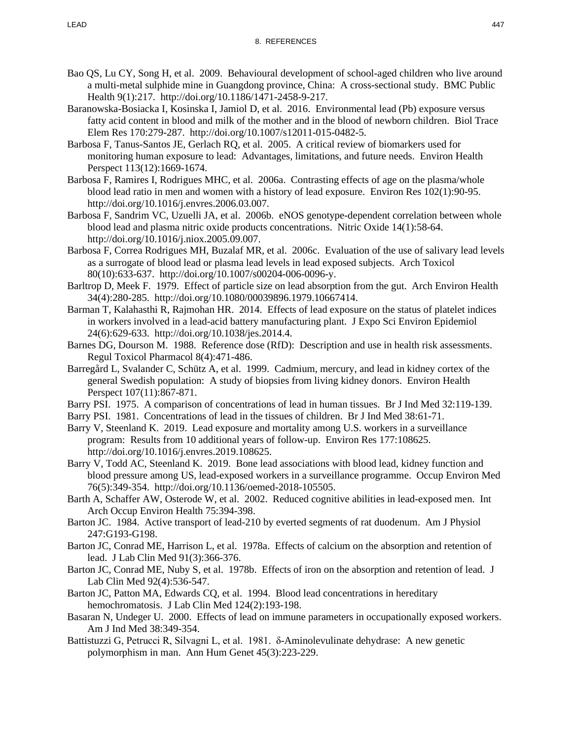Bao QS, Lu CY, Song H, et al. 2009. Behavioural development of school-aged children who live around a multi-metal sulphide mine in Guangdong province, China: A cross-sectional study. BMC Public Health 9(1):217. http://doi.org/10.1186/1471-2458-9-217.

Baranowska-Bosiacka I, Kosinska I, Jamiol D, et al. 2016. Environmental lead (Pb) exposure versus fatty acid content in blood and milk of the mother and in the blood of newborn children. Biol Trace Elem Res 170:279-287. http://doi.org/10.1007/s12011-015-0482-5.

Barbosa F, Tanus-Santos JE, Gerlach RQ, et al. 2005. A critical review of biomarkers used for monitoring human exposure to lead: Advantages, limitations, and future needs. Environ Health Perspect 113(12):1669-1674.

Barbosa F, Ramires I, Rodrigues MHC, et al. 2006a. Contrasting effects of age on the plasma/whole blood lead ratio in men and women with a history of lead exposure. Environ Res 102(1):90-95. http://doi.org/10.1016/j.envres.2006.03.007.

Barbosa F, Sandrim VC, Uzuelli JA, et al. 2006b. eNOS genotype-dependent correlation between whole blood lead and plasma nitric oxide products concentrations. Nitric Oxide 14(1):58-64. http://doi.org/10.1016/j.niox.2005.09.007.

Barbosa F, Correa Rodrigues MH, Buzalaf MR, et al. 2006c. Evaluation of the use of salivary lead levels as a surrogate of blood lead or plasma lead levels in lead exposed subjects. Arch Toxicol 80(10):633-637. http://doi.org/10.1007/s00204-006-0096-y.

Barltrop D, Meek F. 1979. Effect of particle size on lead absorption from the gut. Arch Environ Health 34(4):280-285. http://doi.org/10.1080/00039896.1979.10667414.

Barman T, Kalahasthi R, Rajmohan HR. 2014. Effects of lead exposure on the status of platelet indices in workers involved in a lead-acid battery manufacturing plant. J Expo Sci Environ Epidemiol 24(6):629-633. http://doi.org/10.1038/jes.2014.4.

Barnes DG, Dourson M. 1988. Reference dose (RfD): Description and use in health risk assessments. Regul Toxicol Pharmacol 8(4):471-486.

Barregård L, Svalander C, Schütz A, et al. 1999. Cadmium, mercury, and lead in kidney cortex of the general Swedish population: A study of biopsies from living kidney donors. Environ Health Perspect 107(11):867-871.

Barry PSI. 1975. A comparison of concentrations of lead in human tissues. Br J Ind Med 32:119-139.

Barry PSI. 1981. Concentrations of lead in the tissues of children. Br J Ind Med 38:61-71.

Barry V, Steenland K. 2019. Lead exposure and mortality among U.S. workers in a surveillance program: Results from 10 additional years of follow-up. Environ Res 177:108625. http://doi.org/10.1016/j.envres.2019.108625.

Barry V, Todd AC, Steenland K. 2019. Bone lead associations with blood lead, kidney function and blood pressure among US, lead-exposed workers in a surveillance programme. Occup Environ Med 76(5):349-354. http://doi.org/10.1136/oemed-2018-105505.

Barth A, Schaffer AW, Osterode W, et al. 2002. Reduced cognitive abilities in lead-exposed men. Int Arch Occup Environ Health 75:394-398.

Barton JC. 1984. Active transport of lead-210 by everted segments of rat duodenum. Am J Physiol 247:G193-G198.

Barton JC, Conrad ME, Harrison L, et al. 1978a. Effects of calcium on the absorption and retention of lead. J Lab Clin Med 91(3):366-376.

Barton JC, Conrad ME, Nuby S, et al. 1978b. Effects of iron on the absorption and retention of lead. J Lab Clin Med 92(4):536-547.

Barton JC, Patton MA, Edwards CQ, et al. 1994. Blood lead concentrations in hereditary hemochromatosis. J Lab Clin Med 124(2):193-198.

Basaran N, Undeger U. 2000. Effects of lead on immune parameters in occupationally exposed workers. Am J Ind Med 38:349-354.

Battistuzzi G, Petrucci R, Silvagni L, et al. 1981. δ-Aminolevulinate dehydrase: A new genetic polymorphism in man. Ann Hum Genet 45(3):223-229.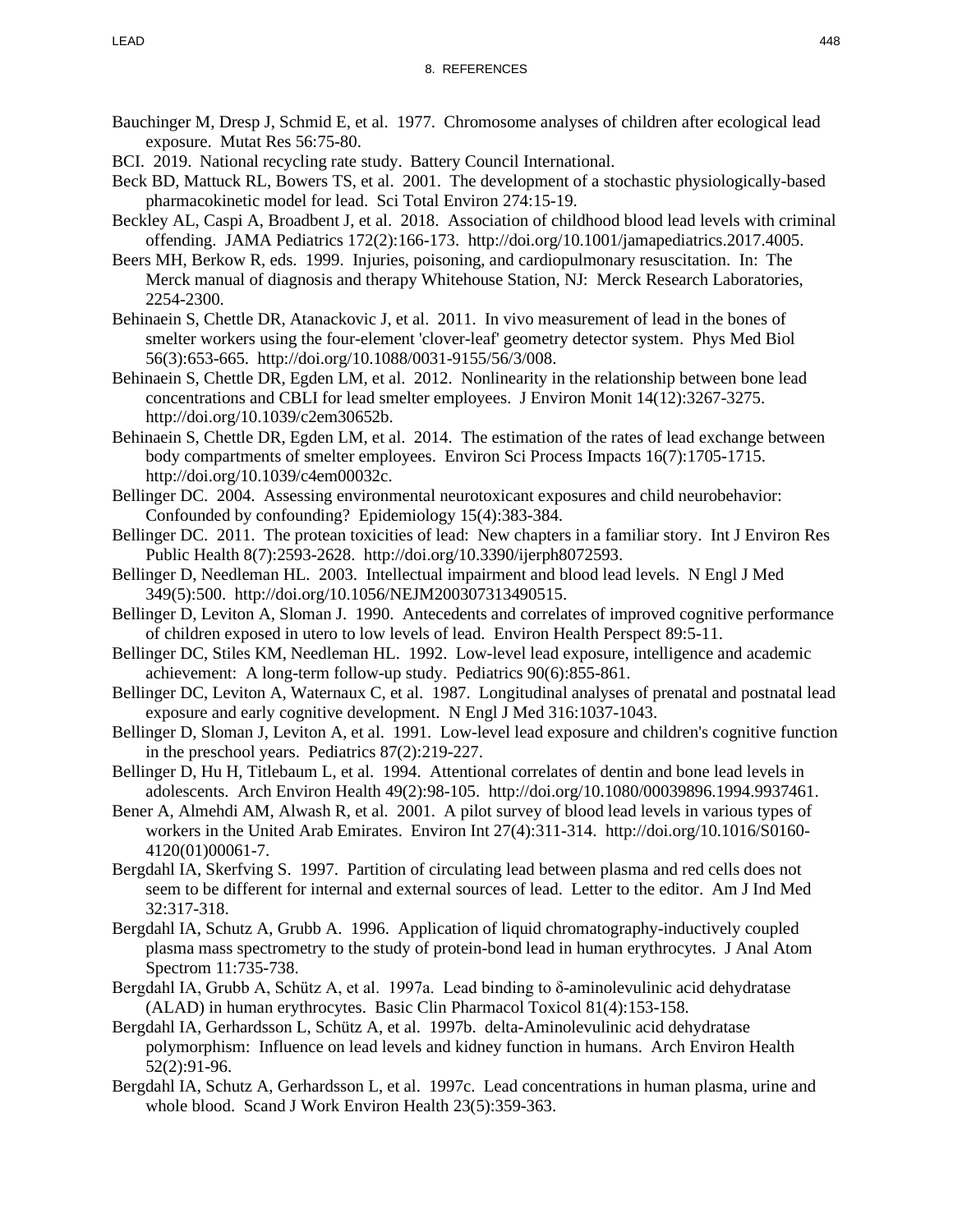Bauchinger M, Dresp J, Schmid E, et al. 1977. Chromosome analyses of children after ecological lead exposure. Mutat Res 56:75-80.

BCI. 2019. National recycling rate study. Battery Council International.

Beck BD, Mattuck RL, Bowers TS, et al. 2001. The development of a stochastic physiologically-based pharmacokinetic model for lead. Sci Total Environ 274:15-19.

Beckley AL, Caspi A, Broadbent J, et al. 2018. Association of childhood blood lead levels with criminal offending. JAMA Pediatrics 172(2):166-173. http://doi.org/10.1001/jamapediatrics.2017.4005.

Beers MH, Berkow R, eds. 1999. Injuries, poisoning, and cardiopulmonary resuscitation. In: The Merck manual of diagnosis and therapy Whitehouse Station, NJ: Merck Research Laboratories, 2254-2300.

Behinaein S, Chettle DR, Atanackovic J, et al. 2011. In vivo measurement of lead in the bones of smelter workers using the four-element 'clover-leaf' geometry detector system. Phys Med Biol 56(3):653-665. http://doi.org/10.1088/0031-9155/56/3/008.

Behinaein S, Chettle DR, Egden LM, et al. 2012. Nonlinearity in the relationship between bone lead concentrations and CBLI for lead smelter employees. J Environ Monit 14(12):3267-3275. http://doi.org/10.1039/c2em30652b.

Behinaein S, Chettle DR, Egden LM, et al. 2014. The estimation of the rates of lead exchange between body compartments of smelter employees. Environ Sci Process Impacts 16(7):1705-1715. http://doi.org/10.1039/c4em00032c.

Bellinger DC. 2004. Assessing environmental neurotoxicant exposures and child neurobehavior: Confounded by confounding? Epidemiology 15(4):383-384.

Bellinger DC. 2011. The protean toxicities of lead: New chapters in a familiar story. Int J Environ Res Public Health 8(7):2593-2628. http://doi.org/10.3390/ijerph8072593.

Bellinger D, Needleman HL. 2003. Intellectual impairment and blood lead levels. N Engl J Med 349(5):500. http://doi.org/10.1056/NEJM200307313490515.

Bellinger D, Leviton A, Sloman J. 1990. Antecedents and correlates of improved cognitive performance of children exposed in utero to low levels of lead. Environ Health Perspect 89:5-11.

Bellinger DC, Stiles KM, Needleman HL. 1992. Low-level lead exposure, intelligence and academic achievement: A long-term follow-up study. Pediatrics 90(6):855-861.

Bellinger DC, Leviton A, Waternaux C, et al. 1987. Longitudinal analyses of prenatal and postnatal lead exposure and early cognitive development. N Engl J Med 316:1037-1043.

Bellinger D, Sloman J, Leviton A, et al. 1991. Low-level lead exposure and children's cognitive function in the preschool years. Pediatrics 87(2):219-227.

Bellinger D, Hu H, Titlebaum L, et al. 1994. Attentional correlates of dentin and bone lead levels in adolescents. Arch Environ Health 49(2):98-105. http://doi.org/10.1080/00039896.1994.9937461.

Bener A, Almehdi AM, Alwash R, et al. 2001. A pilot survey of blood lead levels in various types of workers in the United Arab Emirates. Environ Int 27(4):311-314. http://doi.org/10.1016/S0160-4120(01)00061-7.

Bergdahl IA, Skerfving S. 1997. Partition of circulating lead between plasma and red cells does not seem to be different for internal and external sources of lead. Letter to the editor. Am J Ind Med 32:317-318.

Bergdahl IA, Schutz A, Grubb A. 1996. Application of liquid chromatography-inductively coupled plasma mass spectrometry to the study of protein-bond lead in human erythrocytes. J Anal Atom Spectrom 11:735-738.

Bergdahl IA, Grubb A, Schütz A, et al. 1997a. Lead binding to δ-aminolevulinic acid dehydratase (ALAD) in human erythrocytes. Basic Clin Pharmacol Toxicol 81(4):153-158.

Bergdahl IA, Gerhardsson L, Schütz A, et al. 1997b. delta-Aminolevulinic acid dehydratase polymorphism: Influence on lead levels and kidney function in humans. Arch Environ Health 52(2):91-96.

Bergdahl IA, Schutz A, Gerhardsson L, et al. 1997c. Lead concentrations in human plasma, urine and whole blood. Scand J Work Environ Health 23(5):359-363.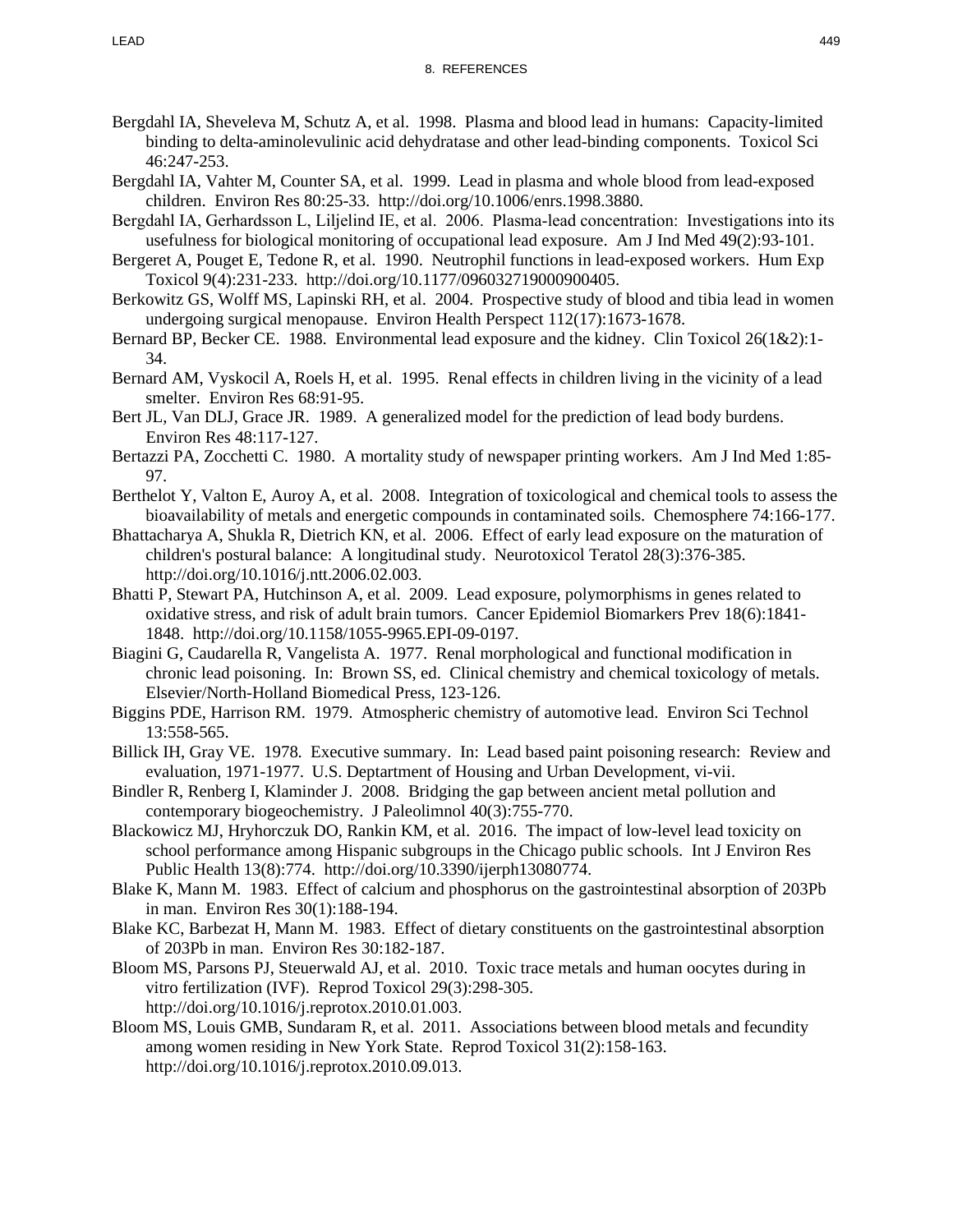Bergdahl IA, Sheveleva M, Schutz A, et al. 1998. Plasma and blood lead in humans: Capacity-limited binding to delta-aminolevulinic acid dehydratase and other lead-binding components. Toxicol Sci 46:247-253.

Bergdahl IA, Vahter M, Counter SA, et al. 1999. Lead in plasma and whole blood from lead-exposed children. Environ Res 80:25-33. http://doi.org/10.1006/enrs.1998.3880.

Bergdahl IA, Gerhardsson L, Liljelind IE, et al. 2006. Plasma-lead concentration: Investigations into its usefulness for biological monitoring of occupational lead exposure. Am J Ind Med 49(2):93-101.

Bergeret A, Pouget E, Tedone R, et al. 1990. Neutrophil functions in lead-exposed workers. Hum Exp Toxicol 9(4):231-233. http://doi.org/10.1177/096032719000900405.

Berkowitz GS, Wolff MS, Lapinski RH, et al. 2004. Prospective study of blood and tibia lead in women undergoing surgical menopause. Environ Health Perspect 112(17):1673-1678.

Bernard BP, Becker CE. 1988. Environmental lead exposure and the kidney. Clin Toxicol 26(1&2):1-34.

Bernard AM, Vyskocil A, Roels H, et al. 1995. Renal effects in children living in the vicinity of a lead smelter. Environ Res 68:91-95.

Bert JL, Van DLJ, Grace JR. 1989. A generalized model for the prediction of lead body burdens. Environ Res 48:117-127.

Bertazzi PA, Zocchetti C. 1980. A mortality study of newspaper printing workers. Am J Ind Med 1:85-97.

Berthelot Y, Valton E, Auroy A, et al. 2008. Integration of toxicological and chemical tools to assess the bioavailability of metals and energetic compounds in contaminated soils. Chemosphere 74:166-177.

Bhattacharya A, Shukla R, Dietrich KN, et al. 2006. Effect of early lead exposure on the maturation of children's postural balance: A longitudinal study. Neurotoxicol Teratol 28(3):376-385. http://doi.org/10.1016/j.ntt.2006.02.003.

Bhatti P, Stewart PA, Hutchinson A, et al. 2009. Lead exposure, polymorphisms in genes related to oxidative stress, and risk of adult brain tumors. Cancer Epidemiol Biomarkers Prev 18(6):1841-1848. http://doi.org/10.1158/1055-9965.EPI-09-0197.

Biagini G, Caudarella R, Vangelista A. 1977. Renal morphological and functional modification in chronic lead poisoning. In: Brown SS, ed. Clinical chemistry and chemical toxicology of metals. Elsevier/North-Holland Biomedical Press, 123-126.

Biggins PDE, Harrison RM. 1979. Atmospheric chemistry of automotive lead. Environ Sci Technol 13:558-565.

Billick IH, Gray VE. 1978. Executive summary. In: Lead based paint poisoning research: Review and evaluation, 1971-1977. U.S. Deptartment of Housing and Urban Development, vi-vii.

Bindler R, Renberg I, Klaminder J. 2008. Bridging the gap between ancient metal pollution and contemporary biogeochemistry. J Paleolimnol 40(3):755-770.

Blackowicz MJ, Hryhorczuk DO, Rankin KM, et al. 2016. The impact of low-level lead toxicity on school performance among Hispanic subgroups in the Chicago public schools. Int J Environ Res Public Health 13(8):774. http://doi.org/10.3390/ijerph13080774.

Blake K, Mann M. 1983. Effect of calcium and phosphorus on the gastrointestinal absorption of 203Pb in man. Environ Res 30(1):188-194.

Blake KC, Barbezat H, Mann M. 1983. Effect of dietary constituents on the gastrointestinal absorption of 203Pb in man. Environ Res 30:182-187.

Bloom MS, Parsons PJ, Steuerwald AJ, et al. 2010. Toxic trace metals and human oocytes during in vitro fertilization (IVF). Reprod Toxicol 29(3):298-305. http://doi.org/10.1016/j.reprotox.2010.01.003.

Bloom MS, Louis GMB, Sundaram R, et al. 2011. Associations between blood metals and fecundity among women residing in New York State. Reprod Toxicol 31(2):158-163. http://doi.org/10.1016/j.reprotox.2010.09.013.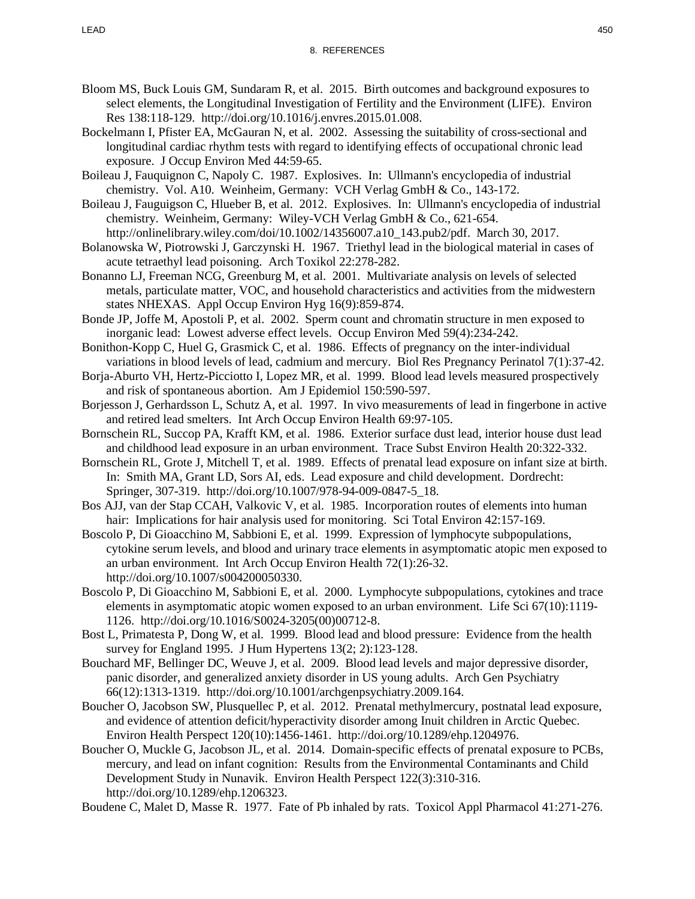## 8. REFERENCES

Bloom MS, Buck Louis GM, Sundaram R, et al. 2015. Birth outcomes and background exposures to select elements, the Longitudinal Investigation of Fertility and the Environment (LIFE). Environ Res 138:118-129. http://doi.org/10.1016/j.envres.2015.01.008.

Bockelmann I, Pfister EA, McGauran N, et al. 2002. Assessing the suitability of cross-sectional and longitudinal cardiac rhythm tests with regard to identifying effects of occupational chronic lead exposure. J Occup Environ Med 44:59-65.

Boileau J, Fauquignon C, Napoly C. 1987. Explosives. In: Ullmann's encyclopedia of industrial chemistry. Vol. A10. Weinheim, Germany: VCH Verlag GmbH & Co., 143-172.

Boileau J, Fauguigson C, Hlueber B, et al. 2012. Explosives. In: Ullmann's encyclopedia of industrial chemistry. Weinheim, Germany: Wiley-VCH Verlag GmbH & Co., 621-654. http://onlinelibrary.wiley.com/doi/10.1002/14356007.a10_143.pub2/pdf. March 30, 2017.

Bolanowska W, Piotrowski J, Garczynski H. 1967. Triethyl lead in the biological material in cases of acute tetraethyl lead poisoning. Arch Toxikol 22:278-282.

Bonanno LJ, Freeman NCG, Greenburg M, et al. 2001. Multivariate analysis on levels of selected metals, particulate matter, VOC, and household characteristics and activities from the midwestern states NHEXAS. Appl Occup Environ Hyg 16(9):859-874.

Bonde JP, Joffe M, Apostoli P, et al. 2002. Sperm count and chromatin structure in men exposed to inorganic lead: Lowest adverse effect levels. Occup Environ Med 59(4):234-242.

Bonithon-Kopp C, Huel G, Grasmick C, et al. 1986. Effects of pregnancy on the inter-individual variations in blood levels of lead, cadmium and mercury. Biol Res Pregnancy Perinatol 7(1):37-42.

Borja-Aburto VH, Hertz-Picciotto I, Lopez MR, et al. 1999. Blood lead levels measured prospectively and risk of spontaneous abortion. Am J Epidemiol 150:590-597.

Borjesson J, Gerhardsson L, Schutz A, et al. 1997. In vivo measurements of lead in fingerbone in active and retired lead smelters. Int Arch Occup Environ Health 69:97-105.

Bornschein RL, Succop PA, Krafft KM, et al. 1986. Exterior surface dust lead, interior house dust lead and childhood lead exposure in an urban environment. Trace Subst Environ Health 20:322-332.

Bornschein RL, Grote J, Mitchell T, et al. 1989. Effects of prenatal lead exposure on infant size at birth. In: Smith MA, Grant LD, Sors AI, eds. Lead exposure and child development. Dordrecht: Springer, 307-319. http://doi.org/10.1007/978-94-009-0847-5_18.

Bos AJJ, van der Stap CCAH, Valkovic V, et al. 1985. Incorporation routes of elements into human hair: Implications for hair analysis used for monitoring. Sci Total Environ 42:157-169.

Boscolo P, Di Gioacchino M, Sabbioni E, et al. 1999. Expression of lymphocyte subpopulations, cytokine serum levels, and blood and urinary trace elements in asymptomatic atopic men exposed to an urban environment. Int Arch Occup Environ Health 72(1):26-32. http://doi.org/10.1007/s004200050330.

Boscolo P, Di Gioacchino M, Sabbioni E, et al. 2000. Lymphocyte subpopulations, cytokines and trace elements in asymptomatic atopic women exposed to an urban environment. Life Sci 67(10):1119-1126. http://doi.org/10.1016/S0024-3205(00)00712-8.

Bost L, Primatesta P, Dong W, et al. 1999. Blood lead and blood pressure: Evidence from the health survey for England 1995. J Hum Hypertens 13(2; 2):123-128.

Bouchard MF, Bellinger DC, Weuve J, et al. 2009. Blood lead levels and major depressive disorder, panic disorder, and generalized anxiety disorder in US young adults. Arch Gen Psychiatry 66(12):1313-1319. http://doi.org/10.1001/archgenpsychiatry.2009.164.

Boucher O, Jacobson SW, Plusquellec P, et al. 2012. Prenatal methylmercury, postnatal lead exposure, and evidence of attention deficit/hyperactivity disorder among Inuit children in Arctic Quebec. Environ Health Perspect 120(10):1456-1461. http://doi.org/10.1289/ehp.1204976.

Boucher O, Muckle G, Jacobson JL, et al. 2014. Domain-specific effects of prenatal exposure to PCBs, mercury, and lead on infant cognition: Results from the Environmental Contaminants and Child Development Study in Nunavik. Environ Health Perspect 122(3):310-316. http://doi.org/10.1289/ehp.1206323.

Boudene C, Malet D, Masse R. 1977. Fate of Pb inhaled by rats. Toxicol Appl Pharmacol 41:271-276.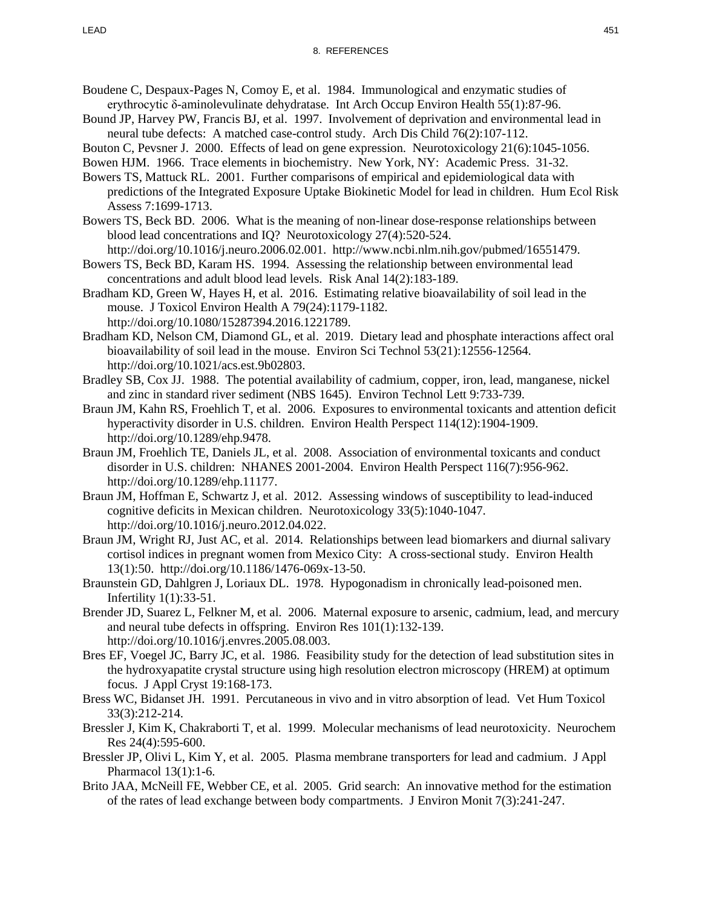Boudene C, Despaux-Pages N, Comoy E, et al. 1984. Immunological and enzymatic studies of erythrocytic δ-aminolevulinate dehydratase. Int Arch Occup Environ Health 55(1):87-96.

Bound JP, Harvey PW, Francis BJ, et al. 1997. Involvement of deprivation and environmental lead in neural tube defects: A matched case-control study. Arch Dis Child 76(2):107-112.

Bouton C, Pevsner J. 2000. Effects of lead on gene expression. Neurotoxicology 21(6):1045-1056.

Bowen HJM. 1966. Trace elements in biochemistry. New York, NY: Academic Press. 31-32.

Bowers TS, Mattuck RL. 2001. Further comparisons of empirical and epidemiological data with predictions of the Integrated Exposure Uptake Biokinetic Model for lead in children. Hum Ecol Risk Assess 7:1699-1713.

Bowers TS, Beck BD. 2006. What is the meaning of non-linear dose-response relationships between blood lead concentrations and IQ? Neurotoxicology 27(4):520-524. http://doi.org/10.1016/j.neuro.2006.02.001. http://www.ncbi.nlm.nih.gov/pubmed/16551479.

Bowers TS, Beck BD, Karam HS. 1994. Assessing the relationship between environmental lead concentrations and adult blood lead levels. Risk Anal 14(2):183-189.

Bradham KD, Green W, Hayes H, et al. 2016. Estimating relative bioavailability of soil lead in the mouse. J Toxicol Environ Health A 79(24):1179-1182. http://doi.org/10.1080/15287394.2016.1221789.

Bradham KD, Nelson CM, Diamond GL, et al. 2019. Dietary lead and phosphate interactions affect oral bioavailability of soil lead in the mouse. Environ Sci Technol 53(21):12556-12564. http://doi.org/10.1021/acs.est.9b02803.

Bradley SB, Cox JJ. 1988. The potential availability of cadmium, copper, iron, lead, manganese, nickel and zinc in standard river sediment (NBS 1645). Environ Technol Lett 9:733-739.

Braun JM, Kahn RS, Froehlich T, et al. 2006. Exposures to environmental toxicants and attention deficit hyperactivity disorder in U.S. children. Environ Health Perspect 114(12):1904-1909. http://doi.org/10.1289/ehp.9478.

Braun JM, Froehlich TE, Daniels JL, et al. 2008. Association of environmental toxicants and conduct disorder in U.S. children: NHANES 2001-2004. Environ Health Perspect 116(7):956-962. http://doi.org/10.1289/ehp.11177.

Braun JM, Hoffman E, Schwartz J, et al. 2012. Assessing windows of susceptibility to lead-induced cognitive deficits in Mexican children. Neurotoxicology 33(5):1040-1047. http://doi.org/10.1016/j.neuro.2012.04.022.

Braun JM, Wright RJ, Just AC, et al. 2014. Relationships between lead biomarkers and diurnal salivary cortisol indices in pregnant women from Mexico City: A cross-sectional study. Environ Health 13(1):50. http://doi.org/10.1186/1476-069x-13-50.

Braunstein GD, Dahlgren J, Loriaux DL. 1978. Hypogonadism in chronically lead-poisoned men. Infertility 1(1):33-51.

Brender JD, Suarez L, Felkner M, et al. 2006. Maternal exposure to arsenic, cadmium, lead, and mercury and neural tube defects in offspring. Environ Res 101(1):132-139. http://doi.org/10.1016/j.envres.2005.08.003.

Bres EF, Voegel JC, Barry JC, et al. 1986. Feasibility study for the detection of lead substitution sites in the hydroxyapatite crystal structure using high resolution electron microscopy (HREM) at optimum focus. J Appl Cryst 19:168-173.

Bress WC, Bidanset JH. 1991. Percutaneous in vivo and in vitro absorption of lead. Vet Hum Toxicol 33(3):212-214.

Bressler J, Kim K, Chakraborti T, et al. 1999. Molecular mechanisms of lead neurotoxicity. Neurochem Res 24(4):595-600.

Bressler JP, Olivi L, Kim Y, et al. 2005. Plasma membrane transporters for lead and cadmium. J Appl Pharmacol 13(1):1-6.

Brito JAA, McNeill FE, Webber CE, et al. 2005. Grid search: An innovative method for the estimation of the rates of lead exchange between body compartments. J Environ Monit 7(3):241-247.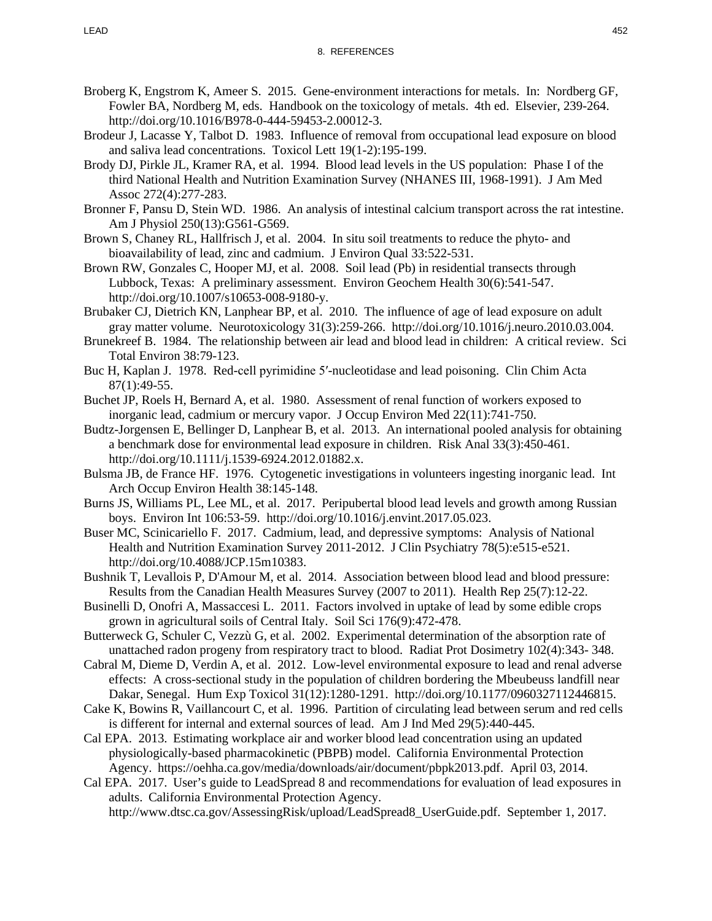Broberg K, Engstrom K, Ameer S. 2015. Gene-environment interactions for metals. In: Nordberg GF, Fowler BA, Nordberg M, eds. Handbook on the toxicology of metals. 4th ed. Elsevier, 239-264. http://doi.org/10.1016/B978-0-444-59453-2.00012-3.

Brodeur J, Lacasse Y, Talbot D. 1983. Influence of removal from occupational lead exposure on blood and saliva lead concentrations. Toxicol Lett 19(1-2):195-199.

Brody DJ, Pirkle JL, Kramer RA, et al. 1994. Blood lead levels in the US population: Phase I of the third National Health and Nutrition Examination Survey (NHANES III, 1968-1991). J Am Med Assoc 272(4):277-283.

Bronner F, Pansu D, Stein WD. 1986. An analysis of intestinal calcium transport across the rat intestine. Am J Physiol 250(13):G561-G569.

Brown S, Chaney RL, Hallfrisch J, et al. 2004. In situ soil treatments to reduce the phyto- and bioavailability of lead, zinc and cadmium. J Environ Qual 33:522-531.

Brown RW, Gonzales C, Hooper MJ, et al. 2008. Soil lead (Pb) in residential transects through Lubbock, Texas: A preliminary assessment. Environ Geochem Health 30(6):541-547. http://doi.org/10.1007/s10653-008-9180-y.

Brubaker CJ, Dietrich KN, Lanphear BP, et al. 2010. The influence of age of lead exposure on adult gray matter volume. Neurotoxicology 31(3):259-266. http://doi.org/10.1016/j.neuro.2010.03.004.

Brunekreef B. 1984. The relationship between air lead and blood lead in children: A critical review. Sci Total Environ 38:79-123.

Buc H, Kaplan J. 1978. Red-cell pyrimidine 5′-nucleotidase and lead poisoning. Clin Chim Acta 87(1):49-55.

Buchet JP, Roels H, Bernard A, et al. 1980. Assessment of renal function of workers exposed to inorganic lead, cadmium or mercury vapor. J Occup Environ Med 22(11):741-750.

Budtz-Jorgensen E, Bellinger D, Lanphear B, et al. 2013. An international pooled analysis for obtaining a benchmark dose for environmental lead exposure in children. Risk Anal 33(3):450-461. http://doi.org/10.1111/j.1539-6924.2012.01882.x.

Bulsma JB, de France HF. 1976. Cytogenetic investigations in volunteers ingesting inorganic lead. Int Arch Occup Environ Health 38:145-148.

Burns JS, Williams PL, Lee ML, et al. 2017. Peripubertal blood lead levels and growth among Russian boys. Environ Int 106:53-59. http://doi.org/10.1016/j.envint.2017.05.023.

Buser MC, Scinicariello F. 2017. Cadmium, lead, and depressive symptoms: Analysis of National Health and Nutrition Examination Survey 2011-2012. J Clin Psychiatry 78(5):e515-e521. http://doi.org/10.4088/JCP.15m10383.

Bushnik T, Levallois P, D'Amour M, et al. 2014. Association between blood lead and blood pressure: Results from the Canadian Health Measures Survey (2007 to 2011). Health Rep 25(7):12-22.

Businelli D, Onofri A, Massaccesi L. 2011. Factors involved in uptake of lead by some edible crops grown in agricultural soils of Central Italy. Soil Sci 176(9):472-478.

Butterweck G, Schuler C, Vezzù G, et al. 2002. Experimental determination of the absorption rate of unattached radon progeny from respiratory tract to blood. Radiat Prot Dosimetry 102(4):343- 348.

Cabral M, Dieme D, Verdin A, et al. 2012. Low-level environmental exposure to lead and renal adverse effects: A cross-sectional study in the population of children bordering the Mbeubeuss landfill near Dakar, Senegal. Hum Exp Toxicol 31(12):1280-1291. http://doi.org/10.1177/0960327112446815.

Cake K, Bowins R, Vaillancourt C, et al. 1996. Partition of circulating lead between serum and red cells is different for internal and external sources of lead. Am J Ind Med 29(5):440-445.

Cal EPA. 2013. Estimating workplace air and worker blood lead concentration using an updated physiologically-based pharmacokinetic (PBPB) model. California Environmental Protection Agency. https://oehha.ca.gov/media/downloads/air/document/pbpk2013.pdf. April 03, 2014.

Cal EPA. 2017. User's guide to LeadSpread 8 and recommendations for evaluation of lead exposures in adults. California Environmental Protection Agency. http://www.dtsc.ca.gov/AssessingRisk/upload/LeadSpread8_UserGuide.pdf. September 1, 2017.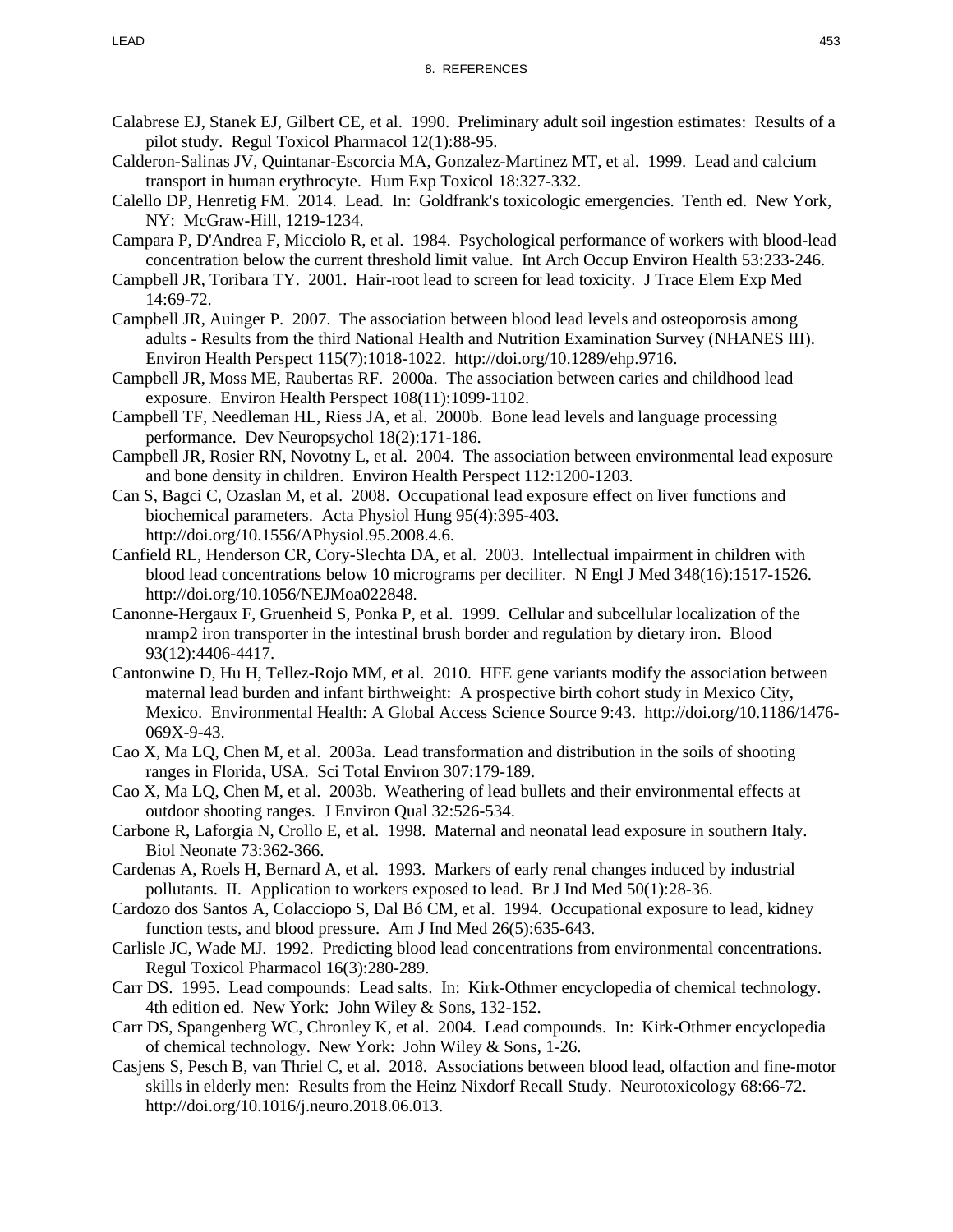Calabrese EJ, Stanek EJ, Gilbert CE, et al. 1990. Preliminary adult soil ingestion estimates: Results of a pilot study. Regul Toxicol Pharmacol 12(1):88-95.

Calderon-Salinas JV, Quintanar-Escorcia MA, Gonzalez-Martinez MT, et al. 1999. Lead and calcium transport in human erythrocyte. Hum Exp Toxicol 18:327-332.

Calello DP, Henretig FM. 2014. Lead. In: Goldfrank's toxicologic emergencies. Tenth ed. New York, NY: McGraw-Hill, 1219-1234.

Campara P, D'Andrea F, Micciolo R, et al. 1984. Psychological performance of workers with blood-lead concentration below the current threshold limit value. Int Arch Occup Environ Health 53:233-246.

Campbell JR, Toribara TY. 2001. Hair-root lead to screen for lead toxicity. J Trace Elem Exp Med 14:69-72.

Campbell JR, Auinger P. 2007. The association between blood lead levels and osteoporosis among adults - Results from the third National Health and Nutrition Examination Survey (NHANES III). Environ Health Perspect 115(7):1018-1022. http://doi.org/10.1289/ehp.9716.

Campbell JR, Moss ME, Raubertas RF. 2000a. The association between caries and childhood lead exposure. Environ Health Perspect 108(11):1099-1102.

Campbell TF, Needleman HL, Riess JA, et al. 2000b. Bone lead levels and language processing performance. Dev Neuropsychol 18(2):171-186.

Campbell JR, Rosier RN, Novotny L, et al. 2004. The association between environmental lead exposure and bone density in children. Environ Health Perspect 112:1200-1203.

Can S, Bagci C, Ozaslan M, et al. 2008. Occupational lead exposure effect on liver functions and biochemical parameters. Acta Physiol Hung 95(4):395-403. http://doi.org/10.1556/APhysiol.95.2008.4.6.

Canfield RL, Henderson CR, Cory-Slechta DA, et al. 2003. Intellectual impairment in children with blood lead concentrations below 10 micrograms per deciliter. N Engl J Med 348(16):1517-1526. http://doi.org/10.1056/NEJMoa022848.

Canonne-Hergaux F, Gruenheid S, Ponka P, et al. 1999. Cellular and subcellular localization of the nramp2 iron transporter in the intestinal brush border and regulation by dietary iron. Blood 93(12):4406-4417.

Cantonwine D, Hu H, Tellez-Rojo MM, et al. 2010. HFE gene variants modify the association between maternal lead burden and infant birthweight: A prospective birth cohort study in Mexico City, Mexico. Environmental Health: A Global Access Science Source 9:43. http://doi.org/10.1186/1476-069X-9-43.

Cao X, Ma LQ, Chen M, et al. 2003a. Lead transformation and distribution in the soils of shooting ranges in Florida, USA. Sci Total Environ 307:179-189.

Cao X, Ma LQ, Chen M, et al. 2003b. Weathering of lead bullets and their environmental effects at outdoor shooting ranges. J Environ Qual 32:526-534.

Carbone R, Laforgia N, Crollo E, et al. 1998. Maternal and neonatal lead exposure in southern Italy. Biol Neonate 73:362-366.

Cardenas A, Roels H, Bernard A, et al. 1993. Markers of early renal changes induced by industrial pollutants. II. Application to workers exposed to lead. Br J Ind Med 50(1):28-36.

Cardozo dos Santos A, Colacciopo S, Dal Bó CM, et al. 1994. Occupational exposure to lead, kidney function tests, and blood pressure. Am J Ind Med 26(5):635-643.

Carlisle JC, Wade MJ. 1992. Predicting blood lead concentrations from environmental concentrations. Regul Toxicol Pharmacol 16(3):280-289.

Carr DS. 1995. Lead compounds: Lead salts. In: Kirk-Othmer encyclopedia of chemical technology. 4th edition ed. New York: John Wiley & Sons, 132-152.

Carr DS, Spangenberg WC, Chronley K, et al. 2004. Lead compounds. In: Kirk-Othmer encyclopedia of chemical technology. New York: John Wiley & Sons, 1-26.

Casjens S, Pesch B, van Thriel C, et al. 2018. Associations between blood lead, olfaction and fine-motor skills in elderly men: Results from the Heinz Nixdorf Recall Study. Neurotoxicology 68:66-72. http://doi.org/10.1016/j.neuro.2018.06.013.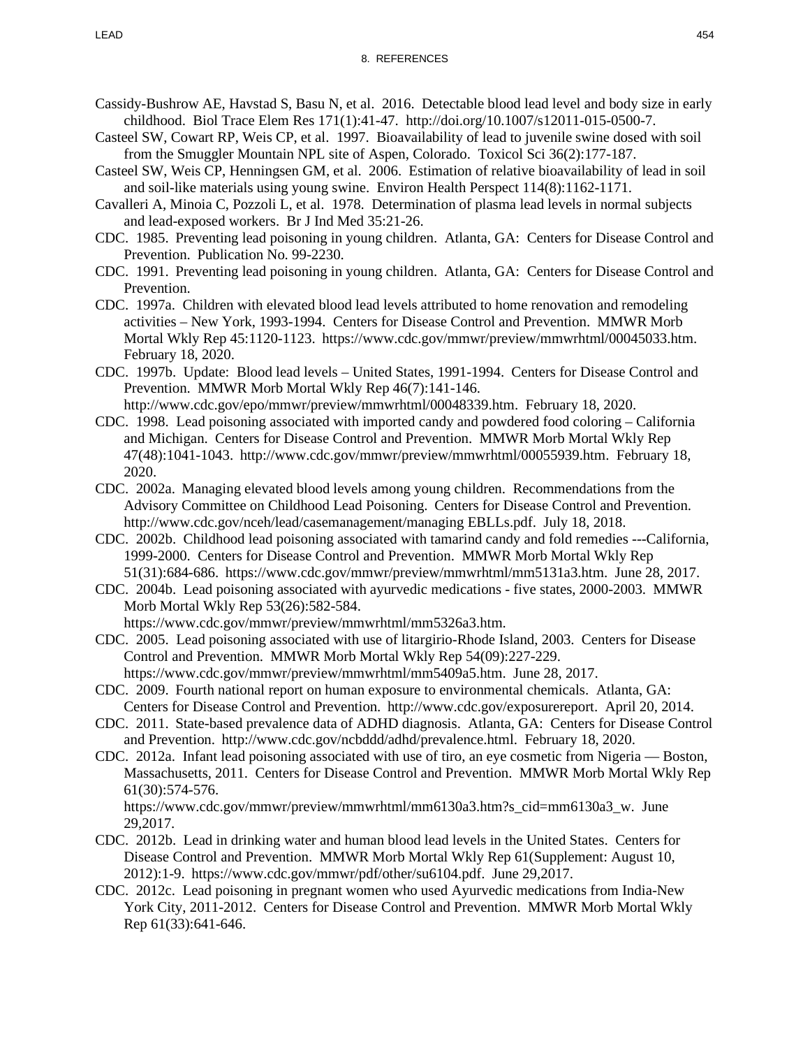## 8. REFERENCES

Cassidy-Bushrow AE, Havstad S, Basu N, et al. 2016. Detectable blood lead level and body size in early childhood. Biol Trace Elem Res 171(1):41-47. http://doi.org/10.1007/s12011-015-0500-7.

Casteel SW, Cowart RP, Weis CP, et al. 1997. Bioavailability of lead to juvenile swine dosed with soil from the Smuggler Mountain NPL site of Aspen, Colorado. Toxicol Sci 36(2):177-187.

Casteel SW, Weis CP, Henningsen GM, et al. 2006. Estimation of relative bioavailability of lead in soil and soil-like materials using young swine. Environ Health Perspect 114(8):1162-1171.

Cavalleri A, Minoia C, Pozzoli L, et al. 1978. Determination of plasma lead levels in normal subjects and lead-exposed workers. Br J Ind Med 35:21-26.

CDC. 1985. Preventing lead poisoning in young children. Atlanta, GA: Centers for Disease Control and Prevention. Publication No. 99-2230.

CDC. 1991. Preventing lead poisoning in young children. Atlanta, GA: Centers for Disease Control and Prevention.

CDC. 1997a. Children with elevated blood lead levels attributed to home renovation and remodeling activities – New York, 1993-1994. Centers for Disease Control and Prevention. MMWR Morb Mortal Wkly Rep 45:1120-1123. https://www.cdc.gov/mmwr/preview/mmwrhtml/00045033.htm. February 18, 2020.

CDC. 1997b. Update: Blood lead levels – United States, 1991-1994. Centers for Disease Control and Prevention. MMWR Morb Mortal Wkly Rep 46(7):141-146. http://www.cdc.gov/epo/mmwr/preview/mmwrhtml/00048339.htm. February 18, 2020.

CDC. 1998. Lead poisoning associated with imported candy and powdered food coloring – California and Michigan. Centers for Disease Control and Prevention. MMWR Morb Mortal Wkly Rep 47(48):1041-1043. http://www.cdc.gov/mmwr/preview/mmwrhtml/00055939.htm. February 18, 2020.

CDC. 2002a. Managing elevated blood levels among young children. Recommendations from the Advisory Committee on Childhood Lead Poisoning. Centers for Disease Control and Prevention. http://www.cdc.gov/nceh/lead/casemanagement/managing EBLLs.pdf. July 18, 2018.

CDC. 2002b. Childhood lead poisoning associated with tamarind candy and fold remedies ---California, 1999-2000. Centers for Disease Control and Prevention. MMWR Morb Mortal Wkly Rep 51(31):684-686. https://www.cdc.gov/mmwr/preview/mmwrhtml/mm5131a3.htm. June 28, 2017.

CDC. 2004b. Lead poisoning associated with ayurvedic medications - five states, 2000-2003. MMWR Morb Mortal Wkly Rep 53(26):582-584. https://www.cdc.gov/mmwr/preview/mmwrhtml/mm5326a3.htm.

CDC. 2005. Lead poisoning associated with use of litargirio-Rhode Island, 2003. Centers for Disease Control and Prevention. MMWR Morb Mortal Wkly Rep 54(09):227-229. https://www.cdc.gov/mmwr/preview/mmwrhtml/mm5409a5.htm. June 28, 2017.

CDC. 2009. Fourth national report on human exposure to environmental chemicals. Atlanta, GA: Centers for Disease Control and Prevention. http://www.cdc.gov/exposurereport. April 20, 2014.

CDC. 2011. State-based prevalence data of ADHD diagnosis. Atlanta, GA: Centers for Disease Control and Prevention. http://www.cdc.gov/ncbddd/adhd/prevalence.html. February 18, 2020.

CDC. 2012a. Infant lead poisoning associated with use of tiro, an eye cosmetic from Nigeria — Boston, Massachusetts, 2011. Centers for Disease Control and Prevention. MMWR Morb Mortal Wkly Rep 61(30):574-576. https://www.cdc.gov/mmwr/preview/mmwrhtml/mm6130a3.htm?s_cid=mm6130a3_w. June 29,2017.

CDC. 2012b. Lead in drinking water and human blood lead levels in the United States. Centers for Disease Control and Prevention. MMWR Morb Mortal Wkly Rep 61(Supplement: August 10, 2012):1-9. https://www.cdc.gov/mmwr/pdf/other/su6104.pdf. June 29,2017.

CDC. 2012c. Lead poisoning in pregnant women who used Ayurvedic medications from India-New York City, 2011-2012. Centers for Disease Control and Prevention. MMWR Morb Mortal Wkly Rep 61(33):641-646.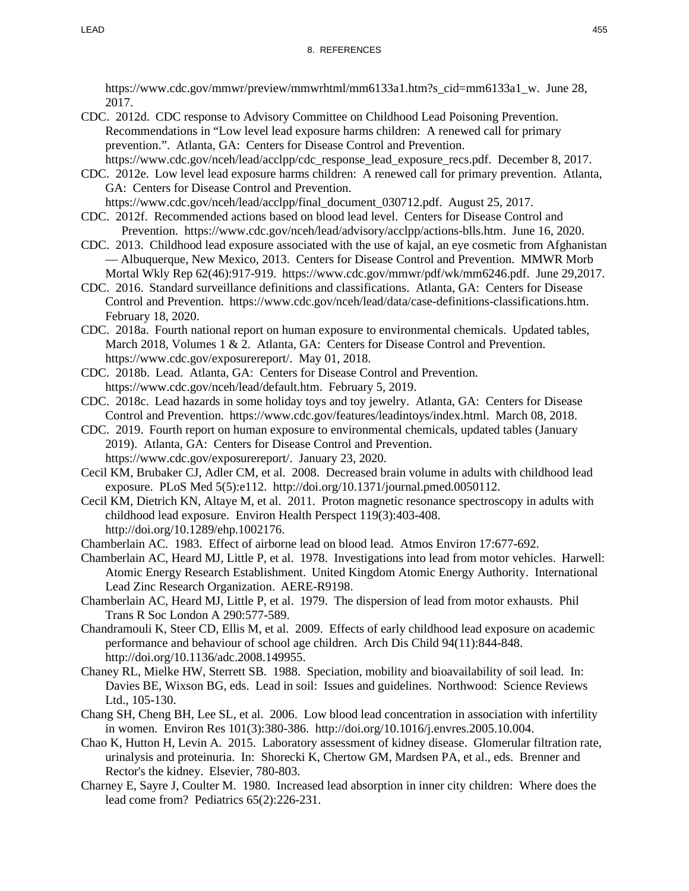https://www.cdc.gov/mmwr/preview/mmwrhtml/mm6133a1.htm?s_cid=mm6133a1_w. June 28, 2017.

CDC. 2012d. CDC response to Advisory Committee on Childhood Lead Poisoning Prevention. Recommendations in "Low level lead exposure harms children: A renewed call for primary prevention.". Atlanta, GA: Centers for Disease Control and Prevention. https://www.cdc.gov/nceh/lead/acclpp/cdc_response_lead_exposure_recs.pdf. December 8, 2017.

CDC. 2012e. Low level lead exposure harms children: A renewed call for primary prevention. Atlanta, GA: Centers for Disease Control and Prevention. https://www.cdc.gov/nceh/lead/acclpp/final_document_030712.pdf. August 25, 2017.

CDC. 2012f. Recommended actions based on blood lead level. Centers for Disease Control and Prevention. https://www.cdc.gov/nceh/lead/advisory/acclpp/actions-blls.htm. June 16, 2020.

CDC. 2013. Childhood lead exposure associated with the use of kajal, an eye cosmetic from Afghanistan — Albuquerque, New Mexico, 2013. Centers for Disease Control and Prevention. MMWR Morb Mortal Wkly Rep 62(46):917-919. https://www.cdc.gov/mmwr/pdf/wk/mm6246.pdf. June 29,2017.

CDC. 2016. Standard surveillance definitions and classifications. Atlanta, GA: Centers for Disease Control and Prevention. https://www.cdc.gov/nceh/lead/data/case-definitions-classifications.htm. February 18, 2020.

CDC. 2018a. Fourth national report on human exposure to environmental chemicals. Updated tables, March 2018, Volumes 1 & 2. Atlanta, GA: Centers for Disease Control and Prevention. https://www.cdc.gov/exposurereport/. May 01, 2018.

CDC. 2018b. Lead. Atlanta, GA: Centers for Disease Control and Prevention. https://www.cdc.gov/nceh/lead/default.htm. February 5, 2019.

CDC. 2018c. Lead hazards in some holiday toys and toy jewelry. Atlanta, GA: Centers for Disease Control and Prevention. https://www.cdc.gov/features/leadintoys/index.html. March 08, 2018.

CDC. 2019. Fourth report on human exposure to environmental chemicals, updated tables (January 2019). Atlanta, GA: Centers for Disease Control and Prevention. https://www.cdc.gov/exposurereport/. January 23, 2020.

Cecil KM, Brubaker CJ, Adler CM, et al. 2008. Decreased brain volume in adults with childhood lead exposure. PLoS Med 5(5):e112. http://doi.org/10.1371/journal.pmed.0050112.

Cecil KM, Dietrich KN, Altaye M, et al. 2011. Proton magnetic resonance spectroscopy in adults with childhood lead exposure. Environ Health Perspect 119(3):403-408. http://doi.org/10.1289/ehp.1002176.

Chamberlain AC. 1983. Effect of airborne lead on blood lead. Atmos Environ 17:677-692.

Chamberlain AC, Heard MJ, Little P, et al. 1978. Investigations into lead from motor vehicles. Harwell: Atomic Energy Research Establishment. United Kingdom Atomic Energy Authority. International Lead Zinc Research Organization. AERE-R9198.

Chamberlain AC, Heard MJ, Little P, et al. 1979. The dispersion of lead from motor exhausts. Phil Trans R Soc London A 290:577-589.

Chandramouli K, Steer CD, Ellis M, et al. 2009. Effects of early childhood lead exposure on academic performance and behaviour of school age children. Arch Dis Child 94(11):844-848. http://doi.org/10.1136/adc.2008.149955.

Chaney RL, Mielke HW, Sterrett SB. 1988. Speciation, mobility and bioavailability of soil lead. In: Davies BE, Wixson BG, eds. Lead in soil: Issues and guidelines. Northwood: Science Reviews Ltd., 105-130.

Chang SH, Cheng BH, Lee SL, et al. 2006. Low blood lead concentration in association with infertility in women. Environ Res 101(3):380-386. http://doi.org/10.1016/j.envres.2005.10.004.

Chao K, Hutton H, Levin A. 2015. Laboratory assessment of kidney disease. Glomerular filtration rate, urinalysis and proteinuria. In: Shorecki K, Chertow GM, Mardsen PA, et al., eds. Brenner and Rector's the kidney. Elsevier, 780-803.

Charney E, Sayre J, Coulter M. 1980. Increased lead absorption in inner city children: Where does the lead come from? Pediatrics 65(2):226-231.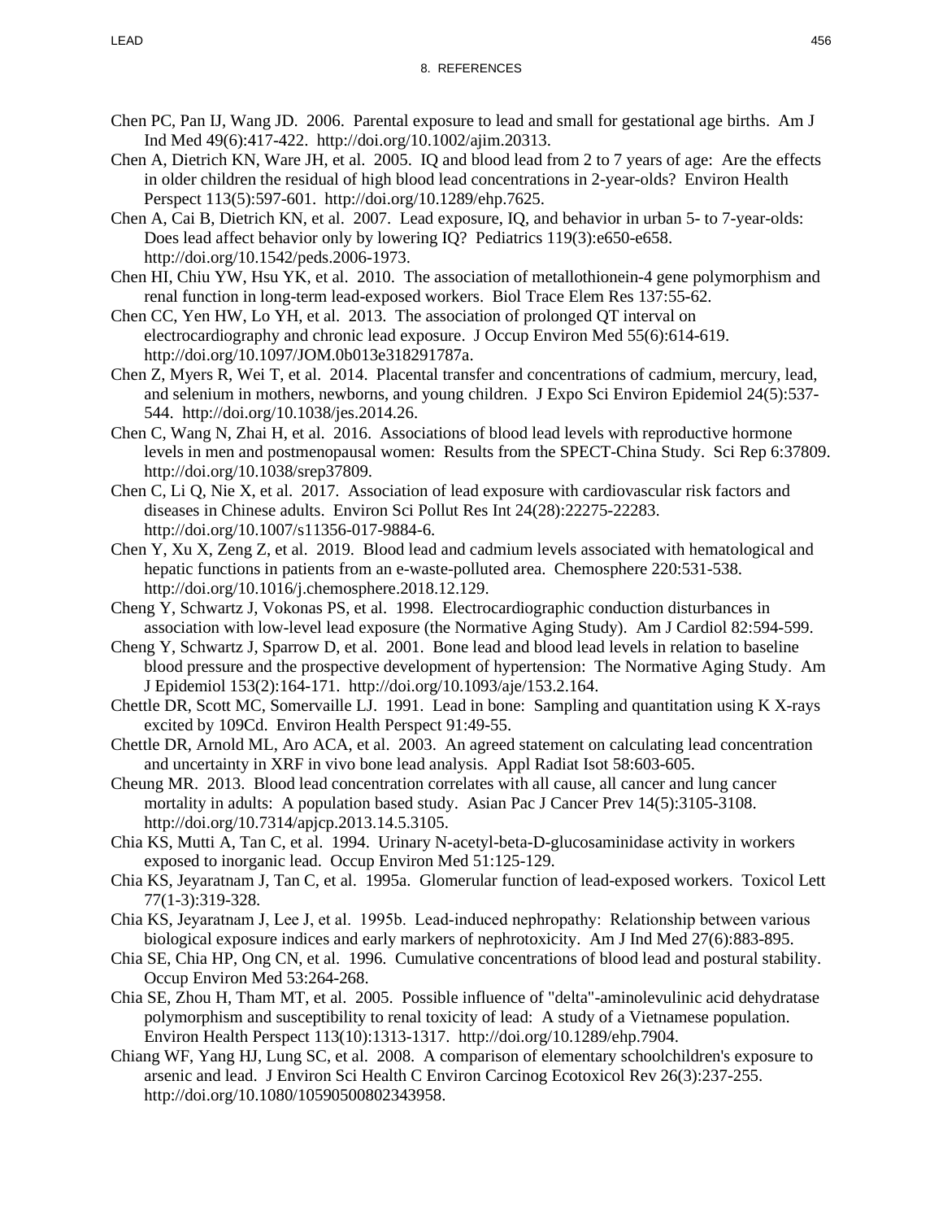## 8. REFERENCES

Chen PC, Pan IJ, Wang JD. 2006. Parental exposure to lead and small for gestational age births. Am J Ind Med 49(6):417-422. http://doi.org/10.1002/ajim.20313.

Chen A, Dietrich KN, Ware JH, et al. 2005. IQ and blood lead from 2 to 7 years of age: Are the effects in older children the residual of high blood lead concentrations in 2-year-olds? Environ Health Perspect 113(5):597-601. http://doi.org/10.1289/ehp.7625.

Chen A, Cai B, Dietrich KN, et al. 2007. Lead exposure, IQ, and behavior in urban 5- to 7-year-olds: Does lead affect behavior only by lowering IQ? Pediatrics 119(3):e650-e658. http://doi.org/10.1542/peds.2006-1973.

Chen HI, Chiu YW, Hsu YK, et al. 2010. The association of metallothionein-4 gene polymorphism and renal function in long-term lead-exposed workers. Biol Trace Elem Res 137:55-62.

Chen CC, Yen HW, Lo YH, et al. 2013. The association of prolonged QT interval on electrocardiography and chronic lead exposure. J Occup Environ Med 55(6):614-619. http://doi.org/10.1097/JOM.0b013e318291787a.

Chen Z, Myers R, Wei T, et al. 2014. Placental transfer and concentrations of cadmium, mercury, lead, and selenium in mothers, newborns, and young children. J Expo Sci Environ Epidemiol 24(5):537-544. http://doi.org/10.1038/jes.2014.26.

Chen C, Wang N, Zhai H, et al. 2016. Associations of blood lead levels with reproductive hormone levels in men and postmenopausal women: Results from the SPECT-China Study. Sci Rep 6:37809. http://doi.org/10.1038/srep37809.

Chen C, Li Q, Nie X, et al. 2017. Association of lead exposure with cardiovascular risk factors and diseases in Chinese adults. Environ Sci Pollut Res Int 24(28):22275-22283. http://doi.org/10.1007/s11356-017-9884-6.

Chen Y, Xu X, Zeng Z, et al. 2019. Blood lead and cadmium levels associated with hematological and hepatic functions in patients from an e-waste-polluted area. Chemosphere 220:531-538. http://doi.org/10.1016/j.chemosphere.2018.12.129.

Cheng Y, Schwartz J, Vokonas PS, et al. 1998. Electrocardiographic conduction disturbances in association with low-level lead exposure (the Normative Aging Study). Am J Cardiol 82:594-599.

Cheng Y, Schwartz J, Sparrow D, et al. 2001. Bone lead and blood lead levels in relation to baseline blood pressure and the prospective development of hypertension: The Normative Aging Study. Am J Epidemiol 153(2):164-171. http://doi.org/10.1093/aje/153.2.164.

Chettle DR, Scott MC, Somervaille LJ. 1991. Lead in bone: Sampling and quantitation using K X-rays excited by 109Cd. Environ Health Perspect 91:49-55.

Chettle DR, Arnold ML, Aro ACA, et al. 2003. An agreed statement on calculating lead concentration and uncertainty in XRF in vivo bone lead analysis. Appl Radiat Isot 58:603-605.

Cheung MR. 2013. Blood lead concentration correlates with all cause, all cancer and lung cancer mortality in adults: A population based study. Asian Pac J Cancer Prev 14(5):3105-3108. http://doi.org/10.7314/apjcp.2013.14.5.3105.

Chia KS, Mutti A, Tan C, et al. 1994. Urinary N-acetyl-beta-D-glucosaminidase activity in workers exposed to inorganic lead. Occup Environ Med 51:125-129.

Chia KS, Jeyaratnam J, Tan C, et al. 1995a. Glomerular function of lead-exposed workers. Toxicol Lett 77(1-3):319-328.

Chia KS, Jeyaratnam J, Lee J, et al. 1995b. Lead-induced nephropathy: Relationship between various biological exposure indices and early markers of nephrotoxicity. Am J Ind Med 27(6):883-895.

Chia SE, Chia HP, Ong CN, et al. 1996. Cumulative concentrations of blood lead and postural stability. Occup Environ Med 53:264-268.

Chia SE, Zhou H, Tham MT, et al. 2005. Possible influence of "delta"-aminolevulinic acid dehydratase polymorphism and susceptibility to renal toxicity of lead: A study of a Vietnamese population. Environ Health Perspect 113(10):1313-1317. http://doi.org/10.1289/ehp.7904.

Chiang WF, Yang HJ, Lung SC, et al. 2008. A comparison of elementary schoolchildren's exposure to arsenic and lead. J Environ Sci Health C Environ Carcinog Ecotoxicol Rev 26(3):237-255. http://doi.org/10.1080/10590500802343958.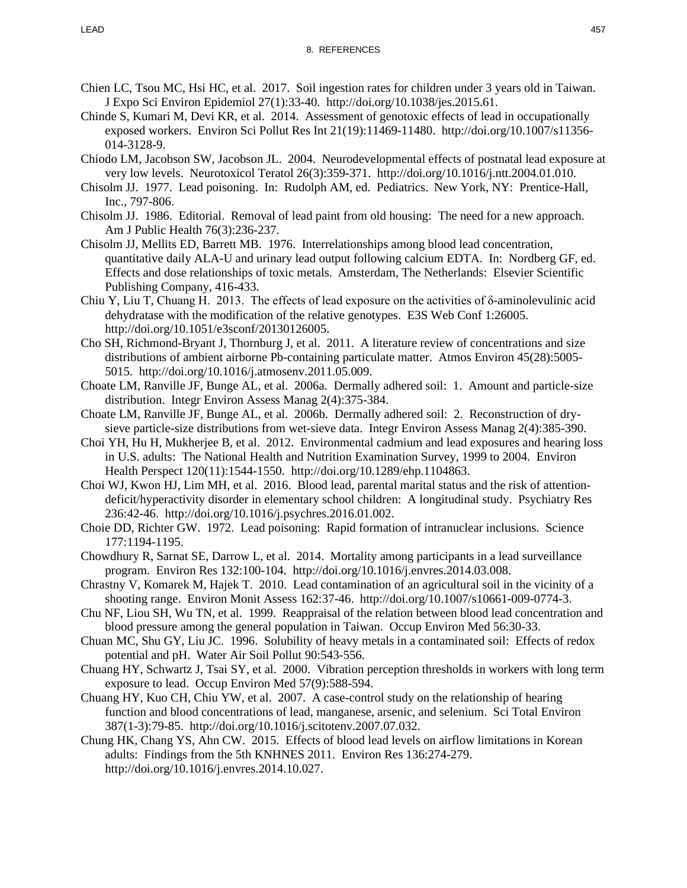Chien LC, Tsou MC, Hsi HC, et al. 2017. Soil ingestion rates for children under 3 years old in Taiwan. J Expo Sci Environ Epidemiol 27(1):33-40. http://doi.org/10.1038/jes.2015.61.

Chinde S, Kumari M, Devi KR, et al. 2014. Assessment of genotoxic effects of lead in occupationally exposed workers. Environ Sci Pollut Res Int 21(19):11469-11480. http://doi.org/10.1007/s11356-014-3128-9.

Chiodo LM, Jacobson SW, Jacobson JL. 2004. Neurodevelopmental effects of postnatal lead exposure at very low levels. Neurotoxicol Teratol 26(3):359-371. http://doi.org/10.1016/j.ntt.2004.01.010.

Chisolm JJ. 1977. Lead poisoning. In: Rudolph AM, ed. Pediatrics. New York, NY: Prentice-Hall, Inc., 797-806.

Chisolm JJ. 1986. Editorial. Removal of lead paint from old housing: The need for a new approach. Am J Public Health 76(3):236-237.

Chisolm JJ, Mellits ED, Barrett MB. 1976. Interrelationships among blood lead concentration, quantitative daily ALA-U and urinary lead output following calcium EDTA. In: Nordberg GF, ed. Effects and dose relationships of toxic metals. Amsterdam, The Netherlands: Elsevier Scientific Publishing Company, 416-433.

Chiu Y, Liu T, Chuang H. 2013. The effects of lead exposure on the activities of δ-aminolevulinic acid dehydratase with the modification of the relative genotypes. E3S Web Conf 1:26005. http://doi.org/10.1051/e3sconf/20130126005.

Cho SH, Richmond-Bryant J, Thornburg J, et al. 2011. A literature review of concentrations and size distributions of ambient airborne Pb-containing particulate matter. Atmos Environ 45(28):5005-5015. http://doi.org/10.1016/j.atmosenv.2011.05.009.

Choate LM, Ranville JF, Bunge AL, et al. 2006a. Dermally adhered soil: 1. Amount and particle-size distribution. Integr Environ Assess Manag 2(4):375-384.

Choate LM, Ranville JF, Bunge AL, et al. 2006b. Dermally adhered soil: 2. Reconstruction of dry-sieve particle-size distributions from wet-sieve data. Integr Environ Assess Manag 2(4):385-390.

Choi YH, Hu H, Mukherjee B, et al. 2012. Environmental cadmium and lead exposures and hearing loss in U.S. adults: The National Health and Nutrition Examination Survey, 1999 to 2004. Environ Health Perspect 120(11):1544-1550. http://doi.org/10.1289/ehp.1104863.

Choi WJ, Kwon HJ, Lim MH, et al. 2016. Blood lead, parental marital status and the risk of attention-deficit/hyperactivity disorder in elementary school children: A longitudinal study. Psychiatry Res 236:42-46. http://doi.org/10.1016/j.psychres.2016.01.002.

Choie DD, Richter GW. 1972. Lead poisoning: Rapid formation of intranuclear inclusions. Science 177:1194-1195.

Chowdhury R, Sarnat SE, Darrow L, et al. 2014. Mortality among participants in a lead surveillance program. Environ Res 132:100-104. http://doi.org/10.1016/j.envres.2014.03.008.

Chrastny V, Komarek M, Hajek T. 2010. Lead contamination of an agricultural soil in the vicinity of a shooting range. Environ Monit Assess 162:37-46. http://doi.org/10.1007/s10661-009-0774-3.

Chu NF, Liou SH, Wu TN, et al. 1999. Reappraisal of the relation between blood lead concentration and blood pressure among the general population in Taiwan. Occup Environ Med 56:30-33.

Chuan MC, Shu GY, Liu JC. 1996. Solubility of heavy metals in a contaminated soil: Effects of redox potential and pH. Water Air Soil Pollut 90:543-556.

Chuang HY, Schwartz J, Tsai SY, et al. 2000. Vibration perception thresholds in workers with long term exposure to lead. Occup Environ Med 57(9):588-594.

Chuang HY, Kuo CH, Chiu YW, et al. 2007. A case-control study on the relationship of hearing function and blood concentrations of lead, manganese, arsenic, and selenium. Sci Total Environ 387(1-3):79-85. http://doi.org/10.1016/j.scitotenv.2007.07.032.

Chung HK, Chang YS, Ahn CW. 2015. Effects of blood lead levels on airflow limitations in Korean adults: Findings from the 5th KNHNES 2011. Environ Res 136:274-279. http://doi.org/10.1016/j.envres.2014.10.027.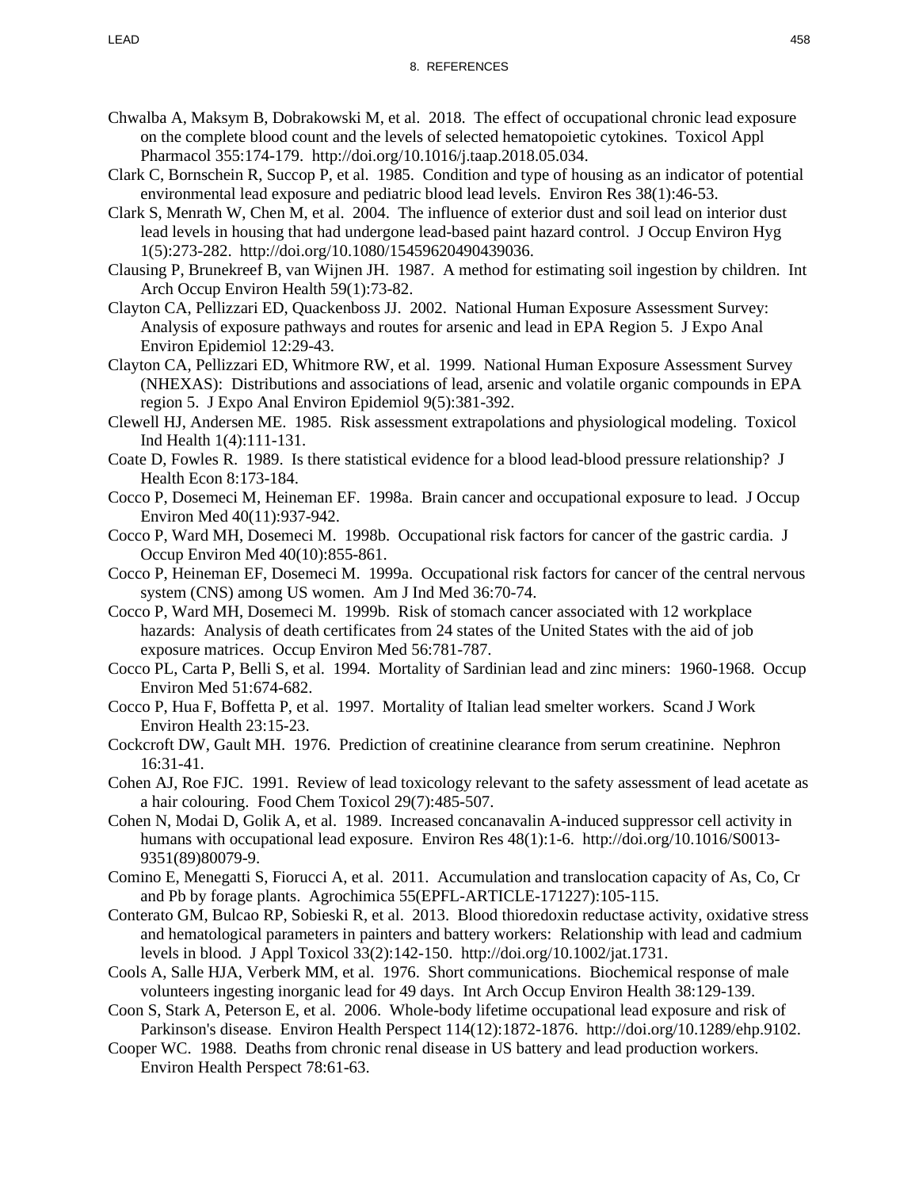Chwalba A, Maksym B, Dobrakowski M, et al. 2018. The effect of occupational chronic lead exposure on the complete blood count and the levels of selected hematopoietic cytokines. Toxicol Appl Pharmacol 355:174-179. http://doi.org/10.1016/j.taap.2018.05.034.

Clark C, Bornschein R, Succop P, et al. 1985. Condition and type of housing as an indicator of potential environmental lead exposure and pediatric blood lead levels. Environ Res 38(1):46-53.

Clark S, Menrath W, Chen M, et al. 2004. The influence of exterior dust and soil lead on interior dust lead levels in housing that had undergone lead-based paint hazard control. J Occup Environ Hyg 1(5):273-282. http://doi.org/10.1080/15459620490439036.

Clausing P, Brunekreef B, van Wijnen JH. 1987. A method for estimating soil ingestion by children. Int Arch Occup Environ Health 59(1):73-82.

Clayton CA, Pellizzari ED, Quackenboss JJ. 2002. National Human Exposure Assessment Survey: Analysis of exposure pathways and routes for arsenic and lead in EPA Region 5. J Expo Anal Environ Epidemiol 12:29-43.

Clayton CA, Pellizzari ED, Whitmore RW, et al. 1999. National Human Exposure Assessment Survey (NHEXAS): Distributions and associations of lead, arsenic and volatile organic compounds in EPA region 5. J Expo Anal Environ Epidemiol 9(5):381-392.

Clewell HJ, Andersen ME. 1985. Risk assessment extrapolations and physiological modeling. Toxicol Ind Health 1(4):111-131.

Coate D, Fowles R. 1989. Is there statistical evidence for a blood lead-blood pressure relationship? J Health Econ 8:173-184.

Cocco P, Dosemeci M, Heineman EF. 1998a. Brain cancer and occupational exposure to lead. J Occup Environ Med 40(11):937-942.

Cocco P, Ward MH, Dosemeci M. 1998b. Occupational risk factors for cancer of the gastric cardia. J Occup Environ Med 40(10):855-861.

Cocco P, Heineman EF, Dosemeci M. 1999a. Occupational risk factors for cancer of the central nervous system (CNS) among US women. Am J Ind Med 36:70-74.

Cocco P, Ward MH, Dosemeci M. 1999b. Risk of stomach cancer associated with 12 workplace hazards: Analysis of death certificates from 24 states of the United States with the aid of job exposure matrices. Occup Environ Med 56:781-787.

Cocco PL, Carta P, Belli S, et al. 1994. Mortality of Sardinian lead and zinc miners: 1960-1968. Occup Environ Med 51:674-682.

Cocco P, Hua F, Boffetta P, et al. 1997. Mortality of Italian lead smelter workers. Scand J Work Environ Health 23:15-23.

Cockcroft DW, Gault MH. 1976. Prediction of creatinine clearance from serum creatinine. Nephron 16:31-41.

Cohen AJ, Roe FJC. 1991. Review of lead toxicology relevant to the safety assessment of lead acetate as a hair colouring. Food Chem Toxicol 29(7):485-507.

Cohen N, Modai D, Golik A, et al. 1989. Increased concanavalin A-induced suppressor cell activity in humans with occupational lead exposure. Environ Res 48(1):1-6. http://doi.org/10.1016/S0013-9351(89)80079-9.

Comino E, Menegatti S, Fiorucci A, et al. 2011. Accumulation and translocation capacity of As, Co, Cr and Pb by forage plants. Agrochimica 55(EPFL-ARTICLE-171227):105-115.

Conterato GM, Bulcao RP, Sobieski R, et al. 2013. Blood thioredoxin reductase activity, oxidative stress and hematological parameters in painters and battery workers: Relationship with lead and cadmium levels in blood. J Appl Toxicol 33(2):142-150. http://doi.org/10.1002/jat.1731.

Cools A, Salle HJA, Verberk MM, et al. 1976. Short communications. Biochemical response of male volunteers ingesting inorganic lead for 49 days. Int Arch Occup Environ Health 38:129-139.

Coon S, Stark A, Peterson E, et al. 2006. Whole-body lifetime occupational lead exposure and risk of Parkinson's disease. Environ Health Perspect 114(12):1872-1876. http://doi.org/10.1289/ehp.9102.

Cooper WC. 1988. Deaths from chronic renal disease in US battery and lead production workers. Environ Health Perspect 78:61-63.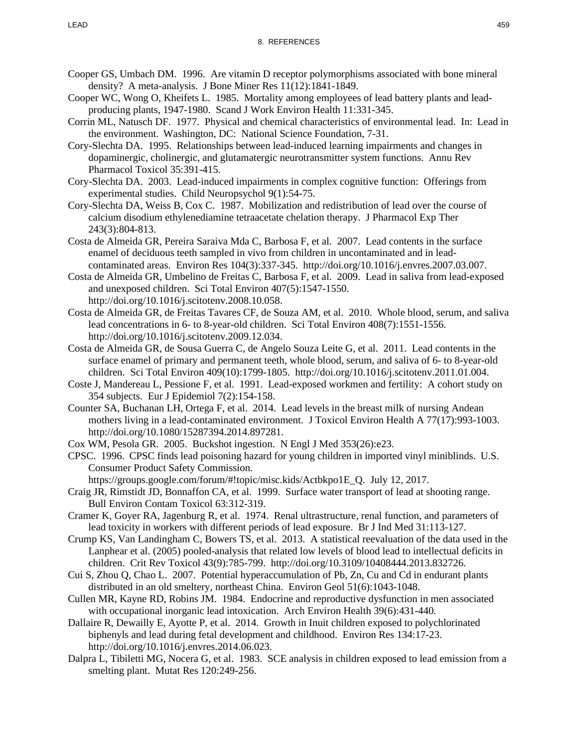Cooper GS, Umbach DM. 1996. Are vitamin D receptor polymorphisms associated with bone mineral density? A meta-analysis. J Bone Miner Res 11(12):1841-1849.

Cooper WC, Wong O, Kheifets L. 1985. Mortality among employees of lead battery plants and lead-producing plants, 1947-1980. Scand J Work Environ Health 11:331-345.

Corrin ML, Natusch DF. 1977. Physical and chemical characteristics of environmental lead. In: Lead in the environment. Washington, DC: National Science Foundation, 7-31.

Cory-Slechta DA. 1995. Relationships between lead-induced learning impairments and changes in dopaminergic, cholinergic, and glutamatergic neurotransmitter system functions. Annu Rev Pharmacol Toxicol 35:391-415.

Cory-Slechta DA. 2003. Lead-induced impairments in complex cognitive function: Offerings from experimental studies. Child Neuropsychol 9(1):54-75.

Cory-Slechta DA, Weiss B, Cox C. 1987. Mobilization and redistribution of lead over the course of calcium disodium ethylenediamine tetraacetate chelation therapy. J Pharmacol Exp Ther 243(3):804-813.

Costa de Almeida GR, Pereira Saraiva Mda C, Barbosa F, et al. 2007. Lead contents in the surface enamel of deciduous teeth sampled in vivo from children in uncontaminated and in lead-contaminated areas. Environ Res 104(3):337-345. http://doi.org/10.1016/j.envres.2007.03.007.

Costa de Almeida GR, Umbelino de Freitas C, Barbosa F, et al. 2009. Lead in saliva from lead-exposed and unexposed children. Sci Total Environ 407(5):1547-1550. http://doi.org/10.1016/j.scitotenv.2008.10.058.

Costa de Almeida GR, de Freitas Tavares CF, de Souza AM, et al. 2010. Whole blood, serum, and saliva lead concentrations in 6- to 8-year-old children. Sci Total Environ 408(7):1551-1556. http://doi.org/10.1016/j.scitotenv.2009.12.034.

Costa de Almeida GR, de Sousa Guerra C, de Angelo Souza Leite G, et al. 2011. Lead contents in the surface enamel of primary and permanent teeth, whole blood, serum, and saliva of 6- to 8-year-old children. Sci Total Environ 409(10):1799-1805. http://doi.org/10.1016/j.scitotenv.2011.01.004.

Coste J, Mandereau L, Pessione F, et al. 1991. Lead-exposed workmen and fertility: A cohort study on 354 subjects. Eur J Epidemiol 7(2):154-158.

Counter SA, Buchanan LH, Ortega F, et al. 2014. Lead levels in the breast milk of nursing Andean mothers living in a lead-contaminated environment. J Toxicol Environ Health A 77(17):993-1003. http://doi.org/10.1080/15287394.2014.897281.

Cox WM, Pesola GR. 2005. Buckshot ingestion. N Engl J Med 353(26):e23.

CPSC. 1996. CPSC finds lead poisoning hazard for young children in imported vinyl miniblinds. U.S. Consumer Product Safety Commission. https://groups.google.com/forum/#!topic/misc.kids/Actbkpo1E_Q. July 12, 2017.

Craig JR, Rimstidt JD, Bonnaffon CA, et al. 1999. Surface water transport of lead at shooting range. Bull Environ Contam Toxicol 63:312-319.

Cramer K, Goyer RA, Jagenburg R, et al. 1974. Renal ultrastructure, renal function, and parameters of lead toxicity in workers with different periods of lead exposure. Br J Ind Med 31:113-127.

Crump KS, Van Landingham C, Bowers TS, et al. 2013. A statistical reevaluation of the data used in the Lanphear et al. (2005) pooled-analysis that related low levels of blood lead to intellectual deficits in children. Crit Rev Toxicol 43(9):785-799. http://doi.org/10.3109/10408444.2013.832726.

Cui S, Zhou Q, Chao L. 2007. Potential hyperaccumulation of Pb, Zn, Cu and Cd in endurant plants distributed in an old smeltery, northeast China. Environ Geol 51(6):1043-1048.

Cullen MR, Kayne RD, Robins JM. 1984. Endocrine and reproductive dysfunction in men associated with occupational inorganic lead intoxication. Arch Environ Health 39(6):431-440.

Dallaire R, Dewailly E, Ayotte P, et al. 2014. Growth in Inuit children exposed to polychlorinated biphenyls and lead during fetal development and childhood. Environ Res 134:17-23. http://doi.org/10.1016/j.envres.2014.06.023.

Dalpra L, Tibiletti MG, Nocera G, et al. 1983. SCE analysis in children exposed to lead emission from a smelting plant. Mutat Res 120:249-256.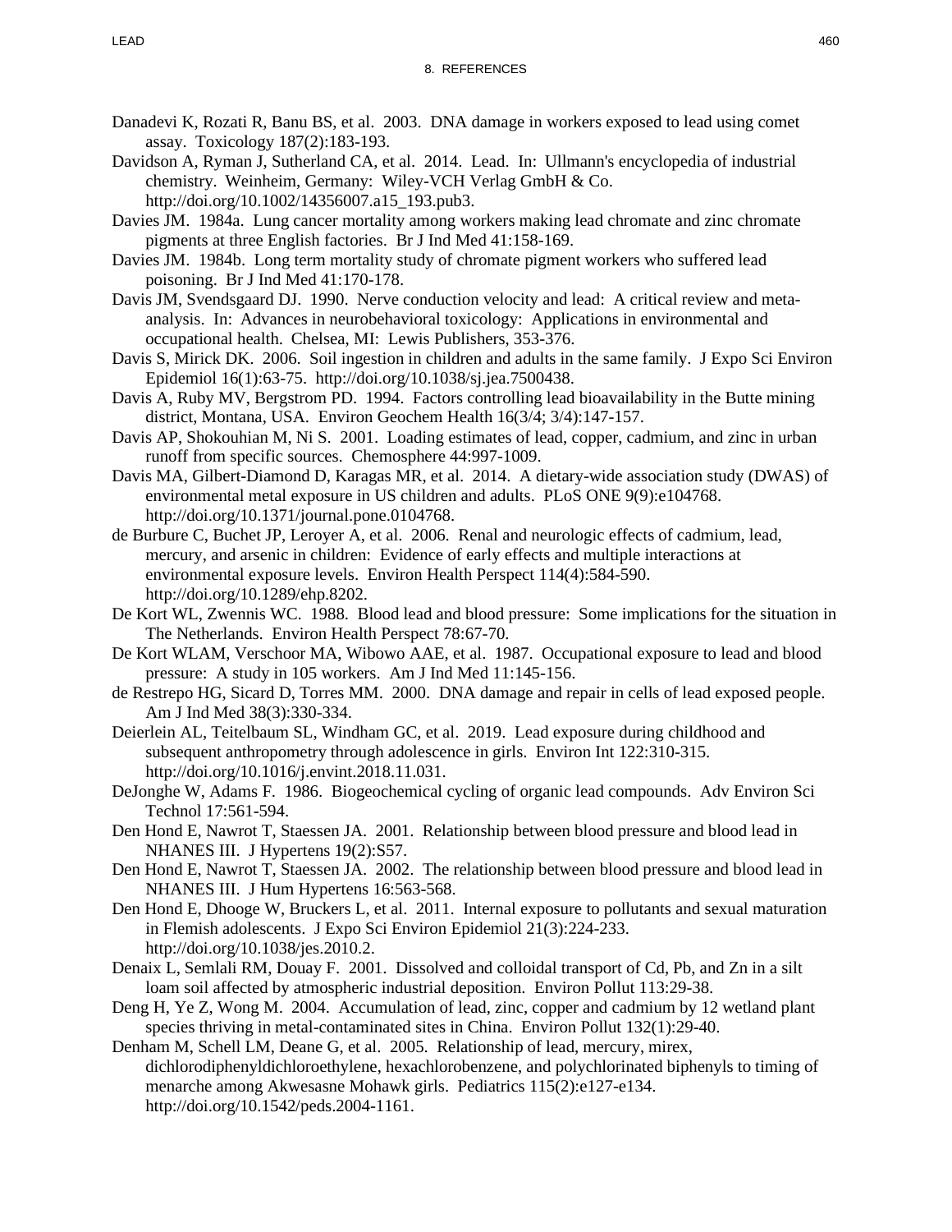## 8. REFERENCES

Danadevi K, Rozati R, Banu BS, et al. 2003. DNA damage in workers exposed to lead using comet assay. Toxicology 187(2):183-193.

Davidson A, Ryman J, Sutherland CA, et al. 2014. Lead. In: Ullmann's encyclopedia of industrial chemistry. Weinheim, Germany: Wiley-VCH Verlag GmbH & Co. http://doi.org/10.1002/14356007.a15_193.pub3.

Davies JM. 1984a. Lung cancer mortality among workers making lead chromate and zinc chromate pigments at three English factories. Br J Ind Med 41:158-169.

Davies JM. 1984b. Long term mortality study of chromate pigment workers who suffered lead poisoning. Br J Ind Med 41:170-178.

Davis JM, Svendsgaard DJ. 1990. Nerve conduction velocity and lead: A critical review and meta-analysis. In: Advances in neurobehavioral toxicology: Applications in environmental and occupational health. Chelsea, MI: Lewis Publishers, 353-376.

Davis S, Mirick DK. 2006. Soil ingestion in children and adults in the same family. J Expo Sci Environ Epidemiol 16(1):63-75. http://doi.org/10.1038/sj.jea.7500438.

Davis A, Ruby MV, Bergstrom PD. 1994. Factors controlling lead bioavailability in the Butte mining district, Montana, USA. Environ Geochem Health 16(3/4; 3/4):147-157.

Davis AP, Shokouhian M, Ni S. 2001. Loading estimates of lead, copper, cadmium, and zinc in urban runoff from specific sources. Chemosphere 44:997-1009.

Davis MA, Gilbert-Diamond D, Karagas MR, et al. 2014. A dietary-wide association study (DWAS) of environmental metal exposure in US children and adults. PLoS ONE 9(9):e104768. http://doi.org/10.1371/journal.pone.0104768.

de Burbure C, Buchet JP, Leroyer A, et al. 2006. Renal and neurologic effects of cadmium, lead, mercury, and arsenic in children: Evidence of early effects and multiple interactions at environmental exposure levels. Environ Health Perspect 114(4):584-590. http://doi.org/10.1289/ehp.8202.

De Kort WL, Zwennis WC. 1988. Blood lead and blood pressure: Some implications for the situation in The Netherlands. Environ Health Perspect 78:67-70.

De Kort WLAM, Verschoor MA, Wibowo AAE, et al. 1987. Occupational exposure to lead and blood pressure: A study in 105 workers. Am J Ind Med 11:145-156.

de Restrepo HG, Sicard D, Torres MM. 2000. DNA damage and repair in cells of lead exposed people. Am J Ind Med 38(3):330-334.

Deierlein AL, Teitelbaum SL, Windham GC, et al. 2019. Lead exposure during childhood and subsequent anthropometry through adolescence in girls. Environ Int 122:310-315. http://doi.org/10.1016/j.envint.2018.11.031.

DeJonghe W, Adams F. 1986. Biogeochemical cycling of organic lead compounds. Adv Environ Sci Technol 17:561-594.

Den Hond E, Nawrot T, Staessen JA. 2001. Relationship between blood pressure and blood lead in NHANES III. J Hypertens 19(2):S57.

Den Hond E, Nawrot T, Staessen JA. 2002. The relationship between blood pressure and blood lead in NHANES III. J Hum Hypertens 16:563-568.

Den Hond E, Dhooge W, Bruckers L, et al. 2011. Internal exposure to pollutants and sexual maturation in Flemish adolescents. J Expo Sci Environ Epidemiol 21(3):224-233. http://doi.org/10.1038/jes.2010.2.

Denaix L, Semlali RM, Douay F. 2001. Dissolved and colloidal transport of Cd, Pb, and Zn in a silt loam soil affected by atmospheric industrial deposition. Environ Pollut 113:29-38.

Deng H, Ye Z, Wong M. 2004. Accumulation of lead, zinc, copper and cadmium by 12 wetland plant species thriving in metal-contaminated sites in China. Environ Pollut 132(1):29-40.

Denham M, Schell LM, Deane G, et al. 2005. Relationship of lead, mercury, mirex, dichlorodiphenyldichloroethylene, hexachlorobenzene, and polychlorinated biphenyls to timing of menarche among Akwesasne Mohawk girls. Pediatrics 115(2):e127-e134. http://doi.org/10.1542/peds.2004-1161.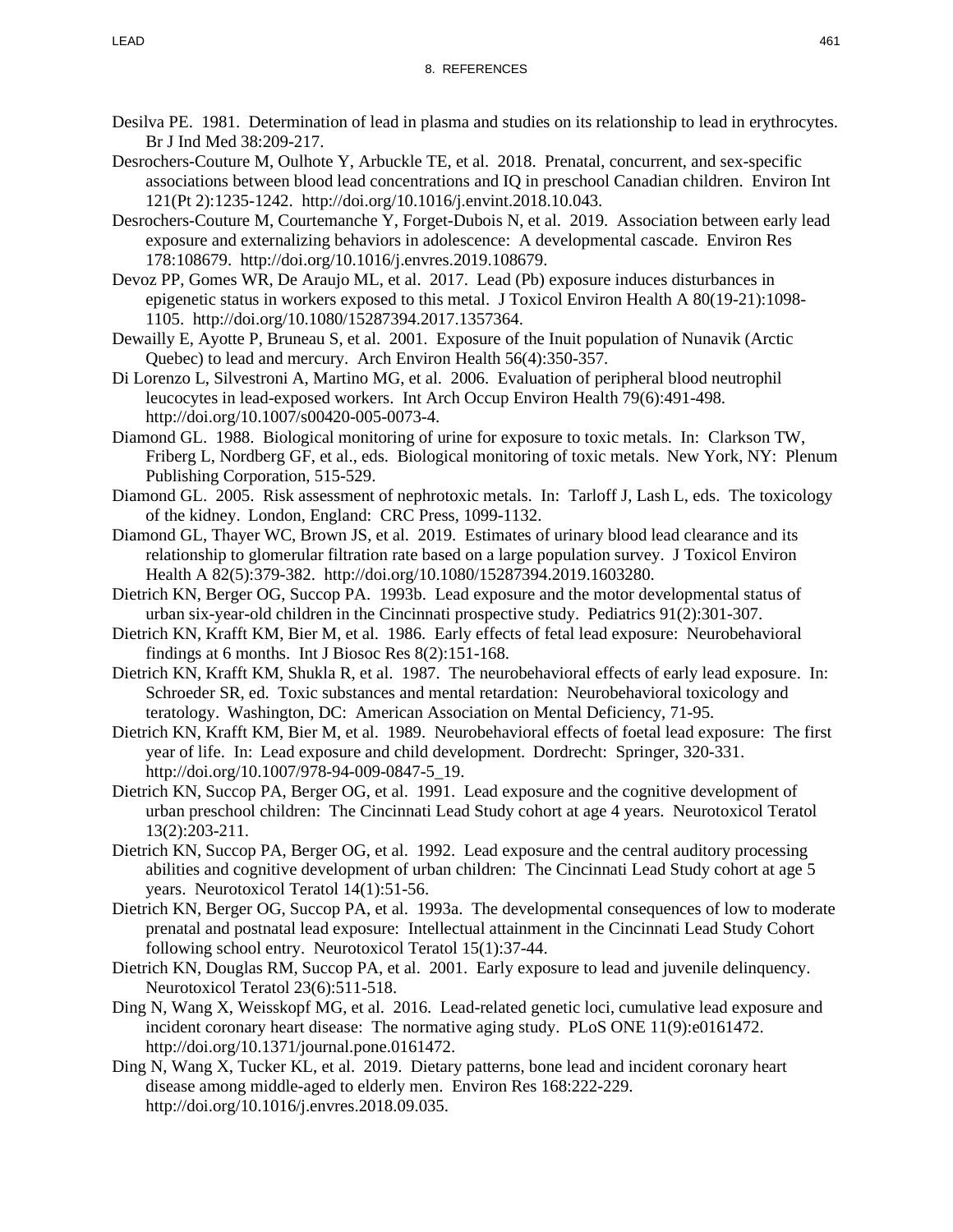Desilva PE. 1981. Determination of lead in plasma and studies on its relationship to lead in erythrocytes. Br J Ind Med 38:209-217.

Desrochers-Couture M, Oulhote Y, Arbuckle TE, et al. 2018. Prenatal, concurrent, and sex-specific associations between blood lead concentrations and IQ in preschool Canadian children. Environ Int 121(Pt 2):1235-1242. http://doi.org/10.1016/j.envint.2018.10.043.

Desrochers-Couture M, Courtemanche Y, Forget-Dubois N, et al. 2019. Association between early lead exposure and externalizing behaviors in adolescence: A developmental cascade. Environ Res 178:108679. http://doi.org/10.1016/j.envres.2019.108679.

Devoz PP, Gomes WR, De Araujo ML, et al. 2017. Lead (Pb) exposure induces disturbances in epigenetic status in workers exposed to this metal. J Toxicol Environ Health A 80(19-21):1098-1105. http://doi.org/10.1080/15287394.2017.1357364.

Dewailly E, Ayotte P, Bruneau S, et al. 2001. Exposure of the Inuit population of Nunavik (Arctic Quebec) to lead and mercury. Arch Environ Health 56(4):350-357.

Di Lorenzo L, Silvestroni A, Martino MG, et al. 2006. Evaluation of peripheral blood neutrophil leucocytes in lead-exposed workers. Int Arch Occup Environ Health 79(6):491-498. http://doi.org/10.1007/s00420-005-0073-4.

Diamond GL. 1988. Biological monitoring of urine for exposure to toxic metals. In: Clarkson TW, Friberg L, Nordberg GF, et al., eds. Biological monitoring of toxic metals. New York, NY: Plenum Publishing Corporation, 515-529.

Diamond GL. 2005. Risk assessment of nephrotoxic metals. In: Tarloff J, Lash L, eds. The toxicology of the kidney. London, England: CRC Press, 1099-1132.

Diamond GL, Thayer WC, Brown JS, et al. 2019. Estimates of urinary blood lead clearance and its relationship to glomerular filtration rate based on a large population survey. J Toxicol Environ Health A 82(5):379-382. http://doi.org/10.1080/15287394.2019.1603280.

Dietrich KN, Berger OG, Succop PA. 1993b. Lead exposure and the motor developmental status of urban six-year-old children in the Cincinnati prospective study. Pediatrics 91(2):301-307.

Dietrich KN, Krafft KM, Bier M, et al. 1986. Early effects of fetal lead exposure: Neurobehavioral findings at 6 months. Int J Biosoc Res 8(2):151-168.

Dietrich KN, Krafft KM, Shukla R, et al. 1987. The neurobehavioral effects of early lead exposure. In: Schroeder SR, ed. Toxic substances and mental retardation: Neurobehavioral toxicology and teratology. Washington, DC: American Association on Mental Deficiency, 71-95.

Dietrich KN, Krafft KM, Bier M, et al. 1989. Neurobehavioral effects of foetal lead exposure: The first year of life. In: Lead exposure and child development. Dordrecht: Springer, 320-331. http://doi.org/10.1007/978-94-009-0847-5_19.

Dietrich KN, Succop PA, Berger OG, et al. 1991. Lead exposure and the cognitive development of urban preschool children: The Cincinnati Lead Study cohort at age 4 years. Neurotoxicol Teratol 13(2):203-211.

Dietrich KN, Succop PA, Berger OG, et al. 1992. Lead exposure and the central auditory processing abilities and cognitive development of urban children: The Cincinnati Lead Study cohort at age 5 years. Neurotoxicol Teratol 14(1):51-56.

Dietrich KN, Berger OG, Succop PA, et al. 1993a. The developmental consequences of low to moderate prenatal and postnatal lead exposure: Intellectual attainment in the Cincinnati Lead Study Cohort following school entry. Neurotoxicol Teratol 15(1):37-44.

Dietrich KN, Douglas RM, Succop PA, et al. 2001. Early exposure to lead and juvenile delinquency. Neurotoxicol Teratol 23(6):511-518.

Ding N, Wang X, Weisskopf MG, et al. 2016. Lead-related genetic loci, cumulative lead exposure and incident coronary heart disease: The normative aging study. PLoS ONE 11(9):e0161472. http://doi.org/10.1371/journal.pone.0161472.

Ding N, Wang X, Tucker KL, et al. 2019. Dietary patterns, bone lead and incident coronary heart disease among middle-aged to elderly men. Environ Res 168:222-229. http://doi.org/10.1016/j.envres.2018.09.035.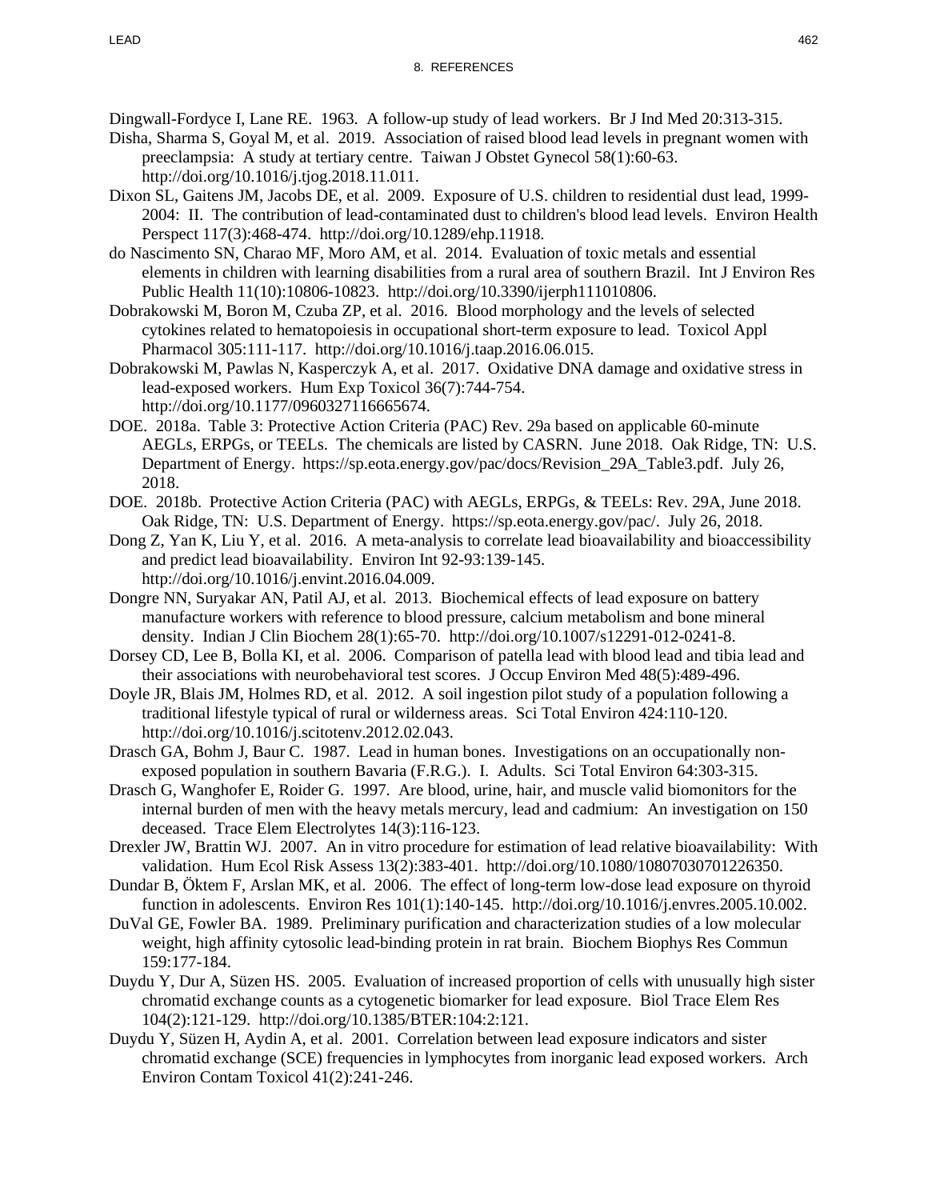Dingwall-Fordyce I, Lane RE. 1963. A follow-up study of lead workers. Br J Ind Med 20:313-315.

Disha, Sharma S, Goyal M, et al. 2019. Association of raised blood lead levels in pregnant women with preeclampsia: A study at tertiary centre. Taiwan J Obstet Gynecol 58(1):60-63. http://doi.org/10.1016/j.tjog.2018.11.011.

Dixon SL, Gaitens JM, Jacobs DE, et al. 2009. Exposure of U.S. children to residential dust lead, 1999-2004: II. The contribution of lead-contaminated dust to children's blood lead levels. Environ Health Perspect 117(3):468-474. http://doi.org/10.1289/ehp.11918.

do Nascimento SN, Charao MF, Moro AM, et al. 2014. Evaluation of toxic metals and essential elements in children with learning disabilities from a rural area of southern Brazil. Int J Environ Res Public Health 11(10):10806-10823. http://doi.org/10.3390/ijerph111010806.

Dobrakowski M, Boron M, Czuba ZP, et al. 2016. Blood morphology and the levels of selected cytokines related to hematopoiesis in occupational short-term exposure to lead. Toxicol Appl Pharmacol 305:111-117. http://doi.org/10.1016/j.taap.2016.06.015.

Dobrakowski M, Pawlas N, Kasperczyk A, et al. 2017. Oxidative DNA damage and oxidative stress in lead-exposed workers. Hum Exp Toxicol 36(7):744-754. http://doi.org/10.1177/0960327116665674.

DOE. 2018a. Table 3: Protective Action Criteria (PAC) Rev. 29a based on applicable 60-minute AEGLs, ERPGs, or TEELs. The chemicals are listed by CASRN. June 2018. Oak Ridge, TN: U.S. Department of Energy. https://sp.eota.energy.gov/pac/docs/Revision_29A_Table3.pdf. July 26, 2018.

DOE. 2018b. Protective Action Criteria (PAC) with AEGLs, ERPGs, & TEELs: Rev. 29A, June 2018. Oak Ridge, TN: U.S. Department of Energy. https://sp.eota.energy.gov/pac/. July 26, 2018.

Dong Z, Yan K, Liu Y, et al. 2016. A meta-analysis to correlate lead bioavailability and bioaccessibility and predict lead bioavailability. Environ Int 92-93:139-145. http://doi.org/10.1016/j.envint.2016.04.009.

Dongre NN, Suryakar AN, Patil AJ, et al. 2013. Biochemical effects of lead exposure on battery manufacture workers with reference to blood pressure, calcium metabolism and bone mineral density. Indian J Clin Biochem 28(1):65-70. http://doi.org/10.1007/s12291-012-0241-8.

Dorsey CD, Lee B, Bolla KI, et al. 2006. Comparison of patella lead with blood lead and tibia lead and their associations with neurobehavioral test scores. J Occup Environ Med 48(5):489-496.

Doyle JR, Blais JM, Holmes RD, et al. 2012. A soil ingestion pilot study of a population following a traditional lifestyle typical of rural or wilderness areas. Sci Total Environ 424:110-120. http://doi.org/10.1016/j.scitotenv.2012.02.043.

Drasch GA, Bohm J, Baur C. 1987. Lead in human bones. Investigations on an occupationally non-exposed population in southern Bavaria (F.R.G.). I. Adults. Sci Total Environ 64:303-315.

Drasch G, Wanghofer E, Roider G. 1997. Are blood, urine, hair, and muscle valid biomonitors for the internal burden of men with the heavy metals mercury, lead and cadmium: An investigation on 150 deceased. Trace Elem Electrolytes 14(3):116-123.

Drexler JW, Brattin WJ. 2007. An in vitro procedure for estimation of lead relative bioavailability: With validation. Hum Ecol Risk Assess 13(2):383-401. http://doi.org/10.1080/10807030701226350.

Dundar B, Öktem F, Arslan MK, et al. 2006. The effect of long-term low-dose lead exposure on thyroid function in adolescents. Environ Res 101(1):140-145. http://doi.org/10.1016/j.envres.2005.10.002.

DuVal GE, Fowler BA. 1989. Preliminary purification and characterization studies of a low molecular weight, high affinity cytosolic lead-binding protein in rat brain. Biochem Biophys Res Commun 159:177-184.

Duydu Y, Dur A, Süzen HS. 2005. Evaluation of increased proportion of cells with unusually high sister chromatid exchange counts as a cytogenetic biomarker for lead exposure. Biol Trace Elem Res 104(2):121-129. http://doi.org/10.1385/BTER:104:2:121.

Duydu Y, Süzen H, Aydin A, et al. 2001. Correlation between lead exposure indicators and sister chromatid exchange (SCE) frequencies in lymphocytes from inorganic lead exposed workers. Arch Environ Contam Toxicol 41(2):241-246.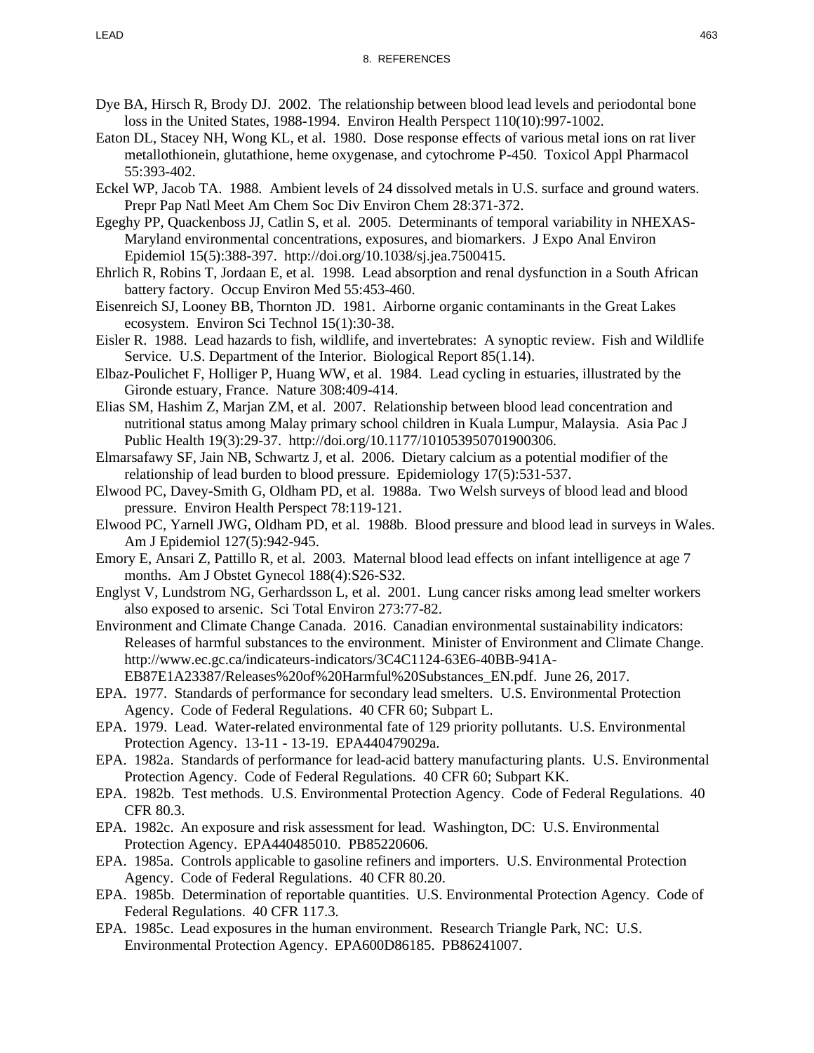Dye BA, Hirsch R, Brody DJ. 2002. The relationship between blood lead levels and periodontal bone loss in the United States, 1988-1994. Environ Health Perspect 110(10):997-1002.

Eaton DL, Stacey NH, Wong KL, et al. 1980. Dose response effects of various metal ions on rat liver metallothionein, glutathione, heme oxygenase, and cytochrome P-450. Toxicol Appl Pharmacol 55:393-402.

Eckel WP, Jacob TA. 1988. Ambient levels of 24 dissolved metals in U.S. surface and ground waters. Prepr Pap Natl Meet Am Chem Soc Div Environ Chem 28:371-372.

Egeghy PP, Quackenboss JJ, Catlin S, et al. 2005. Determinants of temporal variability in NHEXAS-Maryland environmental concentrations, exposures, and biomarkers. J Expo Anal Environ Epidemiol 15(5):388-397. http://doi.org/10.1038/sj.jea.7500415.

Ehrlich R, Robins T, Jordaan E, et al. 1998. Lead absorption and renal dysfunction in a South African battery factory. Occup Environ Med 55:453-460.

Eisenreich SJ, Looney BB, Thornton JD. 1981. Airborne organic contaminants in the Great Lakes ecosystem. Environ Sci Technol 15(1):30-38.

Eisler R. 1988. Lead hazards to fish, wildlife, and invertebrates: A synoptic review. Fish and Wildlife Service. U.S. Department of the Interior. Biological Report 85(1.14).

Elbaz-Poulichet F, Holliger P, Huang WW, et al. 1984. Lead cycling in estuaries, illustrated by the Gironde estuary, France. Nature 308:409-414.

Elias SM, Hashim Z, Marjan ZM, et al. 2007. Relationship between blood lead concentration and nutritional status among Malay primary school children in Kuala Lumpur, Malaysia. Asia Pac J Public Health 19(3):29-37. http://doi.org/10.1177/101053950701900306.

Elmarsafawy SF, Jain NB, Schwartz J, et al. 2006. Dietary calcium as a potential modifier of the relationship of lead burden to blood pressure. Epidemiology 17(5):531-537.

Elwood PC, Davey-Smith G, Oldham PD, et al. 1988a. Two Welsh surveys of blood lead and blood pressure. Environ Health Perspect 78:119-121.

Elwood PC, Yarnell JWG, Oldham PD, et al. 1988b. Blood pressure and blood lead in surveys in Wales. Am J Epidemiol 127(5):942-945.

Emory E, Ansari Z, Pattillo R, et al. 2003. Maternal blood lead effects on infant intelligence at age 7 months. Am J Obstet Gynecol 188(4):S26-S32.

Englyst V, Lundstrom NG, Gerhardsson L, et al. 2001. Lung cancer risks among lead smelter workers also exposed to arsenic. Sci Total Environ 273:77-82.

Environment and Climate Change Canada. 2016. Canadian environmental sustainability indicators: Releases of harmful substances to the environment. Minister of Environment and Climate Change. http://www.ec.gc.ca/indicateurs-indicators/3C4C1124-63E6-40BB-941A-EB87E1A23387/Releases%20of%20Harmful%20Substances_EN.pdf. June 26, 2017.

EPA. 1977. Standards of performance for secondary lead smelters. U.S. Environmental Protection Agency. Code of Federal Regulations. 40 CFR 60; Subpart L.

EPA. 1979. Lead. Water-related environmental fate of 129 priority pollutants. U.S. Environmental Protection Agency. 13-11 - 13-19. EPA440479029a.

EPA. 1982a. Standards of performance for lead-acid battery manufacturing plants. U.S. Environmental Protection Agency. Code of Federal Regulations. 40 CFR 60; Subpart KK.

EPA. 1982b. Test methods. U.S. Environmental Protection Agency. Code of Federal Regulations. 40 CFR 80.3.

EPA. 1982c. An exposure and risk assessment for lead. Washington, DC: U.S. Environmental Protection Agency. EPA440485010. PB85220606.

EPA. 1985a. Controls applicable to gasoline refiners and importers. U.S. Environmental Protection Agency. Code of Federal Regulations. 40 CFR 80.20.

EPA. 1985b. Determination of reportable quantities. U.S. Environmental Protection Agency. Code of Federal Regulations. 40 CFR 117.3.

EPA. 1985c. Lead exposures in the human environment. Research Triangle Park, NC: U.S. Environmental Protection Agency. EPA600D86185. PB86241007.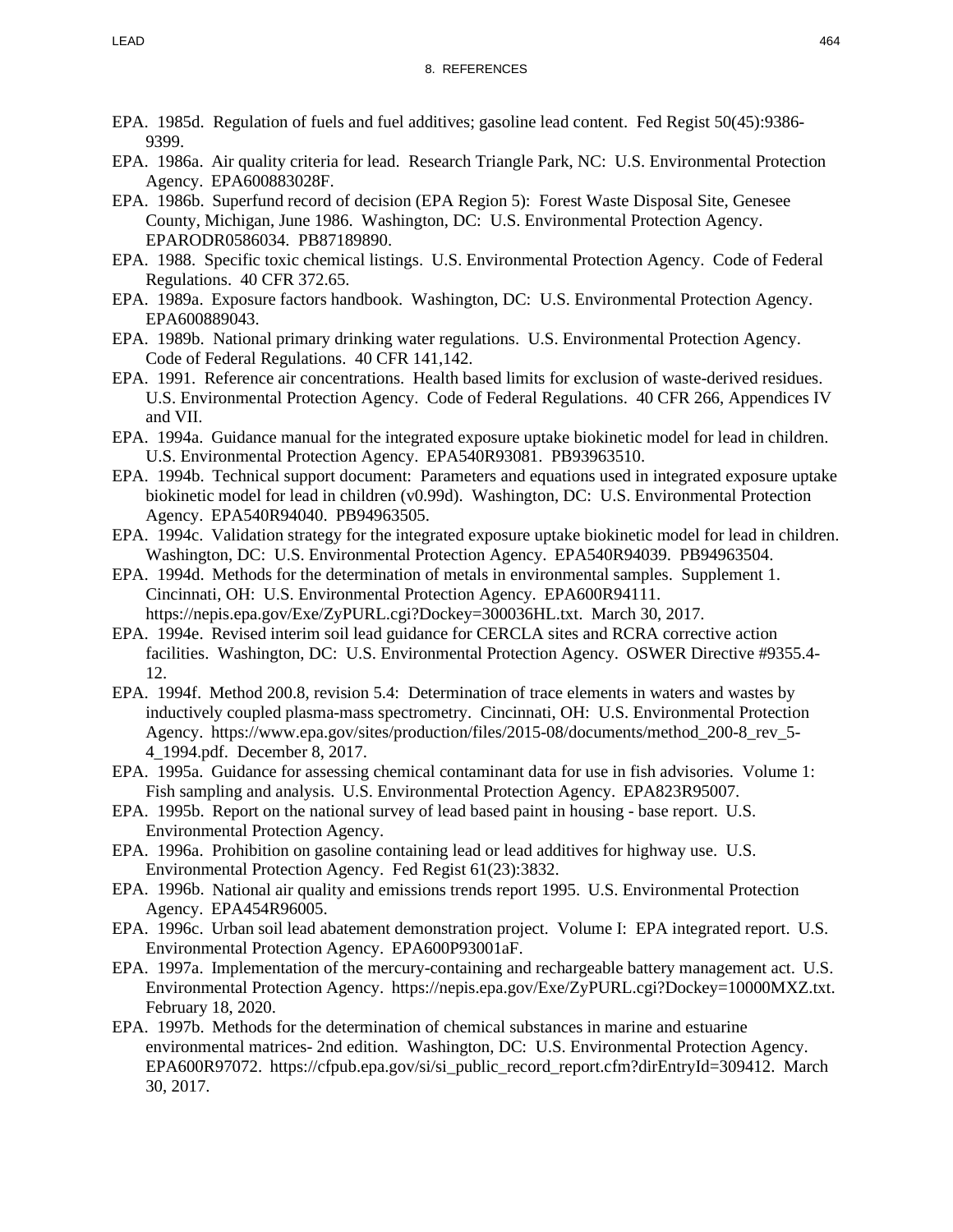EPA. 1985d. Regulation of fuels and fuel additives; gasoline lead content. Fed Regist 50(45):9386-9399.

EPA. 1986a. Air quality criteria for lead. Research Triangle Park, NC: U.S. Environmental Protection Agency. EPA600883028F.

EPA. 1986b. Superfund record of decision (EPA Region 5): Forest Waste Disposal Site, Genesee County, Michigan, June 1986. Washington, DC: U.S. Environmental Protection Agency. EPARODR0586034. PB87189890.

EPA. 1988. Specific toxic chemical listings. U.S. Environmental Protection Agency. Code of Federal Regulations. 40 CFR 372.65.

EPA. 1989a. Exposure factors handbook. Washington, DC: U.S. Environmental Protection Agency. EPA600889043.

EPA. 1989b. National primary drinking water regulations. U.S. Environmental Protection Agency. Code of Federal Regulations. 40 CFR 141,142.

EPA. 1991. Reference air concentrations. Health based limits for exclusion of waste-derived residues. U.S. Environmental Protection Agency. Code of Federal Regulations. 40 CFR 266, Appendices IV and VII.

EPA. 1994a. Guidance manual for the integrated exposure uptake biokinetic model for lead in children. U.S. Environmental Protection Agency. EPA540R93081. PB93963510.

EPA. 1994b. Technical support document: Parameters and equations used in integrated exposure uptake biokinetic model for lead in children (v0.99d). Washington, DC: U.S. Environmental Protection Agency. EPA540R94040. PB94963505.

EPA. 1994c. Validation strategy for the integrated exposure uptake biokinetic model for lead in children. Washington, DC: U.S. Environmental Protection Agency. EPA540R94039. PB94963504.

EPA. 1994d. Methods for the determination of metals in environmental samples. Supplement 1. Cincinnati, OH: U.S. Environmental Protection Agency. EPA600R94111. https://nepis.epa.gov/Exe/ZyPURL.cgi?Dockey=300036HL.txt. March 30, 2017.

EPA. 1994e. Revised interim soil lead guidance for CERCLA sites and RCRA corrective action facilities. Washington, DC: U.S. Environmental Protection Agency. OSWER Directive #9355.4-12.

EPA. 1994f. Method 200.8, revision 5.4: Determination of trace elements in waters and wastes by inductively coupled plasma-mass spectrometry. Cincinnati, OH: U.S. Environmental Protection Agency. https://www.epa.gov/sites/production/files/2015-08/documents/method_200-8_rev_5-4_1994.pdf. December 8, 2017.

EPA. 1995a. Guidance for assessing chemical contaminant data for use in fish advisories. Volume 1: Fish sampling and analysis. U.S. Environmental Protection Agency. EPA823R95007.

EPA. 1995b. Report on the national survey of lead based paint in housing - base report. U.S. Environmental Protection Agency.

EPA. 1996a. Prohibition on gasoline containing lead or lead additives for highway use. U.S. Environmental Protection Agency. Fed Regist 61(23):3832.

EPA. 1996b. National air quality and emissions trends report 1995. U.S. Environmental Protection Agency. EPA454R96005.

EPA. 1996c. Urban soil lead abatement demonstration project. Volume I: EPA integrated report. U.S. Environmental Protection Agency. EPA600P93001aF.

EPA. 1997a. Implementation of the mercury-containing and rechargeable battery management act. U.S. Environmental Protection Agency. https://nepis.epa.gov/Exe/ZyPURL.cgi?Dockey=10000MXZ.txt. February 18, 2020.

EPA. 1997b. Methods for the determination of chemical substances in marine and estuarine environmental matrices- 2nd edition. Washington, DC: U.S. Environmental Protection Agency. EPA600R97072. https://cfpub.epa.gov/si/si_public_record_report.cfm?dirEntryId=309412. March 30, 2017.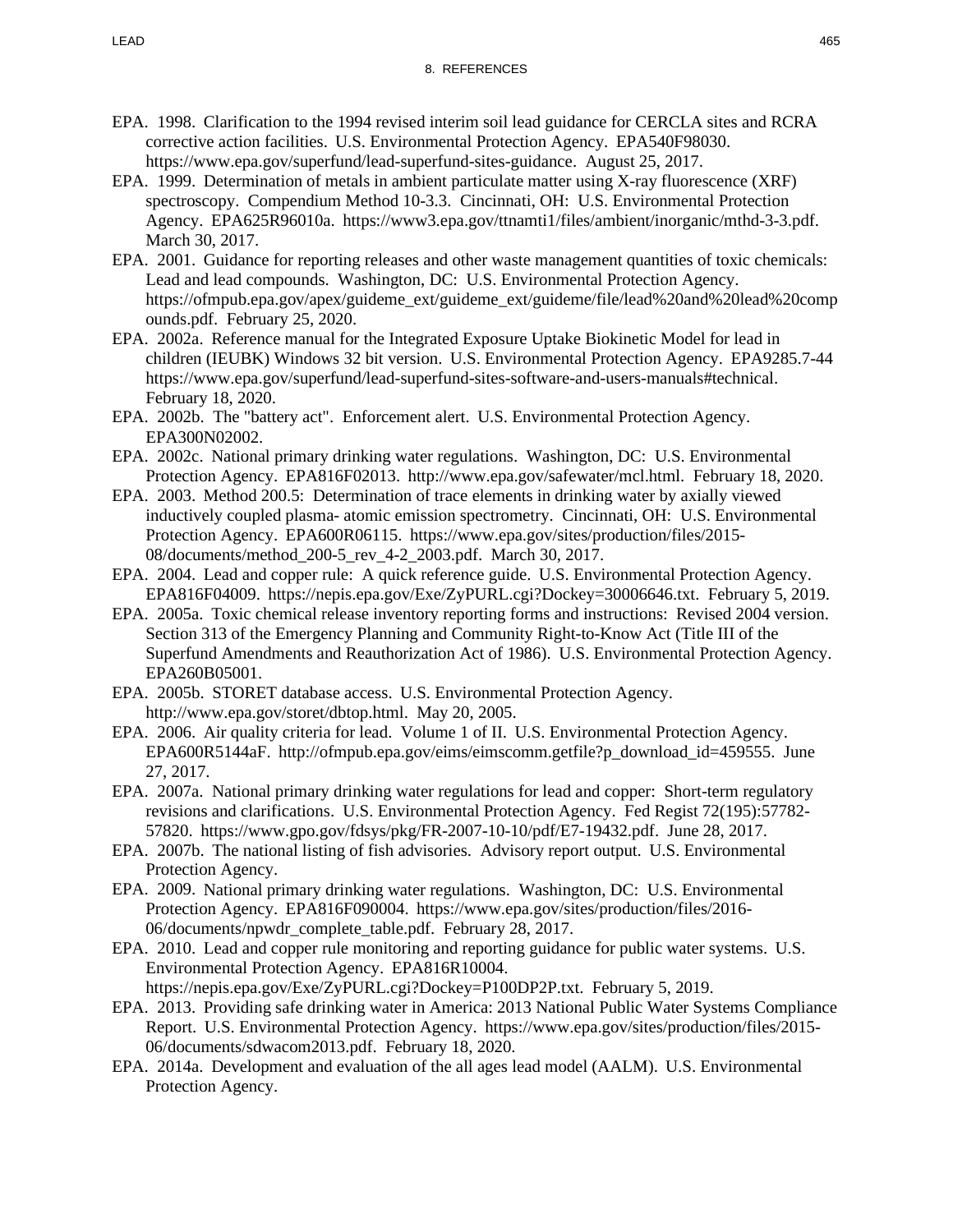## 8. REFERENCES

EPA. 1998. Clarification to the 1994 revised interim soil lead guidance for CERCLA sites and RCRA corrective action facilities. U.S. Environmental Protection Agency. EPA540F98030. https://www.epa.gov/superfund/lead-superfund-sites-guidance. August 25, 2017.

EPA. 1999. Determination of metals in ambient particulate matter using X-ray fluorescence (XRF) spectroscopy. Compendium Method 10-3.3. Cincinnati, OH: U.S. Environmental Protection Agency. EPA625R96010a. https://www3.epa.gov/ttnamti1/files/ambient/inorganic/mthd-3-3.pdf. March 30, 2017.

EPA. 2001. Guidance for reporting releases and other waste management quantities of toxic chemicals: Lead and lead compounds. Washington, DC: U.S. Environmental Protection Agency. https://ofmpub.epa.gov/apex/guideme_ext/guideme_ext/guideme/file/lead%20and%20lead%20compounds.pdf. February 25, 2020.

EPA. 2002a. Reference manual for the Integrated Exposure Uptake Biokinetic Model for lead in children (IEUBK) Windows 32 bit version. U.S. Environmental Protection Agency. EPA9285.7-44 https://www.epa.gov/superfund/lead-superfund-sites-software-and-users-manuals#technical. February 18, 2020.

EPA. 2002b. The "battery act". Enforcement alert. U.S. Environmental Protection Agency. EPA300N02002.

EPA. 2002c. National primary drinking water regulations. Washington, DC: U.S. Environmental Protection Agency. EPA816F02013. http://www.epa.gov/safewater/mcl.html. February 18, 2020.

EPA. 2003. Method 200.5: Determination of trace elements in drinking water by axially viewed inductively coupled plasma- atomic emission spectrometry. Cincinnati, OH: U.S. Environmental Protection Agency. EPA600R06115. https://www.epa.gov/sites/production/files/2015-08/documents/method_200-5_rev_4-2_2003.pdf. March 30, 2017.

EPA. 2004. Lead and copper rule: A quick reference guide. U.S. Environmental Protection Agency. EPA816F04009. https://nepis.epa.gov/Exe/ZyPURL.cgi?Dockey=30006646.txt. February 5, 2019.

EPA. 2005a. Toxic chemical release inventory reporting forms and instructions: Revised 2004 version. Section 313 of the Emergency Planning and Community Right-to-Know Act (Title III of the Superfund Amendments and Reauthorization Act of 1986). U.S. Environmental Protection Agency. EPA260B05001.

EPA. 2005b. STORET database access. U.S. Environmental Protection Agency. http://www.epa.gov/storet/dbtop.html. May 20, 2005.

EPA. 2006. Air quality criteria for lead. Volume 1 of II. U.S. Environmental Protection Agency. EPA600R5144aF. http://ofmpub.epa.gov/eims/eimscomm.getfile?p_download_id=459555. June 27, 2017.

EPA. 2007a. National primary drinking water regulations for lead and copper: Short-term regulatory revisions and clarifications. U.S. Environmental Protection Agency. Fed Regist 72(195):57782-57820. https://www.gpo.gov/fdsys/pkg/FR-2007-10-10/pdf/E7-19432.pdf. June 28, 2017.

EPA. 2007b. The national listing of fish advisories. Advisory report output. U.S. Environmental Protection Agency.

EPA. 2009. National primary drinking water regulations. Washington, DC: U.S. Environmental Protection Agency. EPA816F090004. https://www.epa.gov/sites/production/files/2016-06/documents/npwdr_complete_table.pdf. February 28, 2017.

EPA. 2010. Lead and copper rule monitoring and reporting guidance for public water systems. U.S. Environmental Protection Agency. EPA816R10004. https://nepis.epa.gov/Exe/ZyPURL.cgi?Dockey=P100DP2P.txt. February 5, 2019.

EPA. 2013. Providing safe drinking water in America: 2013 National Public Water Systems Compliance Report. U.S. Environmental Protection Agency. https://www.epa.gov/sites/production/files/2015-06/documents/sdwacom2013.pdf. February 18, 2020.

EPA. 2014a. Development and evaluation of the all ages lead model (AALM). U.S. Environmental Protection Agency.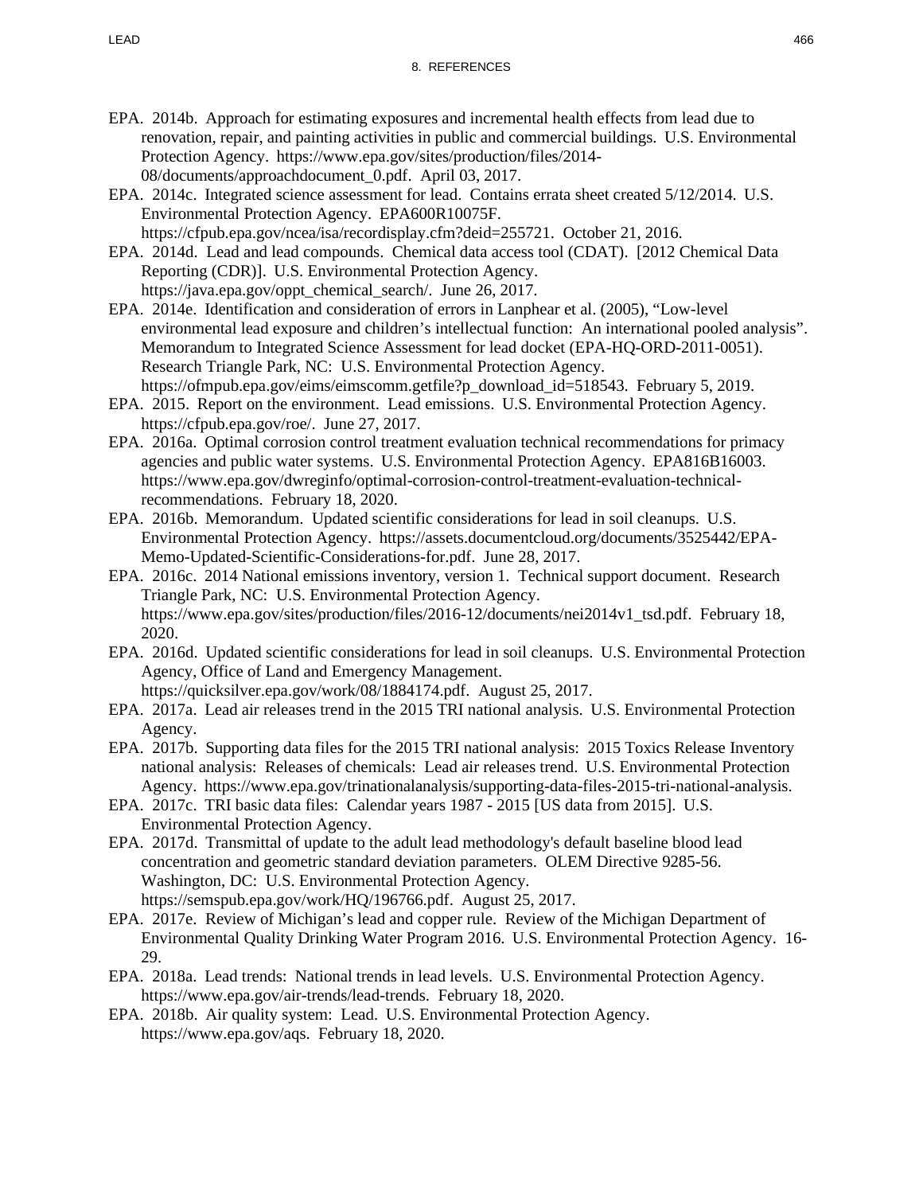EPA. 2014b. Approach for estimating exposures and incremental health effects from lead due to renovation, repair, and painting activities in public and commercial buildings. U.S. Environmental Protection Agency. https://www.epa.gov/sites/production/files/2014-08/documents/approachdocument_0.pdf. April 03, 2017.

EPA. 2014c. Integrated science assessment for lead. Contains errata sheet created 5/12/2014. U.S. Environmental Protection Agency. EPA600R10075F. https://cfpub.epa.gov/ncea/isa/recordisplay.cfm?deid=255721. October 21, 2016.

EPA. 2014d. Lead and lead compounds. Chemical data access tool (CDAT). [2012 Chemical Data Reporting (CDR)]. U.S. Environmental Protection Agency. https://java.epa.gov/oppt_chemical_search/. June 26, 2017.

EPA. 2014e. Identification and consideration of errors in Lanphear et al. (2005), "Low-level environmental lead exposure and children's intellectual function: An international pooled analysis". Memorandum to Integrated Science Assessment for lead docket (EPA-HQ-ORD-2011-0051). Research Triangle Park, NC: U.S. Environmental Protection Agency. https://ofmpub.epa.gov/eims/eimscomm.getfile?p_download_id=518543. February 5, 2019.

EPA. 2015. Report on the environment. Lead emissions. U.S. Environmental Protection Agency. https://cfpub.epa.gov/roe/. June 27, 2017.

EPA. 2016a. Optimal corrosion control treatment evaluation technical recommendations for primacy agencies and public water systems. U.S. Environmental Protection Agency. EPA816B16003. https://www.epa.gov/dwreginfo/optimal-corrosion-control-treatment-evaluation-technical-recommendations. February 18, 2020.

EPA. 2016b. Memorandum. Updated scientific considerations for lead in soil cleanups. U.S. Environmental Protection Agency. https://assets.documentcloud.org/documents/3525442/EPA-Memo-Updated-Scientific-Considerations-for.pdf. June 28, 2017.

EPA. 2016c. 2014 National emissions inventory, version 1. Technical support document. Research Triangle Park, NC: U.S. Environmental Protection Agency. https://www.epa.gov/sites/production/files/2016-12/documents/nei2014v1_tsd.pdf. February 18, 2020.

EPA. 2016d. Updated scientific considerations for lead in soil cleanups. U.S. Environmental Protection Agency, Office of Land and Emergency Management. https://quicksilver.epa.gov/work/08/1884174.pdf. August 25, 2017.

EPA. 2017a. Lead air releases trend in the 2015 TRI national analysis. U.S. Environmental Protection Agency.

EPA. 2017b. Supporting data files for the 2015 TRI national analysis: 2015 Toxics Release Inventory national analysis: Releases of chemicals: Lead air releases trend. U.S. Environmental Protection Agency. https://www.epa.gov/trinationalanalysis/supporting-data-files-2015-tri-national-analysis.

EPA. 2017c. TRI basic data files: Calendar years 1987 - 2015 [US data from 2015]. U.S. Environmental Protection Agency.

EPA. 2017d. Transmittal of update to the adult lead methodology's default baseline blood lead concentration and geometric standard deviation parameters. OLEM Directive 9285-56. Washington, DC: U.S. Environmental Protection Agency. https://semspub.epa.gov/work/HQ/196766.pdf. August 25, 2017.

EPA. 2017e. Review of Michigan's lead and copper rule. Review of the Michigan Department of Environmental Quality Drinking Water Program 2016. U.S. Environmental Protection Agency. 16-29.

EPA. 2018a. Lead trends: National trends in lead levels. U.S. Environmental Protection Agency. https://www.epa.gov/air-trends/lead-trends. February 18, 2020.

EPA. 2018b. Air quality system: Lead. U.S. Environmental Protection Agency. https://www.epa.gov/aqs. February 18, 2020.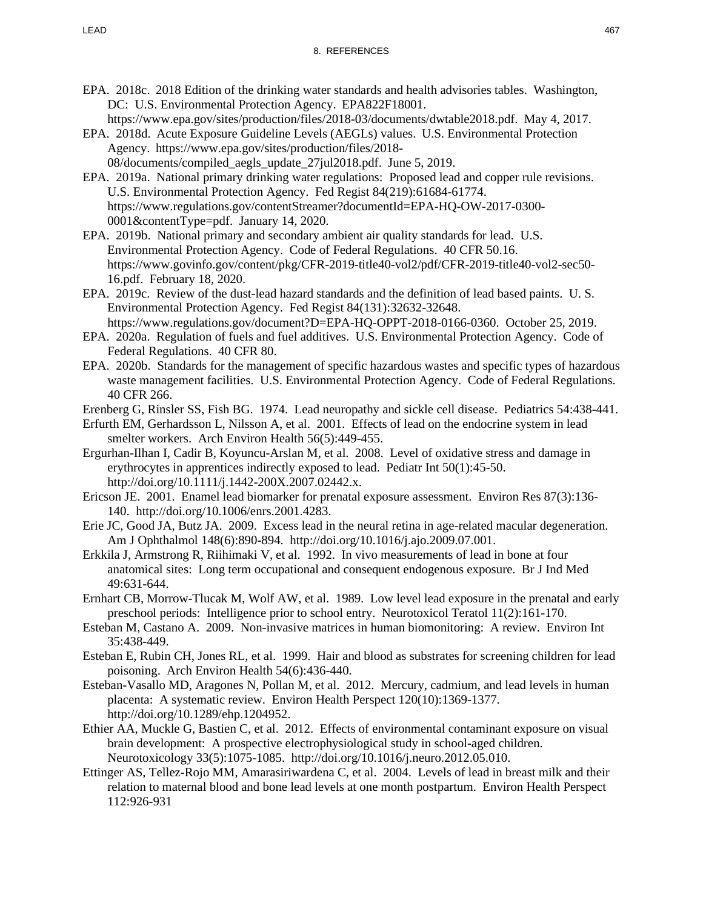EPA. 2018c. 2018 Edition of the drinking water standards and health advisories tables. Washington, DC: U.S. Environmental Protection Agency. EPA822F18001. https://www.epa.gov/sites/production/files/2018-03/documents/dwtable2018.pdf. May 4, 2017.

EPA. 2018d. Acute Exposure Guideline Levels (AEGLs) values. U.S. Environmental Protection Agency. https://www.epa.gov/sites/production/files/2018-08/documents/compiled_aegls_update_27jul2018.pdf. June 5, 2019.

EPA. 2019a. National primary drinking water regulations: Proposed lead and copper rule revisions. U.S. Environmental Protection Agency. Fed Regist 84(219):61684-61774. https://www.regulations.gov/contentStreamer?documentId=EPA-HQ-OW-2017-0300-0001&contentType=pdf. January 14, 2020.

EPA. 2019b. National primary and secondary ambient air quality standards for lead. U.S. Environmental Protection Agency. Code of Federal Regulations. 40 CFR 50.16. https://www.govinfo.gov/content/pkg/CFR-2019-title40-vol2/pdf/CFR-2019-title40-vol2-sec50-16.pdf. February 18, 2020.

EPA. 2019c. Review of the dust-lead hazard standards and the definition of lead based paints. U. S. Environmental Protection Agency. Fed Regist 84(131):32632-32648. https://www.regulations.gov/document?D=EPA-HQ-OPPT-2018-0166-0360. October 25, 2019.

EPA. 2020a. Regulation of fuels and fuel additives. U.S. Environmental Protection Agency. Code of Federal Regulations. 40 CFR 80.

EPA. 2020b. Standards for the management of specific hazardous wastes and specific types of hazardous waste management facilities. U.S. Environmental Protection Agency. Code of Federal Regulations. 40 CFR 266.

Erenberg G, Rinsler SS, Fish BG. 1974. Lead neuropathy and sickle cell disease. Pediatrics 54:438-441.

Erfurth EM, Gerhardsson L, Nilsson A, et al. 2001. Effects of lead on the endocrine system in lead smelter workers. Arch Environ Health 56(5):449-455.

Ergurhan-Ilhan I, Cadir B, Koyuncu-Arslan M, et al. 2008. Level of oxidative stress and damage in erythrocytes in apprentices indirectly exposed to lead. Pediatr Int 50(1):45-50. http://doi.org/10.1111/j.1442-200X.2007.02442.x.

Ericson JE. 2001. Enamel lead biomarker for prenatal exposure assessment. Environ Res 87(3):136-140. http://doi.org/10.1006/enrs.2001.4283.

Erie JC, Good JA, Butz JA. 2009. Excess lead in the neural retina in age-related macular degeneration. Am J Ophthalmol 148(6):890-894. http://doi.org/10.1016/j.ajo.2009.07.001.

Erkkila J, Armstrong R, Riihimaki V, et al. 1992. In vivo measurements of lead in bone at four anatomical sites: Long term occupational and consequent endogenous exposure. Br J Ind Med 49:631-644.

Ernhart CB, Morrow-Tlucak M, Wolf AW, et al. 1989. Low level lead exposure in the prenatal and early preschool periods: Intelligence prior to school entry. Neurotoxicol Teratol 11(2):161-170.

Esteban M, Castano A. 2009. Non-invasive matrices in human biomonitoring: A review. Environ Int 35:438-449.

Esteban E, Rubin CH, Jones RL, et al. 1999. Hair and blood as substrates for screening children for lead poisoning. Arch Environ Health 54(6):436-440.

Esteban-Vasallo MD, Aragones N, Pollan M, et al. 2012. Mercury, cadmium, and lead levels in human placenta: A systematic review. Environ Health Perspect 120(10):1369-1377. http://doi.org/10.1289/ehp.1204952.

Ethier AA, Muckle G, Bastien C, et al. 2012. Effects of environmental contaminant exposure on visual brain development: A prospective electrophysiological study in school-aged children. Neurotoxicology 33(5):1075-1085. http://doi.org/10.1016/j.neuro.2012.05.010.

Ettinger AS, Tellez-Rojo MM, Amarasiriwardena C, et al. 2004. Levels of lead in breast milk and their relation to maternal blood and bone lead levels at one month postpartum. Environ Health Perspect 112:926-931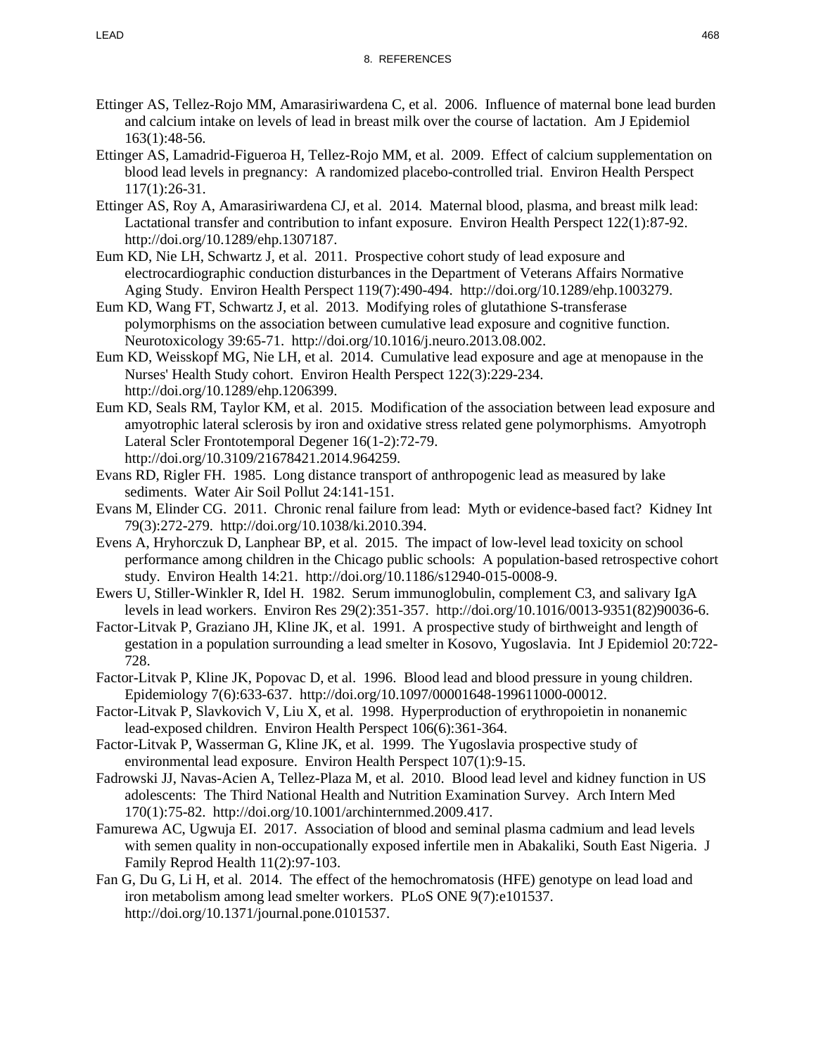Ettinger AS, Tellez-Rojo MM, Amarasiriwardena C, et al. 2006. Influence of maternal bone lead burden and calcium intake on levels of lead in breast milk over the course of lactation. Am J Epidemiol 163(1):48-56.

Ettinger AS, Lamadrid-Figueroa H, Tellez-Rojo MM, et al. 2009. Effect of calcium supplementation on blood lead levels in pregnancy: A randomized placebo-controlled trial. Environ Health Perspect 117(1):26-31.

Ettinger AS, Roy A, Amarasiriwardena CJ, et al. 2014. Maternal blood, plasma, and breast milk lead: Lactational transfer and contribution to infant exposure. Environ Health Perspect 122(1):87-92. http://doi.org/10.1289/ehp.1307187.

Eum KD, Nie LH, Schwartz J, et al. 2011. Prospective cohort study of lead exposure and electrocardiographic conduction disturbances in the Department of Veterans Affairs Normative Aging Study. Environ Health Perspect 119(7):490-494. http://doi.org/10.1289/ehp.1003279.

Eum KD, Wang FT, Schwartz J, et al. 2013. Modifying roles of glutathione S-transferase polymorphisms on the association between cumulative lead exposure and cognitive function. Neurotoxicology 39:65-71. http://doi.org/10.1016/j.neuro.2013.08.002.

Eum KD, Weisskopf MG, Nie LH, et al. 2014. Cumulative lead exposure and age at menopause in the Nurses' Health Study cohort. Environ Health Perspect 122(3):229-234. http://doi.org/10.1289/ehp.1206399.

Eum KD, Seals RM, Taylor KM, et al. 2015. Modification of the association between lead exposure and amyotrophic lateral sclerosis by iron and oxidative stress related gene polymorphisms. Amyotroph Lateral Scler Frontotemporal Degener 16(1-2):72-79. http://doi.org/10.3109/21678421.2014.964259.

Evans RD, Rigler FH. 1985. Long distance transport of anthropogenic lead as measured by lake sediments. Water Air Soil Pollut 24:141-151.

Evans M, Elinder CG. 2011. Chronic renal failure from lead: Myth or evidence-based fact? Kidney Int 79(3):272-279. http://doi.org/10.1038/ki.2010.394.

Evens A, Hryhorczuk D, Lanphear BP, et al. 2015. The impact of low-level lead toxicity on school performance among children in the Chicago public schools: A population-based retrospective cohort study. Environ Health 14:21. http://doi.org/10.1186/s12940-015-0008-9.

Ewers U, Stiller-Winkler R, Idel H. 1982. Serum immunoglobulin, complement C3, and salivary IgA levels in lead workers. Environ Res 29(2):351-357. http://doi.org/10.1016/0013-9351(82)90036-6.

Factor-Litvak P, Graziano JH, Kline JK, et al. 1991. A prospective study of birthweight and length of gestation in a population surrounding a lead smelter in Kosovo, Yugoslavia. Int J Epidemiol 20:722-728.

Factor-Litvak P, Kline JK, Popovac D, et al. 1996. Blood lead and blood pressure in young children. Epidemiology 7(6):633-637. http://doi.org/10.1097/00001648-199611000-00012.

Factor-Litvak P, Slavkovich V, Liu X, et al. 1998. Hyperproduction of erythropoietin in nonanemic lead-exposed children. Environ Health Perspect 106(6):361-364.

Factor-Litvak P, Wasserman G, Kline JK, et al. 1999. The Yugoslavia prospective study of environmental lead exposure. Environ Health Perspect 107(1):9-15.

Fadrowski JJ, Navas-Acien A, Tellez-Plaza M, et al. 2010. Blood lead level and kidney function in US adolescents: The Third National Health and Nutrition Examination Survey. Arch Intern Med 170(1):75-82. http://doi.org/10.1001/archinternmed.2009.417.

Famurewa AC, Ugwuja EI. 2017. Association of blood and seminal plasma cadmium and lead levels with semen quality in non-occupationally exposed infertile men in Abakaliki, South East Nigeria. J Family Reprod Health 11(2):97-103.

Fan G, Du G, Li H, et al. 2014. The effect of the hemochromatosis (HFE) genotype on lead load and iron metabolism among lead smelter workers. PLoS ONE 9(7):e101537. http://doi.org/10.1371/journal.pone.0101537.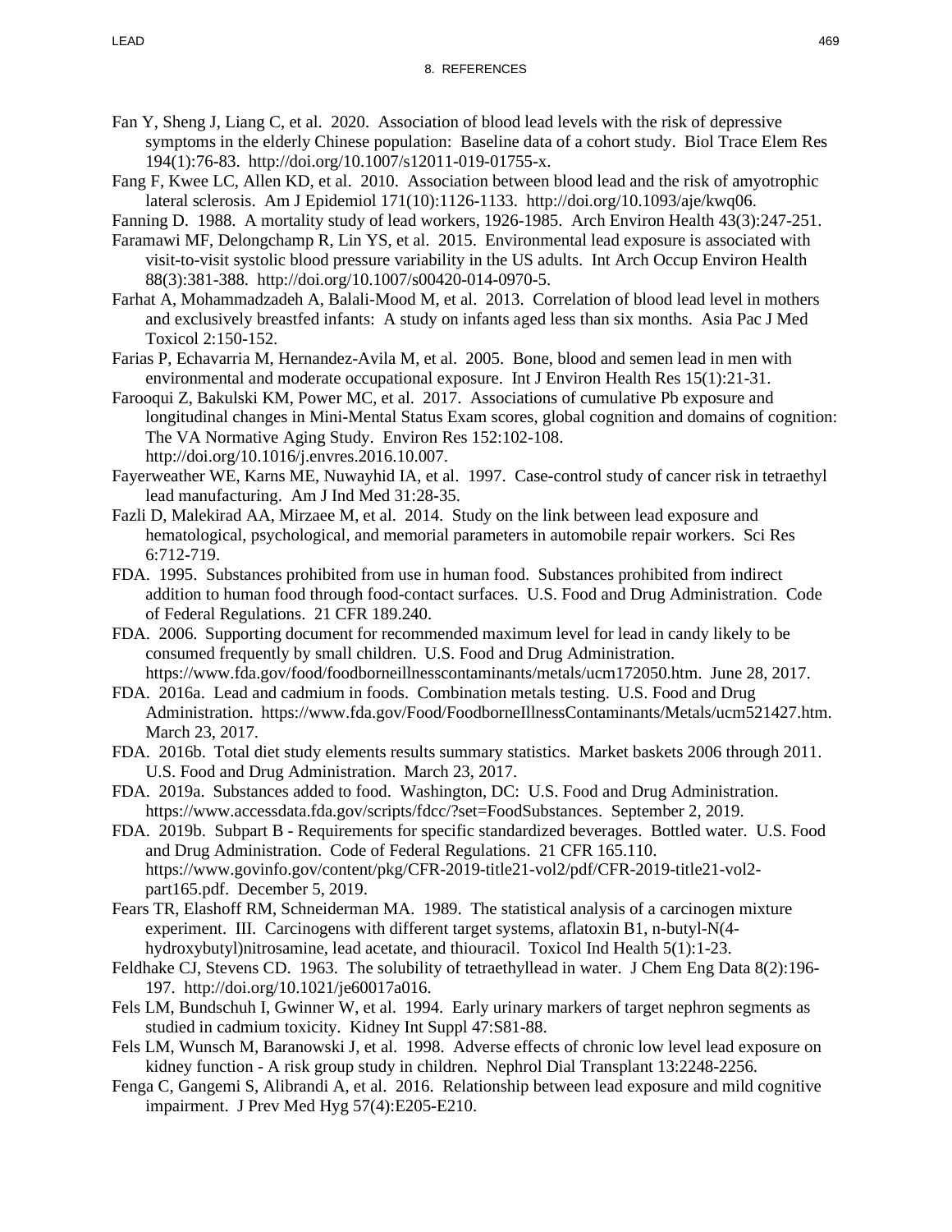## 8. REFERENCES

Fan Y, Sheng J, Liang C, et al. 2020. Association of blood lead levels with the risk of depressive symptoms in the elderly Chinese population: Baseline data of a cohort study. Biol Trace Elem Res 194(1):76-83. http://doi.org/10.1007/s12011-019-01755-x.

Fang F, Kwee LC, Allen KD, et al. 2010. Association between blood lead and the risk of amyotrophic lateral sclerosis. Am J Epidemiol 171(10):1126-1133. http://doi.org/10.1093/aje/kwq06.

Fanning D. 1988. A mortality study of lead workers, 1926-1985. Arch Environ Health 43(3):247-251.

Faramawi MF, Delongchamp R, Lin YS, et al. 2015. Environmental lead exposure is associated with visit-to-visit systolic blood pressure variability in the US adults. Int Arch Occup Environ Health 88(3):381-388. http://doi.org/10.1007/s00420-014-0970-5.

Farhat A, Mohammadzadeh A, Balali-Mood M, et al. 2013. Correlation of blood lead level in mothers and exclusively breastfed infants: A study on infants aged less than six months. Asia Pac J Med Toxicol 2:150-152.

Farias P, Echavarria M, Hernandez-Avila M, et al. 2005. Bone, blood and semen lead in men with environmental and moderate occupational exposure. Int J Environ Health Res 15(1):21-31.

Farooqui Z, Bakulski KM, Power MC, et al. 2017. Associations of cumulative Pb exposure and longitudinal changes in Mini-Mental Status Exam scores, global cognition and domains of cognition: The VA Normative Aging Study. Environ Res 152:102-108. http://doi.org/10.1016/j.envres.2016.10.007.

Fayerweather WE, Karns ME, Nuwayhid IA, et al. 1997. Case-control study of cancer risk in tetraethyl lead manufacturing. Am J Ind Med 31:28-35.

Fazli D, Malekirad AA, Mirzaee M, et al. 2014. Study on the link between lead exposure and hematological, psychological, and memorial parameters in automobile repair workers. Sci Res 6:712-719.

FDA. 1995. Substances prohibited from use in human food. Substances prohibited from indirect addition to human food through food-contact surfaces. U.S. Food and Drug Administration. Code of Federal Regulations. 21 CFR 189.240.

FDA. 2006. Supporting document for recommended maximum level for lead in candy likely to be consumed frequently by small children. U.S. Food and Drug Administration. https://www.fda.gov/food/foodborneillnesscontaminants/metals/ucm172050.htm. June 28, 2017.

FDA. 2016a. Lead and cadmium in foods. Combination metals testing. U.S. Food and Drug Administration. https://www.fda.gov/Food/FoodborneIllnessContaminants/Metals/ucm521427.htm. March 23, 2017.

FDA. 2016b. Total diet study elements results summary statistics. Market baskets 2006 through 2011. U.S. Food and Drug Administration. March 23, 2017.

FDA. 2019a. Substances added to food. Washington, DC: U.S. Food and Drug Administration. https://www.accessdata.fda.gov/scripts/fdcc/?set=FoodSubstances. September 2, 2019.

FDA. 2019b. Subpart B - Requirements for specific standardized beverages. Bottled water. U.S. Food and Drug Administration. Code of Federal Regulations. 21 CFR 165.110. https://www.govinfo.gov/content/pkg/CFR-2019-title21-vol2/pdf/CFR-2019-title21-vol2-part165.pdf. December 5, 2019.

Fears TR, Elashoff RM, Schneiderman MA. 1989. The statistical analysis of a carcinogen mixture experiment. III. Carcinogens with different target systems, aflatoxin B1, n-butyl-N(4-hydroxybutyl)nitrosamine, lead acetate, and thiouracil. Toxicol Ind Health 5(1):1-23.

Feldhake CJ, Stevens CD. 1963. The solubility of tetraethyllead in water. J Chem Eng Data 8(2):196-197. http://doi.org/10.1021/je60017a016.

Fels LM, Bundschuh I, Gwinner W, et al. 1994. Early urinary markers of target nephron segments as studied in cadmium toxicity. Kidney Int Suppl 47:S81-88.

Fels LM, Wunsch M, Baranowski J, et al. 1998. Adverse effects of chronic low level lead exposure on kidney function - A risk group study in children. Nephrol Dial Transplant 13:2248-2256.

Fenga C, Gangemi S, Alibrandi A, et al. 2016. Relationship between lead exposure and mild cognitive impairment. J Prev Med Hyg 57(4):E205-E210.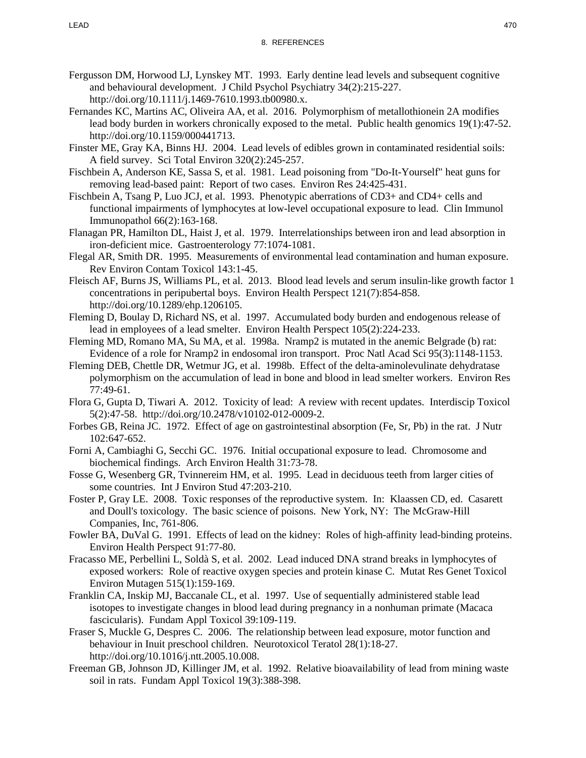Fergusson DM, Horwood LJ, Lynskey MT. 1993. Early dentine lead levels and subsequent cognitive and behavioural development. J Child Psychol Psychiatry 34(2):215-227. http://doi.org/10.1111/j.1469-7610.1993.tb00980.x.

Fernandes KC, Martins AC, Oliveira AA, et al. 2016. Polymorphism of metallothionein 2A modifies lead body burden in workers chronically exposed to the metal. Public health genomics 19(1):47-52. http://doi.org/10.1159/000441713.

Finster ME, Gray KA, Binns HJ. 2004. Lead levels of edibles grown in contaminated residential soils: A field survey. Sci Total Environ 320(2):245-257.

Fischbein A, Anderson KE, Sassa S, et al. 1981. Lead poisoning from "Do-It-Yourself" heat guns for removing lead-based paint: Report of two cases. Environ Res 24:425-431.

Fischbein A, Tsang P, Luo JCJ, et al. 1993. Phenotypic aberrations of CD3+ and CD4+ cells and functional impairments of lymphocytes at low-level occupational exposure to lead. Clin Immunol Immunopathol 66(2):163-168.

Flanagan PR, Hamilton DL, Haist J, et al. 1979. Interrelationships between iron and lead absorption in iron-deficient mice. Gastroenterology 77:1074-1081.

Flegal AR, Smith DR. 1995. Measurements of environmental lead contamination and human exposure. Rev Environ Contam Toxicol 143:1-45.

Fleisch AF, Burns JS, Williams PL, et al. 2013. Blood lead levels and serum insulin-like growth factor 1 concentrations in peripubertal boys. Environ Health Perspect 121(7):854-858. http://doi.org/10.1289/ehp.1206105.

Fleming D, Boulay D, Richard NS, et al. 1997. Accumulated body burden and endogenous release of lead in employees of a lead smelter. Environ Health Perspect 105(2):224-233.

Fleming MD, Romano MA, Su MA, et al. 1998a. Nramp2 is mutated in the anemic Belgrade (b) rat: Evidence of a role for Nramp2 in endosomal iron transport. Proc Natl Acad Sci 95(3):1148-1153.

Fleming DEB, Chettle DR, Wetmur JG, et al. 1998b. Effect of the delta-aminolevulinate dehydratase polymorphism on the accumulation of lead in bone and blood in lead smelter workers. Environ Res 77:49-61.

Flora G, Gupta D, Tiwari A. 2012. Toxicity of lead: A review with recent updates. Interdiscip Toxicol 5(2):47-58. http://doi.org/10.2478/v10102-012-0009-2.

Forbes GB, Reina JC. 1972. Effect of age on gastrointestinal absorption (Fe, Sr, Pb) in the rat. J Nutr 102:647-652.

Forni A, Cambiaghi G, Secchi GC. 1976. Initial occupational exposure to lead. Chromosome and biochemical findings. Arch Environ Health 31:73-78.

Fosse G, Wesenberg GR, Tvinnereim HM, et al. 1995. Lead in deciduous teeth from larger cities of some countries. Int J Environ Stud 47:203-210.

Foster P, Gray LE. 2008. Toxic responses of the reproductive system. In: Klaassen CD, ed. Casarett and Doull's toxicology. The basic science of poisons. New York, NY: The McGraw-Hill Companies, Inc, 761-806.

Fowler BA, DuVal G. 1991. Effects of lead on the kidney: Roles of high-affinity lead-binding proteins. Environ Health Perspect 91:77-80.

Fracasso ME, Perbellini L, Soldà S, et al. 2002. Lead induced DNA strand breaks in lymphocytes of exposed workers: Role of reactive oxygen species and protein kinase C. Mutat Res Genet Toxicol Environ Mutagen 515(1):159-169.

Franklin CA, Inskip MJ, Baccanale CL, et al. 1997. Use of sequentially administered stable lead isotopes to investigate changes in blood lead during pregnancy in a nonhuman primate (Macaca fascicularis). Fundam Appl Toxicol 39:109-119.

Fraser S, Muckle G, Despres C. 2006. The relationship between lead exposure, motor function and behaviour in Inuit preschool children. Neurotoxicol Teratol 28(1):18-27. http://doi.org/10.1016/j.ntt.2005.10.008.

Freeman GB, Johnson JD, Killinger JM, et al. 1992. Relative bioavailability of lead from mining waste soil in rats. Fundam Appl Toxicol 19(3):388-398.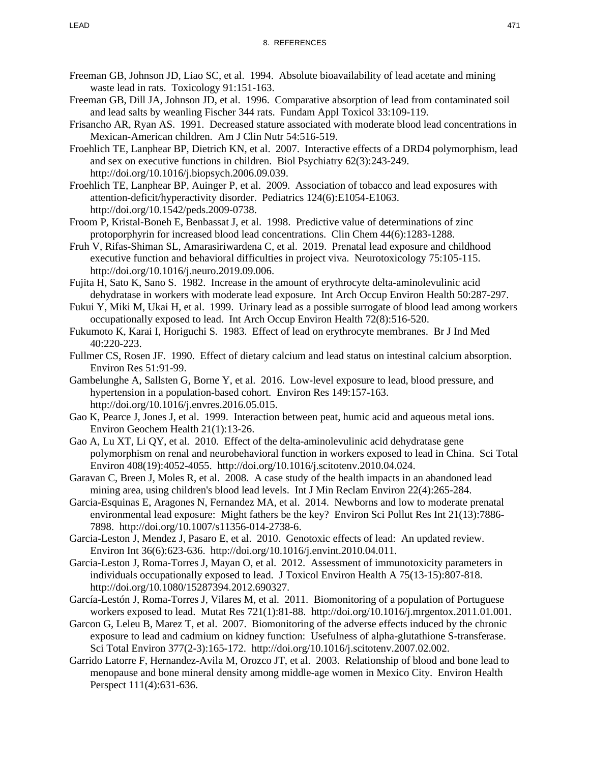Freeman GB, Johnson JD, Liao SC, et al. 1994. Absolute bioavailability of lead acetate and mining waste lead in rats. Toxicology 91:151-163.

Freeman GB, Dill JA, Johnson JD, et al. 1996. Comparative absorption of lead from contaminated soil and lead salts by weanling Fischer 344 rats. Fundam Appl Toxicol 33:109-119.

Frisancho AR, Ryan AS. 1991. Decreased stature associated with moderate blood lead concentrations in Mexican-American children. Am J Clin Nutr 54:516-519.

Froehlich TE, Lanphear BP, Dietrich KN, et al. 2007. Interactive effects of a DRD4 polymorphism, lead and sex on executive functions in children. Biol Psychiatry 62(3):243-249. http://doi.org/10.1016/j.biopsych.2006.09.039.

Froehlich TE, Lanphear BP, Auinger P, et al. 2009. Association of tobacco and lead exposures with attention-deficit/hyperactivity disorder. Pediatrics 124(6):E1054-E1063. http://doi.org/10.1542/peds.2009-0738.

Froom P, Kristal-Boneh E, Benbassat J, et al. 1998. Predictive value of determinations of zinc protoporphyrin for increased blood lead concentrations. Clin Chem 44(6):1283-1288.

Fruh V, Rifas-Shiman SL, Amarasiriwardena C, et al. 2019. Prenatal lead exposure and childhood executive function and behavioral difficulties in project viva. Neurotoxicology 75:105-115. http://doi.org/10.1016/j.neuro.2019.09.006.

Fujita H, Sato K, Sano S. 1982. Increase in the amount of erythrocyte delta-aminolevulinic acid dehydratase in workers with moderate lead exposure. Int Arch Occup Environ Health 50:287-297.

Fukui Y, Miki M, Ukai H, et al. 1999. Urinary lead as a possible surrogate of blood lead among workers occupationally exposed to lead. Int Arch Occup Environ Health 72(8):516-520.

Fukumoto K, Karai I, Horiguchi S. 1983. Effect of lead on erythrocyte membranes. Br J Ind Med 40:220-223.

Fullmer CS, Rosen JF. 1990. Effect of dietary calcium and lead status on intestinal calcium absorption. Environ Res 51:91-99.

Gambelunghe A, Sallsten G, Borne Y, et al. 2016. Low-level exposure to lead, blood pressure, and hypertension in a population-based cohort. Environ Res 149:157-163. http://doi.org/10.1016/j.envres.2016.05.015.

Gao K, Pearce J, Jones J, et al. 1999. Interaction between peat, humic acid and aqueous metal ions. Environ Geochem Health 21(1):13-26.

Gao A, Lu XT, Li QY, et al. 2010. Effect of the delta-aminolevulinic acid dehydratase gene polymorphism on renal and neurobehavioral function in workers exposed to lead in China. Sci Total Environ 408(19):4052-4055. http://doi.org/10.1016/j.scitotenv.2010.04.024.

Garavan C, Breen J, Moles R, et al. 2008. A case study of the health impacts in an abandoned lead mining area, using children's blood lead levels. Int J Min Reclam Environ 22(4):265-284.

Garcia-Esquinas E, Aragones N, Fernandez MA, et al. 2014. Newborns and low to moderate prenatal environmental lead exposure: Might fathers be the key? Environ Sci Pollut Res Int 21(13):7886-7898. http://doi.org/10.1007/s11356-014-2738-6.

Garcia-Leston J, Mendez J, Pasaro E, et al. 2010. Genotoxic effects of lead: An updated review. Environ Int 36(6):623-636. http://doi.org/10.1016/j.envint.2010.04.011.

Garcia-Leston J, Roma-Torres J, Mayan O, et al. 2012. Assessment of immunotoxicity parameters in individuals occupationally exposed to lead. J Toxicol Environ Health A 75(13-15):807-818. http://doi.org/10.1080/15287394.2012.690327.

García-Lestón J, Roma-Torres J, Vilares M, et al. 2011. Biomonitoring of a population of Portuguese workers exposed to lead. Mutat Res 721(1):81-88. http://doi.org/10.1016/j.mrgentox.2011.01.001.

Garcon G, Leleu B, Marez T, et al. 2007. Biomonitoring of the adverse effects induced by the chronic exposure to lead and cadmium on kidney function: Usefulness of alpha-glutathione S-transferase. Sci Total Environ 377(2-3):165-172. http://doi.org/10.1016/j.scitotenv.2007.02.002.

Garrido Latorre F, Hernandez-Avila M, Orozco JT, et al. 2003. Relationship of blood and bone lead to menopause and bone mineral density among middle-age women in Mexico City. Environ Health Perspect 111(4):631-636.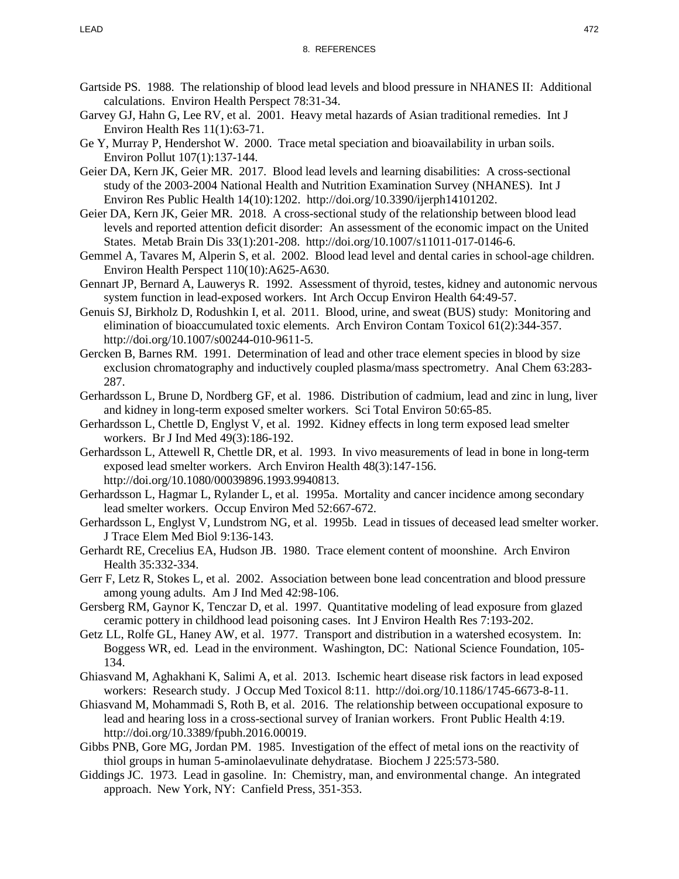# 8. REFERENCES

Gartside PS. 1988. The relationship of blood lead levels and blood pressure in NHANES II: Additional calculations. Environ Health Perspect 78:31-34.

Garvey GJ, Hahn G, Lee RV, et al. 2001. Heavy metal hazards of Asian traditional remedies. Int J Environ Health Res 11(1):63-71.

Ge Y, Murray P, Hendershot W. 2000. Trace metal speciation and bioavailability in urban soils. Environ Pollut 107(1):137-144.

Geier DA, Kern JK, Geier MR. 2017. Blood lead levels and learning disabilities: A cross-sectional study of the 2003-2004 National Health and Nutrition Examination Survey (NHANES). Int J Environ Res Public Health 14(10):1202. http://doi.org/10.3390/ijerph14101202.

Geier DA, Kern JK, Geier MR. 2018. A cross-sectional study of the relationship between blood lead levels and reported attention deficit disorder: An assessment of the economic impact on the United States. Metab Brain Dis 33(1):201-208. http://doi.org/10.1007/s11011-017-0146-6.

Gemmel A, Tavares M, Alperin S, et al. 2002. Blood lead level and dental caries in school-age children. Environ Health Perspect 110(10):A625-A630.

Gennart JP, Bernard A, Lauwerys R. 1992. Assessment of thyroid, testes, kidney and autonomic nervous system function in lead-exposed workers. Int Arch Occup Environ Health 64:49-57.

Genuis SJ, Birkholz D, Rodushkin I, et al. 2011. Blood, urine, and sweat (BUS) study: Monitoring and elimination of bioaccumulated toxic elements. Arch Environ Contam Toxicol 61(2):344-357. http://doi.org/10.1007/s00244-010-9611-5.

Gercken B, Barnes RM. 1991. Determination of lead and other trace element species in blood by size exclusion chromatography and inductively coupled plasma/mass spectrometry. Anal Chem 63:283-287.

Gerhardsson L, Brune D, Nordberg GF, et al. 1986. Distribution of cadmium, lead and zinc in lung, liver and kidney in long-term exposed smelter workers. Sci Total Environ 50:65-85.

Gerhardsson L, Chettle D, Englyst V, et al. 1992. Kidney effects in long term exposed lead smelter workers. Br J Ind Med 49(3):186-192.

Gerhardsson L, Attewell R, Chettle DR, et al. 1993. In vivo measurements of lead in bone in long-term exposed lead smelter workers. Arch Environ Health 48(3):147-156. http://doi.org/10.1080/00039896.1993.9940813.

Gerhardsson L, Hagmar L, Rylander L, et al. 1995a. Mortality and cancer incidence among secondary lead smelter workers. Occup Environ Med 52:667-672.

Gerhardsson L, Englyst V, Lundstrom NG, et al. 1995b. Lead in tissues of deceased lead smelter worker. J Trace Elem Med Biol 9:136-143.

Gerhardt RE, Crecelius EA, Hudson JB. 1980. Trace element content of moonshine. Arch Environ Health 35:332-334.

Gerr F, Letz R, Stokes L, et al. 2002. Association between bone lead concentration and blood pressure among young adults. Am J Ind Med 42:98-106.

Gersberg RM, Gaynor K, Tenczar D, et al. 1997. Quantitative modeling of lead exposure from glazed ceramic pottery in childhood lead poisoning cases. Int J Environ Health Res 7:193-202.

Getz LL, Rolfe GL, Haney AW, et al. 1977. Transport and distribution in a watershed ecosystem. In: Boggess WR, ed. Lead in the environment. Washington, DC: National Science Foundation, 105-134.

Ghiasvand M, Aghakhani K, Salimi A, et al. 2013. Ischemic heart disease risk factors in lead exposed workers: Research study. J Occup Med Toxicol 8:11. http://doi.org/10.1186/1745-6673-8-11.

Ghiasvand M, Mohammadi S, Roth B, et al. 2016. The relationship between occupational exposure to lead and hearing loss in a cross-sectional survey of Iranian workers. Front Public Health 4:19. http://doi.org/10.3389/fpubh.2016.00019.

Gibbs PNB, Gore MG, Jordan PM. 1985. Investigation of the effect of metal ions on the reactivity of thiol groups in human 5-aminolaevulinate dehydratase. Biochem J 225:573-580.

Giddings JC. 1973. Lead in gasoline. In: Chemistry, man, and environmental change. An integrated approach. New York, NY: Canfield Press, 351-353.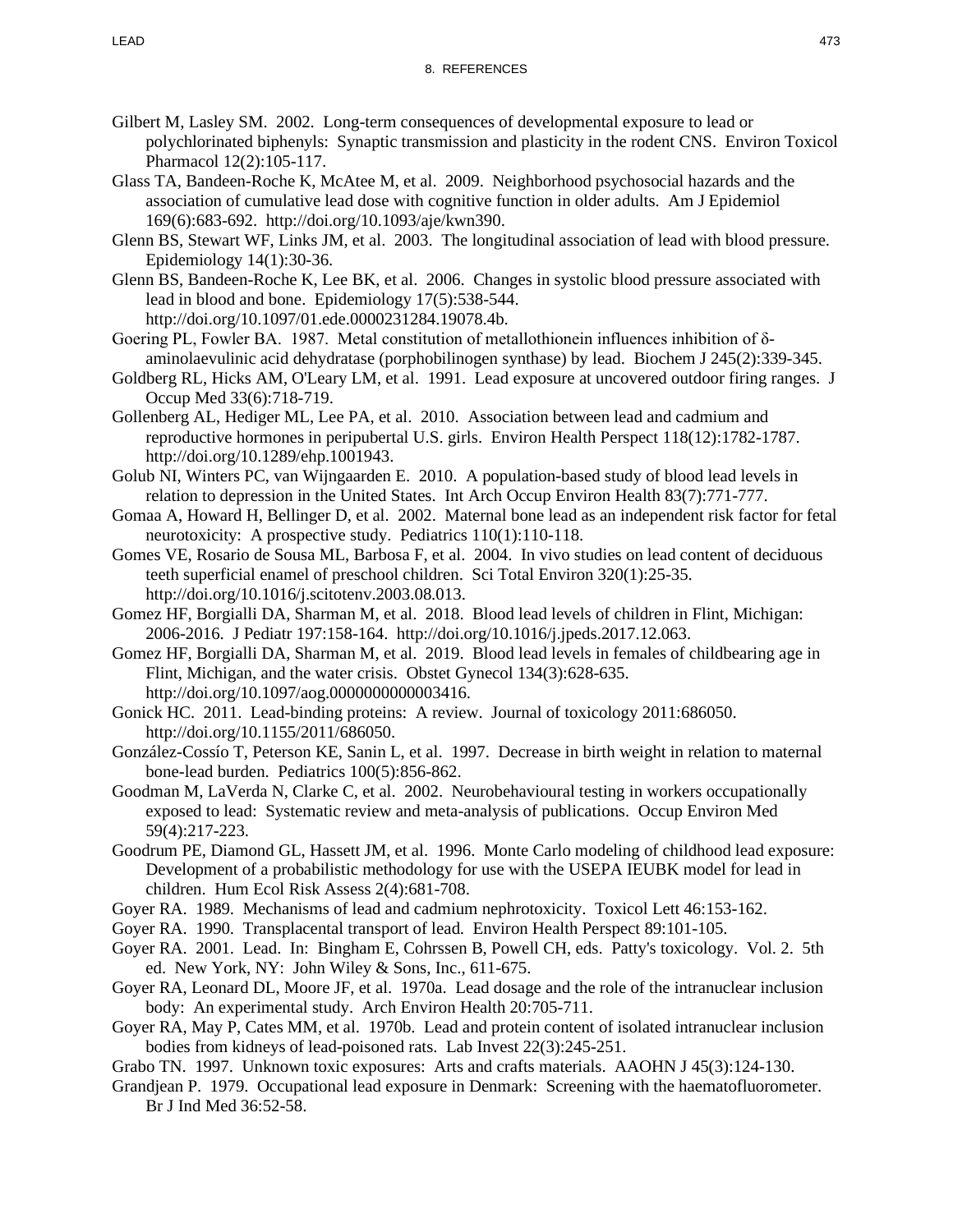## 8. REFERENCES

Gilbert M, Lasley SM. 2002. Long-term consequences of developmental exposure to lead or polychlorinated biphenyls: Synaptic transmission and plasticity in the rodent CNS. Environ Toxicol Pharmacol 12(2):105-117.

Glass TA, Bandeen-Roche K, McAtee M, et al. 2009. Neighborhood psychosocial hazards and the association of cumulative lead dose with cognitive function in older adults. Am J Epidemiol 169(6):683-692. http://doi.org/10.1093/aje/kwn390.

Glenn BS, Stewart WF, Links JM, et al. 2003. The longitudinal association of lead with blood pressure. Epidemiology 14(1):30-36.

Glenn BS, Bandeen-Roche K, Lee BK, et al. 2006. Changes in systolic blood pressure associated with lead in blood and bone. Epidemiology 17(5):538-544. http://doi.org/10.1097/01.ede.0000231284.19078.4b.

Goering PL, Fowler BA. 1987. Metal constitution of metallothionein influences inhibition of δ-aminolaevulinic acid dehydratase (porphobilinogen synthase) by lead. Biochem J 245(2):339-345.

Goldberg RL, Hicks AM, O'Leary LM, et al. 1991. Lead exposure at uncovered outdoor firing ranges. J Occup Med 33(6):718-719.

Gollenberg AL, Hediger ML, Lee PA, et al. 2010. Association between lead and cadmium and reproductive hormones in peripubertal U.S. girls. Environ Health Perspect 118(12):1782-1787. http://doi.org/10.1289/ehp.1001943.

Golub NI, Winters PC, van Wijngaarden E. 2010. A population-based study of blood lead levels in relation to depression in the United States. Int Arch Occup Environ Health 83(7):771-777.

Gomaa A, Howard H, Bellinger D, et al. 2002. Maternal bone lead as an independent risk factor for fetal neurotoxicity: A prospective study. Pediatrics 110(1):110-118.

Gomes VE, Rosario de Sousa ML, Barbosa F, et al. 2004. In vivo studies on lead content of deciduous teeth superficial enamel of preschool children. Sci Total Environ 320(1):25-35. http://doi.org/10.1016/j.scitotenv.2003.08.013.

Gomez HF, Borgialli DA, Sharman M, et al. 2018. Blood lead levels of children in Flint, Michigan: 2006-2016. J Pediatr 197:158-164. http://doi.org/10.1016/j.jpeds.2017.12.063.

Gomez HF, Borgialli DA, Sharman M, et al. 2019. Blood lead levels in females of childbearing age in Flint, Michigan, and the water crisis. Obstet Gynecol 134(3):628-635. http://doi.org/10.1097/aog.0000000000003416.

Gonick HC. 2011. Lead-binding proteins: A review. Journal of toxicology 2011:686050. http://doi.org/10.1155/2011/686050.

González-Cossío T, Peterson KE, Sanin L, et al. 1997. Decrease in birth weight in relation to maternal bone-lead burden. Pediatrics 100(5):856-862.

Goodman M, LaVerda N, Clarke C, et al. 2002. Neurobehavioural testing in workers occupationally exposed to lead: Systematic review and meta-analysis of publications. Occup Environ Med 59(4):217-223.

Goodrum PE, Diamond GL, Hassett JM, et al. 1996. Monte Carlo modeling of childhood lead exposure: Development of a probabilistic methodology for use with the USEPA IEUBK model for lead in children. Hum Ecol Risk Assess 2(4):681-708.

Goyer RA. 1989. Mechanisms of lead and cadmium nephrotoxicity. Toxicol Lett 46:153-162.

Goyer RA. 1990. Transplacental transport of lead. Environ Health Perspect 89:101-105.

Goyer RA. 2001. Lead. In: Bingham E, Cohrssen B, Powell CH, eds. Patty's toxicology. Vol. 2. 5th ed. New York, NY: John Wiley & Sons, Inc., 611-675.

Goyer RA, Leonard DL, Moore JF, et al. 1970a. Lead dosage and the role of the intranuclear inclusion body: An experimental study. Arch Environ Health 20:705-711.

Goyer RA, May P, Cates MM, et al. 1970b. Lead and protein content of isolated intranuclear inclusion bodies from kidneys of lead-poisoned rats. Lab Invest 22(3):245-251.

Grabo TN. 1997. Unknown toxic exposures: Arts and crafts materials. AAOHN J 45(3):124-130.

Grandjean P. 1979. Occupational lead exposure in Denmark: Screening with the haematofluorometer. Br J Ind Med 36:52-58.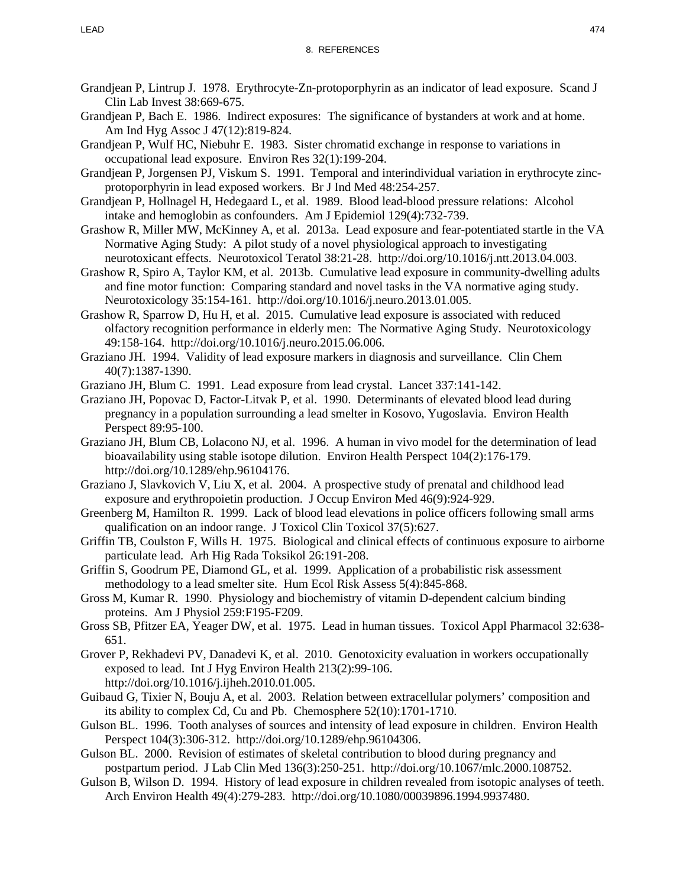Grandjean P, Lintrup J. 1978. Erythrocyte-Zn-protoporphyrin as an indicator of lead exposure. Scand J Clin Lab Invest 38:669-675.

Grandjean P, Bach E. 1986. Indirect exposures: The significance of bystanders at work and at home. Am Ind Hyg Assoc J 47(12):819-824.

Grandjean P, Wulf HC, Niebuhr E. 1983. Sister chromatid exchange in response to variations in occupational lead exposure. Environ Res 32(1):199-204.

Grandjean P, Jorgensen PJ, Viskum S. 1991. Temporal and interindividual variation in erythrocyte zinc-protoporphyrin in lead exposed workers. Br J Ind Med 48:254-257.

Grandjean P, Hollnagel H, Hedegaard L, et al. 1989. Blood lead-blood pressure relations: Alcohol intake and hemoglobin as confounders. Am J Epidemiol 129(4):732-739.

Grashow R, Miller MW, McKinney A, et al. 2013a. Lead exposure and fear-potentiated startle in the VA Normative Aging Study: A pilot study of a novel physiological approach to investigating neurotoxicant effects. Neurotoxicol Teratol 38:21-28. http://doi.org/10.1016/j.ntt.2013.04.003.

Grashow R, Spiro A, Taylor KM, et al. 2013b. Cumulative lead exposure in community-dwelling adults and fine motor function: Comparing standard and novel tasks in the VA normative aging study. Neurotoxicology 35:154-161. http://doi.org/10.1016/j.neuro.2013.01.005.

Grashow R, Sparrow D, Hu H, et al. 2015. Cumulative lead exposure is associated with reduced olfactory recognition performance in elderly men: The Normative Aging Study. Neurotoxicology 49:158-164. http://doi.org/10.1016/j.neuro.2015.06.006.

Graziano JH. 1994. Validity of lead exposure markers in diagnosis and surveillance. Clin Chem 40(7):1387-1390.

Graziano JH, Blum C. 1991. Lead exposure from lead crystal. Lancet 337:141-142.

Graziano JH, Popovac D, Factor-Litvak P, et al. 1990. Determinants of elevated blood lead during pregnancy in a population surrounding a lead smelter in Kosovo, Yugoslavia. Environ Health Perspect 89:95-100.

Graziano JH, Blum CB, Lolacono NJ, et al. 1996. A human in vivo model for the determination of lead bioavailability using stable isotope dilution. Environ Health Perspect 104(2):176-179. http://doi.org/10.1289/ehp.96104176.

Graziano J, Slavkovich V, Liu X, et al. 2004. A prospective study of prenatal and childhood lead exposure and erythropoietin production. J Occup Environ Med 46(9):924-929.

Greenberg M, Hamilton R. 1999. Lack of blood lead elevations in police officers following small arms qualification on an indoor range. J Toxicol Clin Toxicol 37(5):627.

Griffin TB, Coulston F, Wills H. 1975. Biological and clinical effects of continuous exposure to airborne particulate lead. Arh Hig Rada Toksikol 26:191-208.

Griffin S, Goodrum PE, Diamond GL, et al. 1999. Application of a probabilistic risk assessment methodology to a lead smelter site. Hum Ecol Risk Assess 5(4):845-868.

Gross M, Kumar R. 1990. Physiology and biochemistry of vitamin D-dependent calcium binding proteins. Am J Physiol 259:F195-F209.

Gross SB, Pfitzer EA, Yeager DW, et al. 1975. Lead in human tissues. Toxicol Appl Pharmacol 32:638-651.

Grover P, Rekhadevi PV, Danadevi K, et al. 2010. Genotoxicity evaluation in workers occupationally exposed to lead. Int J Hyg Environ Health 213(2):99-106. http://doi.org/10.1016/j.ijheh.2010.01.005.

Guibaud G, Tixier N, Bouju A, et al. 2003. Relation between extracellular polymers' composition and its ability to complex Cd, Cu and Pb. Chemosphere 52(10):1701-1710.

Gulson BL. 1996. Tooth analyses of sources and intensity of lead exposure in children. Environ Health Perspect 104(3):306-312. http://doi.org/10.1289/ehp.96104306.

Gulson BL. 2000. Revision of estimates of skeletal contribution to blood during pregnancy and postpartum period. J Lab Clin Med 136(3):250-251. http://doi.org/10.1067/mlc.2000.108752.

Gulson B, Wilson D. 1994. History of lead exposure in children revealed from isotopic analyses of teeth. Arch Environ Health 49(4):279-283. http://doi.org/10.1080/00039896.1994.9937480.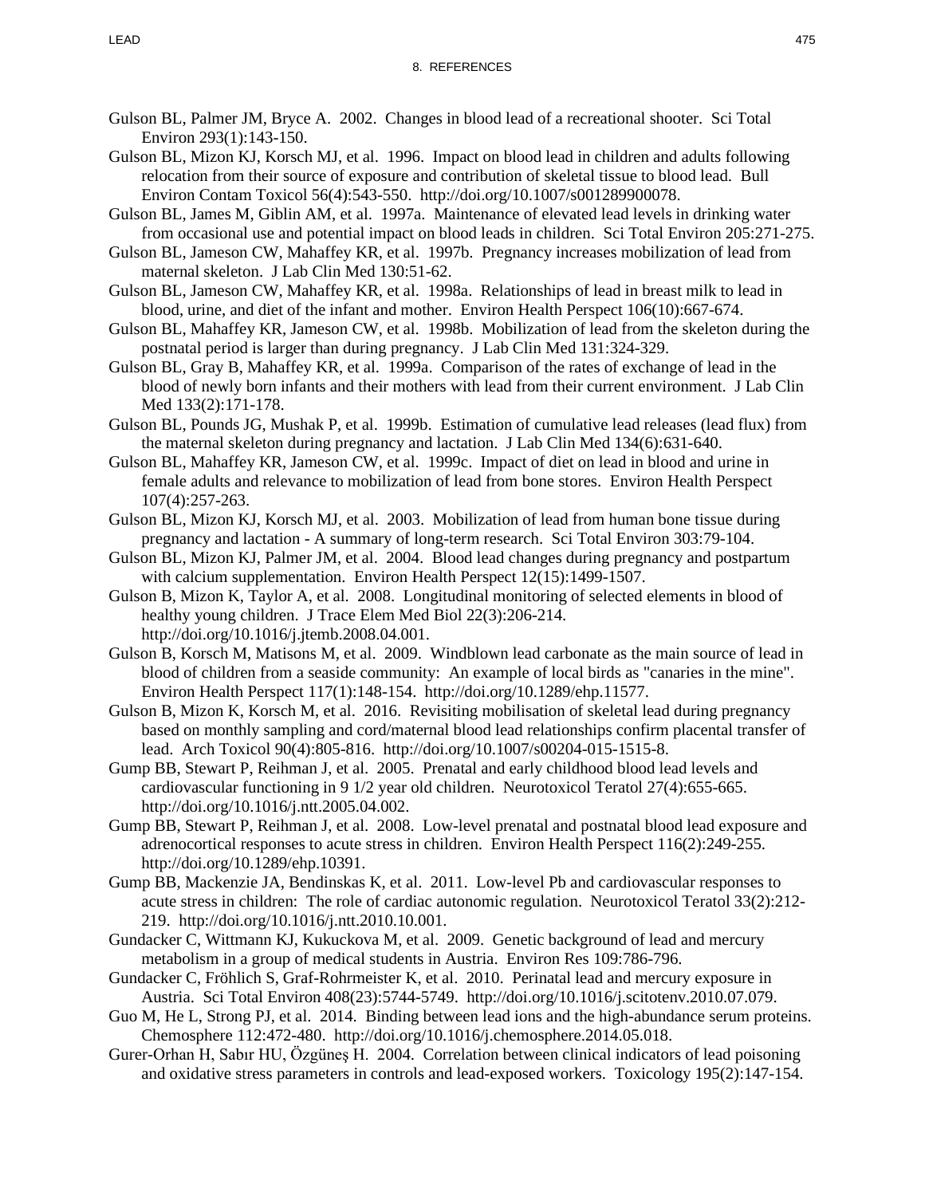## 8. REFERENCES

Gulson BL, Palmer JM, Bryce A. 2002. Changes in blood lead of a recreational shooter. Sci Total Environ 293(1):143-150.

Gulson BL, Mizon KJ, Korsch MJ, et al. 1996. Impact on blood lead in children and adults following relocation from their source of exposure and contribution of skeletal tissue to blood lead. Bull Environ Contam Toxicol 56(4):543-550. http://doi.org/10.1007/s001289900078.

Gulson BL, James M, Giblin AM, et al. 1997a. Maintenance of elevated lead levels in drinking water from occasional use and potential impact on blood leads in children. Sci Total Environ 205:271-275.

Gulson BL, Jameson CW, Mahaffey KR, et al. 1997b. Pregnancy increases mobilization of lead from maternal skeleton. J Lab Clin Med 130:51-62.

Gulson BL, Jameson CW, Mahaffey KR, et al. 1998a. Relationships of lead in breast milk to lead in blood, urine, and diet of the infant and mother. Environ Health Perspect 106(10):667-674.

Gulson BL, Mahaffey KR, Jameson CW, et al. 1998b. Mobilization of lead from the skeleton during the postnatal period is larger than during pregnancy. J Lab Clin Med 131:324-329.

Gulson BL, Gray B, Mahaffey KR, et al. 1999a. Comparison of the rates of exchange of lead in the blood of newly born infants and their mothers with lead from their current environment. J Lab Clin Med 133(2):171-178.

Gulson BL, Pounds JG, Mushak P, et al. 1999b. Estimation of cumulative lead releases (lead flux) from the maternal skeleton during pregnancy and lactation. J Lab Clin Med 134(6):631-640.

Gulson BL, Mahaffey KR, Jameson CW, et al. 1999c. Impact of diet on lead in blood and urine in female adults and relevance to mobilization of lead from bone stores. Environ Health Perspect 107(4):257-263.

Gulson BL, Mizon KJ, Korsch MJ, et al. 2003. Mobilization of lead from human bone tissue during pregnancy and lactation - A summary of long-term research. Sci Total Environ 303:79-104.

Gulson BL, Mizon KJ, Palmer JM, et al. 2004. Blood lead changes during pregnancy and postpartum with calcium supplementation. Environ Health Perspect 12(15):1499-1507.

Gulson B, Mizon K, Taylor A, et al. 2008. Longitudinal monitoring of selected elements in blood of healthy young children. J Trace Elem Med Biol 22(3):206-214. http://doi.org/10.1016/j.jtemb.2008.04.001.

Gulson B, Korsch M, Matisons M, et al. 2009. Windblown lead carbonate as the main source of lead in blood of children from a seaside community: An example of local birds as "canaries in the mine". Environ Health Perspect 117(1):148-154. http://doi.org/10.1289/ehp.11577.

Gulson B, Mizon K, Korsch M, et al. 2016. Revisiting mobilisation of skeletal lead during pregnancy based on monthly sampling and cord/maternal blood lead relationships confirm placental transfer of lead. Arch Toxicol 90(4):805-816. http://doi.org/10.1007/s00204-015-1515-8.

Gump BB, Stewart P, Reihman J, et al. 2005. Prenatal and early childhood blood lead levels and cardiovascular functioning in 9 1/2 year old children. Neurotoxicol Teratol 27(4):655-665. http://doi.org/10.1016/j.ntt.2005.04.002.

Gump BB, Stewart P, Reihman J, et al. 2008. Low-level prenatal and postnatal blood lead exposure and adrenocortical responses to acute stress in children. Environ Health Perspect 116(2):249-255. http://doi.org/10.1289/ehp.10391.

Gump BB, Mackenzie JA, Bendinskas K, et al. 2011. Low-level Pb and cardiovascular responses to acute stress in children: The role of cardiac autonomic regulation. Neurotoxicol Teratol 33(2):212-219. http://doi.org/10.1016/j.ntt.2010.10.001.

Gundacker C, Wittmann KJ, Kukuckova M, et al. 2009. Genetic background of lead and mercury metabolism in a group of medical students in Austria. Environ Res 109:786-796.

Gundacker C, Fröhlich S, Graf-Rohrmeister K, et al. 2010. Perinatal lead and mercury exposure in Austria. Sci Total Environ 408(23):5744-5749. http://doi.org/10.1016/j.scitotenv.2010.07.079.

Guo M, He L, Strong PJ, et al. 2014. Binding between lead ions and the high-abundance serum proteins. Chemosphere 112:472-480. http://doi.org/10.1016/j.chemosphere.2014.05.018.

Gurer-Orhan H, Sabır HU, Özgüneş H. 2004. Correlation between clinical indicators of lead poisoning and oxidative stress parameters in controls and lead-exposed workers. Toxicology 195(2):147-154.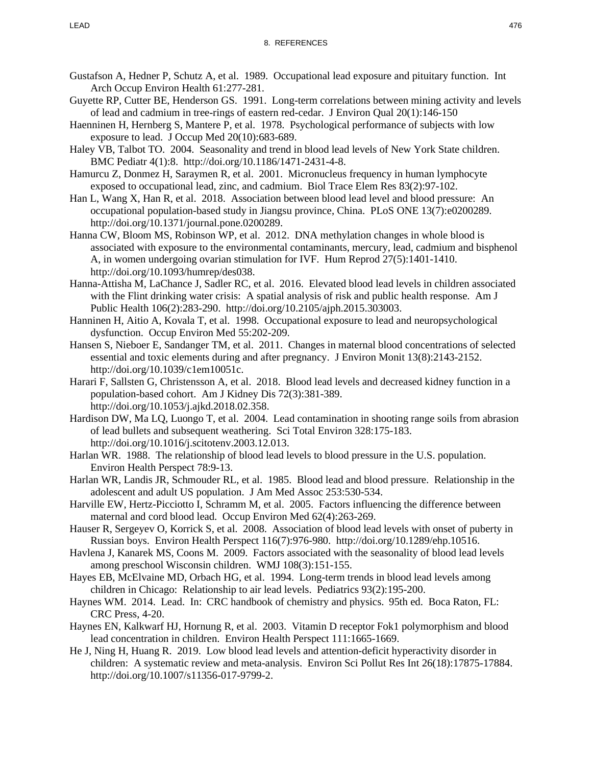Gustafson A, Hedner P, Schutz A, et al. 1989. Occupational lead exposure and pituitary function. Int Arch Occup Environ Health 61:277-281.

Guyette RP, Cutter BE, Henderson GS. 1991. Long-term correlations between mining activity and levels of lead and cadmium in tree-rings of eastern red-cedar. J Environ Qual 20(1):146-150

Haenninen H, Hernberg S, Mantere P, et al. 1978. Psychological performance of subjects with low exposure to lead. J Occup Med 20(10):683-689.

Haley VB, Talbot TO. 2004. Seasonality and trend in blood lead levels of New York State children. BMC Pediatr 4(1):8. http://doi.org/10.1186/1471-2431-4-8.

Hamurcu Z, Donmez H, Saraymen R, et al. 2001. Micronucleus frequency in human lymphocyte exposed to occupational lead, zinc, and cadmium. Biol Trace Elem Res 83(2):97-102.

Han L, Wang X, Han R, et al. 2018. Association between blood lead level and blood pressure: An occupational population-based study in Jiangsu province, China. PLoS ONE 13(7):e0200289. http://doi.org/10.1371/journal.pone.0200289.

Hanna CW, Bloom MS, Robinson WP, et al. 2012. DNA methylation changes in whole blood is associated with exposure to the environmental contaminants, mercury, lead, cadmium and bisphenol A, in women undergoing ovarian stimulation for IVF. Hum Reprod 27(5):1401-1410. http://doi.org/10.1093/humrep/des038.

Hanna-Attisha M, LaChance J, Sadler RC, et al. 2016. Elevated blood lead levels in children associated with the Flint drinking water crisis: A spatial analysis of risk and public health response. Am J Public Health 106(2):283-290. http://doi.org/10.2105/ajph.2015.303003.

Hanninen H, Aitio A, Kovala T, et al. 1998. Occupational exposure to lead and neuropsychological dysfunction. Occup Environ Med 55:202-209.

Hansen S, Nieboer E, Sandanger TM, et al. 2011. Changes in maternal blood concentrations of selected essential and toxic elements during and after pregnancy. J Environ Monit 13(8):2143-2152. http://doi.org/10.1039/c1em10051c.

Harari F, Sallsten G, Christensson A, et al. 2018. Blood lead levels and decreased kidney function in a population-based cohort. Am J Kidney Dis 72(3):381-389. http://doi.org/10.1053/j.ajkd.2018.02.358.

Hardison DW, Ma LQ, Luongo T, et al. 2004. Lead contamination in shooting range soils from abrasion of lead bullets and subsequent weathering. Sci Total Environ 328:175-183. http://doi.org/10.1016/j.scitotenv.2003.12.013.

Harlan WR. 1988. The relationship of blood lead levels to blood pressure in the U.S. population. Environ Health Perspect 78:9-13.

Harlan WR, Landis JR, Schmouder RL, et al. 1985. Blood lead and blood pressure. Relationship in the adolescent and adult US population. J Am Med Assoc 253:530-534.

Harville EW, Hertz-Picciotto I, Schramm M, et al. 2005. Factors influencing the difference between maternal and cord blood lead. Occup Environ Med 62(4):263-269.

Hauser R, Sergeyev O, Korrick S, et al. 2008. Association of blood lead levels with onset of puberty in Russian boys. Environ Health Perspect 116(7):976-980. http://doi.org/10.1289/ehp.10516.

Havlena J, Kanarek MS, Coons M. 2009. Factors associated with the seasonality of blood lead levels among preschool Wisconsin children. WMJ 108(3):151-155.

Hayes EB, McElvaine MD, Orbach HG, et al. 1994. Long-term trends in blood lead levels among children in Chicago: Relationship to air lead levels. Pediatrics 93(2):195-200.

Haynes WM. 2014. Lead. In: CRC handbook of chemistry and physics. 95th ed. Boca Raton, FL: CRC Press, 4-20.

Haynes EN, Kalkwarf HJ, Hornung R, et al. 2003. Vitamin D receptor Fok1 polymorphism and blood lead concentration in children. Environ Health Perspect 111:1665-1669.

He J, Ning H, Huang R. 2019. Low blood lead levels and attention-deficit hyperactivity disorder in children: A systematic review and meta-analysis. Environ Sci Pollut Res Int 26(18):17875-17884. http://doi.org/10.1007/s11356-017-9799-2.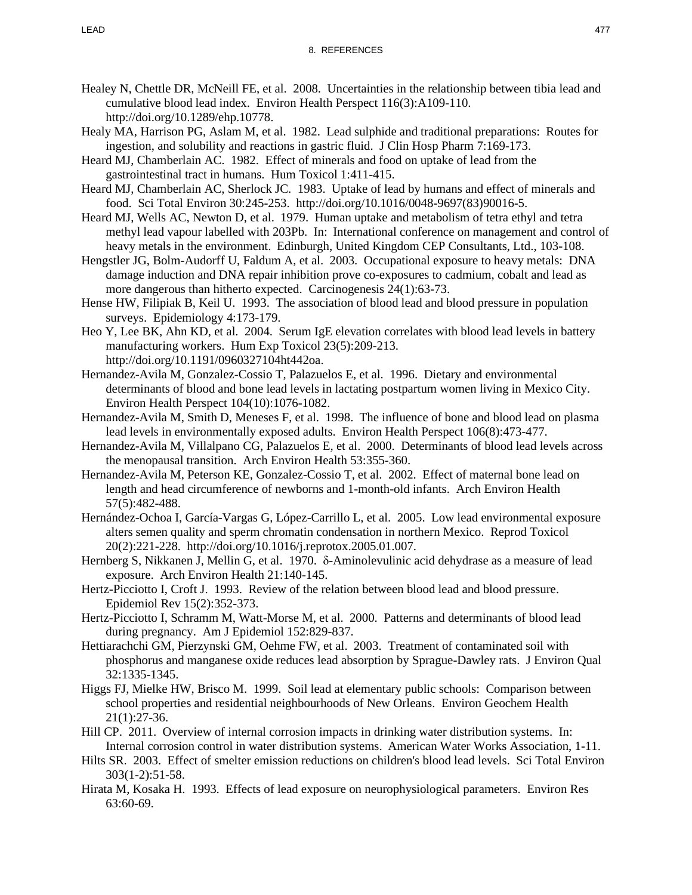Healey N, Chettle DR, McNeill FE, et al. 2008. Uncertainties in the relationship between tibia lead and cumulative blood lead index. Environ Health Perspect 116(3):A109-110. http://doi.org/10.1289/ehp.10778.

Healy MA, Harrison PG, Aslam M, et al. 1982. Lead sulphide and traditional preparations: Routes for ingestion, and solubility and reactions in gastric fluid. J Clin Hosp Pharm 7:169-173.

Heard MJ, Chamberlain AC. 1982. Effect of minerals and food on uptake of lead from the gastrointestinal tract in humans. Hum Toxicol 1:411-415.

Heard MJ, Chamberlain AC, Sherlock JC. 1983. Uptake of lead by humans and effect of minerals and food. Sci Total Environ 30:245-253. http://doi.org/10.1016/0048-9697(83)90016-5.

Heard MJ, Wells AC, Newton D, et al. 1979. Human uptake and metabolism of tetra ethyl and tetra methyl lead vapour labelled with 203Pb. In: International conference on management and control of heavy metals in the environment. Edinburgh, United Kingdom CEP Consultants, Ltd., 103-108.

Hengstler JG, Bolm-Audorff U, Faldum A, et al. 2003. Occupational exposure to heavy metals: DNA damage induction and DNA repair inhibition prove co-exposures to cadmium, cobalt and lead as more dangerous than hitherto expected. Carcinogenesis 24(1):63-73.

Hense HW, Filipiak B, Keil U. 1993. The association of blood lead and blood pressure in population surveys. Epidemiology 4:173-179.

Heo Y, Lee BK, Ahn KD, et al. 2004. Serum IgE elevation correlates with blood lead levels in battery manufacturing workers. Hum Exp Toxicol 23(5):209-213. http://doi.org/10.1191/0960327104ht442oa.

Hernandez-Avila M, Gonzalez-Cossio T, Palazuelos E, et al. 1996. Dietary and environmental determinants of blood and bone lead levels in lactating postpartum women living in Mexico City. Environ Health Perspect 104(10):1076-1082.

Hernandez-Avila M, Smith D, Meneses F, et al. 1998. The influence of bone and blood lead on plasma lead levels in environmentally exposed adults. Environ Health Perspect 106(8):473-477.

Hernandez-Avila M, Villalpano CG, Palazuelos E, et al. 2000. Determinants of blood lead levels across the menopausal transition. Arch Environ Health 53:355-360.

Hernandez-Avila M, Peterson KE, Gonzalez-Cossio T, et al. 2002. Effect of maternal bone lead on length and head circumference of newborns and 1-month-old infants. Arch Environ Health 57(5):482-488.

Hernández-Ochoa I, García-Vargas G, López-Carrillo L, et al. 2005. Low lead environmental exposure alters semen quality and sperm chromatin condensation in northern Mexico. Reprod Toxicol 20(2):221-228. http://doi.org/10.1016/j.reprotox.2005.01.007.

Hernberg S, Nikkanen J, Mellin G, et al. 1970. δ-Aminolevulinic acid dehydrase as a measure of lead exposure. Arch Environ Health 21:140-145.

Hertz-Picciotto I, Croft J. 1993. Review of the relation between blood lead and blood pressure. Epidemiol Rev 15(2):352-373.

Hertz-Picciotto I, Schramm M, Watt-Morse M, et al. 2000. Patterns and determinants of blood lead during pregnancy. Am J Epidemiol 152:829-837.

Hettiarachchi GM, Pierzynski GM, Oehme FW, et al. 2003. Treatment of contaminated soil with phosphorus and manganese oxide reduces lead absorption by Sprague-Dawley rats. J Environ Qual 32:1335-1345.

Higgs FJ, Mielke HW, Brisco M. 1999. Soil lead at elementary public schools: Comparison between school properties and residential neighbourhoods of New Orleans. Environ Geochem Health 21(1):27-36.

Hill CP. 2011. Overview of internal corrosion impacts in drinking water distribution systems. In: Internal corrosion control in water distribution systems. American Water Works Association, 1-11.

Hilts SR. 2003. Effect of smelter emission reductions on children's blood lead levels. Sci Total Environ 303(1-2):51-58.

Hirata M, Kosaka H. 1993. Effects of lead exposure on neurophysiological parameters. Environ Res 63:60-69.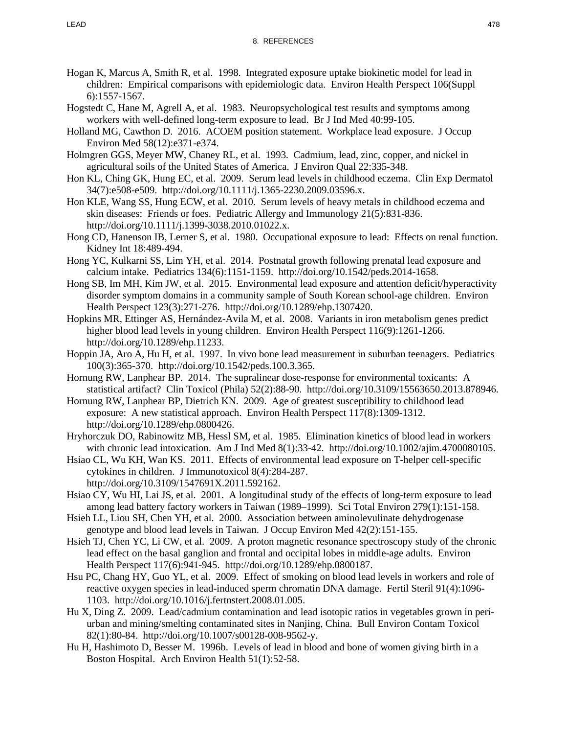Hogan K, Marcus A, Smith R, et al. 1998. Integrated exposure uptake biokinetic model for lead in children: Empirical comparisons with epidemiologic data. Environ Health Perspect 106(Suppl 6):1557-1567.

Hogstedt C, Hane M, Agrell A, et al. 1983. Neuropsychological test results and symptoms among workers with well-defined long-term exposure to lead. Br J Ind Med 40:99-105.

Holland MG, Cawthon D. 2016. ACOEM position statement. Workplace lead exposure. J Occup Environ Med 58(12):e371-e374.

Holmgren GGS, Meyer MW, Chaney RL, et al. 1993. Cadmium, lead, zinc, copper, and nickel in agricultural soils of the United States of America. J Environ Qual 22:335-348.

Hon KL, Ching GK, Hung EC, et al. 2009. Serum lead levels in childhood eczema. Clin Exp Dermatol 34(7):e508-e509. http://doi.org/10.1111/j.1365-2230.2009.03596.x.

Hon KLE, Wang SS, Hung ECW, et al. 2010. Serum levels of heavy metals in childhood eczema and skin diseases: Friends or foes. Pediatric Allergy and Immunology 21(5):831-836. http://doi.org/10.1111/j.1399-3038.2010.01022.x.

Hong CD, Hanenson IB, Lerner S, et al. 1980. Occupational exposure to lead: Effects on renal function. Kidney Int 18:489-494.

Hong YC, Kulkarni SS, Lim YH, et al. 2014. Postnatal growth following prenatal lead exposure and calcium intake. Pediatrics 134(6):1151-1159. http://doi.org/10.1542/peds.2014-1658.

Hong SB, Im MH, Kim JW, et al. 2015. Environmental lead exposure and attention deficit/hyperactivity disorder symptom domains in a community sample of South Korean school-age children. Environ Health Perspect 123(3):271-276. http://doi.org/10.1289/ehp.1307420.

Hopkins MR, Ettinger AS, Hernández-Avila M, et al. 2008. Variants in iron metabolism genes predict higher blood lead levels in young children. Environ Health Perspect 116(9):1261-1266. http://doi.org/10.1289/ehp.11233.

Hoppin JA, Aro A, Hu H, et al. 1997. In vivo bone lead measurement in suburban teenagers. Pediatrics 100(3):365-370. http://doi.org/10.1542/peds.100.3.365.

Hornung RW, Lanphear BP. 2014. The supralinear dose-response for environmental toxicants: A statistical artifact? Clin Toxicol (Phila) 52(2):88-90. http://doi.org/10.3109/15563650.2013.878946.

Hornung RW, Lanphear BP, Dietrich KN. 2009. Age of greatest susceptibility to childhood lead exposure: A new statistical approach. Environ Health Perspect 117(8):1309-1312. http://doi.org/10.1289/ehp.0800426.

Hryhorczuk DO, Rabinowitz MB, Hessl SM, et al. 1985. Elimination kinetics of blood lead in workers with chronic lead intoxication. Am J Ind Med 8(1):33-42. http://doi.org/10.1002/ajim.4700080105.

Hsiao CL, Wu KH, Wan KS. 2011. Effects of environmental lead exposure on T-helper cell-specific cytokines in children. J Immunotoxicol 8(4):284-287. http://doi.org/10.3109/1547691X.2011.592162.

Hsiao CY, Wu HI, Lai JS, et al. 2001. A longitudinal study of the effects of long-term exposure to lead among lead battery factory workers in Taiwan (1989–1999). Sci Total Environ 279(1):151-158.

Hsieh LL, Liou SH, Chen YH, et al. 2000. Association between aminolevulinate dehydrogenase genotype and blood lead levels in Taiwan. J Occup Environ Med 42(2):151-155.

Hsieh TJ, Chen YC, Li CW, et al. 2009. A proton magnetic resonance spectroscopy study of the chronic lead effect on the basal ganglion and frontal and occipital lobes in middle-age adults. Environ Health Perspect 117(6):941-945. http://doi.org/10.1289/ehp.0800187.

Hsu PC, Chang HY, Guo YL, et al. 2009. Effect of smoking on blood lead levels in workers and role of reactive oxygen species in lead-induced sperm chromatin DNA damage. Fertil Steril 91(4):1096-1103. http://doi.org/10.1016/j.fertnstert.2008.01.005.

Hu X, Ding Z. 2009. Lead/cadmium contamination and lead isotopic ratios in vegetables grown in peri-urban and mining/smelting contaminated sites in Nanjing, China. Bull Environ Contam Toxicol 82(1):80-84. http://doi.org/10.1007/s00128-008-9562-y.

Hu H, Hashimoto D, Besser M. 1996b. Levels of lead in blood and bone of women giving birth in a Boston Hospital. Arch Environ Health 51(1):52-58.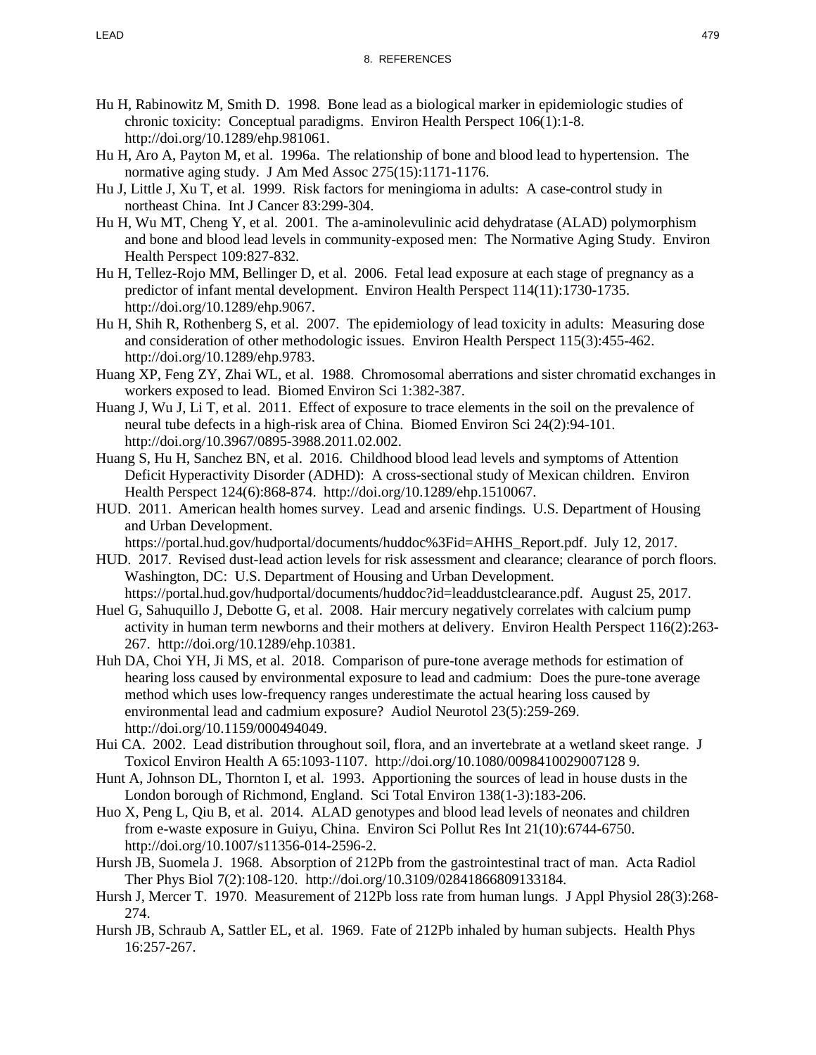Hu H, Rabinowitz M, Smith D. 1998. Bone lead as a biological marker in epidemiologic studies of chronic toxicity: Conceptual paradigms. Environ Health Perspect 106(1):1-8. http://doi.org/10.1289/ehp.981061.

Hu H, Aro A, Payton M, et al. 1996a. The relationship of bone and blood lead to hypertension. The normative aging study. J Am Med Assoc 275(15):1171-1176.

Hu J, Little J, Xu T, et al. 1999. Risk factors for meningioma in adults: A case-control study in northeast China. Int J Cancer 83:299-304.

Hu H, Wu MT, Cheng Y, et al. 2001. The a-aminolevulinic acid dehydratase (ALAD) polymorphism and bone and blood lead levels in community-exposed men: The Normative Aging Study. Environ Health Perspect 109:827-832.

Hu H, Tellez-Rojo MM, Bellinger D, et al. 2006. Fetal lead exposure at each stage of pregnancy as a predictor of infant mental development. Environ Health Perspect 114(11):1730-1735. http://doi.org/10.1289/ehp.9067.

Hu H, Shih R, Rothenberg S, et al. 2007. The epidemiology of lead toxicity in adults: Measuring dose and consideration of other methodologic issues. Environ Health Perspect 115(3):455-462. http://doi.org/10.1289/ehp.9783.

Huang XP, Feng ZY, Zhai WL, et al. 1988. Chromosomal aberrations and sister chromatid exchanges in workers exposed to lead. Biomed Environ Sci 1:382-387.

Huang J, Wu J, Li T, et al. 2011. Effect of exposure to trace elements in the soil on the prevalence of neural tube defects in a high-risk area of China. Biomed Environ Sci 24(2):94-101. http://doi.org/10.3967/0895-3988.2011.02.002.

Huang S, Hu H, Sanchez BN, et al. 2016. Childhood blood lead levels and symptoms of Attention Deficit Hyperactivity Disorder (ADHD): A cross-sectional study of Mexican children. Environ Health Perspect 124(6):868-874. http://doi.org/10.1289/ehp.1510067.

HUD. 2011. American health homes survey. Lead and arsenic findings. U.S. Department of Housing and Urban Development. https://portal.hud.gov/hudportal/documents/huddoc%3Fid=AHHS_Report.pdf. July 12, 2017.

HUD. 2017. Revised dust-lead action levels for risk assessment and clearance; clearance of porch floors. Washington, DC: U.S. Department of Housing and Urban Development. https://portal.hud.gov/hudportal/documents/huddoc?id=leaddustclearance.pdf. August 25, 2017.

Huel G, Sahuquillo J, Debotte G, et al. 2008. Hair mercury negatively correlates with calcium pump activity in human term newborns and their mothers at delivery. Environ Health Perspect 116(2):263-267. http://doi.org/10.1289/ehp.10381.

Huh DA, Choi YH, Ji MS, et al. 2018. Comparison of pure-tone average methods for estimation of hearing loss caused by environmental exposure to lead and cadmium: Does the pure-tone average method which uses low-frequency ranges underestimate the actual hearing loss caused by environmental lead and cadmium exposure? Audiol Neurotol 23(5):259-269. http://doi.org/10.1159/000494049.

Hui CA. 2002. Lead distribution throughout soil, flora, and an invertebrate at a wetland skeet range. J Toxicol Environ Health A 65:1093-1107. http://doi.org/10.1080/0098410029007128 9.

Hunt A, Johnson DL, Thornton I, et al. 1993. Apportioning the sources of lead in house dusts in the London borough of Richmond, England. Sci Total Environ 138(1-3):183-206.

Huo X, Peng L, Qiu B, et al. 2014. ALAD genotypes and blood lead levels of neonates and children from e-waste exposure in Guiyu, China. Environ Sci Pollut Res Int 21(10):6744-6750. http://doi.org/10.1007/s11356-014-2596-2.

Hursh JB, Suomela J. 1968. Absorption of 212Pb from the gastrointestinal tract of man. Acta Radiol Ther Phys Biol 7(2):108-120. http://doi.org/10.3109/02841866809133184.

Hursh J, Mercer T. 1970. Measurement of 212Pb loss rate from human lungs. J Appl Physiol 28(3):268-274.

Hursh JB, Schraub A, Sattler EL, et al. 1969. Fate of 212Pb inhaled by human subjects. Health Phys 16:257-267.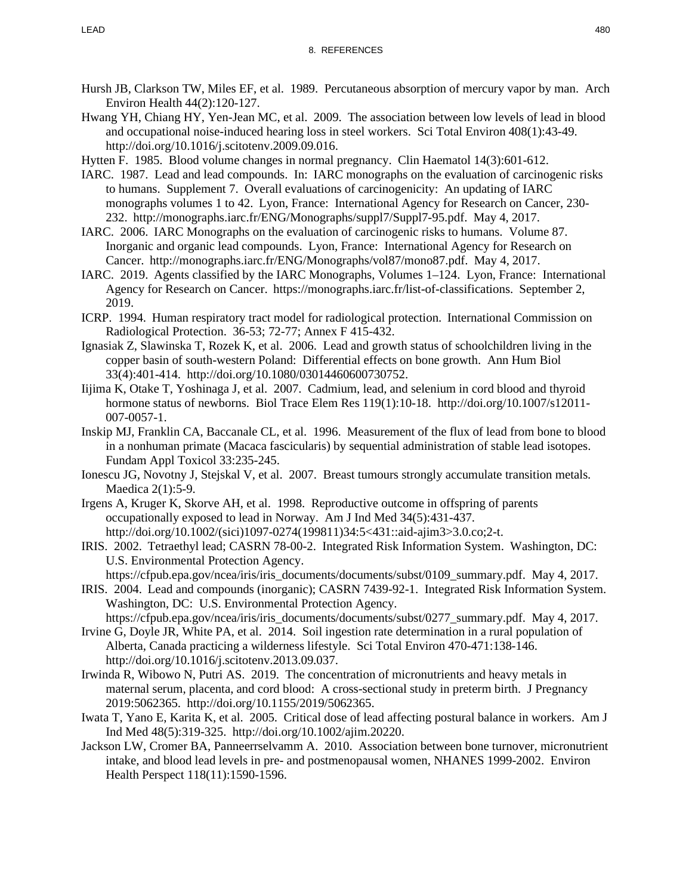Hursh JB, Clarkson TW, Miles EF, et al. 1989. Percutaneous absorption of mercury vapor by man. Arch Environ Health 44(2):120-127.

Hwang YH, Chiang HY, Yen-Jean MC, et al. 2009. The association between low levels of lead in blood and occupational noise-induced hearing loss in steel workers. Sci Total Environ 408(1):43-49. http://doi.org/10.1016/j.scitotenv.2009.09.016.

Hytten F. 1985. Blood volume changes in normal pregnancy. Clin Haematol 14(3):601-612.

IARC. 1987. Lead and lead compounds. In: IARC monographs on the evaluation of carcinogenic risks to humans. Supplement 7. Overall evaluations of carcinogenicity: An updating of IARC monographs volumes 1 to 42. Lyon, France: International Agency for Research on Cancer, 230-232. http://monographs.iarc.fr/ENG/Monographs/suppl7/Suppl7-95.pdf. May 4, 2017.

IARC. 2006. IARC Monographs on the evaluation of carcinogenic risks to humans. Volume 87. Inorganic and organic lead compounds. Lyon, France: International Agency for Research on Cancer. http://monographs.iarc.fr/ENG/Monographs/vol87/mono87.pdf. May 4, 2017.

IARC. 2019. Agents classified by the IARC Monographs, Volumes 1–124. Lyon, France: International Agency for Research on Cancer. https://monographs.iarc.fr/list-of-classifications. September 2, 2019.

ICRP. 1994. Human respiratory tract model for radiological protection. International Commission on Radiological Protection. 36-53; 72-77; Annex F 415-432.

Ignasiak Z, Slawinska T, Rozek K, et al. 2006. Lead and growth status of schoolchildren living in the copper basin of south-western Poland: Differential effects on bone growth. Ann Hum Biol 33(4):401-414. http://doi.org/10.1080/03014460600730752.

Iijima K, Otake T, Yoshinaga J, et al. 2007. Cadmium, lead, and selenium in cord blood and thyroid hormone status of newborns. Biol Trace Elem Res 119(1):10-18. http://doi.org/10.1007/s12011-007-0057-1.

Inskip MJ, Franklin CA, Baccanale CL, et al. 1996. Measurement of the flux of lead from bone to blood in a nonhuman primate (Macaca fascicularis) by sequential administration of stable lead isotopes. Fundam Appl Toxicol 33:235-245.

Ionescu JG, Novotny J, Stejskal V, et al. 2007. Breast tumours strongly accumulate transition metals. Maedica 2(1):5-9.

Irgens A, Kruger K, Skorve AH, et al. 1998. Reproductive outcome in offspring of parents occupationally exposed to lead in Norway. Am J Ind Med 34(5):431-437. http://doi.org/10.1002/(sici)1097-0274(199811)34:5<431::aid-ajim3>3.0.co;2-t.

IRIS. 2002. Tetraethyl lead; CASRN 78-00-2. Integrated Risk Information System. Washington, DC: U.S. Environmental Protection Agency. https://cfpub.epa.gov/ncea/iris/iris_documents/documents/subst/0109_summary.pdf. May 4, 2017.

IRIS. 2004. Lead and compounds (inorganic); CASRN 7439-92-1. Integrated Risk Information System. Washington, DC: U.S. Environmental Protection Agency. https://cfpub.epa.gov/ncea/iris/iris_documents/documents/subst/0277_summary.pdf. May 4, 2017.

Irvine G, Doyle JR, White PA, et al. 2014. Soil ingestion rate determination in a rural population of Alberta, Canada practicing a wilderness lifestyle. Sci Total Environ 470-471:138-146. http://doi.org/10.1016/j.scitotenv.2013.09.037.

Irwinda R, Wibowo N, Putri AS. 2019. The concentration of micronutrients and heavy metals in maternal serum, placenta, and cord blood: A cross-sectional study in preterm birth. J Pregnancy 2019:5062365. http://doi.org/10.1155/2019/5062365.

Iwata T, Yano E, Karita K, et al. 2005. Critical dose of lead affecting postural balance in workers. Am J Ind Med 48(5):319-325. http://doi.org/10.1002/ajim.20220.

Jackson LW, Cromer BA, Panneerrselvamm A. 2010. Association between bone turnover, micronutrient intake, and blood lead levels in pre- and postmenopausal women, NHANES 1999-2002. Environ Health Perspect 118(11):1590-1596.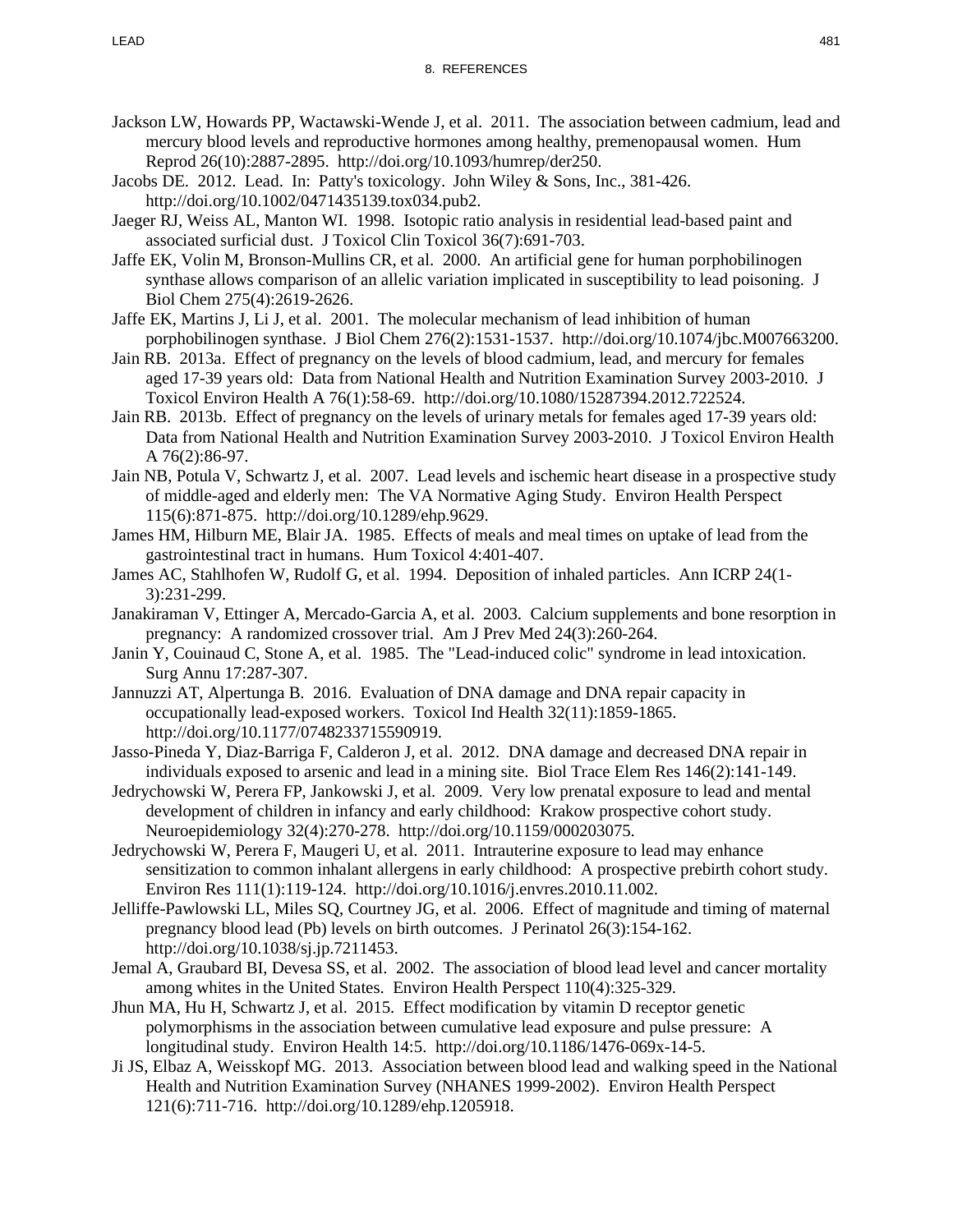Jackson LW, Howards PP, Wactawski-Wende J, et al. 2011. The association between cadmium, lead and mercury blood levels and reproductive hormones among healthy, premenopausal women. Hum Reprod 26(10):2887-2895. http://doi.org/10.1093/humrep/der250.

Jacobs DE. 2012. Lead. In: Patty's toxicology. John Wiley & Sons, Inc., 381-426. http://doi.org/10.1002/0471435139.tox034.pub2.

Jaeger RJ, Weiss AL, Manton WI. 1998. Isotopic ratio analysis in residential lead-based paint and associated surficial dust. J Toxicol Clin Toxicol 36(7):691-703.

Jaffe EK, Volin M, Bronson-Mullins CR, et al. 2000. An artificial gene for human porphobilinogen synthase allows comparison of an allelic variation implicated in susceptibility to lead poisoning. J Biol Chem 275(4):2619-2626.

Jaffe EK, Martins J, Li J, et al. 2001. The molecular mechanism of lead inhibition of human porphobilinogen synthase. J Biol Chem 276(2):1531-1537. http://doi.org/10.1074/jbc.M007663200.

Jain RB. 2013a. Effect of pregnancy on the levels of blood cadmium, lead, and mercury for females aged 17-39 years old: Data from National Health and Nutrition Examination Survey 2003-2010. J Toxicol Environ Health A 76(1):58-69. http://doi.org/10.1080/15287394.2012.722524.

Jain RB. 2013b. Effect of pregnancy on the levels of urinary metals for females aged 17-39 years old: Data from National Health and Nutrition Examination Survey 2003-2010. J Toxicol Environ Health A 76(2):86-97.

Jain NB, Potula V, Schwartz J, et al. 2007. Lead levels and ischemic heart disease in a prospective study of middle-aged and elderly men: The VA Normative Aging Study. Environ Health Perspect 115(6):871-875. http://doi.org/10.1289/ehp.9629.

James HM, Hilburn ME, Blair JA. 1985. Effects of meals and meal times on uptake of lead from the gastrointestinal tract in humans. Hum Toxicol 4:401-407.

James AC, Stahlhofen W, Rudolf G, et al. 1994. Deposition of inhaled particles. Ann ICRP 24(1-3):231-299.

Janakiraman V, Ettinger A, Mercado-Garcia A, et al. 2003. Calcium supplements and bone resorption in pregnancy: A randomized crossover trial. Am J Prev Med 24(3):260-264.

Janin Y, Couinaud C, Stone A, et al. 1985. The "Lead-induced colic" syndrome in lead intoxication. Surg Annu 17:287-307.

Jannuzzi AT, Alpertunga B. 2016. Evaluation of DNA damage and DNA repair capacity in occupationally lead-exposed workers. Toxicol Ind Health 32(11):1859-1865. http://doi.org/10.1177/0748233715590919.

Jasso-Pineda Y, Diaz-Barriga F, Calderon J, et al. 2012. DNA damage and decreased DNA repair in individuals exposed to arsenic and lead in a mining site. Biol Trace Elem Res 146(2):141-149.

Jedrychowski W, Perera FP, Jankowski J, et al. 2009. Very low prenatal exposure to lead and mental development of children in infancy and early childhood: Krakow prospective cohort study. Neuroepidemiology 32(4):270-278. http://doi.org/10.1159/000203075.

Jedrychowski W, Perera F, Maugeri U, et al. 2011. Intrauterine exposure to lead may enhance sensitization to common inhalant allergens in early childhood: A prospective prebirth cohort study. Environ Res 111(1):119-124. http://doi.org/10.1016/j.envres.2010.11.002.

Jelliffe-Pawlowski LL, Miles SQ, Courtney JG, et al. 2006. Effect of magnitude and timing of maternal pregnancy blood lead (Pb) levels on birth outcomes. J Perinatol 26(3):154-162. http://doi.org/10.1038/sj.jp.7211453.

Jemal A, Graubard BI, Devesa SS, et al. 2002. The association of blood lead level and cancer mortality among whites in the United States. Environ Health Perspect 110(4):325-329.

Jhun MA, Hu H, Schwartz J, et al. 2015. Effect modification by vitamin D receptor genetic polymorphisms in the association between cumulative lead exposure and pulse pressure: A longitudinal study. Environ Health 14:5. http://doi.org/10.1186/1476-069x-14-5.

Ji JS, Elbaz A, Weisskopf MG. 2013. Association between blood lead and walking speed in the National Health and Nutrition Examination Survey (NHANES 1999-2002). Environ Health Perspect 121(6):711-716. http://doi.org/10.1289/ehp.1205918.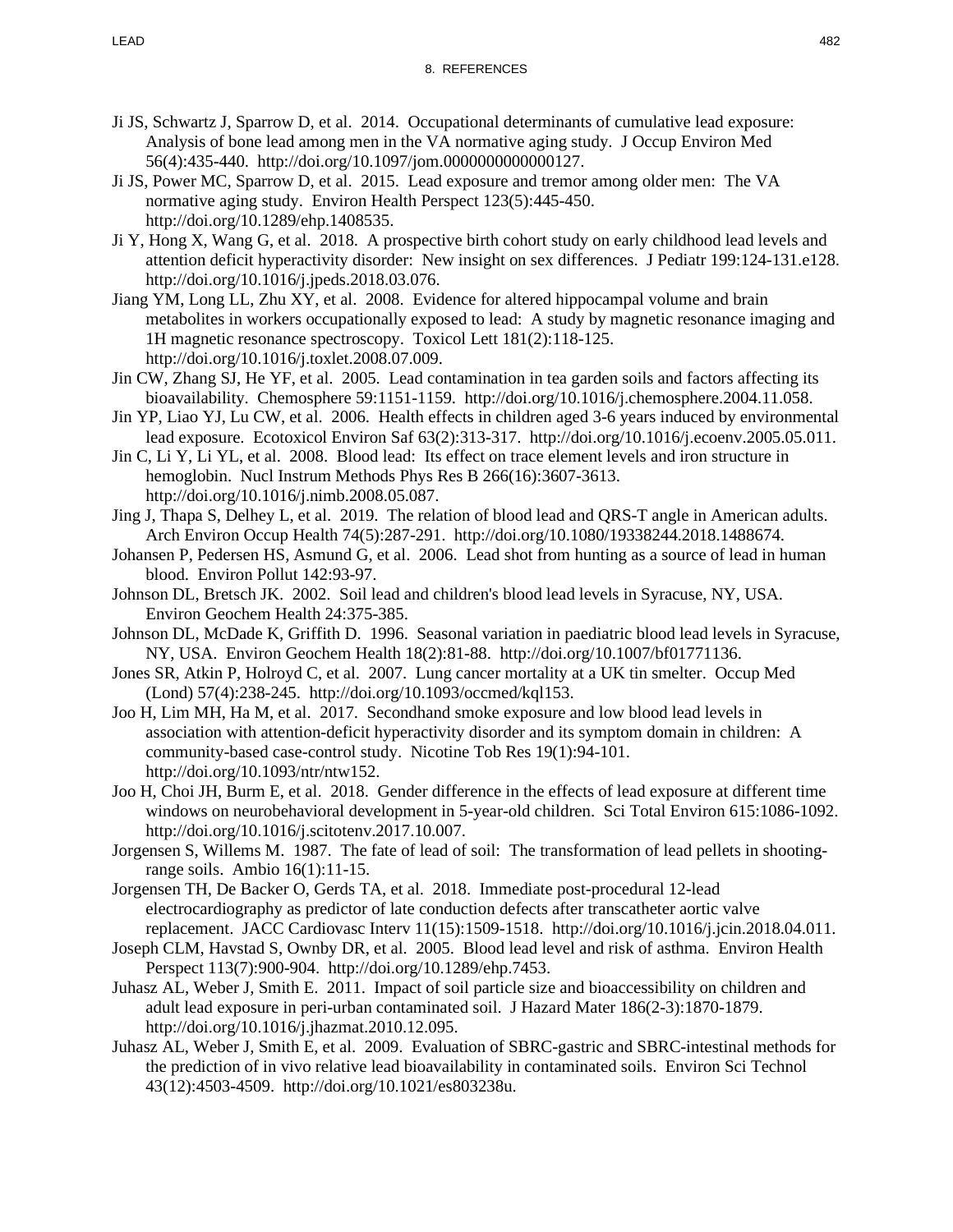## 8. REFERENCES

Ji JS, Schwartz J, Sparrow D, et al. 2014. Occupational determinants of cumulative lead exposure: Analysis of bone lead among men in the VA normative aging study. J Occup Environ Med 56(4):435-440. http://doi.org/10.1097/jom.0000000000000127.

Ji JS, Power MC, Sparrow D, et al. 2015. Lead exposure and tremor among older men: The VA normative aging study. Environ Health Perspect 123(5):445-450. http://doi.org/10.1289/ehp.1408535.

Ji Y, Hong X, Wang G, et al. 2018. A prospective birth cohort study on early childhood lead levels and attention deficit hyperactivity disorder: New insight on sex differences. J Pediatr 199:124-131.e128. http://doi.org/10.1016/j.jpeds.2018.03.076.

Jiang YM, Long LL, Zhu XY, et al. 2008. Evidence for altered hippocampal volume and brain metabolites in workers occupationally exposed to lead: A study by magnetic resonance imaging and 1H magnetic resonance spectroscopy. Toxicol Lett 181(2):118-125. http://doi.org/10.1016/j.toxlet.2008.07.009.

Jin CW, Zhang SJ, He YF, et al. 2005. Lead contamination in tea garden soils and factors affecting its bioavailability. Chemosphere 59:1151-1159. http://doi.org/10.1016/j.chemosphere.2004.11.058.

Jin YP, Liao YJ, Lu CW, et al. 2006. Health effects in children aged 3-6 years induced by environmental lead exposure. Ecotoxicol Environ Saf 63(2):313-317. http://doi.org/10.1016/j.ecoenv.2005.05.011.

Jin C, Li Y, Li YL, et al. 2008. Blood lead: Its effect on trace element levels and iron structure in hemoglobin. Nucl Instrum Methods Phys Res B 266(16):3607-3613. http://doi.org/10.1016/j.nimb.2008.05.087.

Jing J, Thapa S, Delhey L, et al. 2019. The relation of blood lead and QRS-T angle in American adults. Arch Environ Occup Health 74(5):287-291. http://doi.org/10.1080/19338244.2018.1488674.

Johansen P, Pedersen HS, Asmund G, et al. 2006. Lead shot from hunting as a source of lead in human blood. Environ Pollut 142:93-97.

Johnson DL, Bretsch JK. 2002. Soil lead and children's blood lead levels in Syracuse, NY, USA. Environ Geochem Health 24:375-385.

Johnson DL, McDade K, Griffith D. 1996. Seasonal variation in paediatric blood lead levels in Syracuse, NY, USA. Environ Geochem Health 18(2):81-88. http://doi.org/10.1007/bf01771136.

Jones SR, Atkin P, Holroyd C, et al. 2007. Lung cancer mortality at a UK tin smelter. Occup Med (Lond) 57(4):238-245. http://doi.org/10.1093/occmed/kql153.

Joo H, Lim MH, Ha M, et al. 2017. Secondhand smoke exposure and low blood lead levels in association with attention-deficit hyperactivity disorder and its symptom domain in children: A community-based case-control study. Nicotine Tob Res 19(1):94-101. http://doi.org/10.1093/ntr/ntw152.

Joo H, Choi JH, Burm E, et al. 2018. Gender difference in the effects of lead exposure at different time windows on neurobehavioral development in 5-year-old children. Sci Total Environ 615:1086-1092. http://doi.org/10.1016/j.scitotenv.2017.10.007.

Jorgensen S, Willems M. 1987. The fate of lead of soil: The transformation of lead pellets in shooting-range soils. Ambio 16(1):11-15.

Jorgensen TH, De Backer O, Gerds TA, et al. 2018. Immediate post-procedural 12-lead electrocardiography as predictor of late conduction defects after transcatheter aortic valve replacement. JACC Cardiovasc Interv 11(15):1509-1518. http://doi.org/10.1016/j.jcin.2018.04.011.

Joseph CLM, Havstad S, Ownby DR, et al. 2005. Blood lead level and risk of asthma. Environ Health Perspect 113(7):900-904. http://doi.org/10.1289/ehp.7453.

Juhasz AL, Weber J, Smith E. 2011. Impact of soil particle size and bioaccessibility on children and adult lead exposure in peri-urban contaminated soil. J Hazard Mater 186(2-3):1870-1879. http://doi.org/10.1016/j.jhazmat.2010.12.095.

Juhasz AL, Weber J, Smith E, et al. 2009. Evaluation of SBRC-gastric and SBRC-intestinal methods for the prediction of in vivo relative lead bioavailability in contaminated soils. Environ Sci Technol 43(12):4503-4509. http://doi.org/10.1021/es803238u.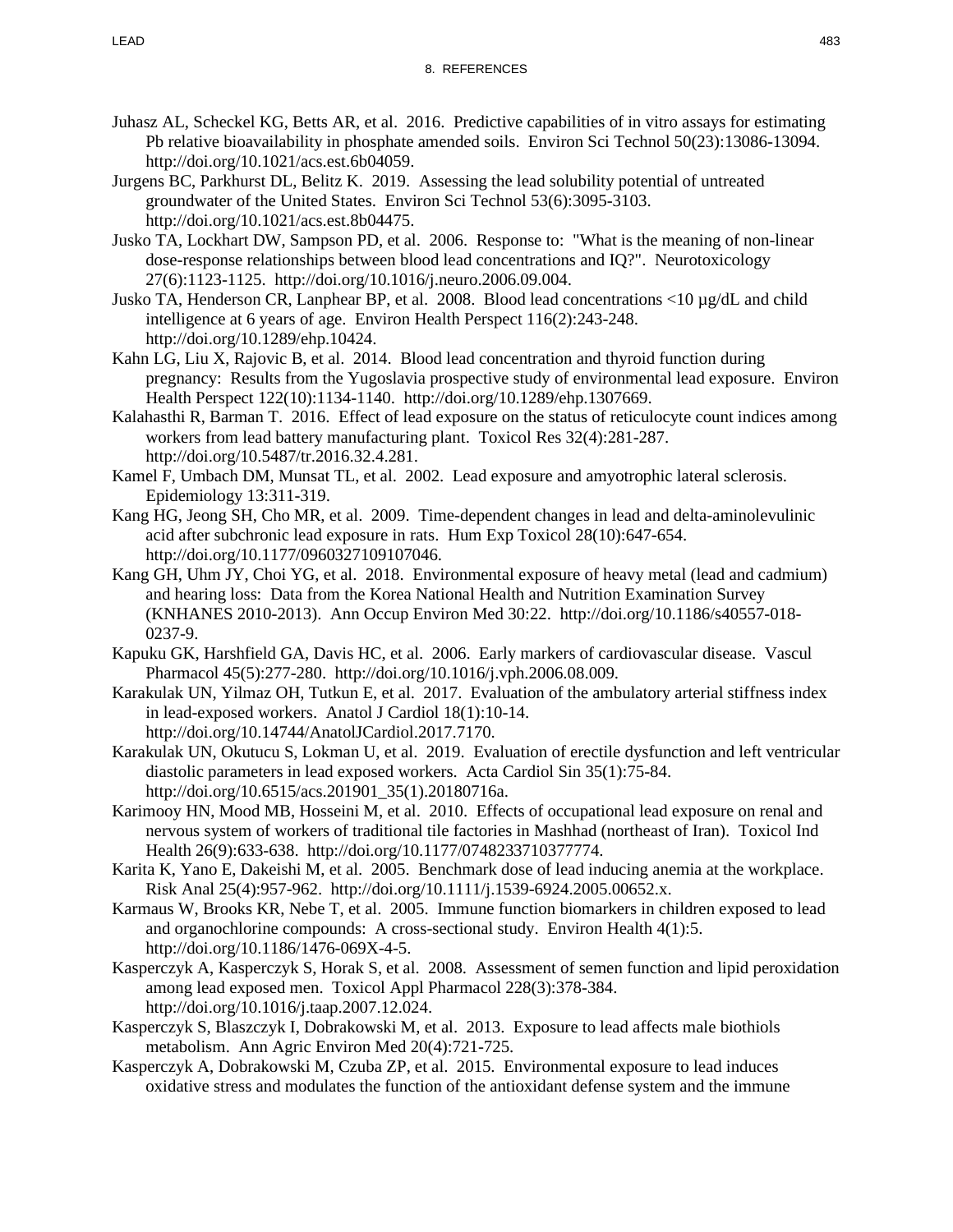Juhasz AL, Scheckel KG, Betts AR, et al. 2016. Predictive capabilities of in vitro assays for estimating Pb relative bioavailability in phosphate amended soils. Environ Sci Technol 50(23):13086-13094. http://doi.org/10.1021/acs.est.6b04059.

Jurgens BC, Parkhurst DL, Belitz K. 2019. Assessing the lead solubility potential of untreated groundwater of the United States. Environ Sci Technol 53(6):3095-3103. http://doi.org/10.1021/acs.est.8b04475.

Jusko TA, Lockhart DW, Sampson PD, et al. 2006. Response to: "What is the meaning of non-linear dose-response relationships between blood lead concentrations and IQ?". Neurotoxicology 27(6):1123-1125. http://doi.org/10.1016/j.neuro.2006.09.004.

Jusko TA, Henderson CR, Lanphear BP, et al. 2008. Blood lead concentrations <10 µg/dL and child intelligence at 6 years of age. Environ Health Perspect 116(2):243-248. http://doi.org/10.1289/ehp.10424.

Kahn LG, Liu X, Rajovic B, et al. 2014. Blood lead concentration and thyroid function during pregnancy: Results from the Yugoslavia prospective study of environmental lead exposure. Environ Health Perspect 122(10):1134-1140. http://doi.org/10.1289/ehp.1307669.

Kalahasthi R, Barman T. 2016. Effect of lead exposure on the status of reticulocyte count indices among workers from lead battery manufacturing plant. Toxicol Res 32(4):281-287. http://doi.org/10.5487/tr.2016.32.4.281.

Kamel F, Umbach DM, Munsat TL, et al. 2002. Lead exposure and amyotrophic lateral sclerosis. Epidemiology 13:311-319.

Kang HG, Jeong SH, Cho MR, et al. 2009. Time-dependent changes in lead and delta-aminolevulinic acid after subchronic lead exposure in rats. Hum Exp Toxicol 28(10):647-654. http://doi.org/10.1177/0960327109107046.

Kang GH, Uhm JY, Choi YG, et al. 2018. Environmental exposure of heavy metal (lead and cadmium) and hearing loss: Data from the Korea National Health and Nutrition Examination Survey (KNHANES 2010-2013). Ann Occup Environ Med 30:22. http://doi.org/10.1186/s40557-018-0237-9.

Kapuku GK, Harshfield GA, Davis HC, et al. 2006. Early markers of cardiovascular disease. Vascul Pharmacol 45(5):277-280. http://doi.org/10.1016/j.vph.2006.08.009.

Karakulak UN, Yilmaz OH, Tutkun E, et al. 2017. Evaluation of the ambulatory arterial stiffness index in lead-exposed workers. Anatol J Cardiol 18(1):10-14. http://doi.org/10.14744/AnatolJCardiol.2017.7170.

Karakulak UN, Okutucu S, Lokman U, et al. 2019. Evaluation of erectile dysfunction and left ventricular diastolic parameters in lead exposed workers. Acta Cardiol Sin 35(1):75-84. http://doi.org/10.6515/acs.201901_35(1).20180716a.

Karimooy HN, Mood MB, Hosseini M, et al. 2010. Effects of occupational lead exposure on renal and nervous system of workers of traditional tile factories in Mashhad (northeast of Iran). Toxicol Ind Health 26(9):633-638. http://doi.org/10.1177/0748233710377774.

Karita K, Yano E, Dakeishi M, et al. 2005. Benchmark dose of lead inducing anemia at the workplace. Risk Anal 25(4):957-962. http://doi.org/10.1111/j.1539-6924.2005.00652.x.

Karmaus W, Brooks KR, Nebe T, et al. 2005. Immune function biomarkers in children exposed to lead and organochlorine compounds: A cross-sectional study. Environ Health 4(1):5. http://doi.org/10.1186/1476-069X-4-5.

Kasperczyk A, Kasperczyk S, Horak S, et al. 2008. Assessment of semen function and lipid peroxidation among lead exposed men. Toxicol Appl Pharmacol 228(3):378-384. http://doi.org/10.1016/j.taap.2007.12.024.

Kasperczyk S, Blaszczyk I, Dobrakowski M, et al. 2013. Exposure to lead affects male biothiols metabolism. Ann Agric Environ Med 20(4):721-725.

Kasperczyk A, Dobrakowski M, Czuba ZP, et al. 2015. Environmental exposure to lead induces oxidative stress and modulates the function of the antioxidant defense system and the immune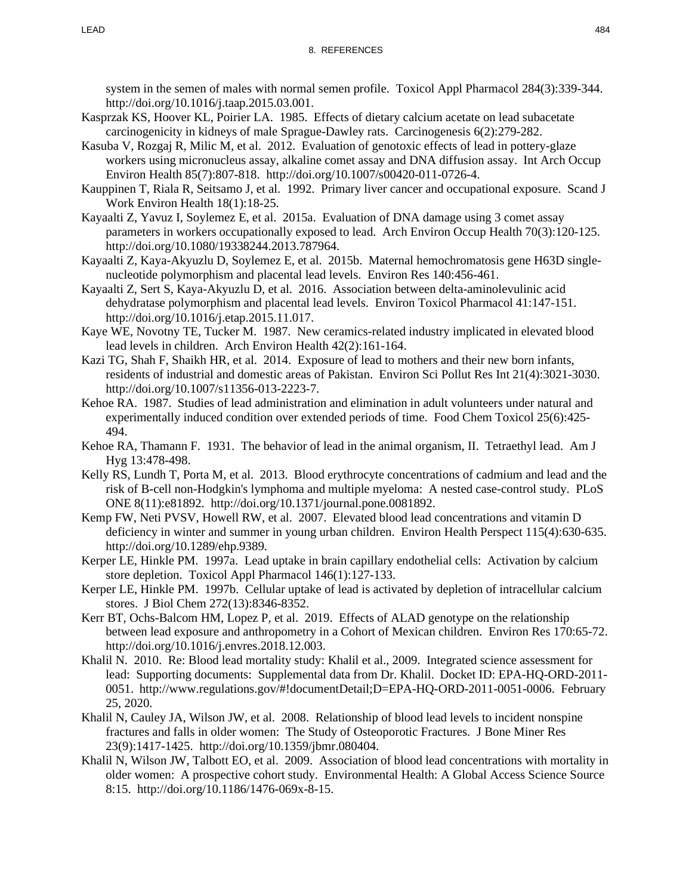system in the semen of males with normal semen profile. Toxicol Appl Pharmacol 284(3):339-344. http://doi.org/10.1016/j.taap.2015.03.001.

Kasprzak KS, Hoover KL, Poirier LA. 1985. Effects of dietary calcium acetate on lead subacetate carcinogenicity in kidneys of male Sprague-Dawley rats. Carcinogenesis 6(2):279-282.

Kasuba V, Rozgaj R, Milic M, et al. 2012. Evaluation of genotoxic effects of lead in pottery-glaze workers using micronucleus assay, alkaline comet assay and DNA diffusion assay. Int Arch Occup Environ Health 85(7):807-818. http://doi.org/10.1007/s00420-011-0726-4.

Kauppinen T, Riala R, Seitsamo J, et al. 1992. Primary liver cancer and occupational exposure. Scand J Work Environ Health 18(1):18-25.

Kayaalti Z, Yavuz I, Soylemez E, et al. 2015a. Evaluation of DNA damage using 3 comet assay parameters in workers occupationally exposed to lead. Arch Environ Occup Health 70(3):120-125. http://doi.org/10.1080/19338244.2013.787964.

Kayaalti Z, Kaya-Akyuzlu D, Soylemez E, et al. 2015b. Maternal hemochromatosis gene H63D single-nucleotide polymorphism and placental lead levels. Environ Res 140:456-461.

Kayaalti Z, Sert S, Kaya-Akyuzlu D, et al. 2016. Association between delta-aminolevulinic acid dehydratase polymorphism and placental lead levels. Environ Toxicol Pharmacol 41:147-151. http://doi.org/10.1016/j.etap.2015.11.017.

Kaye WE, Novotny TE, Tucker M. 1987. New ceramics-related industry implicated in elevated blood lead levels in children. Arch Environ Health 42(2):161-164.

Kazi TG, Shah F, Shaikh HR, et al. 2014. Exposure of lead to mothers and their new born infants, residents of industrial and domestic areas of Pakistan. Environ Sci Pollut Res Int 21(4):3021-3030. http://doi.org/10.1007/s11356-013-2223-7.

Kehoe RA. 1987. Studies of lead administration and elimination in adult volunteers under natural and experimentally induced condition over extended periods of time. Food Chem Toxicol 25(6):425-494.

Kehoe RA, Thamann F. 1931. The behavior of lead in the animal organism, II. Tetraethyl lead. Am J Hyg 13:478-498.

Kelly RS, Lundh T, Porta M, et al. 2013. Blood erythrocyte concentrations of cadmium and lead and the risk of B-cell non-Hodgkin's lymphoma and multiple myeloma: A nested case-control study. PLoS ONE 8(11):e81892. http://doi.org/10.1371/journal.pone.0081892.

Kemp FW, Neti PVSV, Howell RW, et al. 2007. Elevated blood lead concentrations and vitamin D deficiency in winter and summer in young urban children. Environ Health Perspect 115(4):630-635. http://doi.org/10.1289/ehp.9389.

Kerper LE, Hinkle PM. 1997a. Lead uptake in brain capillary endothelial cells: Activation by calcium store depletion. Toxicol Appl Pharmacol 146(1):127-133.

Kerper LE, Hinkle PM. 1997b. Cellular uptake of lead is activated by depletion of intracellular calcium stores. J Biol Chem 272(13):8346-8352.

Kerr BT, Ochs-Balcom HM, Lopez P, et al. 2019. Effects of ALAD genotype on the relationship between lead exposure and anthropometry in a Cohort of Mexican children. Environ Res 170:65-72. http://doi.org/10.1016/j.envres.2018.12.003.

Khalil N. 2010. Re: Blood lead mortality study: Khalil et al., 2009. Integrated science assessment for lead: Supporting documents: Supplemental data from Dr. Khalil. Docket ID: EPA-HQ-ORD-2011-0051. http://www.regulations.gov/#!documentDetail;D=EPA-HQ-ORD-2011-0051-0006. February 25, 2020.

Khalil N, Cauley JA, Wilson JW, et al. 2008. Relationship of blood lead levels to incident nonspine fractures and falls in older women: The Study of Osteoporotic Fractures. J Bone Miner Res 23(9):1417-1425. http://doi.org/10.1359/jbmr.080404.

Khalil N, Wilson JW, Talbott EO, et al. 2009. Association of blood lead concentrations with mortality in older women: A prospective cohort study. Environmental Health: A Global Access Science Source 8:15. http://doi.org/10.1186/1476-069x-8-15.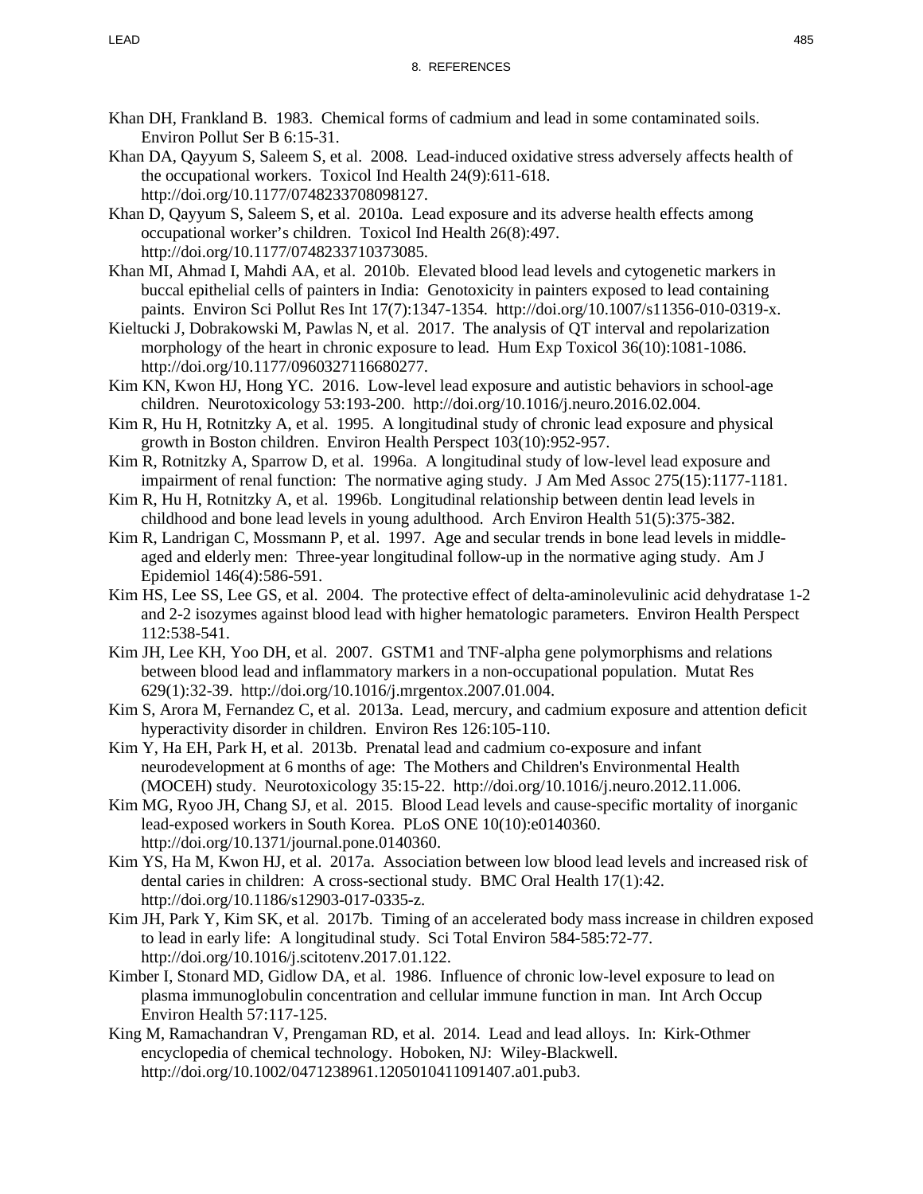Khan DH, Frankland B. 1983. Chemical forms of cadmium and lead in some contaminated soils. Environ Pollut Ser B 6:15-31.

Khan DA, Qayyum S, Saleem S, et al. 2008. Lead-induced oxidative stress adversely affects health of the occupational workers. Toxicol Ind Health 24(9):611-618. http://doi.org/10.1177/0748233708098127.

Khan D, Qayyum S, Saleem S, et al. 2010a. Lead exposure and its adverse health effects among occupational worker's children. Toxicol Ind Health 26(8):497. http://doi.org/10.1177/0748233710373085.

Khan MI, Ahmad I, Mahdi AA, et al. 2010b. Elevated blood lead levels and cytogenetic markers in buccal epithelial cells of painters in India: Genotoxicity in painters exposed to lead containing paints. Environ Sci Pollut Res Int 17(7):1347-1354. http://doi.org/10.1007/s11356-010-0319-x.

Kieltucki J, Dobrakowski M, Pawlas N, et al. 2017. The analysis of QT interval and repolarization morphology of the heart in chronic exposure to lead. Hum Exp Toxicol 36(10):1081-1086. http://doi.org/10.1177/0960327116680277.

Kim KN, Kwon HJ, Hong YC. 2016. Low-level lead exposure and autistic behaviors in school-age children. Neurotoxicology 53:193-200. http://doi.org/10.1016/j.neuro.2016.02.004.

Kim R, Hu H, Rotnitzky A, et al. 1995. A longitudinal study of chronic lead exposure and physical growth in Boston children. Environ Health Perspect 103(10):952-957.

Kim R, Rotnitzky A, Sparrow D, et al. 1996a. A longitudinal study of low-level lead exposure and impairment of renal function: The normative aging study. J Am Med Assoc 275(15):1177-1181.

Kim R, Hu H, Rotnitzky A, et al. 1996b. Longitudinal relationship between dentin lead levels in childhood and bone lead levels in young adulthood. Arch Environ Health 51(5):375-382.

Kim R, Landrigan C, Mossmann P, et al. 1997. Age and secular trends in bone lead levels in middle-aged and elderly men: Three-year longitudinal follow-up in the normative aging study. Am J Epidemiol 146(4):586-591.

Kim HS, Lee SS, Lee GS, et al. 2004. The protective effect of delta-aminolevulinic acid dehydratase 1-2 and 2-2 isozymes against blood lead with higher hematologic parameters. Environ Health Perspect 112:538-541.

Kim JH, Lee KH, Yoo DH, et al. 2007. GSTM1 and TNF-alpha gene polymorphisms and relations between blood lead and inflammatory markers in a non-occupational population. Mutat Res 629(1):32-39. http://doi.org/10.1016/j.mrgentox.2007.01.004.

Kim S, Arora M, Fernandez C, et al. 2013a. Lead, mercury, and cadmium exposure and attention deficit hyperactivity disorder in children. Environ Res 126:105-110.

Kim Y, Ha EH, Park H, et al. 2013b. Prenatal lead and cadmium co-exposure and infant neurodevelopment at 6 months of age: The Mothers and Children's Environmental Health (MOCEH) study. Neurotoxicology 35:15-22. http://doi.org/10.1016/j.neuro.2012.11.006.

Kim MG, Ryoo JH, Chang SJ, et al. 2015. Blood Lead levels and cause-specific mortality of inorganic lead-exposed workers in South Korea. PLoS ONE 10(10):e0140360. http://doi.org/10.1371/journal.pone.0140360.

Kim YS, Ha M, Kwon HJ, et al. 2017a. Association between low blood lead levels and increased risk of dental caries in children: A cross-sectional study. BMC Oral Health 17(1):42. http://doi.org/10.1186/s12903-017-0335-z.

Kim JH, Park Y, Kim SK, et al. 2017b. Timing of an accelerated body mass increase in children exposed to lead in early life: A longitudinal study. Sci Total Environ 584-585:72-77. http://doi.org/10.1016/j.scitotenv.2017.01.122.

Kimber I, Stonard MD, Gidlow DA, et al. 1986. Influence of chronic low-level exposure to lead on plasma immunoglobulin concentration and cellular immune function in man. Int Arch Occup Environ Health 57:117-125.

King M, Ramachandran V, Prengaman RD, et al. 2014. Lead and lead alloys. In: Kirk-Othmer encyclopedia of chemical technology. Hoboken, NJ: Wiley-Blackwell. http://doi.org/10.1002/0471238961.1205010411091407.a01.pub3.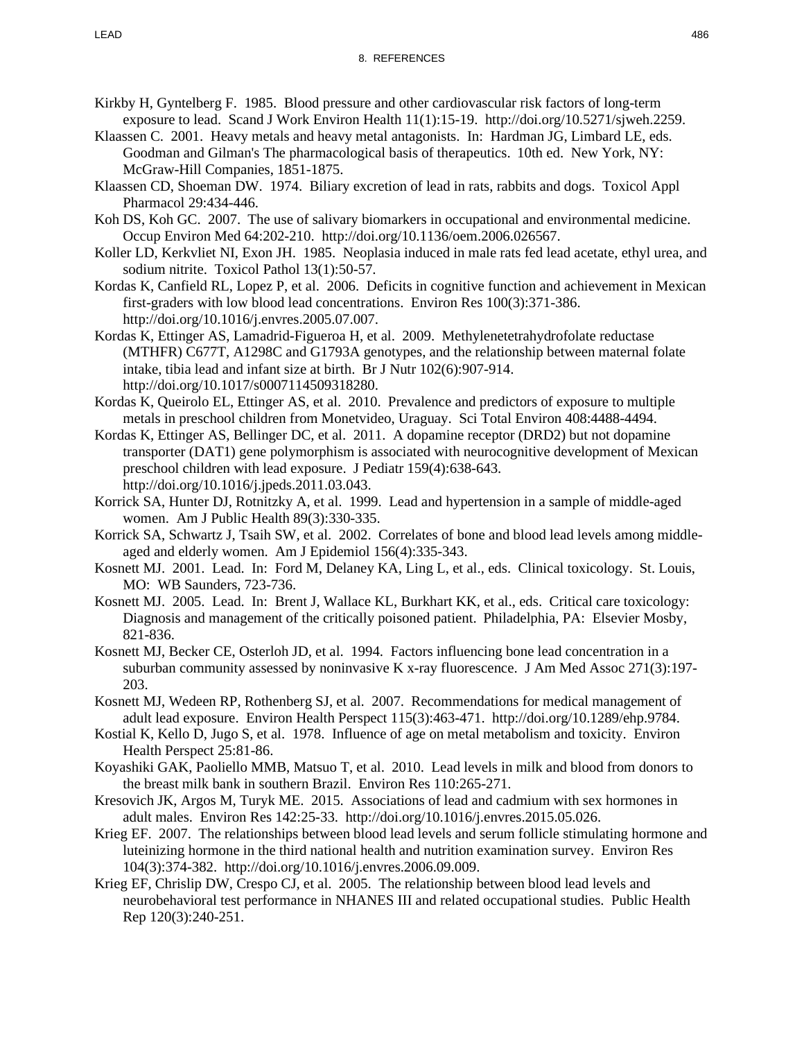Kirkby H, Gyntelberg F. 1985. Blood pressure and other cardiovascular risk factors of long-term exposure to lead. Scand J Work Environ Health 11(1):15-19. http://doi.org/10.5271/sjweh.2259.

Klaassen C. 2001. Heavy metals and heavy metal antagonists. In: Hardman JG, Limbard LE, eds. Goodman and Gilman's The pharmacological basis of therapeutics. 10th ed. New York, NY: McGraw-Hill Companies, 1851-1875.

Klaassen CD, Shoeman DW. 1974. Biliary excretion of lead in rats, rabbits and dogs. Toxicol Appl Pharmacol 29:434-446.

Koh DS, Koh GC. 2007. The use of salivary biomarkers in occupational and environmental medicine. Occup Environ Med 64:202-210. http://doi.org/10.1136/oem.2006.026567.

Koller LD, Kerkvliet NI, Exon JH. 1985. Neoplasia induced in male rats fed lead acetate, ethyl urea, and sodium nitrite. Toxicol Pathol 13(1):50-57.

Kordas K, Canfield RL, Lopez P, et al. 2006. Deficits in cognitive function and achievement in Mexican first-graders with low blood lead concentrations. Environ Res 100(3):371-386. http://doi.org/10.1016/j.envres.2005.07.007.

Kordas K, Ettinger AS, Lamadrid-Figueroa H, et al. 2009. Methylenetetrahydrofolate reductase (MTHFR) C677T, A1298C and G1793A genotypes, and the relationship between maternal folate intake, tibia lead and infant size at birth. Br J Nutr 102(6):907-914. http://doi.org/10.1017/s0007114509318280.

Kordas K, Queirolo EL, Ettinger AS, et al. 2010. Prevalence and predictors of exposure to multiple metals in preschool children from Monetvideo, Uraguay. Sci Total Environ 408:4488-4494.

Kordas K, Ettinger AS, Bellinger DC, et al. 2011. A dopamine receptor (DRD2) but not dopamine transporter (DAT1) gene polymorphism is associated with neurocognitive development of Mexican preschool children with lead exposure. J Pediatr 159(4):638-643. http://doi.org/10.1016/j.jpeds.2011.03.043.

Korrick SA, Hunter DJ, Rotnitzky A, et al. 1999. Lead and hypertension in a sample of middle-aged women. Am J Public Health 89(3):330-335.

Korrick SA, Schwartz J, Tsaih SW, et al. 2002. Correlates of bone and blood lead levels among middle-aged and elderly women. Am J Epidemiol 156(4):335-343.

Kosnett MJ. 2001. Lead. In: Ford M, Delaney KA, Ling L, et al., eds. Clinical toxicology. St. Louis, MO: WB Saunders, 723-736.

Kosnett MJ. 2005. Lead. In: Brent J, Wallace KL, Burkhart KK, et al., eds. Critical care toxicology: Diagnosis and management of the critically poisoned patient. Philadelphia, PA: Elsevier Mosby, 821-836.

Kosnett MJ, Becker CE, Osterloh JD, et al. 1994. Factors influencing bone lead concentration in a suburban community assessed by noninvasive K x-ray fluorescence. J Am Med Assoc 271(3):197-203.

Kosnett MJ, Wedeen RP, Rothenberg SJ, et al. 2007. Recommendations for medical management of adult lead exposure. Environ Health Perspect 115(3):463-471. http://doi.org/10.1289/ehp.9784.

Kostial K, Kello D, Jugo S, et al. 1978. Influence of age on metal metabolism and toxicity. Environ Health Perspect 25:81-86.

Koyashiki GAK, Paoliello MMB, Matsuo T, et al. 2010. Lead levels in milk and blood from donors to the breast milk bank in southern Brazil. Environ Res 110:265-271.

Kresovich JK, Argos M, Turyk ME. 2015. Associations of lead and cadmium with sex hormones in adult males. Environ Res 142:25-33. http://doi.org/10.1016/j.envres.2015.05.026.

Krieg EF. 2007. The relationships between blood lead levels and serum follicle stimulating hormone and luteinizing hormone in the third national health and nutrition examination survey. Environ Res 104(3):374-382. http://doi.org/10.1016/j.envres.2006.09.009.

Krieg EF, Chrislip DW, Crespo CJ, et al. 2005. The relationship between blood lead levels and neurobehavioral test performance in NHANES III and related occupational studies. Public Health Rep 120(3):240-251.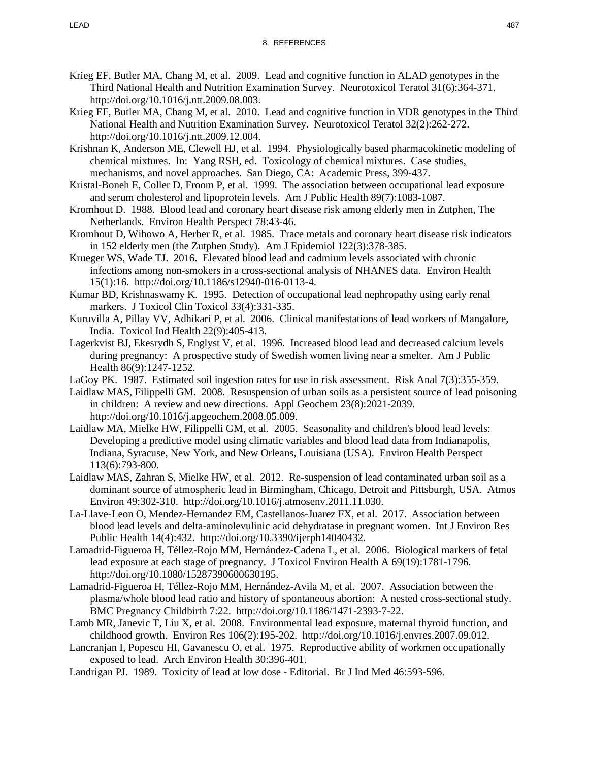## 8. REFERENCES

Krieg EF, Butler MA, Chang M, et al. 2009. Lead and cognitive function in ALAD genotypes in the Third National Health and Nutrition Examination Survey. Neurotoxicol Teratol 31(6):364-371. http://doi.org/10.1016/j.ntt.2009.08.003.

Krieg EF, Butler MA, Chang M, et al. 2010. Lead and cognitive function in VDR genotypes in the Third National Health and Nutrition Examination Survey. Neurotoxicol Teratol 32(2):262-272. http://doi.org/10.1016/j.ntt.2009.12.004.

Krishnan K, Anderson ME, Clewell HJ, et al. 1994. Physiologically based pharmacokinetic modeling of chemical mixtures. In: Yang RSH, ed. Toxicology of chemical mixtures. Case studies, mechanisms, and novel approaches. San Diego, CA: Academic Press, 399-437.

Kristal-Boneh E, Coller D, Froom P, et al. 1999. The association between occupational lead exposure and serum cholesterol and lipoprotein levels. Am J Public Health 89(7):1083-1087.

Kromhout D. 1988. Blood lead and coronary heart disease risk among elderly men in Zutphen, The Netherlands. Environ Health Perspect 78:43-46.

Kromhout D, Wibowo A, Herber R, et al. 1985. Trace metals and coronary heart disease risk indicators in 152 elderly men (the Zutphen Study). Am J Epidemiol 122(3):378-385.

Krueger WS, Wade TJ. 2016. Elevated blood lead and cadmium levels associated with chronic infections among non-smokers in a cross-sectional analysis of NHANES data. Environ Health 15(1):16. http://doi.org/10.1186/s12940-016-0113-4.

Kumar BD, Krishnaswamy K. 1995. Detection of occupational lead nephropathy using early renal markers. J Toxicol Clin Toxicol 33(4):331-335.

Kuruvilla A, Pillay VV, Adhikari P, et al. 2006. Clinical manifestations of lead workers of Mangalore, India. Toxicol Ind Health 22(9):405-413.

Lagerkvist BJ, Ekesrydh S, Englyst V, et al. 1996. Increased blood lead and decreased calcium levels during pregnancy: A prospective study of Swedish women living near a smelter. Am J Public Health 86(9):1247-1252.

LaGoy PK. 1987. Estimated soil ingestion rates for use in risk assessment. Risk Anal 7(3):355-359.

Laidlaw MAS, Filippelli GM. 2008. Resuspension of urban soils as a persistent source of lead poisoning in children: A review and new directions. Appl Geochem 23(8):2021-2039. http://doi.org/10.1016/j.apgeochem.2008.05.009.

Laidlaw MA, Mielke HW, Filippelli GM, et al. 2005. Seasonality and children's blood lead levels: Developing a predictive model using climatic variables and blood lead data from Indianapolis, Indiana, Syracuse, New York, and New Orleans, Louisiana (USA). Environ Health Perspect 113(6):793-800.

Laidlaw MAS, Zahran S, Mielke HW, et al. 2012. Re-suspension of lead contaminated urban soil as a dominant source of atmospheric lead in Birmingham, Chicago, Detroit and Pittsburgh, USA. Atmos Environ 49:302-310. http://doi.org/10.1016/j.atmosenv.2011.11.030.

La-Llave-Leon O, Mendez-Hernandez EM, Castellanos-Juarez FX, et al. 2017. Association between blood lead levels and delta-aminolevulinic acid dehydratase in pregnant women. Int J Environ Res Public Health 14(4):432. http://doi.org/10.3390/ijerph14040432.

Lamadrid-Figueroa H, Téllez-Rojo MM, Hernández-Cadena L, et al. 2006. Biological markers of fetal lead exposure at each stage of pregnancy. J Toxicol Environ Health A 69(19):1781-1796. http://doi.org/10.1080/15287390600630195.

Lamadrid-Figueroa H, Téllez-Rojo MM, Hernández-Avila M, et al. 2007. Association between the plasma/whole blood lead ratio and history of spontaneous abortion: A nested cross-sectional study. BMC Pregnancy Childbirth 7:22. http://doi.org/10.1186/1471-2393-7-22.

Lamb MR, Janevic T, Liu X, et al. 2008. Environmental lead exposure, maternal thyroid function, and childhood growth. Environ Res 106(2):195-202. http://doi.org/10.1016/j.envres.2007.09.012.

Lancranjan I, Popescu HI, Gavanescu O, et al. 1975. Reproductive ability of workmen occupationally exposed to lead. Arch Environ Health 30:396-401.

Landrigan PJ. 1989. Toxicity of lead at low dose - Editorial. Br J Ind Med 46:593-596.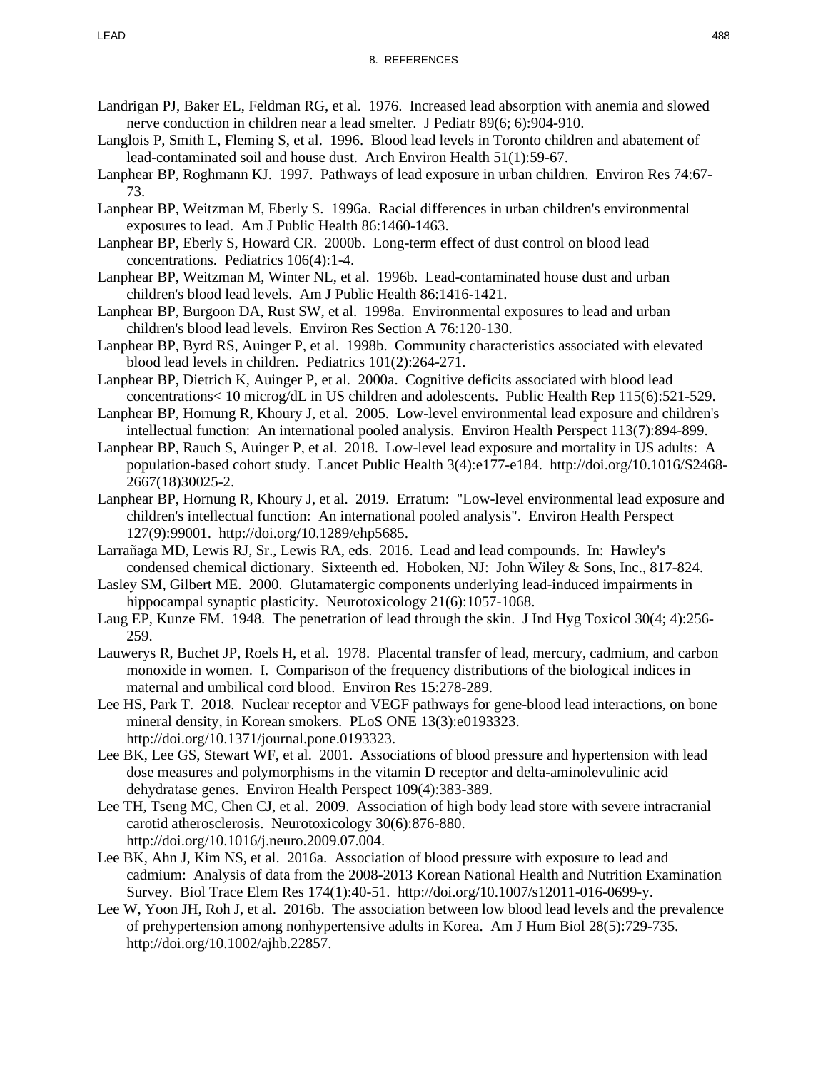# 8. REFERENCES

Landrigan PJ, Baker EL, Feldman RG, et al. 1976. Increased lead absorption with anemia and slowed nerve conduction in children near a lead smelter. J Pediatr 89(6; 6):904-910.

Langlois P, Smith L, Fleming S, et al. 1996. Blood lead levels in Toronto children and abatement of lead-contaminated soil and house dust. Arch Environ Health 51(1):59-67.

Lanphear BP, Roghmann KJ. 1997. Pathways of lead exposure in urban children. Environ Res 74:67-73.

Lanphear BP, Weitzman M, Eberly S. 1996a. Racial differences in urban children's environmental exposures to lead. Am J Public Health 86:1460-1463.

Lanphear BP, Eberly S, Howard CR. 2000b. Long-term effect of dust control on blood lead concentrations. Pediatrics 106(4):1-4.

Lanphear BP, Weitzman M, Winter NL, et al. 1996b. Lead-contaminated house dust and urban children's blood lead levels. Am J Public Health 86:1416-1421.

Lanphear BP, Burgoon DA, Rust SW, et al. 1998a. Environmental exposures to lead and urban children's blood lead levels. Environ Res Section A 76:120-130.

Lanphear BP, Byrd RS, Auinger P, et al. 1998b. Community characteristics associated with elevated blood lead levels in children. Pediatrics 101(2):264-271.

Lanphear BP, Dietrich K, Auinger P, et al. 2000a. Cognitive deficits associated with blood lead concentrations< 10 microg/dL in US children and adolescents. Public Health Rep 115(6):521-529.

Lanphear BP, Hornung R, Khoury J, et al. 2005. Low-level environmental lead exposure and children's intellectual function: An international pooled analysis. Environ Health Perspect 113(7):894-899.

Lanphear BP, Rauch S, Auinger P, et al. 2018. Low-level lead exposure and mortality in US adults: A population-based cohort study. Lancet Public Health 3(4):e177-e184. http://doi.org/10.1016/S2468-2667(18)30025-2.

Lanphear BP, Hornung R, Khoury J, et al. 2019. Erratum: "Low-level environmental lead exposure and children's intellectual function: An international pooled analysis". Environ Health Perspect 127(9):99001. http://doi.org/10.1289/ehp5685.

Larrañaga MD, Lewis RJ, Sr., Lewis RA, eds. 2016. Lead and lead compounds. In: Hawley's condensed chemical dictionary. Sixteenth ed. Hoboken, NJ: John Wiley & Sons, Inc., 817-824.

Lasley SM, Gilbert ME. 2000. Glutamatergic components underlying lead-induced impairments in hippocampal synaptic plasticity. Neurotoxicology 21(6):1057-1068.

Laug EP, Kunze FM. 1948. The penetration of lead through the skin. J Ind Hyg Toxicol 30(4; 4):256-259.

Lauwerys R, Buchet JP, Roels H, et al. 1978. Placental transfer of lead, mercury, cadmium, and carbon monoxide in women. I. Comparison of the frequency distributions of the biological indices in maternal and umbilical cord blood. Environ Res 15:278-289.

Lee HS, Park T. 2018. Nuclear receptor and VEGF pathways for gene-blood lead interactions, on bone mineral density, in Korean smokers. PLoS ONE 13(3):e0193323. http://doi.org/10.1371/journal.pone.0193323.

Lee BK, Lee GS, Stewart WF, et al. 2001. Associations of blood pressure and hypertension with lead dose measures and polymorphisms in the vitamin D receptor and delta-aminolevulinic acid dehydratase genes. Environ Health Perspect 109(4):383-389.

Lee TH, Tseng MC, Chen CJ, et al. 2009. Association of high body lead store with severe intracranial carotid atherosclerosis. Neurotoxicology 30(6):876-880. http://doi.org/10.1016/j.neuro.2009.07.004.

Lee BK, Ahn J, Kim NS, et al. 2016a. Association of blood pressure with exposure to lead and cadmium: Analysis of data from the 2008-2013 Korean National Health and Nutrition Examination Survey. Biol Trace Elem Res 174(1):40-51. http://doi.org/10.1007/s12011-016-0699-y.

Lee W, Yoon JH, Roh J, et al. 2016b. The association between low blood lead levels and the prevalence of prehypertension among nonhypertensive adults in Korea. Am J Hum Biol 28(5):729-735. http://doi.org/10.1002/ajhb.22857.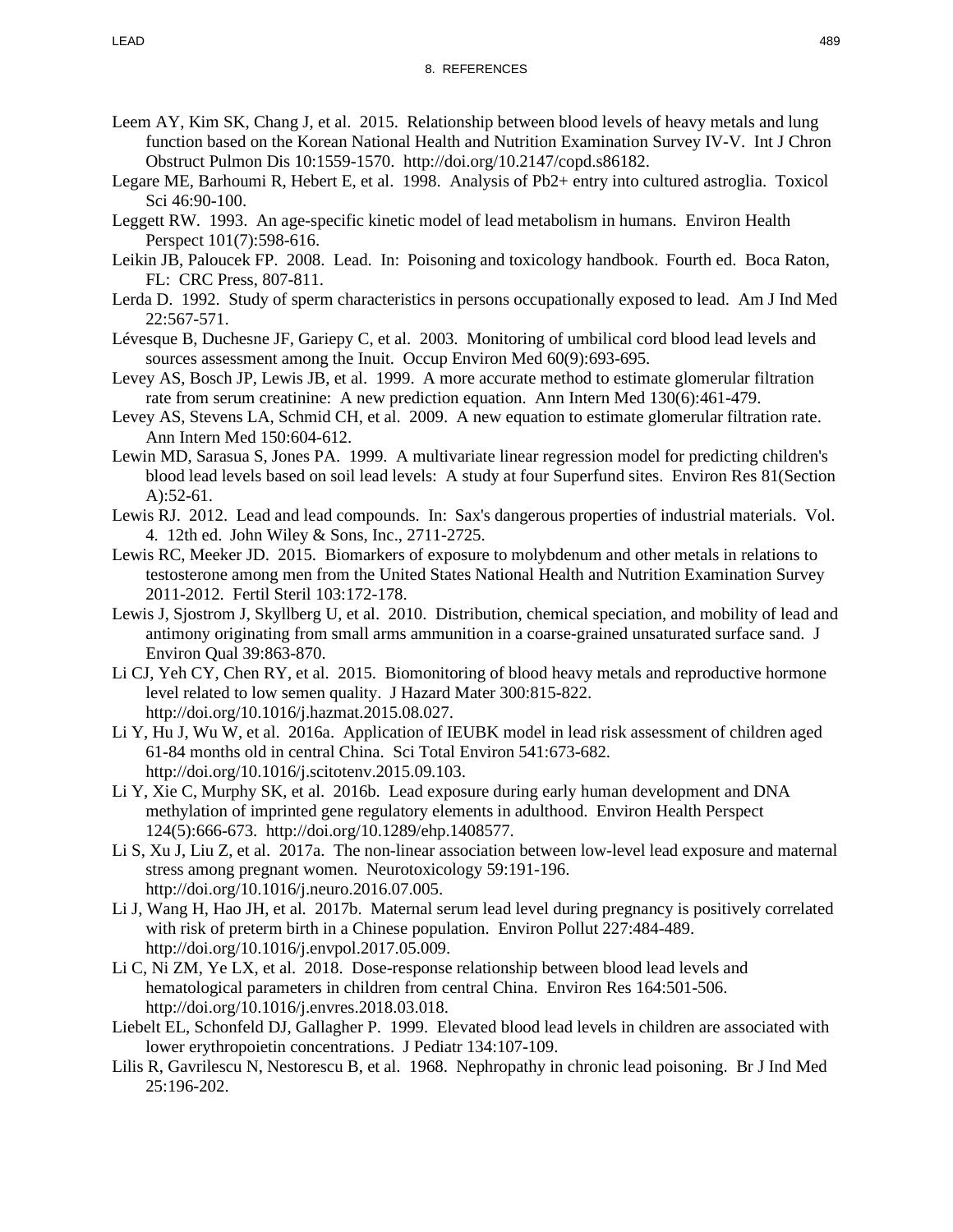Leem AY, Kim SK, Chang J, et al. 2015. Relationship between blood levels of heavy metals and lung function based on the Korean National Health and Nutrition Examination Survey IV-V. Int J Chron Obstruct Pulmon Dis 10:1559-1570. http://doi.org/10.2147/copd.s86182.

Legare ME, Barhoumi R, Hebert E, et al. 1998. Analysis of Pb2+ entry into cultured astroglia. Toxicol Sci 46:90-100.

Leggett RW. 1993. An age-specific kinetic model of lead metabolism in humans. Environ Health Perspect 101(7):598-616.

Leikin JB, Paloucek FP. 2008. Lead. In: Poisoning and toxicology handbook. Fourth ed. Boca Raton, FL: CRC Press, 807-811.

Lerda D. 1992. Study of sperm characteristics in persons occupationally exposed to lead. Am J Ind Med 22:567-571.

Lévesque B, Duchesne JF, Gariepy C, et al. 2003. Monitoring of umbilical cord blood lead levels and sources assessment among the Inuit. Occup Environ Med 60(9):693-695.

Levey AS, Bosch JP, Lewis JB, et al. 1999. A more accurate method to estimate glomerular filtration rate from serum creatinine: A new prediction equation. Ann Intern Med 130(6):461-479.

Levey AS, Stevens LA, Schmid CH, et al. 2009. A new equation to estimate glomerular filtration rate. Ann Intern Med 150:604-612.

Lewin MD, Sarasua S, Jones PA. 1999. A multivariate linear regression model for predicting children's blood lead levels based on soil lead levels: A study at four Superfund sites. Environ Res 81(Section A):52-61.

Lewis RJ. 2012. Lead and lead compounds. In: Sax's dangerous properties of industrial materials. Vol. 4. 12th ed. John Wiley & Sons, Inc., 2711-2725.

Lewis RC, Meeker JD. 2015. Biomarkers of exposure to molybdenum and other metals in relations to testosterone among men from the United States National Health and Nutrition Examination Survey 2011-2012. Fertil Steril 103:172-178.

Lewis J, Sjostrom J, Skyllberg U, et al. 2010. Distribution, chemical speciation, and mobility of lead and antimony originating from small arms ammunition in a coarse-grained unsaturated surface sand. J Environ Qual 39:863-870.

Li CJ, Yeh CY, Chen RY, et al. 2015. Biomonitoring of blood heavy metals and reproductive hormone level related to low semen quality. J Hazard Mater 300:815-822. http://doi.org/10.1016/j.hazmat.2015.08.027.

Li Y, Hu J, Wu W, et al. 2016a. Application of IEUBK model in lead risk assessment of children aged 61-84 months old in central China. Sci Total Environ 541:673-682. http://doi.org/10.1016/j.scitotenv.2015.09.103.

Li Y, Xie C, Murphy SK, et al. 2016b. Lead exposure during early human development and DNA methylation of imprinted gene regulatory elements in adulthood. Environ Health Perspect 124(5):666-673. http://doi.org/10.1289/ehp.1408577.

Li S, Xu J, Liu Z, et al. 2017a. The non-linear association between low-level lead exposure and maternal stress among pregnant women. Neurotoxicology 59:191-196. http://doi.org/10.1016/j.neuro.2016.07.005.

Li J, Wang H, Hao JH, et al. 2017b. Maternal serum lead level during pregnancy is positively correlated with risk of preterm birth in a Chinese population. Environ Pollut 227:484-489. http://doi.org/10.1016/j.envpol.2017.05.009.

Li C, Ni ZM, Ye LX, et al. 2018. Dose-response relationship between blood lead levels and hematological parameters in children from central China. Environ Res 164:501-506. http://doi.org/10.1016/j.envres.2018.03.018.

Liebelt EL, Schonfeld DJ, Gallagher P. 1999. Elevated blood lead levels in children are associated with lower erythropoietin concentrations. J Pediatr 134:107-109.

Lilis R, Gavrilescu N, Nestorescu B, et al. 1968. Nephropathy in chronic lead poisoning. Br J Ind Med 25:196-202.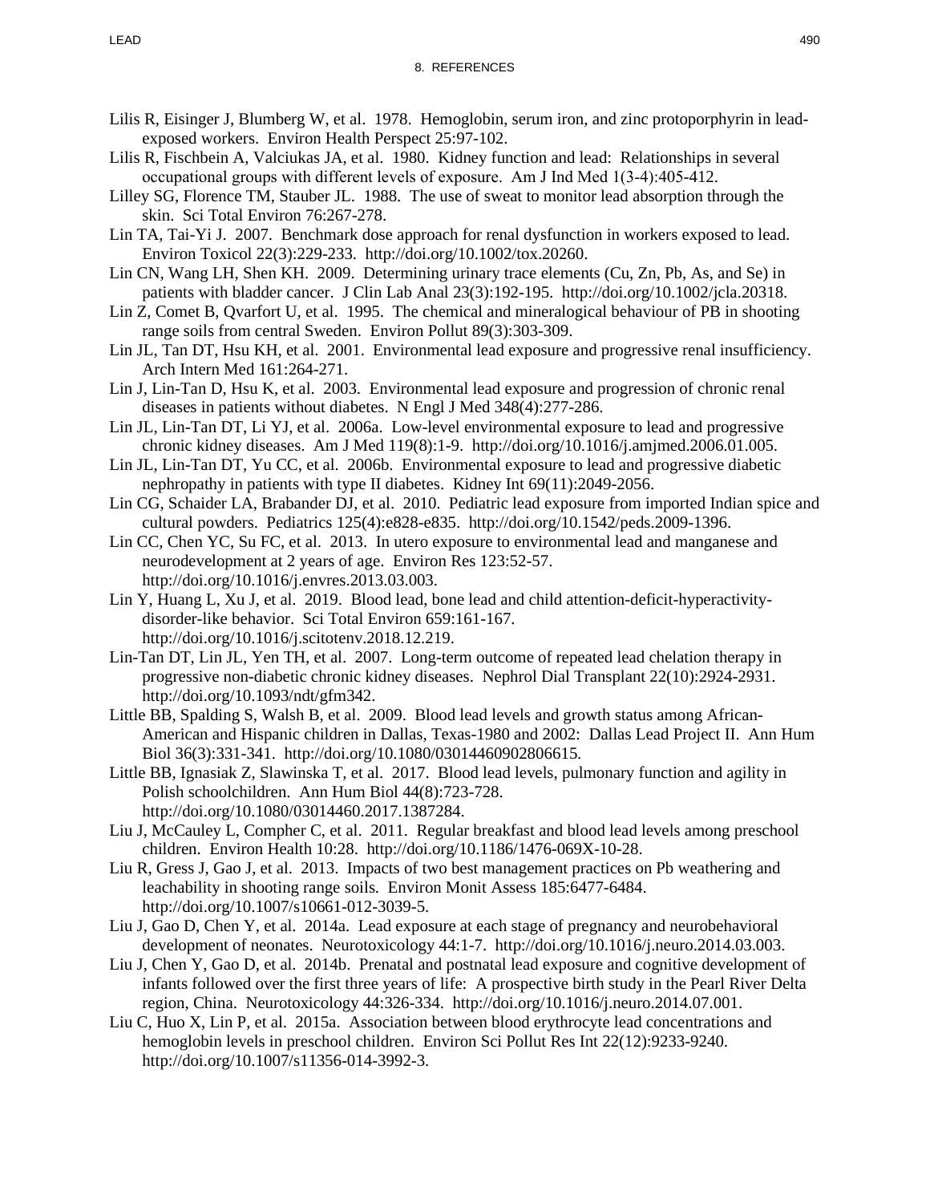Lilis R, Eisinger J, Blumberg W, et al. 1978. Hemoglobin, serum iron, and zinc protoporphyrin in lead-exposed workers. Environ Health Perspect 25:97-102.

Lilis R, Fischbein A, Valciukas JA, et al. 1980. Kidney function and lead: Relationships in several occupational groups with different levels of exposure. Am J Ind Med 1(3-4):405-412.

Lilley SG, Florence TM, Stauber JL. 1988. The use of sweat to monitor lead absorption through the skin. Sci Total Environ 76:267-278.

Lin TA, Tai-Yi J. 2007. Benchmark dose approach for renal dysfunction in workers exposed to lead. Environ Toxicol 22(3):229-233. http://doi.org/10.1002/tox.20260.

Lin CN, Wang LH, Shen KH. 2009. Determining urinary trace elements (Cu, Zn, Pb, As, and Se) in patients with bladder cancer. J Clin Lab Anal 23(3):192-195. http://doi.org/10.1002/jcla.20318.

Lin Z, Comet B, Qvarfort U, et al. 1995. The chemical and mineralogical behaviour of PB in shooting range soils from central Sweden. Environ Pollut 89(3):303-309.

Lin JL, Tan DT, Hsu KH, et al. 2001. Environmental lead exposure and progressive renal insufficiency. Arch Intern Med 161:264-271.

Lin J, Lin-Tan D, Hsu K, et al. 2003. Environmental lead exposure and progression of chronic renal diseases in patients without diabetes. N Engl J Med 348(4):277-286.

Lin JL, Lin-Tan DT, Li YJ, et al. 2006a. Low-level environmental exposure to lead and progressive chronic kidney diseases. Am J Med 119(8):1-9. http://doi.org/10.1016/j.amjmed.2006.01.005.

Lin JL, Lin-Tan DT, Yu CC, et al. 2006b. Environmental exposure to lead and progressive diabetic nephropathy in patients with type II diabetes. Kidney Int 69(11):2049-2056.

Lin CG, Schaider LA, Brabander DJ, et al. 2010. Pediatric lead exposure from imported Indian spice and cultural powders. Pediatrics 125(4):e828-e835. http://doi.org/10.1542/peds.2009-1396.

Lin CC, Chen YC, Su FC, et al. 2013. In utero exposure to environmental lead and manganese and neurodevelopment at 2 years of age. Environ Res 123:52-57. http://doi.org/10.1016/j.envres.2013.03.003.

Lin Y, Huang L, Xu J, et al. 2019. Blood lead, bone lead and child attention-deficit-hyperactivity-disorder-like behavior. Sci Total Environ 659:161-167. http://doi.org/10.1016/j.scitotenv.2018.12.219.

Lin-Tan DT, Lin JL, Yen TH, et al. 2007. Long-term outcome of repeated lead chelation therapy in progressive non-diabetic chronic kidney diseases. Nephrol Dial Transplant 22(10):2924-2931. http://doi.org/10.1093/ndt/gfm342.

Little BB, Spalding S, Walsh B, et al. 2009. Blood lead levels and growth status among African-American and Hispanic children in Dallas, Texas-1980 and 2002: Dallas Lead Project II. Ann Hum Biol 36(3):331-341. http://doi.org/10.1080/03014460902806615.

Little BB, Ignasiak Z, Slawinska T, et al. 2017. Blood lead levels, pulmonary function and agility in Polish schoolchildren. Ann Hum Biol 44(8):723-728. http://doi.org/10.1080/03014460.2017.1387284.

Liu J, McCauley L, Compher C, et al. 2011. Regular breakfast and blood lead levels among preschool children. Environ Health 10:28. http://doi.org/10.1186/1476-069X-10-28.

Liu R, Gress J, Gao J, et al. 2013. Impacts of two best management practices on Pb weathering and leachability in shooting range soils. Environ Monit Assess 185:6477-6484. http://doi.org/10.1007/s10661-012-3039-5.

Liu J, Gao D, Chen Y, et al. 2014a. Lead exposure at each stage of pregnancy and neurobehavioral development of neonates. Neurotoxicology 44:1-7. http://doi.org/10.1016/j.neuro.2014.03.003.

Liu J, Chen Y, Gao D, et al. 2014b. Prenatal and postnatal lead exposure and cognitive development of infants followed over the first three years of life: A prospective birth study in the Pearl River Delta region, China. Neurotoxicology 44:326-334. http://doi.org/10.1016/j.neuro.2014.07.001.

Liu C, Huo X, Lin P, et al. 2015a. Association between blood erythrocyte lead concentrations and hemoglobin levels in preschool children. Environ Sci Pollut Res Int 22(12):9233-9240. http://doi.org/10.1007/s11356-014-3992-3.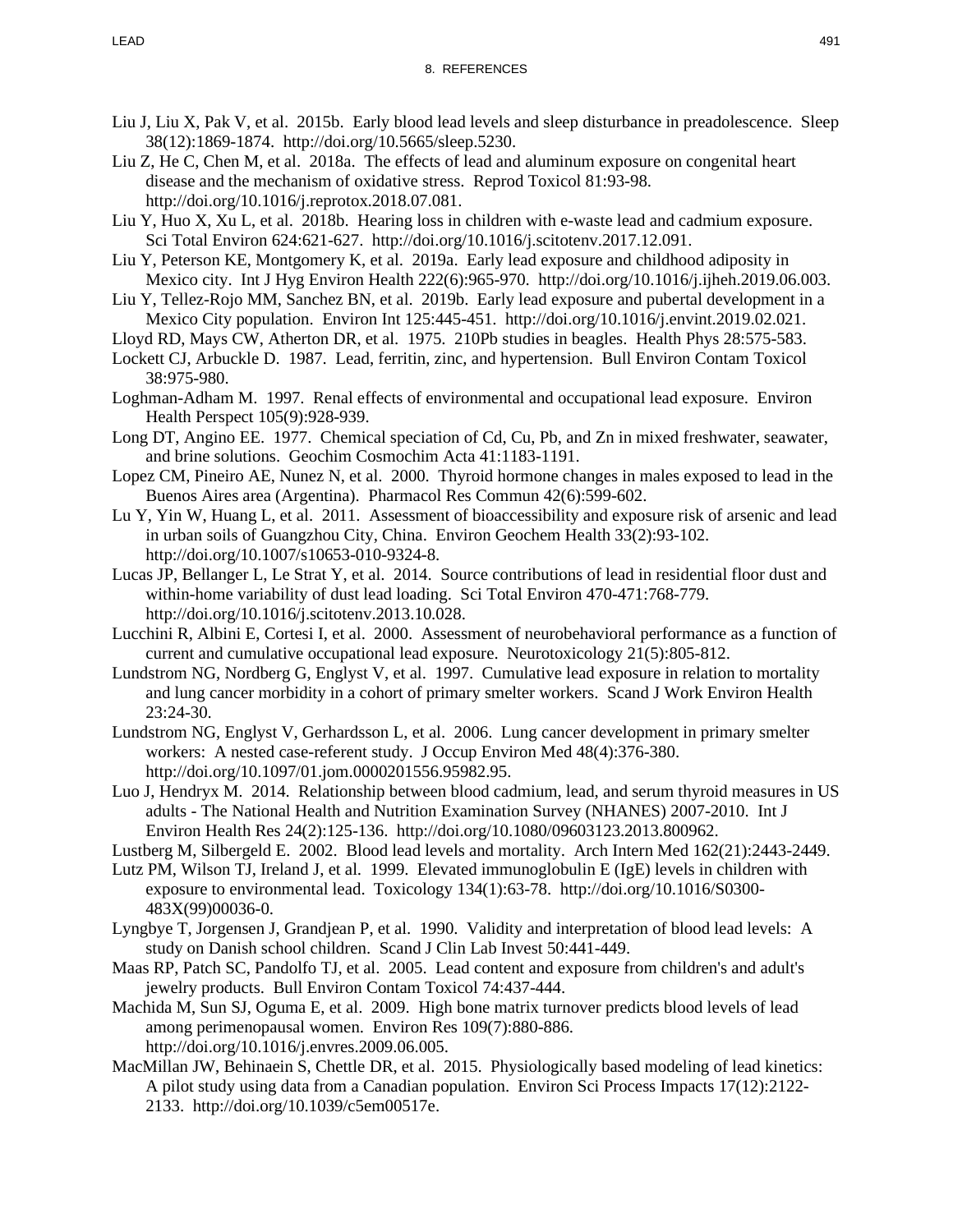Liu J, Liu X, Pak V, et al. 2015b. Early blood lead levels and sleep disturbance in preadolescence. Sleep 38(12):1869-1874. http://doi.org/10.5665/sleep.5230.

Liu Z, He C, Chen M, et al. 2018a. The effects of lead and aluminum exposure on congenital heart disease and the mechanism of oxidative stress. Reprod Toxicol 81:93-98. http://doi.org/10.1016/j.reprotox.2018.07.081.

Liu Y, Huo X, Xu L, et al. 2018b. Hearing loss in children with e-waste lead and cadmium exposure. Sci Total Environ 624:621-627. http://doi.org/10.1016/j.scitotenv.2017.12.091.

Liu Y, Peterson KE, Montgomery K, et al. 2019a. Early lead exposure and childhood adiposity in Mexico city. Int J Hyg Environ Health 222(6):965-970. http://doi.org/10.1016/j.ijheh.2019.06.003.

Liu Y, Tellez-Rojo MM, Sanchez BN, et al. 2019b. Early lead exposure and pubertal development in a Mexico City population. Environ Int 125:445-451. http://doi.org/10.1016/j.envint.2019.02.021.

Lloyd RD, Mays CW, Atherton DR, et al. 1975. 210Pb studies in beagles. Health Phys 28:575-583.

Lockett CJ, Arbuckle D. 1987. Lead, ferritin, zinc, and hypertension. Bull Environ Contam Toxicol 38:975-980.

Loghman-Adham M. 1997. Renal effects of environmental and occupational lead exposure. Environ Health Perspect 105(9):928-939.

Long DT, Angino EE. 1977. Chemical speciation of Cd, Cu, Pb, and Zn in mixed freshwater, seawater, and brine solutions. Geochim Cosmochim Acta 41:1183-1191.

Lopez CM, Pineiro AE, Nunez N, et al. 2000. Thyroid hormone changes in males exposed to lead in the Buenos Aires area (Argentina). Pharmacol Res Commun 42(6):599-602.

Lu Y, Yin W, Huang L, et al. 2011. Assessment of bioaccessibility and exposure risk of arsenic and lead in urban soils of Guangzhou City, China. Environ Geochem Health 33(2):93-102. http://doi.org/10.1007/s10653-010-9324-8.

Lucas JP, Bellanger L, Le Strat Y, et al. 2014. Source contributions of lead in residential floor dust and within-home variability of dust lead loading. Sci Total Environ 470-471:768-779. http://doi.org/10.1016/j.scitotenv.2013.10.028.

Lucchini R, Albini E, Cortesi I, et al. 2000. Assessment of neurobehavioral performance as a function of current and cumulative occupational lead exposure. Neurotoxicology 21(5):805-812.

Lundstrom NG, Nordberg G, Englyst V, et al. 1997. Cumulative lead exposure in relation to mortality and lung cancer morbidity in a cohort of primary smelter workers. Scand J Work Environ Health 23:24-30.

Lundstrom NG, Englyst V, Gerhardsson L, et al. 2006. Lung cancer development in primary smelter workers: A nested case-referent study. J Occup Environ Med 48(4):376-380. http://doi.org/10.1097/01.jom.0000201556.95982.95.

Luo J, Hendryx M. 2014. Relationship between blood cadmium, lead, and serum thyroid measures in US adults - The National Health and Nutrition Examination Survey (NHANES) 2007-2010. Int J Environ Health Res 24(2):125-136. http://doi.org/10.1080/09603123.2013.800962.

Lustberg M, Silbergeld E. 2002. Blood lead levels and mortality. Arch Intern Med 162(21):2443-2449.

Lutz PM, Wilson TJ, Ireland J, et al. 1999. Elevated immunoglobulin E (IgE) levels in children with exposure to environmental lead. Toxicology 134(1):63-78. http://doi.org/10.1016/S0300-483X(99)00036-0.

Lyngbye T, Jorgensen J, Grandjean P, et al. 1990. Validity and interpretation of blood lead levels: A study on Danish school children. Scand J Clin Lab Invest 50:441-449.

Maas RP, Patch SC, Pandolfo TJ, et al. 2005. Lead content and exposure from children's and adult's jewelry products. Bull Environ Contam Toxicol 74:437-444.

Machida M, Sun SJ, Oguma E, et al. 2009. High bone matrix turnover predicts blood levels of lead among perimenopausal women. Environ Res 109(7):880-886. http://doi.org/10.1016/j.envres.2009.06.005.

MacMillan JW, Behinaein S, Chettle DR, et al. 2015. Physiologically based modeling of lead kinetics: A pilot study using data from a Canadian population. Environ Sci Process Impacts 17(12):2122-2133. http://doi.org/10.1039/c5em00517e.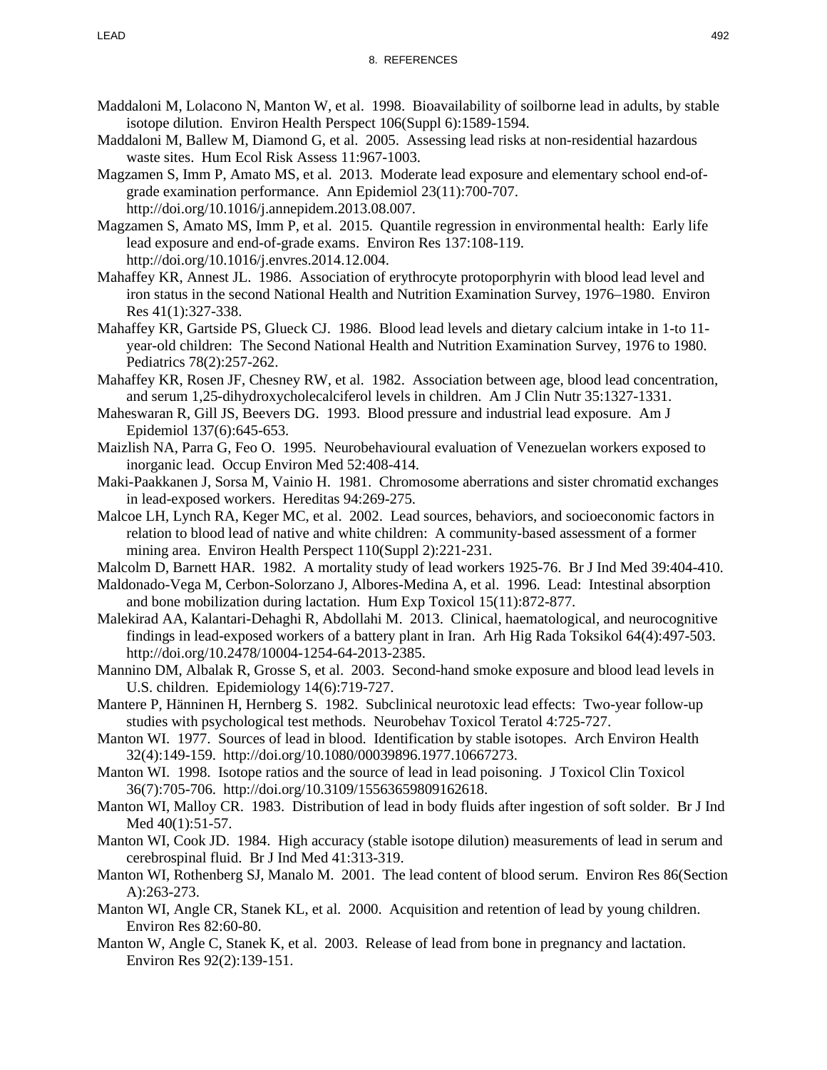Maddaloni M, Lolacono N, Manton W, et al. 1998. Bioavailability of soilborne lead in adults, by stable isotope dilution. Environ Health Perspect 106(Suppl 6):1589-1594.

Maddaloni M, Ballew M, Diamond G, et al. 2005. Assessing lead risks at non-residential hazardous waste sites. Hum Ecol Risk Assess 11:967-1003.

Magzamen S, Imm P, Amato MS, et al. 2013. Moderate lead exposure and elementary school end-of-grade examination performance. Ann Epidemiol 23(11):700-707. http://doi.org/10.1016/j.annepidem.2013.08.007.

Magzamen S, Amato MS, Imm P, et al. 2015. Quantile regression in environmental health: Early life lead exposure and end-of-grade exams. Environ Res 137:108-119. http://doi.org/10.1016/j.envres.2014.12.004.

Mahaffey KR, Annest JL. 1986. Association of erythrocyte protoporphyrin with blood lead level and iron status in the second National Health and Nutrition Examination Survey, 1976–1980. Environ Res 41(1):327-338.

Mahaffey KR, Gartside PS, Glueck CJ. 1986. Blood lead levels and dietary calcium intake in 1-to 11-year-old children: The Second National Health and Nutrition Examination Survey, 1976 to 1980. Pediatrics 78(2):257-262.

Mahaffey KR, Rosen JF, Chesney RW, et al. 1982. Association between age, blood lead concentration, and serum 1,25-dihydroxycholecalciferol levels in children. Am J Clin Nutr 35:1327-1331.

Maheswaran R, Gill JS, Beevers DG. 1993. Blood pressure and industrial lead exposure. Am J Epidemiol 137(6):645-653.

Maizlish NA, Parra G, Feo O. 1995. Neurobehavioural evaluation of Venezuelan workers exposed to inorganic lead. Occup Environ Med 52:408-414.

Maki-Paakkanen J, Sorsa M, Vainio H. 1981. Chromosome aberrations and sister chromatid exchanges in lead-exposed workers. Hereditas 94:269-275.

Malcoe LH, Lynch RA, Keger MC, et al. 2002. Lead sources, behaviors, and socioeconomic factors in relation to blood lead of native and white children: A community-based assessment of a former mining area. Environ Health Perspect 110(Suppl 2):221-231.

Malcolm D, Barnett HAR. 1982. A mortality study of lead workers 1925-76. Br J Ind Med 39:404-410.

Maldonado-Vega M, Cerbon-Solorzano J, Albores-Medina A, et al. 1996. Lead: Intestinal absorption and bone mobilization during lactation. Hum Exp Toxicol 15(11):872-877.

Malekirad AA, Kalantari-Dehaghi R, Abdollahi M. 2013. Clinical, haematological, and neurocognitive findings in lead-exposed workers of a battery plant in Iran. Arh Hig Rada Toksikol 64(4):497-503. http://doi.org/10.2478/10004-1254-64-2013-2385.

Mannino DM, Albalak R, Grosse S, et al. 2003. Second-hand smoke exposure and blood lead levels in U.S. children. Epidemiology 14(6):719-727.

Mantere P, Hänninen H, Hernberg S. 1982. Subclinical neurotoxic lead effects: Two-year follow-up studies with psychological test methods. Neurobehav Toxicol Teratol 4:725-727.

Manton WI. 1977. Sources of lead in blood. Identification by stable isotopes. Arch Environ Health 32(4):149-159. http://doi.org/10.1080/00039896.1977.10667273.

Manton WI. 1998. Isotope ratios and the source of lead in lead poisoning. J Toxicol Clin Toxicol 36(7):705-706. http://doi.org/10.3109/15563659809162618.

Manton WI, Malloy CR. 1983. Distribution of lead in body fluids after ingestion of soft solder. Br J Ind Med 40(1):51-57.

Manton WI, Cook JD. 1984. High accuracy (stable isotope dilution) measurements of lead in serum and cerebrospinal fluid. Br J Ind Med 41:313-319.

Manton WI, Rothenberg SJ, Manalo M. 2001. The lead content of blood serum. Environ Res 86(Section A):263-273.

Manton WI, Angle CR, Stanek KL, et al. 2000. Acquisition and retention of lead by young children. Environ Res 82:60-80.

Manton W, Angle C, Stanek K, et al. 2003. Release of lead from bone in pregnancy and lactation. Environ Res 92(2):139-151.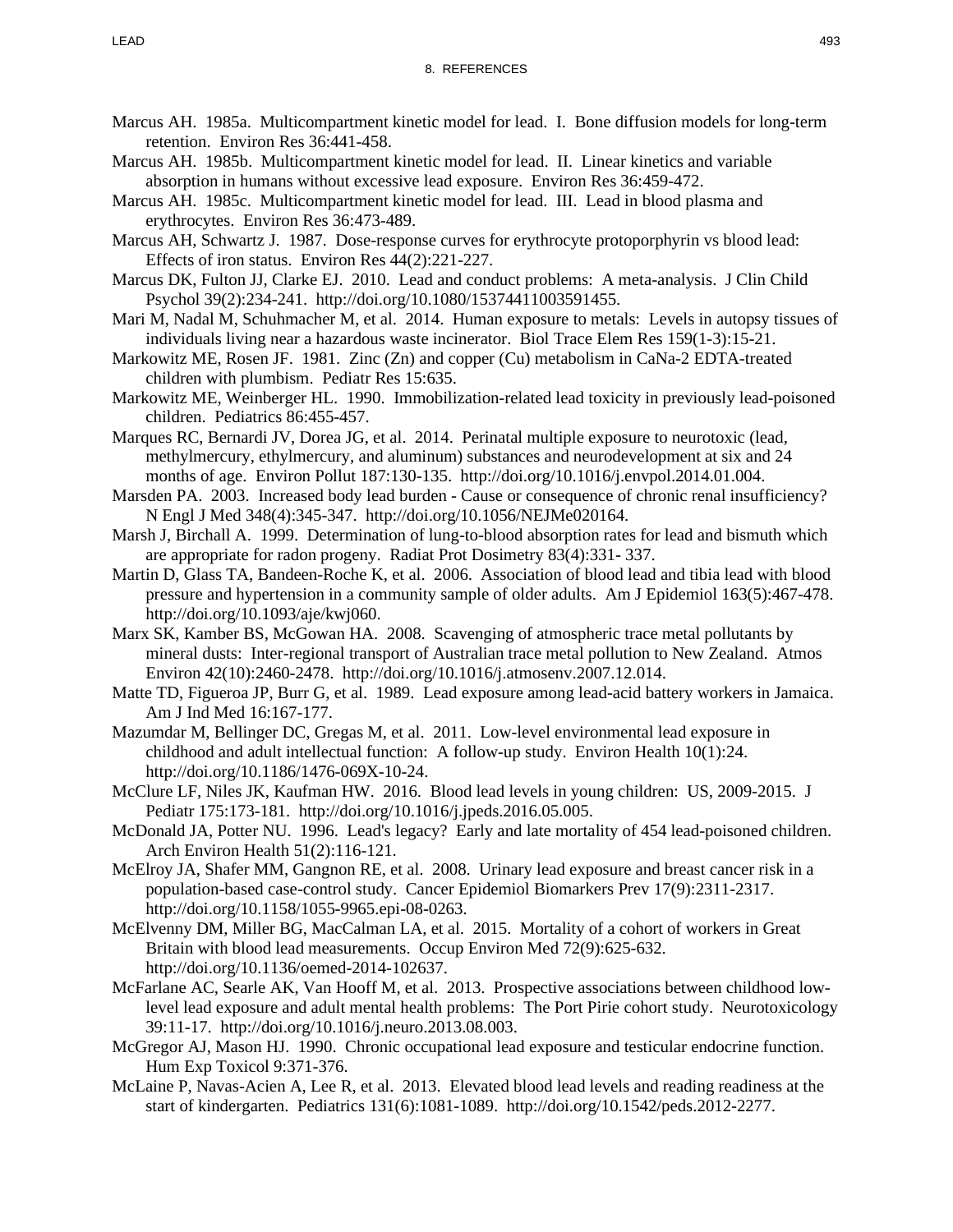Marcus AH. 1985a. Multicompartment kinetic model for lead. I. Bone diffusion models for long-term retention. Environ Res 36:441-458.

Marcus AH. 1985b. Multicompartment kinetic model for lead. II. Linear kinetics and variable absorption in humans without excessive lead exposure. Environ Res 36:459-472.

Marcus AH. 1985c. Multicompartment kinetic model for lead. III. Lead in blood plasma and erythrocytes. Environ Res 36:473-489.

Marcus AH, Schwartz J. 1987. Dose-response curves for erythrocyte protoporphyrin vs blood lead: Effects of iron status. Environ Res 44(2):221-227.

Marcus DK, Fulton JJ, Clarke EJ. 2010. Lead and conduct problems: A meta-analysis. J Clin Child Psychol 39(2):234-241. http://doi.org/10.1080/15374411003591455.

Mari M, Nadal M, Schuhmacher M, et al. 2014. Human exposure to metals: Levels in autopsy tissues of individuals living near a hazardous waste incinerator. Biol Trace Elem Res 159(1-3):15-21.

Markowitz ME, Rosen JF. 1981. Zinc (Zn) and copper (Cu) metabolism in CaNa-2 EDTA-treated children with plumbism. Pediatr Res 15:635.

Markowitz ME, Weinberger HL. 1990. Immobilization-related lead toxicity in previously lead-poisoned children. Pediatrics 86:455-457.

Marques RC, Bernardi JV, Dorea JG, et al. 2014. Perinatal multiple exposure to neurotoxic (lead, methylmercury, ethylmercury, and aluminum) substances and neurodevelopment at six and 24 months of age. Environ Pollut 187:130-135. http://doi.org/10.1016/j.envpol.2014.01.004.

Marsden PA. 2003. Increased body lead burden - Cause or consequence of chronic renal insufficiency? N Engl J Med 348(4):345-347. http://doi.org/10.1056/NEJMe020164.

Marsh J, Birchall A. 1999. Determination of lung-to-blood absorption rates for lead and bismuth which are appropriate for radon progeny. Radiat Prot Dosimetry 83(4):331- 337.

Martin D, Glass TA, Bandeen-Roche K, et al. 2006. Association of blood lead and tibia lead with blood pressure and hypertension in a community sample of older adults. Am J Epidemiol 163(5):467-478. http://doi.org/10.1093/aje/kwj060.

Marx SK, Kamber BS, McGowan HA. 2008. Scavenging of atmospheric trace metal pollutants by mineral dusts: Inter-regional transport of Australian trace metal pollution to New Zealand. Atmos Environ 42(10):2460-2478. http://doi.org/10.1016/j.atmosenv.2007.12.014.

Matte TD, Figueroa JP, Burr G, et al. 1989. Lead exposure among lead-acid battery workers in Jamaica. Am J Ind Med 16:167-177.

Mazumdar M, Bellinger DC, Gregas M, et al. 2011. Low-level environmental lead exposure in childhood and adult intellectual function: A follow-up study. Environ Health 10(1):24. http://doi.org/10.1186/1476-069X-10-24.

McClure LF, Niles JK, Kaufman HW. 2016. Blood lead levels in young children: US, 2009-2015. J Pediatr 175:173-181. http://doi.org/10.1016/j.jpeds.2016.05.005.

McDonald JA, Potter NU. 1996. Lead's legacy? Early and late mortality of 454 lead-poisoned children. Arch Environ Health 51(2):116-121.

McElroy JA, Shafer MM, Gangnon RE, et al. 2008. Urinary lead exposure and breast cancer risk in a population-based case-control study. Cancer Epidemiol Biomarkers Prev 17(9):2311-2317. http://doi.org/10.1158/1055-9965.epi-08-0263.

McElvenny DM, Miller BG, MacCalman LA, et al. 2015. Mortality of a cohort of workers in Great Britain with blood lead measurements. Occup Environ Med 72(9):625-632. http://doi.org/10.1136/oemed-2014-102637.

McFarlane AC, Searle AK, Van Hooff M, et al. 2013. Prospective associations between childhood low-level lead exposure and adult mental health problems: The Port Pirie cohort study. Neurotoxicology 39:11-17. http://doi.org/10.1016/j.neuro.2013.08.003.

McGregor AJ, Mason HJ. 1990. Chronic occupational lead exposure and testicular endocrine function. Hum Exp Toxicol 9:371-376.

McLaine P, Navas-Acien A, Lee R, et al. 2013. Elevated blood lead levels and reading readiness at the start of kindergarten. Pediatrics 131(6):1081-1089. http://doi.org/10.1542/peds.2012-2277.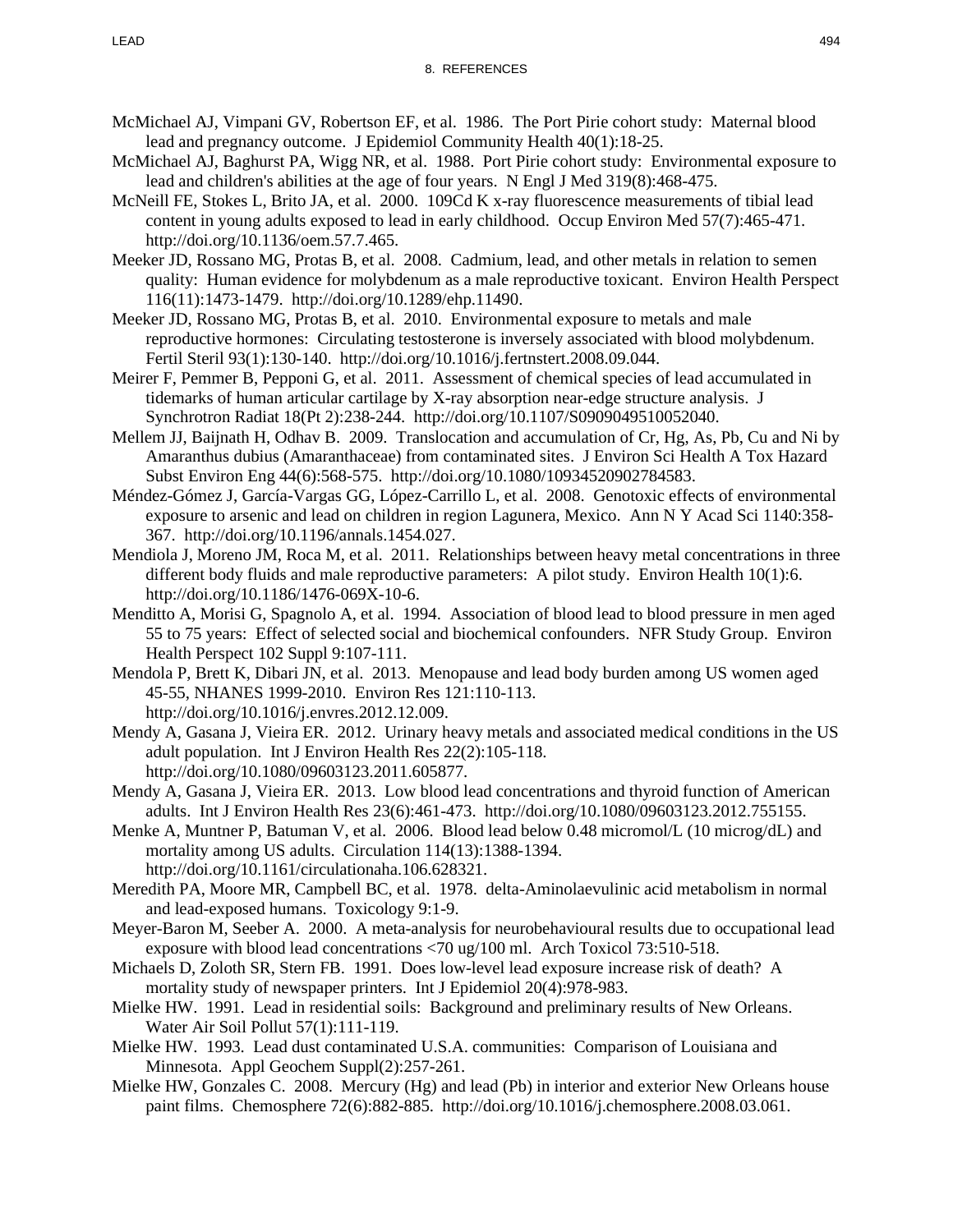## 8. REFERENCES

McMichael AJ, Vimpani GV, Robertson EF, et al. 1986. The Port Pirie cohort study: Maternal blood lead and pregnancy outcome. J Epidemiol Community Health 40(1):18-25.

McMichael AJ, Baghurst PA, Wigg NR, et al. 1988. Port Pirie cohort study: Environmental exposure to lead and children's abilities at the age of four years. N Engl J Med 319(8):468-475.

McNeill FE, Stokes L, Brito JA, et al. 2000. 109Cd K x-ray fluorescence measurements of tibial lead content in young adults exposed to lead in early childhood. Occup Environ Med 57(7):465-471. http://doi.org/10.1136/oem.57.7.465.

Meeker JD, Rossano MG, Protas B, et al. 2008. Cadmium, lead, and other metals in relation to semen quality: Human evidence for molybdenum as a male reproductive toxicant. Environ Health Perspect 116(11):1473-1479. http://doi.org/10.1289/ehp.11490.

Meeker JD, Rossano MG, Protas B, et al. 2010. Environmental exposure to metals and male reproductive hormones: Circulating testosterone is inversely associated with blood molybdenum. Fertil Steril 93(1):130-140. http://doi.org/10.1016/j.fertnstert.2008.09.044.

Meirer F, Pemmer B, Pepponi G, et al. 2011. Assessment of chemical species of lead accumulated in tidemarks of human articular cartilage by X-ray absorption near-edge structure analysis. J Synchrotron Radiat 18(Pt 2):238-244. http://doi.org/10.1107/S0909049510052040.

Mellem JJ, Baijnath H, Odhav B. 2009. Translocation and accumulation of Cr, Hg, As, Pb, Cu and Ni by Amaranthus dubius (Amaranthaceae) from contaminated sites. J Environ Sci Health A Tox Hazard Subst Environ Eng 44(6):568-575. http://doi.org/10.1080/10934520902784583.

Méndez-Gómez J, García-Vargas GG, López-Carrillo L, et al. 2008. Genotoxic effects of environmental exposure to arsenic and lead on children in region Lagunera, Mexico. Ann N Y Acad Sci 1140:358-367. http://doi.org/10.1196/annals.1454.027.

Mendiola J, Moreno JM, Roca M, et al. 2011. Relationships between heavy metal concentrations in three different body fluids and male reproductive parameters: A pilot study. Environ Health 10(1):6. http://doi.org/10.1186/1476-069X-10-6.

Menditto A, Morisi G, Spagnolo A, et al. 1994. Association of blood lead to blood pressure in men aged 55 to 75 years: Effect of selected social and biochemical confounders. NFR Study Group. Environ Health Perspect 102 Suppl 9:107-111.

Mendola P, Brett K, Dibari JN, et al. 2013. Menopause and lead body burden among US women aged 45-55, NHANES 1999-2010. Environ Res 121:110-113. http://doi.org/10.1016/j.envres.2012.12.009.

Mendy A, Gasana J, Vieira ER. 2012. Urinary heavy metals and associated medical conditions in the US adult population. Int J Environ Health Res 22(2):105-118. http://doi.org/10.1080/09603123.2011.605877.

Mendy A, Gasana J, Vieira ER. 2013. Low blood lead concentrations and thyroid function of American adults. Int J Environ Health Res 23(6):461-473. http://doi.org/10.1080/09603123.2012.755155.

Menke A, Muntner P, Batuman V, et al. 2006. Blood lead below 0.48 micromol/L (10 microg/dL) and mortality among US adults. Circulation 114(13):1388-1394. http://doi.org/10.1161/circulationaha.106.628321.

Meredith PA, Moore MR, Campbell BC, et al. 1978. delta-Aminolaevulinic acid metabolism in normal and lead-exposed humans. Toxicology 9:1-9.

Meyer-Baron M, Seeber A. 2000. A meta-analysis for neurobehavioural results due to occupational lead exposure with blood lead concentrations <70 ug/100 ml. Arch Toxicol 73:510-518.

Michaels D, Zoloth SR, Stern FB. 1991. Does low-level lead exposure increase risk of death? A mortality study of newspaper printers. Int J Epidemiol 20(4):978-983.

Mielke HW. 1991. Lead in residential soils: Background and preliminary results of New Orleans. Water Air Soil Pollut 57(1):111-119.

Mielke HW. 1993. Lead dust contaminated U.S.A. communities: Comparison of Louisiana and Minnesota. Appl Geochem Suppl(2):257-261.

Mielke HW, Gonzales C. 2008. Mercury (Hg) and lead (Pb) in interior and exterior New Orleans house paint films. Chemosphere 72(6):882-885. http://doi.org/10.1016/j.chemosphere.2008.03.061.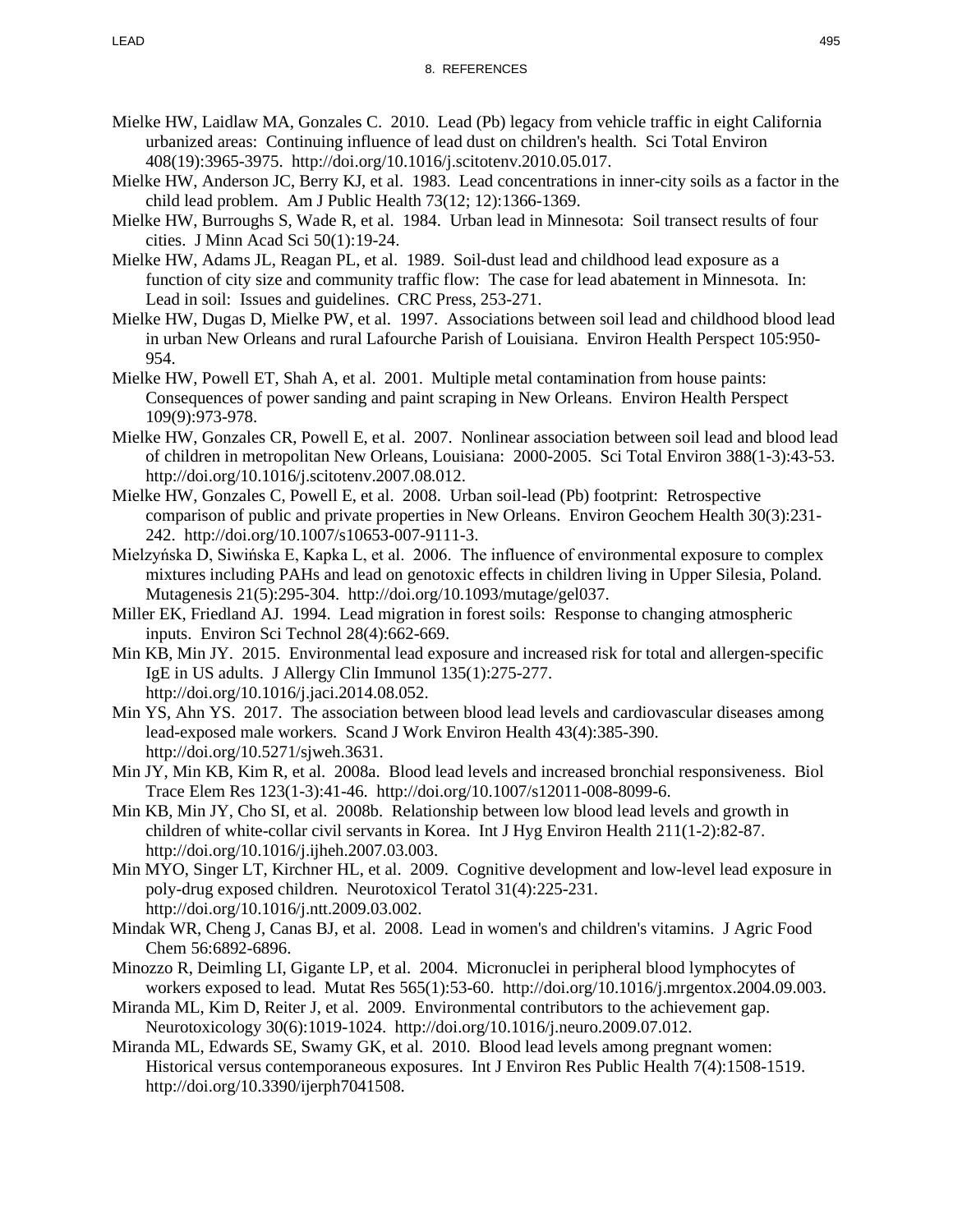Mielke HW, Laidlaw MA, Gonzales C. 2010. Lead (Pb) legacy from vehicle traffic in eight California urbanized areas: Continuing influence of lead dust on children's health. Sci Total Environ 408(19):3965-3975. http://doi.org/10.1016/j.scitotenv.2010.05.017.

Mielke HW, Anderson JC, Berry KJ, et al. 1983. Lead concentrations in inner-city soils as a factor in the child lead problem. Am J Public Health 73(12; 12):1366-1369.

Mielke HW, Burroughs S, Wade R, et al. 1984. Urban lead in Minnesota: Soil transect results of four cities. J Minn Acad Sci 50(1):19-24.

Mielke HW, Adams JL, Reagan PL, et al. 1989. Soil-dust lead and childhood lead exposure as a function of city size and community traffic flow: The case for lead abatement in Minnesota. In: Lead in soil: Issues and guidelines. CRC Press, 253-271.

Mielke HW, Dugas D, Mielke PW, et al. 1997. Associations between soil lead and childhood blood lead in urban New Orleans and rural Lafourche Parish of Louisiana. Environ Health Perspect 105:950-954.

Mielke HW, Powell ET, Shah A, et al. 2001. Multiple metal contamination from house paints: Consequences of power sanding and paint scraping in New Orleans. Environ Health Perspect 109(9):973-978.

Mielke HW, Gonzales CR, Powell E, et al. 2007. Nonlinear association between soil lead and blood lead of children in metropolitan New Orleans, Louisiana: 2000-2005. Sci Total Environ 388(1-3):43-53. http://doi.org/10.1016/j.scitotenv.2007.08.012.

Mielke HW, Gonzales C, Powell E, et al. 2008. Urban soil-lead (Pb) footprint: Retrospective comparison of public and private properties in New Orleans. Environ Geochem Health 30(3):231-242. http://doi.org/10.1007/s10653-007-9111-3.

Mielzyńska D, Siwińska E, Kapka L, et al. 2006. The influence of environmental exposure to complex mixtures including PAHs and lead on genotoxic effects in children living in Upper Silesia, Poland. Mutagenesis 21(5):295-304. http://doi.org/10.1093/mutage/gel037.

Miller EK, Friedland AJ. 1994. Lead migration in forest soils: Response to changing atmospheric inputs. Environ Sci Technol 28(4):662-669.

Min KB, Min JY. 2015. Environmental lead exposure and increased risk for total and allergen-specific IgE in US adults. J Allergy Clin Immunol 135(1):275-277. http://doi.org/10.1016/j.jaci.2014.08.052.

Min YS, Ahn YS. 2017. The association between blood lead levels and cardiovascular diseases among lead-exposed male workers. Scand J Work Environ Health 43(4):385-390. http://doi.org/10.5271/sjweh.3631.

Min JY, Min KB, Kim R, et al. 2008a. Blood lead levels and increased bronchial responsiveness. Biol Trace Elem Res 123(1-3):41-46. http://doi.org/10.1007/s12011-008-8099-6.

Min KB, Min JY, Cho SI, et al. 2008b. Relationship between low blood lead levels and growth in children of white-collar civil servants in Korea. Int J Hyg Environ Health 211(1-2):82-87. http://doi.org/10.1016/j.ijheh.2007.03.003.

Min MYO, Singer LT, Kirchner HL, et al. 2009. Cognitive development and low-level lead exposure in poly-drug exposed children. Neurotoxicol Teratol 31(4):225-231. http://doi.org/10.1016/j.ntt.2009.03.002.

Mindak WR, Cheng J, Canas BJ, et al. 2008. Lead in women's and children's vitamins. J Agric Food Chem 56:6892-6896.

Minozzo R, Deimling LI, Gigante LP, et al. 2004. Micronuclei in peripheral blood lymphocytes of workers exposed to lead. Mutat Res 565(1):53-60. http://doi.org/10.1016/j.mrgentox.2004.09.003.

Miranda ML, Kim D, Reiter J, et al. 2009. Environmental contributors to the achievement gap. Neurotoxicology 30(6):1019-1024. http://doi.org/10.1016/j.neuro.2009.07.012.

Miranda ML, Edwards SE, Swamy GK, et al. 2010. Blood lead levels among pregnant women: Historical versus contemporaneous exposures. Int J Environ Res Public Health 7(4):1508-1519. http://doi.org/10.3390/ijerph7041508.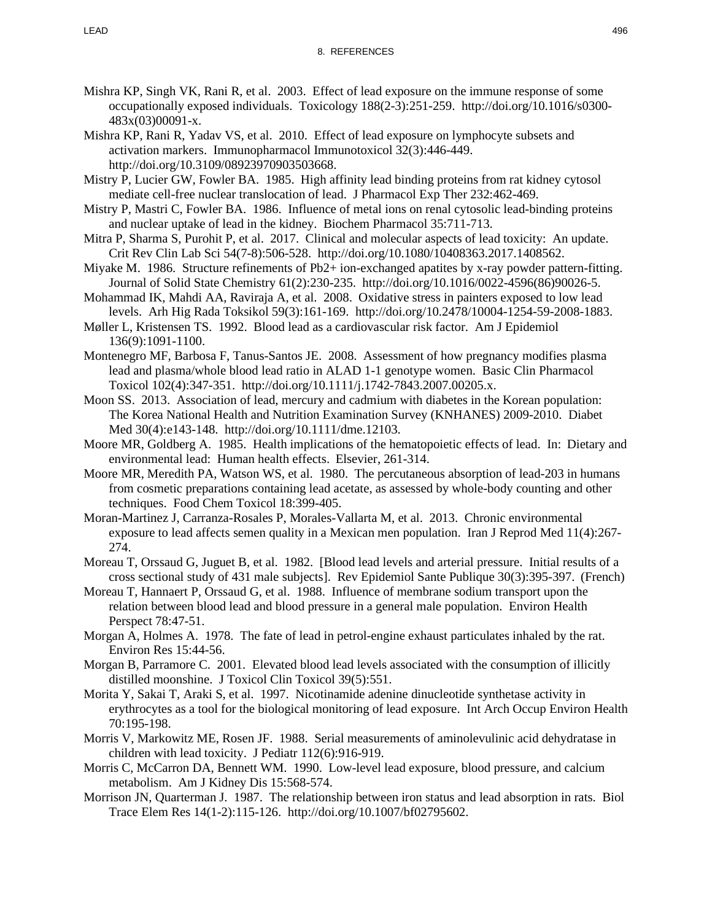## 8. REFERENCES

Mishra KP, Singh VK, Rani R, et al. 2003. Effect of lead exposure on the immune response of some occupationally exposed individuals. Toxicology 188(2-3):251-259. http://doi.org/10.1016/s0300-483x(03)00091-x.

Mishra KP, Rani R, Yadav VS, et al. 2010. Effect of lead exposure on lymphocyte subsets and activation markers. Immunopharmacol Immunotoxicol 32(3):446-449. http://doi.org/10.3109/08923970903503668.

Mistry P, Lucier GW, Fowler BA. 1985. High affinity lead binding proteins from rat kidney cytosol mediate cell-free nuclear translocation of lead. J Pharmacol Exp Ther 232:462-469.

Mistry P, Mastri C, Fowler BA. 1986. Influence of metal ions on renal cytosolic lead-binding proteins and nuclear uptake of lead in the kidney. Biochem Pharmacol 35:711-713.

Mitra P, Sharma S, Purohit P, et al. 2017. Clinical and molecular aspects of lead toxicity: An update. Crit Rev Clin Lab Sci 54(7-8):506-528. http://doi.org/10.1080/10408363.2017.1408562.

Miyake M. 1986. Structure refinements of Pb2+ ion-exchanged apatites by x-ray powder pattern-fitting. Journal of Solid State Chemistry 61(2):230-235. http://doi.org/10.1016/0022-4596(86)90026-5.

Mohammad IK, Mahdi AA, Raviraja A, et al. 2008. Oxidative stress in painters exposed to low lead levels. Arh Hig Rada Toksikol 59(3):161-169. http://doi.org/10.2478/10004-1254-59-2008-1883.

Møller L, Kristensen TS. 1992. Blood lead as a cardiovascular risk factor. Am J Epidemiol 136(9):1091-1100.

Montenegro MF, Barbosa F, Tanus-Santos JE. 2008. Assessment of how pregnancy modifies plasma lead and plasma/whole blood lead ratio in ALAD 1-1 genotype women. Basic Clin Pharmacol Toxicol 102(4):347-351. http://doi.org/10.1111/j.1742-7843.2007.00205.x.

Moon SS. 2013. Association of lead, mercury and cadmium with diabetes in the Korean population: The Korea National Health and Nutrition Examination Survey (KNHANES) 2009-2010. Diabet Med 30(4):e143-148. http://doi.org/10.1111/dme.12103.

Moore MR, Goldberg A. 1985. Health implications of the hematopoietic effects of lead. In: Dietary and environmental lead: Human health effects. Elsevier, 261-314.

Moore MR, Meredith PA, Watson WS, et al. 1980. The percutaneous absorption of lead-203 in humans from cosmetic preparations containing lead acetate, as assessed by whole-body counting and other techniques. Food Chem Toxicol 18:399-405.

Moran-Martinez J, Carranza-Rosales P, Morales-Vallarta M, et al. 2013. Chronic environmental exposure to lead affects semen quality in a Mexican men population. Iran J Reprod Med 11(4):267-274.

Moreau T, Orssaud G, Juguet B, et al. 1982. [Blood lead levels and arterial pressure. Initial results of a cross sectional study of 431 male subjects]. Rev Epidemiol Sante Publique 30(3):395-397. (French)

Moreau T, Hannaert P, Orssaud G, et al. 1988. Influence of membrane sodium transport upon the relation between blood lead and blood pressure in a general male population. Environ Health Perspect 78:47-51.

Morgan A, Holmes A. 1978. The fate of lead in petrol-engine exhaust particulates inhaled by the rat. Environ Res 15:44-56.

Morgan B, Parramore C. 2001. Elevated blood lead levels associated with the consumption of illicitly distilled moonshine. J Toxicol Clin Toxicol 39(5):551.

Morita Y, Sakai T, Araki S, et al. 1997. Nicotinamide adenine dinucleotide synthetase activity in erythrocytes as a tool for the biological monitoring of lead exposure. Int Arch Occup Environ Health 70:195-198.

Morris V, Markowitz ME, Rosen JF. 1988. Serial measurements of aminolevulinic acid dehydratase in children with lead toxicity. J Pediatr 112(6):916-919.

Morris C, McCarron DA, Bennett WM. 1990. Low-level lead exposure, blood pressure, and calcium metabolism. Am J Kidney Dis 15:568-574.

Morrison JN, Quarterman J. 1987. The relationship between iron status and lead absorption in rats. Biol Trace Elem Res 14(1-2):115-126. http://doi.org/10.1007/bf02795602.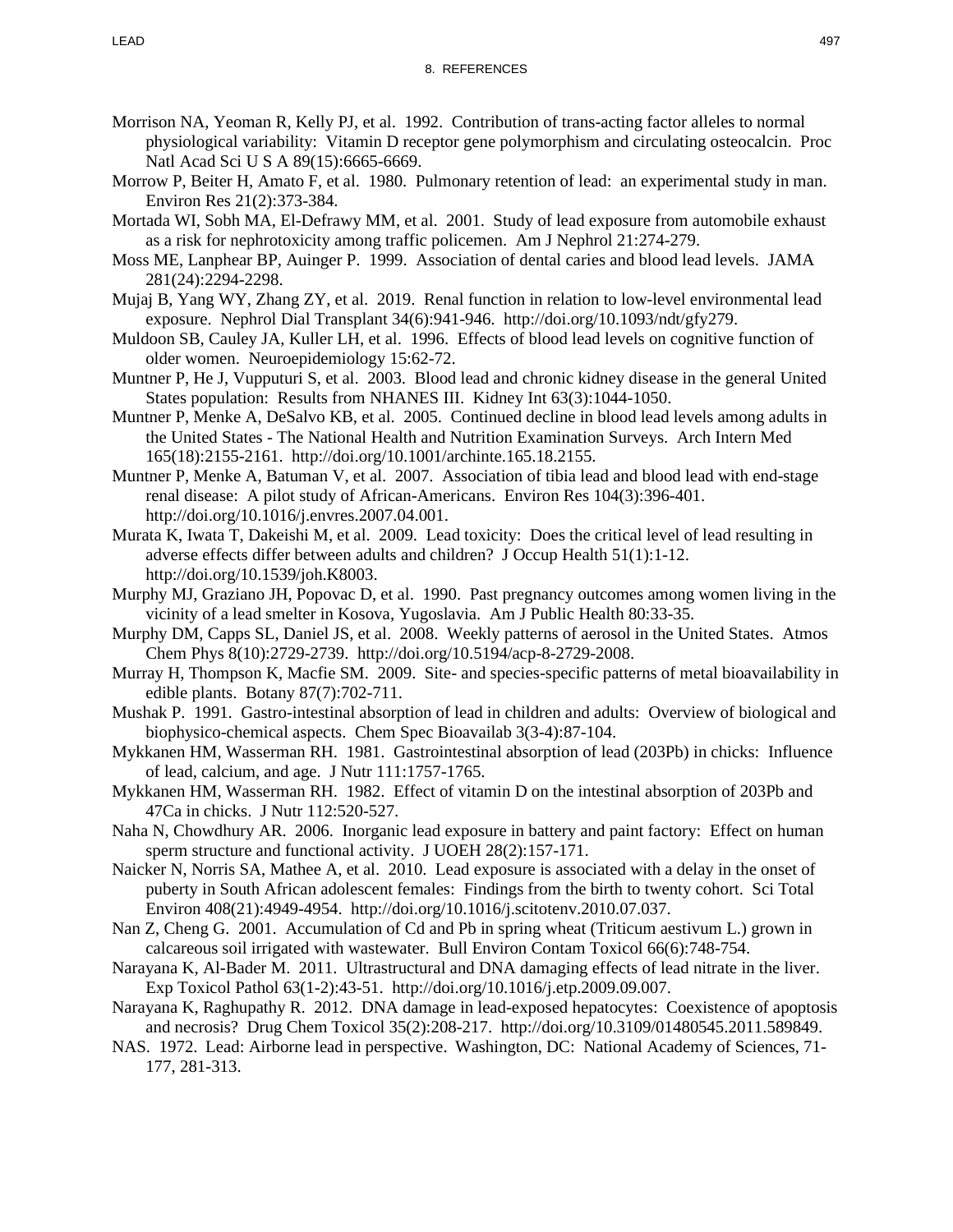## 8. REFERENCES

Morrison NA, Yeoman R, Kelly PJ, et al. 1992. Contribution of trans-acting factor alleles to normal physiological variability: Vitamin D receptor gene polymorphism and circulating osteocalcin. Proc Natl Acad Sci U S A 89(15):6665-6669.

Morrow P, Beiter H, Amato F, et al. 1980. Pulmonary retention of lead: an experimental study in man. Environ Res 21(2):373-384.

Mortada WI, Sobh MA, El-Defrawy MM, et al. 2001. Study of lead exposure from automobile exhaust as a risk for nephrotoxicity among traffic policemen. Am J Nephrol 21:274-279.

Moss ME, Lanphear BP, Auinger P. 1999. Association of dental caries and blood lead levels. JAMA 281(24):2294-2298.

Mujaj B, Yang WY, Zhang ZY, et al. 2019. Renal function in relation to low-level environmental lead exposure. Nephrol Dial Transplant 34(6):941-946. http://doi.org/10.1093/ndt/gfy279.

Muldoon SB, Cauley JA, Kuller LH, et al. 1996. Effects of blood lead levels on cognitive function of older women. Neuroepidemiology 15:62-72.

Muntner P, He J, Vupputuri S, et al. 2003. Blood lead and chronic kidney disease in the general United States population: Results from NHANES III. Kidney Int 63(3):1044-1050.

Muntner P, Menke A, DeSalvo KB, et al. 2005. Continued decline in blood lead levels among adults in the United States - The National Health and Nutrition Examination Surveys. Arch Intern Med 165(18):2155-2161. http://doi.org/10.1001/archinte.165.18.2155.

Muntner P, Menke A, Batuman V, et al. 2007. Association of tibia lead and blood lead with end-stage renal disease: A pilot study of African-Americans. Environ Res 104(3):396-401. http://doi.org/10.1016/j.envres.2007.04.001.

Murata K, Iwata T, Dakeishi M, et al. 2009. Lead toxicity: Does the critical level of lead resulting in adverse effects differ between adults and children? J Occup Health 51(1):1-12. http://doi.org/10.1539/joh.K8003.

Murphy MJ, Graziano JH, Popovac D, et al. 1990. Past pregnancy outcomes among women living in the vicinity of a lead smelter in Kosova, Yugoslavia. Am J Public Health 80:33-35.

Murphy DM, Capps SL, Daniel JS, et al. 2008. Weekly patterns of aerosol in the United States. Atmos Chem Phys 8(10):2729-2739. http://doi.org/10.5194/acp-8-2729-2008.

Murray H, Thompson K, Macfie SM. 2009. Site- and species-specific patterns of metal bioavailability in edible plants. Botany 87(7):702-711.

Mushak P. 1991. Gastro-intestinal absorption of lead in children and adults: Overview of biological and biophysico-chemical aspects. Chem Spec Bioavailab 3(3-4):87-104.

Mykkanen HM, Wasserman RH. 1981. Gastrointestinal absorption of lead (203Pb) in chicks: Influence of lead, calcium, and age. J Nutr 111:1757-1765.

Mykkanen HM, Wasserman RH. 1982. Effect of vitamin D on the intestinal absorption of 203Pb and 47Ca in chicks. J Nutr 112:520-527.

Naha N, Chowdhury AR. 2006. Inorganic lead exposure in battery and paint factory: Effect on human sperm structure and functional activity. J UOEH 28(2):157-171.

Naicker N, Norris SA, Mathee A, et al. 2010. Lead exposure is associated with a delay in the onset of puberty in South African adolescent females: Findings from the birth to twenty cohort. Sci Total Environ 408(21):4949-4954. http://doi.org/10.1016/j.scitotenv.2010.07.037.

Nan Z, Cheng G. 2001. Accumulation of Cd and Pb in spring wheat (Triticum aestivum L.) grown in calcareous soil irrigated with wastewater. Bull Environ Contam Toxicol 66(6):748-754.

Narayana K, Al-Bader M. 2011. Ultrastructural and DNA damaging effects of lead nitrate in the liver. Exp Toxicol Pathol 63(1-2):43-51. http://doi.org/10.1016/j.etp.2009.09.007.

Narayana K, Raghupathy R. 2012. DNA damage in lead-exposed hepatocytes: Coexistence of apoptosis and necrosis? Drug Chem Toxicol 35(2):208-217. http://doi.org/10.3109/01480545.2011.589849.

NAS. 1972. Lead: Airborne lead in perspective. Washington, DC: National Academy of Sciences, 71-177, 281-313.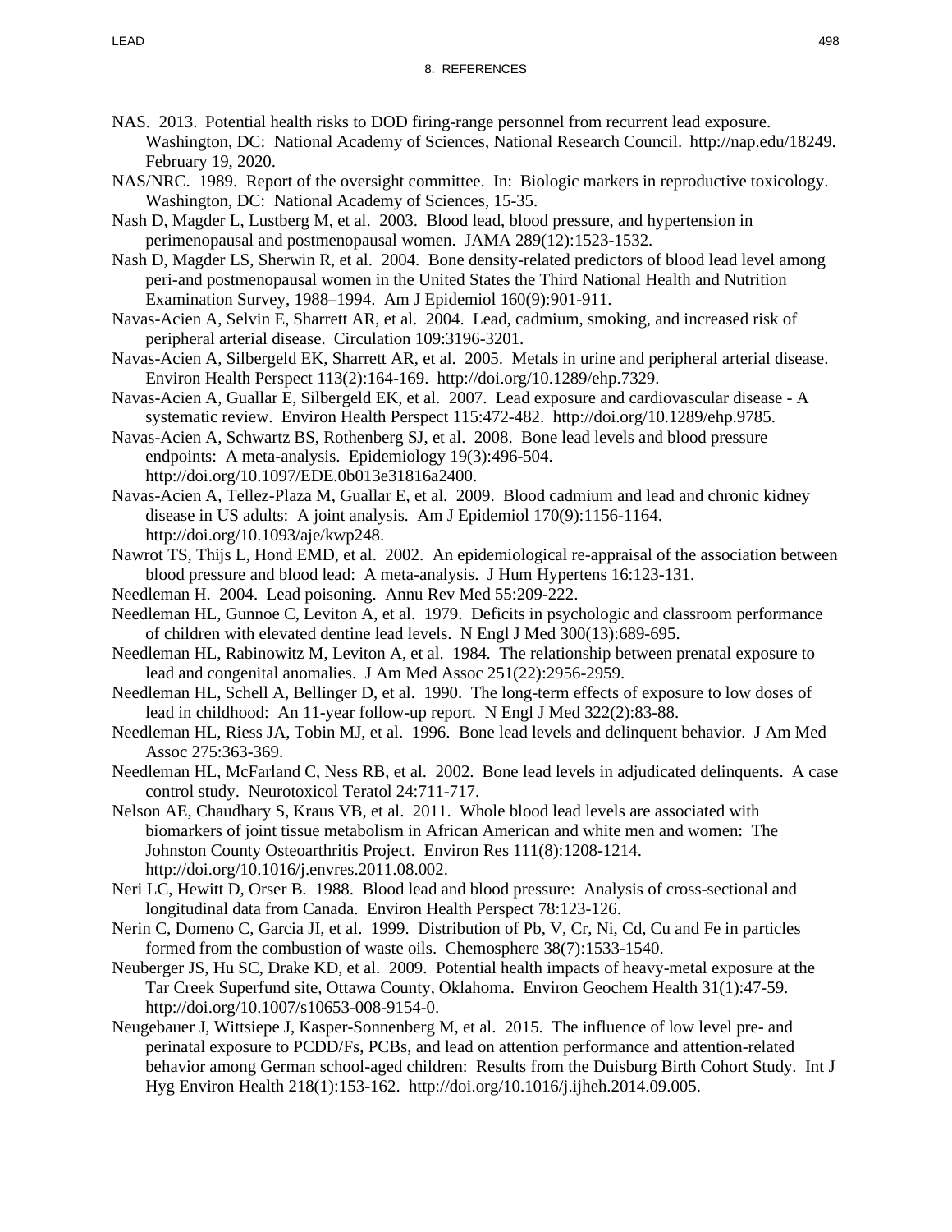NAS. 2013. Potential health risks to DOD firing-range personnel from recurrent lead exposure. Washington, DC: National Academy of Sciences, National Research Council. http://nap.edu/18249. February 19, 2020.

NAS/NRC. 1989. Report of the oversight committee. In: Biologic markers in reproductive toxicology. Washington, DC: National Academy of Sciences, 15-35.

Nash D, Magder L, Lustberg M, et al. 2003. Blood lead, blood pressure, and hypertension in perimenopausal and postmenopausal women. JAMA 289(12):1523-1532.

Nash D, Magder LS, Sherwin R, et al. 2004. Bone density-related predictors of blood lead level among peri-and postmenopausal women in the United States the Third National Health and Nutrition Examination Survey, 1988–1994. Am J Epidemiol 160(9):901-911.

Navas-Acien A, Selvin E, Sharrett AR, et al. 2004. Lead, cadmium, smoking, and increased risk of peripheral arterial disease. Circulation 109:3196-3201.

Navas-Acien A, Silbergeld EK, Sharrett AR, et al. 2005. Metals in urine and peripheral arterial disease. Environ Health Perspect 113(2):164-169. http://doi.org/10.1289/ehp.7329.

Navas-Acien A, Guallar E, Silbergeld EK, et al. 2007. Lead exposure and cardiovascular disease - A systematic review. Environ Health Perspect 115:472-482. http://doi.org/10.1289/ehp.9785.

Navas-Acien A, Schwartz BS, Rothenberg SJ, et al. 2008. Bone lead levels and blood pressure endpoints: A meta-analysis. Epidemiology 19(3):496-504. http://doi.org/10.1097/EDE.0b013e31816a2400.

Navas-Acien A, Tellez-Plaza M, Guallar E, et al. 2009. Blood cadmium and lead and chronic kidney disease in US adults: A joint analysis. Am J Epidemiol 170(9):1156-1164. http://doi.org/10.1093/aje/kwp248.

Nawrot TS, Thijs L, Hond EMD, et al. 2002. An epidemiological re-appraisal of the association between blood pressure and blood lead: A meta-analysis. J Hum Hypertens 16:123-131.

Needleman H. 2004. Lead poisoning. Annu Rev Med 55:209-222.

Needleman HL, Gunnoe C, Leviton A, et al. 1979. Deficits in psychologic and classroom performance of children with elevated dentine lead levels. N Engl J Med 300(13):689-695.

Needleman HL, Rabinowitz M, Leviton A, et al. 1984. The relationship between prenatal exposure to lead and congenital anomalies. J Am Med Assoc 251(22):2956-2959.

Needleman HL, Schell A, Bellinger D, et al. 1990. The long-term effects of exposure to low doses of lead in childhood: An 11-year follow-up report. N Engl J Med 322(2):83-88.

Needleman HL, Riess JA, Tobin MJ, et al. 1996. Bone lead levels and delinquent behavior. J Am Med Assoc 275:363-369.

Needleman HL, McFarland C, Ness RB, et al. 2002. Bone lead levels in adjudicated delinquents. A case control study. Neurotoxicol Teratol 24:711-717.

Nelson AE, Chaudhary S, Kraus VB, et al. 2011. Whole blood lead levels are associated with biomarkers of joint tissue metabolism in African American and white men and women: The Johnston County Osteoarthritis Project. Environ Res 111(8):1208-1214. http://doi.org/10.1016/j.envres.2011.08.002.

Neri LC, Hewitt D, Orser B. 1988. Blood lead and blood pressure: Analysis of cross-sectional and longitudinal data from Canada. Environ Health Perspect 78:123-126.

Nerin C, Domeno C, Garcia JI, et al. 1999. Distribution of Pb, V, Cr, Ni, Cd, Cu and Fe in particles formed from the combustion of waste oils. Chemosphere 38(7):1533-1540.

Neuberger JS, Hu SC, Drake KD, et al. 2009. Potential health impacts of heavy-metal exposure at the Tar Creek Superfund site, Ottawa County, Oklahoma. Environ Geochem Health 31(1):47-59. http://doi.org/10.1007/s10653-008-9154-0.

Neugebauer J, Wittsiepe J, Kasper-Sonnenberg M, et al. 2015. The influence of low level pre- and perinatal exposure to PCDD/Fs, PCBs, and lead on attention performance and attention-related behavior among German school-aged children: Results from the Duisburg Birth Cohort Study. Int J Hyg Environ Health 218(1):153-162. http://doi.org/10.1016/j.ijheh.2014.09.005.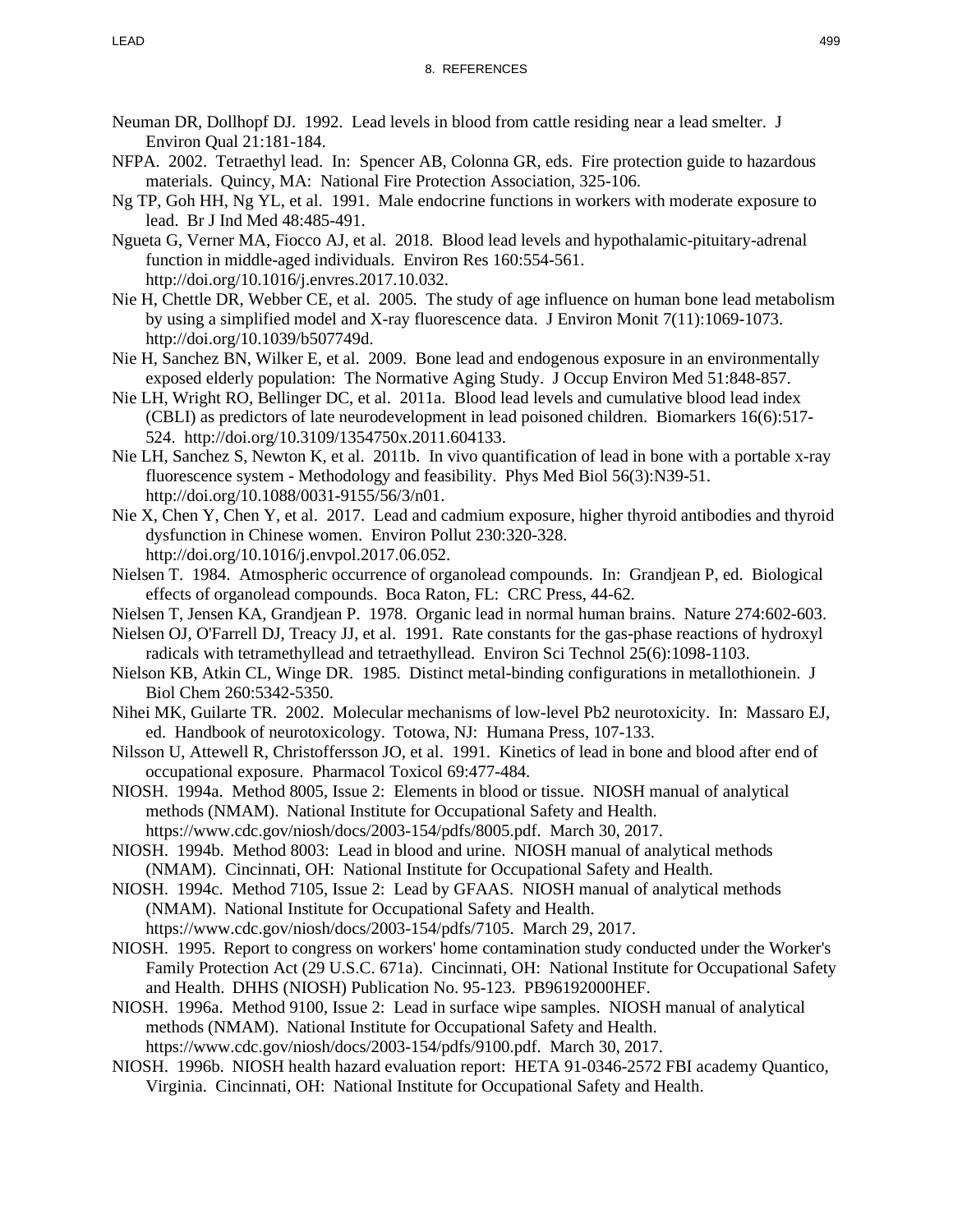Neuman DR, Dollhopf DJ. 1992. Lead levels in blood from cattle residing near a lead smelter. J Environ Qual 21:181-184.

NFPA. 2002. Tetraethyl lead. In: Spencer AB, Colonna GR, eds. Fire protection guide to hazardous materials. Quincy, MA: National Fire Protection Association, 325-106.

Ng TP, Goh HH, Ng YL, et al. 1991. Male endocrine functions in workers with moderate exposure to lead. Br J Ind Med 48:485-491.

Ngueta G, Verner MA, Fiocco AJ, et al. 2018. Blood lead levels and hypothalamic-pituitary-adrenal function in middle-aged individuals. Environ Res 160:554-561. http://doi.org/10.1016/j.envres.2017.10.032.

Nie H, Chettle DR, Webber CE, et al. 2005. The study of age influence on human bone lead metabolism by using a simplified model and X-ray fluorescence data. J Environ Monit 7(11):1069-1073. http://doi.org/10.1039/b507749d.

Nie H, Sanchez BN, Wilker E, et al. 2009. Bone lead and endogenous exposure in an environmentally exposed elderly population: The Normative Aging Study. J Occup Environ Med 51:848-857.

Nie LH, Wright RO, Bellinger DC, et al. 2011a. Blood lead levels and cumulative blood lead index (CBLI) as predictors of late neurodevelopment in lead poisoned children. Biomarkers 16(6):517-524. http://doi.org/10.3109/1354750x.2011.604133.

Nie LH, Sanchez S, Newton K, et al. 2011b. In vivo quantification of lead in bone with a portable x-ray fluorescence system - Methodology and feasibility. Phys Med Biol 56(3):N39-51. http://doi.org/10.1088/0031-9155/56/3/n01.

Nie X, Chen Y, Chen Y, et al. 2017. Lead and cadmium exposure, higher thyroid antibodies and thyroid dysfunction in Chinese women. Environ Pollut 230:320-328. http://doi.org/10.1016/j.envpol.2017.06.052.

Nielsen T. 1984. Atmospheric occurrence of organolead compounds. In: Grandjean P, ed. Biological effects of organolead compounds. Boca Raton, FL: CRC Press, 44-62.

Nielsen T, Jensen KA, Grandjean P. 1978. Organic lead in normal human brains. Nature 274:602-603.

Nielsen OJ, O'Farrell DJ, Treacy JJ, et al. 1991. Rate constants for the gas-phase reactions of hydroxyl radicals with tetramethyllead and tetraethyllead. Environ Sci Technol 25(6):1098-1103.

Nielson KB, Atkin CL, Winge DR. 1985. Distinct metal-binding configurations in metallothionein. J Biol Chem 260:5342-5350.

Nihei MK, Guilarte TR. 2002. Molecular mechanisms of low-level Pb2 neurotoxicity. In: Massaro EJ, ed. Handbook of neurotoxicology. Totowa, NJ: Humana Press, 107-133.

Nilsson U, Attewell R, Christoffersson JO, et al. 1991. Kinetics of lead in bone and blood after end of occupational exposure. Pharmacol Toxicol 69:477-484.

NIOSH. 1994a. Method 8005, Issue 2: Elements in blood or tissue. NIOSH manual of analytical methods (NMAM). National Institute for Occupational Safety and Health. https://www.cdc.gov/niosh/docs/2003-154/pdfs/8005.pdf. March 30, 2017.

NIOSH. 1994b. Method 8003: Lead in blood and urine. NIOSH manual of analytical methods (NMAM). Cincinnati, OH: National Institute for Occupational Safety and Health.

NIOSH. 1994c. Method 7105, Issue 2: Lead by GFAAS. NIOSH manual of analytical methods (NMAM). National Institute for Occupational Safety and Health. https://www.cdc.gov/niosh/docs/2003-154/pdfs/7105. March 29, 2017.

NIOSH. 1995. Report to congress on workers' home contamination study conducted under the Worker's Family Protection Act (29 U.S.C. 671a). Cincinnati, OH: National Institute for Occupational Safety and Health. DHHS (NIOSH) Publication No. 95-123. PB96192000HEF.

NIOSH. 1996a. Method 9100, Issue 2: Lead in surface wipe samples. NIOSH manual of analytical methods (NMAM). National Institute for Occupational Safety and Health. https://www.cdc.gov/niosh/docs/2003-154/pdfs/9100.pdf. March 30, 2017.

NIOSH. 1996b. NIOSH health hazard evaluation report: HETA 91-0346-2572 FBI academy Quantico, Virginia. Cincinnati, OH: National Institute for Occupational Safety and Health.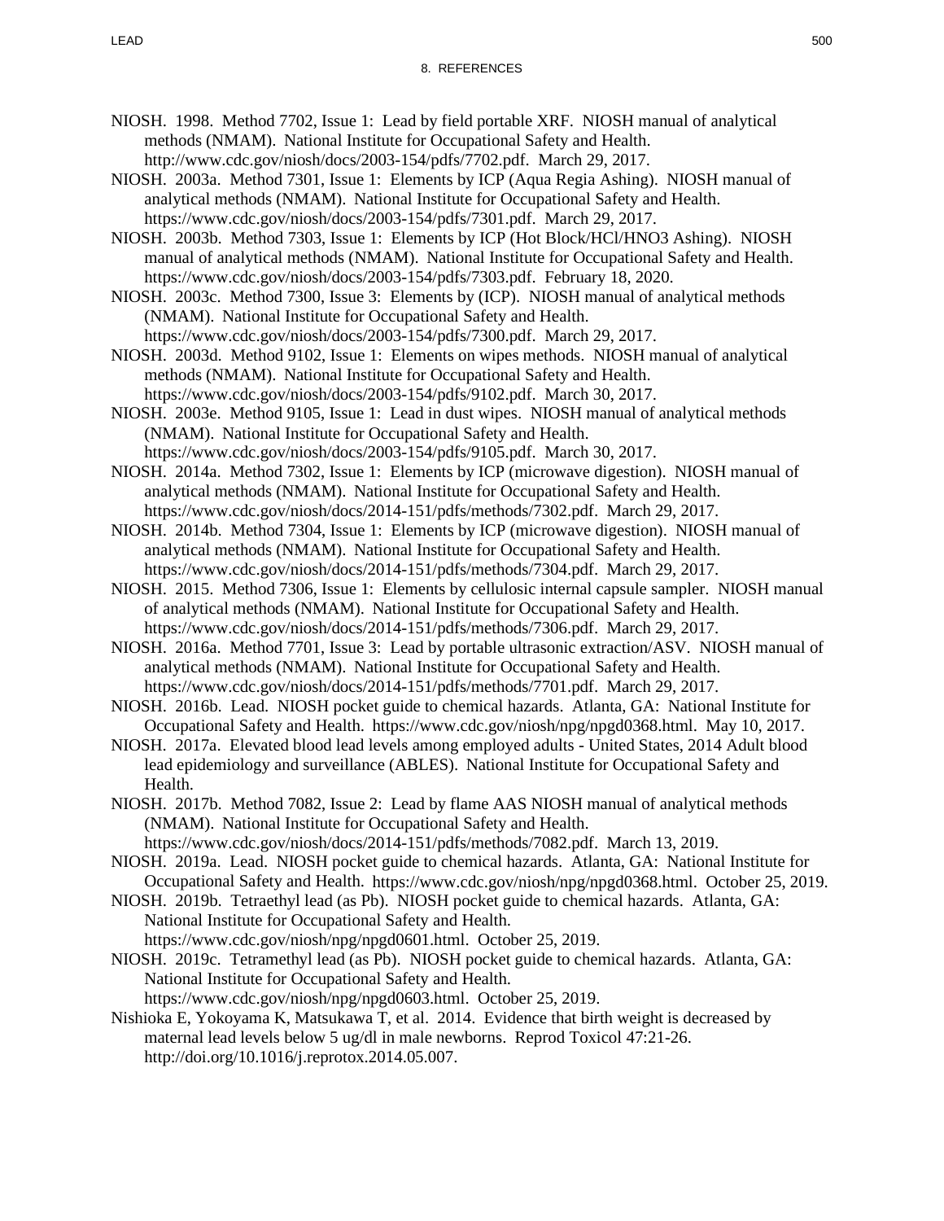NIOSH. 1998. Method 7702, Issue 1: Lead by field portable XRF. NIOSH manual of analytical methods (NMAM). National Institute for Occupational Safety and Health. http://www.cdc.gov/niosh/docs/2003-154/pdfs/7702.pdf. March 29, 2017.

NIOSH. 2003a. Method 7301, Issue 1: Elements by ICP (Aqua Regia Ashing). NIOSH manual of analytical methods (NMAM). National Institute for Occupational Safety and Health. https://www.cdc.gov/niosh/docs/2003-154/pdfs/7301.pdf. March 29, 2017.

NIOSH. 2003b. Method 7303, Issue 1: Elements by ICP (Hot Block/HCl/HNO3 Ashing). NIOSH manual of analytical methods (NMAM). National Institute for Occupational Safety and Health. https://www.cdc.gov/niosh/docs/2003-154/pdfs/7303.pdf. February 18, 2020.

NIOSH. 2003c. Method 7300, Issue 3: Elements by (ICP). NIOSH manual of analytical methods (NMAM). National Institute for Occupational Safety and Health. https://www.cdc.gov/niosh/docs/2003-154/pdfs/7300.pdf. March 29, 2017.

NIOSH. 2003d. Method 9102, Issue 1: Elements on wipes methods. NIOSH manual of analytical methods (NMAM). National Institute for Occupational Safety and Health. https://www.cdc.gov/niosh/docs/2003-154/pdfs/9102.pdf. March 30, 2017.

NIOSH. 2003e. Method 9105, Issue 1: Lead in dust wipes. NIOSH manual of analytical methods (NMAM). National Institute for Occupational Safety and Health. https://www.cdc.gov/niosh/docs/2003-154/pdfs/9105.pdf. March 30, 2017.

NIOSH. 2014a. Method 7302, Issue 1: Elements by ICP (microwave digestion). NIOSH manual of analytical methods (NMAM). National Institute for Occupational Safety and Health. https://www.cdc.gov/niosh/docs/2014-151/pdfs/methods/7302.pdf. March 29, 2017.

NIOSH. 2014b. Method 7304, Issue 1: Elements by ICP (microwave digestion). NIOSH manual of analytical methods (NMAM). National Institute for Occupational Safety and Health. https://www.cdc.gov/niosh/docs/2014-151/pdfs/methods/7304.pdf. March 29, 2017.

NIOSH. 2015. Method 7306, Issue 1: Elements by cellulosic internal capsule sampler. NIOSH manual of analytical methods (NMAM). National Institute for Occupational Safety and Health. https://www.cdc.gov/niosh/docs/2014-151/pdfs/methods/7306.pdf. March 29, 2017.

NIOSH. 2016a. Method 7701, Issue 3: Lead by portable ultrasonic extraction/ASV. NIOSH manual of analytical methods (NMAM). National Institute for Occupational Safety and Health. https://www.cdc.gov/niosh/docs/2014-151/pdfs/methods/7701.pdf. March 29, 2017.

NIOSH. 2016b. Lead. NIOSH pocket guide to chemical hazards. Atlanta, GA: National Institute for Occupational Safety and Health. https://www.cdc.gov/niosh/npg/npgd0368.html. May 10, 2017.

NIOSH. 2017a. Elevated blood lead levels among employed adults - United States, 2014 Adult blood lead epidemiology and surveillance (ABLES). National Institute for Occupational Safety and Health.

NIOSH. 2017b. Method 7082, Issue 2: Lead by flame AAS NIOSH manual of analytical methods (NMAM). National Institute for Occupational Safety and Health. https://www.cdc.gov/niosh/docs/2014-151/pdfs/methods/7082.pdf. March 13, 2019.

NIOSH. 2019a. Lead. NIOSH pocket guide to chemical hazards. Atlanta, GA: National Institute for Occupational Safety and Health. https://www.cdc.gov/niosh/npg/npgd0368.html. October 25, 2019.

NIOSH. 2019b. Tetraethyl lead (as Pb). NIOSH pocket guide to chemical hazards. Atlanta, GA: National Institute for Occupational Safety and Health. https://www.cdc.gov/niosh/npg/npgd0601.html. October 25, 2019.

NIOSH. 2019c. Tetramethyl lead (as Pb). NIOSH pocket guide to chemical hazards. Atlanta, GA: National Institute for Occupational Safety and Health. https://www.cdc.gov/niosh/npg/npgd0603.html. October 25, 2019.

Nishioka E, Yokoyama K, Matsukawa T, et al. 2014. Evidence that birth weight is decreased by maternal lead levels below 5 ug/dl in male newborns. Reprod Toxicol 47:21-26. http://doi.org/10.1016/j.reprotox.2014.05.007.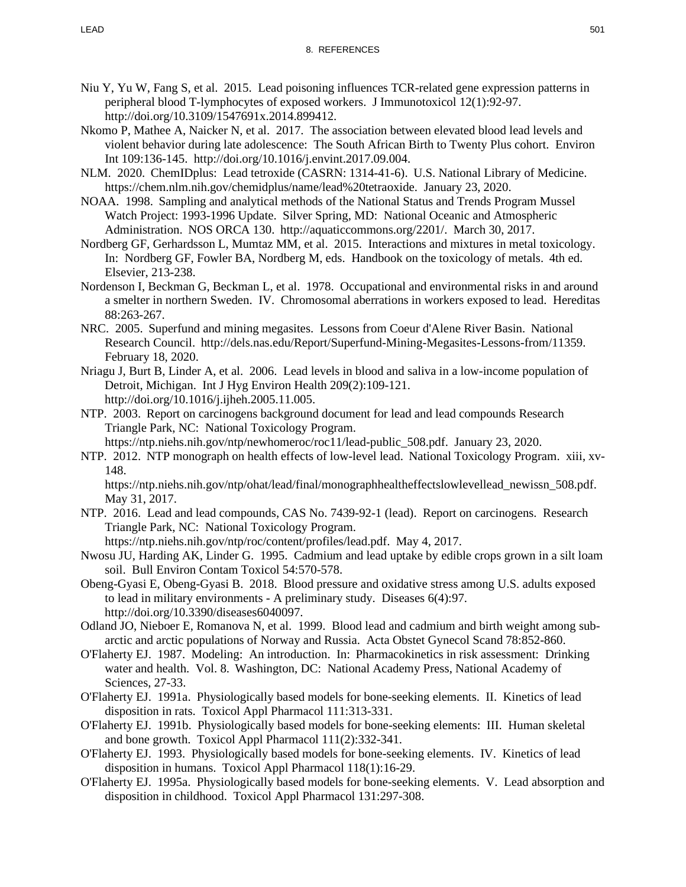Niu Y, Yu W, Fang S, et al. 2015. Lead poisoning influences TCR-related gene expression patterns in peripheral blood T-lymphocytes of exposed workers. J Immunotoxicol 12(1):92-97. http://doi.org/10.3109/1547691x.2014.899412.

Nkomo P, Mathee A, Naicker N, et al. 2017. The association between elevated blood lead levels and violent behavior during late adolescence: The South African Birth to Twenty Plus cohort. Environ Int 109:136-145. http://doi.org/10.1016/j.envint.2017.09.004.

NLM. 2020. ChemIDplus: Lead tetroxide (CASRN: 1314-41-6). U.S. National Library of Medicine. https://chem.nlm.nih.gov/chemidplus/name/lead%20tetraoxide. January 23, 2020.

NOAA. 1998. Sampling and analytical methods of the National Status and Trends Program Mussel Watch Project: 1993-1996 Update. Silver Spring, MD: National Oceanic and Atmospheric Administration. NOS ORCA 130. http://aquaticcommons.org/2201/. March 30, 2017.

Nordberg GF, Gerhardsson L, Mumtaz MM, et al. 2015. Interactions and mixtures in metal toxicology. In: Nordberg GF, Fowler BA, Nordberg M, eds. Handbook on the toxicology of metals. 4th ed. Elsevier, 213-238.

Nordenson I, Beckman G, Beckman L, et al. 1978. Occupational and environmental risks in and around a smelter in northern Sweden. IV. Chromosomal aberrations in workers exposed to lead. Hereditas 88:263-267.

NRC. 2005. Superfund and mining megasites. Lessons from Coeur d'Alene River Basin. National Research Council. http://dels.nas.edu/Report/Superfund-Mining-Megasites-Lessons-from/11359. February 18, 2020.

Nriagu J, Burt B, Linder A, et al. 2006. Lead levels in blood and saliva in a low-income population of Detroit, Michigan. Int J Hyg Environ Health 209(2):109-121. http://doi.org/10.1016/j.ijheh.2005.11.005.

NTP. 2003. Report on carcinogens background document for lead and lead compounds Research Triangle Park, NC: National Toxicology Program. https://ntp.niehs.nih.gov/ntp/newhomeroc/roc11/lead-public_508.pdf. January 23, 2020.

NTP. 2012. NTP monograph on health effects of low-level lead. National Toxicology Program. xiii, xv-148. https://ntp.niehs.nih.gov/ntp/ohat/lead/final/monographhealtheffectslowlevellead_newissn_508.pdf. May 31, 2017.

NTP. 2016. Lead and lead compounds, CAS No. 7439-92-1 (lead). Report on carcinogens. Research Triangle Park, NC: National Toxicology Program. https://ntp.niehs.nih.gov/ntp/roc/content/profiles/lead.pdf. May 4, 2017.

Nwosu JU, Harding AK, Linder G. 1995. Cadmium and lead uptake by edible crops grown in a silt loam soil. Bull Environ Contam Toxicol 54:570-578.

Obeng-Gyasi E, Obeng-Gyasi B. 2018. Blood pressure and oxidative stress among U.S. adults exposed to lead in military environments - A preliminary study. Diseases 6(4):97. http://doi.org/10.3390/diseases6040097.

Odland JO, Nieboer E, Romanova N, et al. 1999. Blood lead and cadmium and birth weight among sub-arctic and arctic populations of Norway and Russia. Acta Obstet Gynecol Scand 78:852-860.

O'Flaherty EJ. 1987. Modeling: An introduction. In: Pharmacokinetics in risk assessment: Drinking water and health. Vol. 8. Washington, DC: National Academy Press, National Academy of Sciences, 27-33.

O'Flaherty EJ. 1991a. Physiologically based models for bone-seeking elements. II. Kinetics of lead disposition in rats. Toxicol Appl Pharmacol 111:313-331.

O'Flaherty EJ. 1991b. Physiologically based models for bone-seeking elements: III. Human skeletal and bone growth. Toxicol Appl Pharmacol 111(2):332-341.

O'Flaherty EJ. 1993. Physiologically based models for bone-seeking elements. IV. Kinetics of lead disposition in humans. Toxicol Appl Pharmacol 118(1):16-29.

O'Flaherty EJ. 1995a. Physiologically based models for bone-seeking elements. V. Lead absorption and disposition in childhood. Toxicol Appl Pharmacol 131:297-308.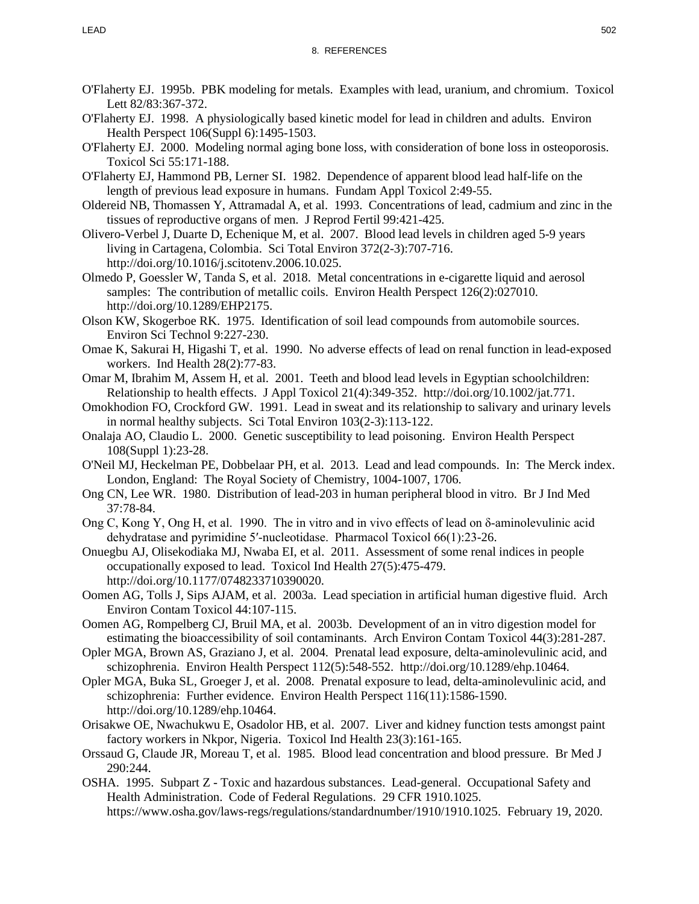O'Flaherty EJ. 1995b. PBK modeling for metals. Examples with lead, uranium, and chromium. Toxicol Lett 82/83:367-372.

O'Flaherty EJ. 1998. A physiologically based kinetic model for lead in children and adults. Environ Health Perspect 106(Suppl 6):1495-1503.

O'Flaherty EJ. 2000. Modeling normal aging bone loss, with consideration of bone loss in osteoporosis. Toxicol Sci 55:171-188.

O'Flaherty EJ, Hammond PB, Lerner SI. 1982. Dependence of apparent blood lead half-life on the length of previous lead exposure in humans. Fundam Appl Toxicol 2:49-55.

Oldereid NB, Thomassen Y, Attramadal A, et al. 1993. Concentrations of lead, cadmium and zinc in the tissues of reproductive organs of men. J Reprod Fertil 99:421-425.

Olivero-Verbel J, Duarte D, Echenique M, et al. 2007. Blood lead levels in children aged 5-9 years living in Cartagena, Colombia. Sci Total Environ 372(2-3):707-716. http://doi.org/10.1016/j.scitotenv.2006.10.025.

Olmedo P, Goessler W, Tanda S, et al. 2018. Metal concentrations in e-cigarette liquid and aerosol samples: The contribution of metallic coils. Environ Health Perspect 126(2):027010. http://doi.org/10.1289/EHP2175.

Olson KW, Skogerboe RK. 1975. Identification of soil lead compounds from automobile sources. Environ Sci Technol 9:227-230.

Omae K, Sakurai H, Higashi T, et al. 1990. No adverse effects of lead on renal function in lead-exposed workers. Ind Health 28(2):77-83.

Omar M, Ibrahim M, Assem H, et al. 2001. Teeth and blood lead levels in Egyptian schoolchildren: Relationship to health effects. J Appl Toxicol 21(4):349-352. http://doi.org/10.1002/jat.771.

Omokhodion FO, Crockford GW. 1991. Lead in sweat and its relationship to salivary and urinary levels in normal healthy subjects. Sci Total Environ 103(2-3):113-122.

Onalaja AO, Claudio L. 2000. Genetic susceptibility to lead poisoning. Environ Health Perspect 108(Suppl 1):23-28.

O'Neil MJ, Heckelman PE, Dobbelaar PH, et al. 2013. Lead and lead compounds. In: The Merck index. London, England: The Royal Society of Chemistry, 1004-1007, 1706.

Ong CN, Lee WR. 1980. Distribution of lead-203 in human peripheral blood in vitro. Br J Ind Med 37:78-84.

Ong C, Kong Y, Ong H, et al. 1990. The in vitro and in vivo effects of lead on δ-aminolevulinic acid dehydratase and pyrimidine 5′-nucleotidase. Pharmacol Toxicol 66(1):23-26.

Onuegbu AJ, Olisekodiaka MJ, Nwaba EI, et al. 2011. Assessment of some renal indices in people occupationally exposed to lead. Toxicol Ind Health 27(5):475-479. http://doi.org/10.1177/0748233710390020.

Oomen AG, Tolls J, Sips AJAM, et al. 2003a. Lead speciation in artificial human digestive fluid. Arch Environ Contam Toxicol 44:107-115.

Oomen AG, Rompelberg CJ, Bruil MA, et al. 2003b. Development of an in vitro digestion model for estimating the bioaccessibility of soil contaminants. Arch Environ Contam Toxicol 44(3):281-287.

Opler MGA, Brown AS, Graziano J, et al. 2004. Prenatal lead exposure, delta-aminolevulinic acid, and schizophrenia. Environ Health Perspect 112(5):548-552. http://doi.org/10.1289/ehp.10464.

Opler MGA, Buka SL, Groeger J, et al. 2008. Prenatal exposure to lead, delta-aminolevulinic acid, and schizophrenia: Further evidence. Environ Health Perspect 116(11):1586-1590. http://doi.org/10.1289/ehp.10464.

Orisakwe OE, Nwachukwu E, Osadolor HB, et al. 2007. Liver and kidney function tests amongst paint factory workers in Nkpor, Nigeria. Toxicol Ind Health 23(3):161-165.

Orssaud G, Claude JR, Moreau T, et al. 1985. Blood lead concentration and blood pressure. Br Med J 290:244.

OSHA. 1995. Subpart Z - Toxic and hazardous substances. Lead-general. Occupational Safety and Health Administration. Code of Federal Regulations. 29 CFR 1910.1025. https://www.osha.gov/laws-regs/regulations/standardnumber/1910/1910.1025. February 19, 2020.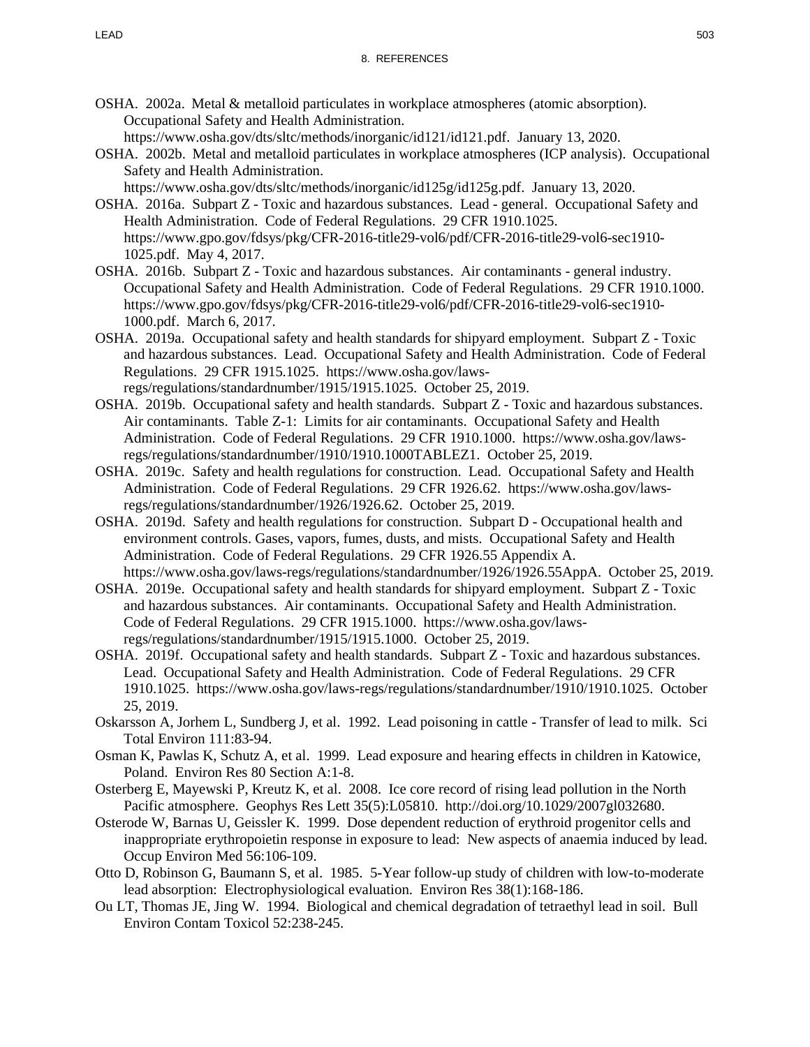OSHA. 2002a. Metal & metalloid particulates in workplace atmospheres (atomic absorption). Occupational Safety and Health Administration. https://www.osha.gov/dts/sltc/methods/inorganic/id121/id121.pdf. January 13, 2020.

OSHA. 2002b. Metal and metalloid particulates in workplace atmospheres (ICP analysis). Occupational Safety and Health Administration. https://www.osha.gov/dts/sltc/methods/inorganic/id125g/id125g.pdf. January 13, 2020.

OSHA. 2016a. Subpart Z - Toxic and hazardous substances. Lead - general. Occupational Safety and Health Administration. Code of Federal Regulations. 29 CFR 1910.1025. https://www.gpo.gov/fdsys/pkg/CFR-2016-title29-vol6/pdf/CFR-2016-title29-vol6-sec1910-1025.pdf. May 4, 2017.

OSHA. 2016b. Subpart Z - Toxic and hazardous substances. Air contaminants - general industry. Occupational Safety and Health Administration. Code of Federal Regulations. 29 CFR 1910.1000. https://www.gpo.gov/fdsys/pkg/CFR-2016-title29-vol6/pdf/CFR-2016-title29-vol6-sec1910-1000.pdf. March 6, 2017.

OSHA. 2019a. Occupational safety and health standards for shipyard employment. Subpart Z - Toxic and hazardous substances. Lead. Occupational Safety and Health Administration. Code of Federal Regulations. 29 CFR 1915.1025. https://www.osha.gov/laws-regs/regulations/standardnumber/1915/1915.1025. October 25, 2019.

OSHA. 2019b. Occupational safety and health standards. Subpart Z - Toxic and hazardous substances. Air contaminants. Table Z-1: Limits for air contaminants. Occupational Safety and Health Administration. Code of Federal Regulations. 29 CFR 1910.1000. https://www.osha.gov/laws-regs/regulations/standardnumber/1910/1910.1000TABLEZ1. October 25, 2019.

OSHA. 2019c. Safety and health regulations for construction. Lead. Occupational Safety and Health Administration. Code of Federal Regulations. 29 CFR 1926.62. https://www.osha.gov/laws-regs/regulations/standardnumber/1926/1926.62. October 25, 2019.

OSHA. 2019d. Safety and health regulations for construction. Subpart D - Occupational health and environment controls. Gases, vapors, fumes, dusts, and mists. Occupational Safety and Health Administration. Code of Federal Regulations. 29 CFR 1926.55 Appendix A. https://www.osha.gov/laws-regs/regulations/standardnumber/1926/1926.55AppA. October 25, 2019.

OSHA. 2019e. Occupational safety and health standards for shipyard employment. Subpart Z - Toxic and hazardous substances. Air contaminants. Occupational Safety and Health Administration. Code of Federal Regulations. 29 CFR 1915.1000. https://www.osha.gov/laws-regs/regulations/standardnumber/1915/1915.1000. October 25, 2019.

OSHA. 2019f. Occupational safety and health standards. Subpart Z - Toxic and hazardous substances. Lead. Occupational Safety and Health Administration. Code of Federal Regulations. 29 CFR 1910.1025. https://www.osha.gov/laws-regs/regulations/standardnumber/1910/1910.1025. October 25, 2019.

Oskarsson A, Jorhem L, Sundberg J, et al. 1992. Lead poisoning in cattle - Transfer of lead to milk. Sci Total Environ 111:83-94.

Osman K, Pawlas K, Schutz A, et al. 1999. Lead exposure and hearing effects in children in Katowice, Poland. Environ Res 80 Section A:1-8.

Osterberg E, Mayewski P, Kreutz K, et al. 2008. Ice core record of rising lead pollution in the North Pacific atmosphere. Geophys Res Lett 35(5):L05810. http://doi.org/10.1029/2007gl032680.

Osterode W, Barnas U, Geissler K. 1999. Dose dependent reduction of erythroid progenitor cells and inappropriate erythropoietin response in exposure to lead: New aspects of anaemia induced by lead. Occup Environ Med 56:106-109.

Otto D, Robinson G, Baumann S, et al. 1985. 5-Year follow-up study of children with low-to-moderate lead absorption: Electrophysiological evaluation. Environ Res 38(1):168-186.

Ou LT, Thomas JE, Jing W. 1994. Biological and chemical degradation of tetraethyl lead in soil. Bull Environ Contam Toxicol 52:238-245.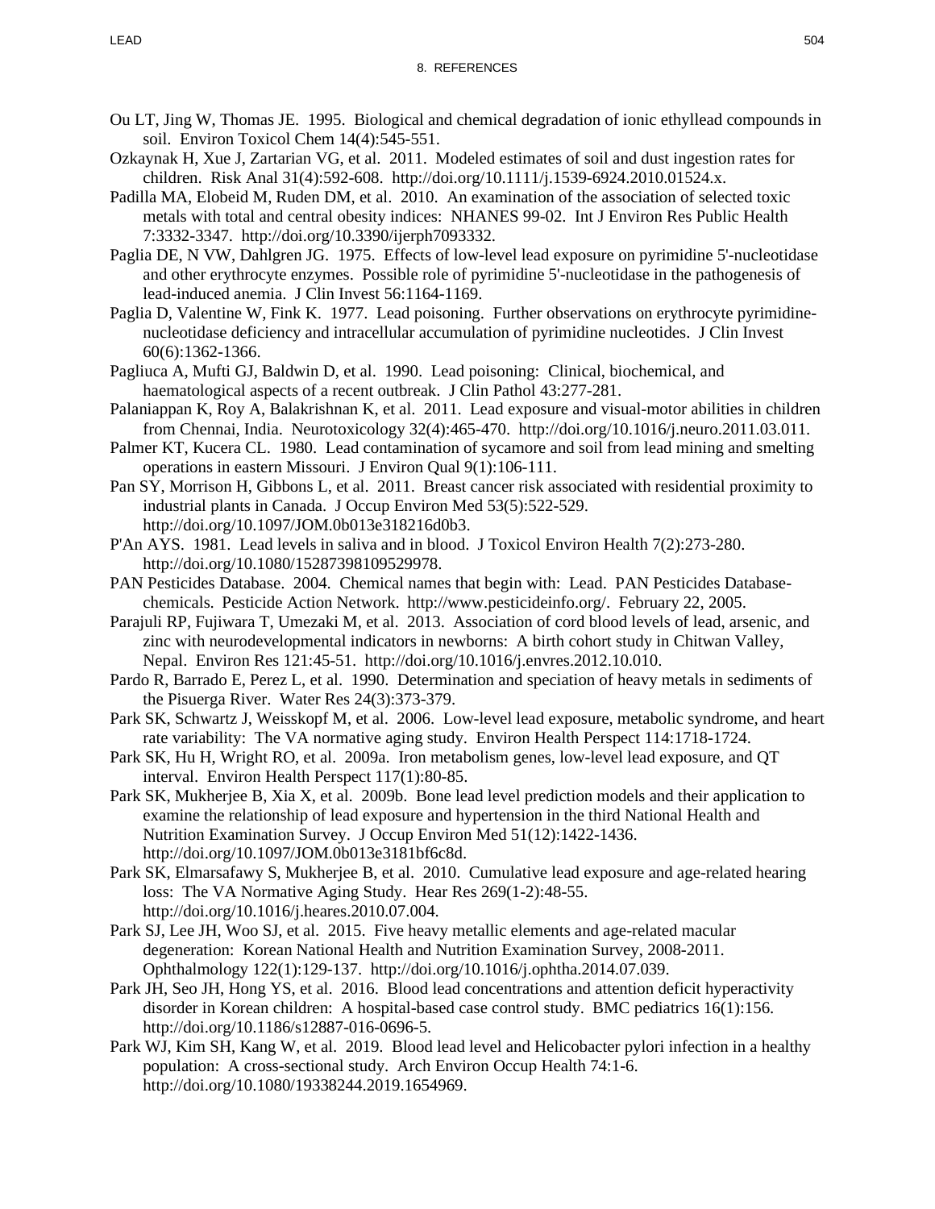# 8. REFERENCES

Ou LT, Jing W, Thomas JE. 1995. Biological and chemical degradation of ionic ethyllead compounds in soil. Environ Toxicol Chem 14(4):545-551.

Ozkaynak H, Xue J, Zartarian VG, et al. 2011. Modeled estimates of soil and dust ingestion rates for children. Risk Anal 31(4):592-608. http://doi.org/10.1111/j.1539-6924.2010.01524.x.

Padilla MA, Elobeid M, Ruden DM, et al. 2010. An examination of the association of selected toxic metals with total and central obesity indices: NHANES 99-02. Int J Environ Res Public Health 7:3332-3347. http://doi.org/10.3390/ijerph7093332.

Paglia DE, N VW, Dahlgren JG. 1975. Effects of low-level lead exposure on pyrimidine 5'-nucleotidase and other erythrocyte enzymes. Possible role of pyrimidine 5'-nucleotidase in the pathogenesis of lead-induced anemia. J Clin Invest 56:1164-1169.

Paglia D, Valentine W, Fink K. 1977. Lead poisoning. Further observations on erythrocyte pyrimidine-nucleotidase deficiency and intracellular accumulation of pyrimidine nucleotides. J Clin Invest 60(6):1362-1366.

Pagliuca A, Mufti GJ, Baldwin D, et al. 1990. Lead poisoning: Clinical, biochemical, and haematological aspects of a recent outbreak. J Clin Pathol 43:277-281.

Palaniappan K, Roy A, Balakrishnan K, et al. 2011. Lead exposure and visual-motor abilities in children from Chennai, India. Neurotoxicology 32(4):465-470. http://doi.org/10.1016/j.neuro.2011.03.011.

Palmer KT, Kucera CL. 1980. Lead contamination of sycamore and soil from lead mining and smelting operations in eastern Missouri. J Environ Qual 9(1):106-111.

Pan SY, Morrison H, Gibbons L, et al. 2011. Breast cancer risk associated with residential proximity to industrial plants in Canada. J Occup Environ Med 53(5):522-529. http://doi.org/10.1097/JOM.0b013e318216d0b3.

P'An AYS. 1981. Lead levels in saliva and in blood. J Toxicol Environ Health 7(2):273-280. http://doi.org/10.1080/15287398109529978.

PAN Pesticides Database. 2004. Chemical names that begin with: Lead. PAN Pesticides Database-chemicals. Pesticide Action Network. http://www.pesticideinfo.org/. February 22, 2005.

Parajuli RP, Fujiwara T, Umezaki M, et al. 2013. Association of cord blood levels of lead, arsenic, and zinc with neurodevelopmental indicators in newborns: A birth cohort study in Chitwan Valley, Nepal. Environ Res 121:45-51. http://doi.org/10.1016/j.envres.2012.10.010.

Pardo R, Barrado E, Perez L, et al. 1990. Determination and speciation of heavy metals in sediments of the Pisuerga River. Water Res 24(3):373-379.

Park SK, Schwartz J, Weisskopf M, et al. 2006. Low-level lead exposure, metabolic syndrome, and heart rate variability: The VA normative aging study. Environ Health Perspect 114:1718-1724.

Park SK, Hu H, Wright RO, et al. 2009a. Iron metabolism genes, low-level lead exposure, and QT interval. Environ Health Perspect 117(1):80-85.

Park SK, Mukherjee B, Xia X, et al. 2009b. Bone lead level prediction models and their application to examine the relationship of lead exposure and hypertension in the third National Health and Nutrition Examination Survey. J Occup Environ Med 51(12):1422-1436. http://doi.org/10.1097/JOM.0b013e3181bf6c8d.

Park SK, Elmarsafawy S, Mukherjee B, et al. 2010. Cumulative lead exposure and age-related hearing loss: The VA Normative Aging Study. Hear Res 269(1-2):48-55. http://doi.org/10.1016/j.heares.2010.07.004.

Park SJ, Lee JH, Woo SJ, et al. 2015. Five heavy metallic elements and age-related macular degeneration: Korean National Health and Nutrition Examination Survey, 2008-2011. Ophthalmology 122(1):129-137. http://doi.org/10.1016/j.ophtha.2014.07.039.

Park JH, Seo JH, Hong YS, et al. 2016. Blood lead concentrations and attention deficit hyperactivity disorder in Korean children: A hospital-based case control study. BMC pediatrics 16(1):156. http://doi.org/10.1186/s12887-016-0696-5.

Park WJ, Kim SH, Kang W, et al. 2019. Blood lead level and Helicobacter pylori infection in a healthy population: A cross-sectional study. Arch Environ Occup Health 74:1-6. http://doi.org/10.1080/19338244.2019.1654969.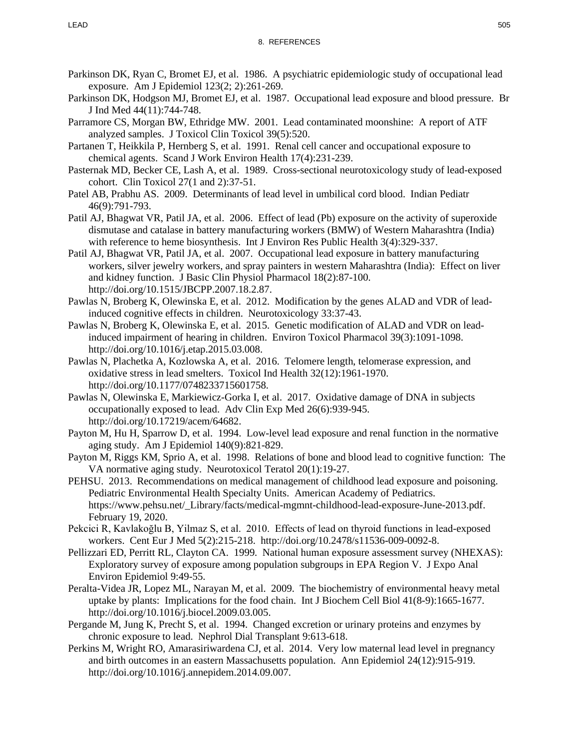Parkinson DK, Ryan C, Bromet EJ, et al. 1986. A psychiatric epidemiologic study of occupational lead exposure. Am J Epidemiol 123(2; 2):261-269.

Parkinson DK, Hodgson MJ, Bromet EJ, et al. 1987. Occupational lead exposure and blood pressure. Br J Ind Med 44(11):744-748.

Parramore CS, Morgan BW, Ethridge MW. 2001. Lead contaminated moonshine: A report of ATF analyzed samples. J Toxicol Clin Toxicol 39(5):520.

Partanen T, Heikkila P, Hernberg S, et al. 1991. Renal cell cancer and occupational exposure to chemical agents. Scand J Work Environ Health 17(4):231-239.

Pasternak MD, Becker CE, Lash A, et al. 1989. Cross-sectional neurotoxicology study of lead-exposed cohort. Clin Toxicol 27(1 and 2):37-51.

Patel AB, Prabhu AS. 2009. Determinants of lead level in umbilical cord blood. Indian Pediatr 46(9):791-793.

Patil AJ, Bhagwat VR, Patil JA, et al. 2006. Effect of lead (Pb) exposure on the activity of superoxide dismutase and catalase in battery manufacturing workers (BMW) of Western Maharashtra (India) with reference to heme biosynthesis. Int J Environ Res Public Health 3(4):329-337.

Patil AJ, Bhagwat VR, Patil JA, et al. 2007. Occupational lead exposure in battery manufacturing workers, silver jewelry workers, and spray painters in western Maharashtra (India): Effect on liver and kidney function. J Basic Clin Physiol Pharmacol 18(2):87-100. http://doi.org/10.1515/JBCPP.2007.18.2.87.

Pawlas N, Broberg K, Olewinska E, et al. 2012. Modification by the genes ALAD and VDR of lead-induced cognitive effects in children. Neurotoxicology 33:37-43.

Pawlas N, Broberg K, Olewinska E, et al. 2015. Genetic modification of ALAD and VDR on lead-induced impairment of hearing in children. Environ Toxicol Pharmacol 39(3):1091-1098. http://doi.org/10.1016/j.etap.2015.03.008.

Pawlas N, Plachetka A, Kozlowska A, et al. 2016. Telomere length, telomerase expression, and oxidative stress in lead smelters. Toxicol Ind Health 32(12):1961-1970. http://doi.org/10.1177/0748233715601758.

Pawlas N, Olewinska E, Markiewicz-Gorka I, et al. 2017. Oxidative damage of DNA in subjects occupationally exposed to lead. Adv Clin Exp Med 26(6):939-945. http://doi.org/10.17219/acem/64682.

Payton M, Hu H, Sparrow D, et al. 1994. Low-level lead exposure and renal function in the normative aging study. Am J Epidemiol 140(9):821-829.

Payton M, Riggs KM, Sprio A, et al. 1998. Relations of bone and blood lead to cognitive function: The VA normative aging study. Neurotoxicol Teratol 20(1):19-27.

PEHSU. 2013. Recommendations on medical management of childhood lead exposure and poisoning. Pediatric Environmental Health Specialty Units. American Academy of Pediatrics. https://www.pehsu.net/_Library/facts/medical-mgmnt-childhood-lead-exposure-June-2013.pdf. February 19, 2020.

Pekcici R, Kavlakoğlu B, Yilmaz S, et al. 2010. Effects of lead on thyroid functions in lead-exposed workers. Cent Eur J Med 5(2):215-218. http://doi.org/10.2478/s11536-009-0092-8.

Pellizzari ED, Perritt RL, Clayton CA. 1999. National human exposure assessment survey (NHEXAS): Exploratory survey of exposure among population subgroups in EPA Region V. J Expo Anal Environ Epidemiol 9:49-55.

Peralta-Videa JR, Lopez ML, Narayan M, et al. 2009. The biochemistry of environmental heavy metal uptake by plants: Implications for the food chain. Int J Biochem Cell Biol 41(8-9):1665-1677. http://doi.org/10.1016/j.biocel.2009.03.005.

Pergande M, Jung K, Precht S, et al. 1994. Changed excretion or urinary proteins and enzymes by chronic exposure to lead. Nephrol Dial Transplant 9:613-618.

Perkins M, Wright RO, Amarasiriwardena CJ, et al. 2014. Very low maternal lead level in pregnancy and birth outcomes in an eastern Massachusetts population. Ann Epidemiol 24(12):915-919. http://doi.org/10.1016/j.annepidem.2014.09.007.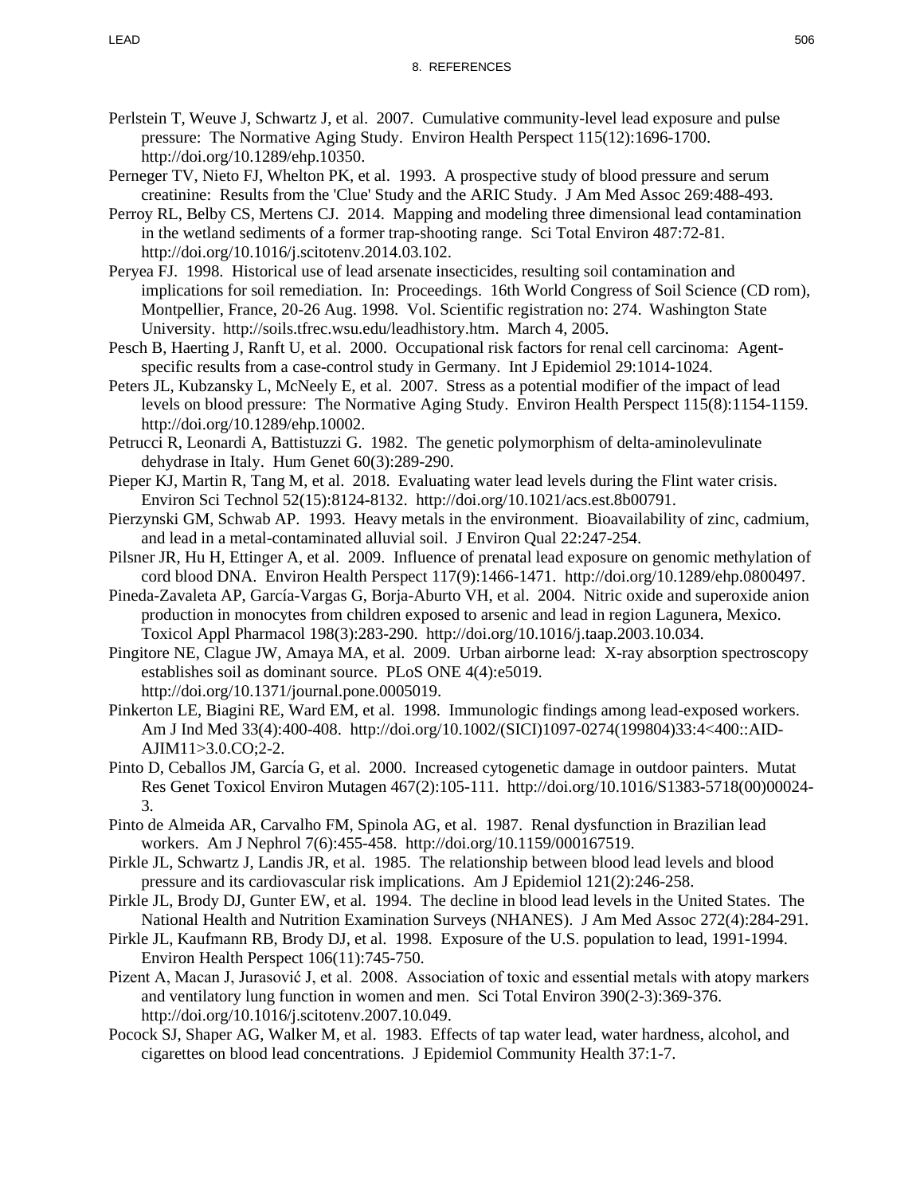# 8. REFERENCES

Perlstein T, Weuve J, Schwartz J, et al. 2007. Cumulative community-level lead exposure and pulse pressure: The Normative Aging Study. Environ Health Perspect 115(12):1696-1700. http://doi.org/10.1289/ehp.10350.

Perneger TV, Nieto FJ, Whelton PK, et al. 1993. A prospective study of blood pressure and serum creatinine: Results from the 'Clue' Study and the ARIC Study. J Am Med Assoc 269:488-493.

Perroy RL, Belby CS, Mertens CJ. 2014. Mapping and modeling three dimensional lead contamination in the wetland sediments of a former trap-shooting range. Sci Total Environ 487:72-81. http://doi.org/10.1016/j.scitotenv.2014.03.102.

Peryea FJ. 1998. Historical use of lead arsenate insecticides, resulting soil contamination and implications for soil remediation. In: Proceedings. 16th World Congress of Soil Science (CD rom), Montpellier, France, 20-26 Aug. 1998. Vol. Scientific registration no: 274. Washington State University. http://soils.tfrec.wsu.edu/leadhistory.htm. March 4, 2005.

Pesch B, Haerting J, Ranft U, et al. 2000. Occupational risk factors for renal cell carcinoma: Agent-specific results from a case-control study in Germany. Int J Epidemiol 29:1014-1024.

Peters JL, Kubzansky L, McNeely E, et al. 2007. Stress as a potential modifier of the impact of lead levels on blood pressure: The Normative Aging Study. Environ Health Perspect 115(8):1154-1159. http://doi.org/10.1289/ehp.10002.

Petrucci R, Leonardi A, Battistuzzi G. 1982. The genetic polymorphism of delta-aminolevulinate dehydrase in Italy. Hum Genet 60(3):289-290.

Pieper KJ, Martin R, Tang M, et al. 2018. Evaluating water lead levels during the Flint water crisis. Environ Sci Technol 52(15):8124-8132. http://doi.org/10.1021/acs.est.8b00791.

Pierzynski GM, Schwab AP. 1993. Heavy metals in the environment. Bioavailability of zinc, cadmium, and lead in a metal-contaminated alluvial soil. J Environ Qual 22:247-254.

Pilsner JR, Hu H, Ettinger A, et al. 2009. Influence of prenatal lead exposure on genomic methylation of cord blood DNA. Environ Health Perspect 117(9):1466-1471. http://doi.org/10.1289/ehp.0800497.

Pineda-Zavaleta AP, García-Vargas G, Borja-Aburto VH, et al. 2004. Nitric oxide and superoxide anion production in monocytes from children exposed to arsenic and lead in region Lagunera, Mexico. Toxicol Appl Pharmacol 198(3):283-290. http://doi.org/10.1016/j.taap.2003.10.034.

Pingitore NE, Clague JW, Amaya MA, et al. 2009. Urban airborne lead: X-ray absorption spectroscopy establishes soil as dominant source. PLoS ONE 4(4):e5019. http://doi.org/10.1371/journal.pone.0005019.

Pinkerton LE, Biagini RE, Ward EM, et al. 1998. Immunologic findings among lead-exposed workers. Am J Ind Med 33(4):400-408. http://doi.org/10.1002/(SICI)1097-0274(199804)33:4<400::AID-AJIM11>3.0.CO;2-2.

Pinto D, Ceballos JM, García G, et al. 2000. Increased cytogenetic damage in outdoor painters. Mutat Res Genet Toxicol Environ Mutagen 467(2):105-111. http://doi.org/10.1016/S1383-5718(00)00024-3.

Pinto de Almeida AR, Carvalho FM, Spinola AG, et al. 1987. Renal dysfunction in Brazilian lead workers. Am J Nephrol 7(6):455-458. http://doi.org/10.1159/000167519.

Pirkle JL, Schwartz J, Landis JR, et al. 1985. The relationship between blood lead levels and blood pressure and its cardiovascular risk implications. Am J Epidemiol 121(2):246-258.

Pirkle JL, Brody DJ, Gunter EW, et al. 1994. The decline in blood lead levels in the United States. The National Health and Nutrition Examination Surveys (NHANES). J Am Med Assoc 272(4):284-291.

Pirkle JL, Kaufmann RB, Brody DJ, et al. 1998. Exposure of the U.S. population to lead, 1991-1994. Environ Health Perspect 106(11):745-750.

Pizent A, Macan J, Jurasović J, et al. 2008. Association of toxic and essential metals with atopy markers and ventilatory lung function in women and men. Sci Total Environ 390(2-3):369-376. http://doi.org/10.1016/j.scitotenv.2007.10.049.

Pocock SJ, Shaper AG, Walker M, et al. 1983. Effects of tap water lead, water hardness, alcohol, and cigarettes on blood lead concentrations. J Epidemiol Community Health 37:1-7.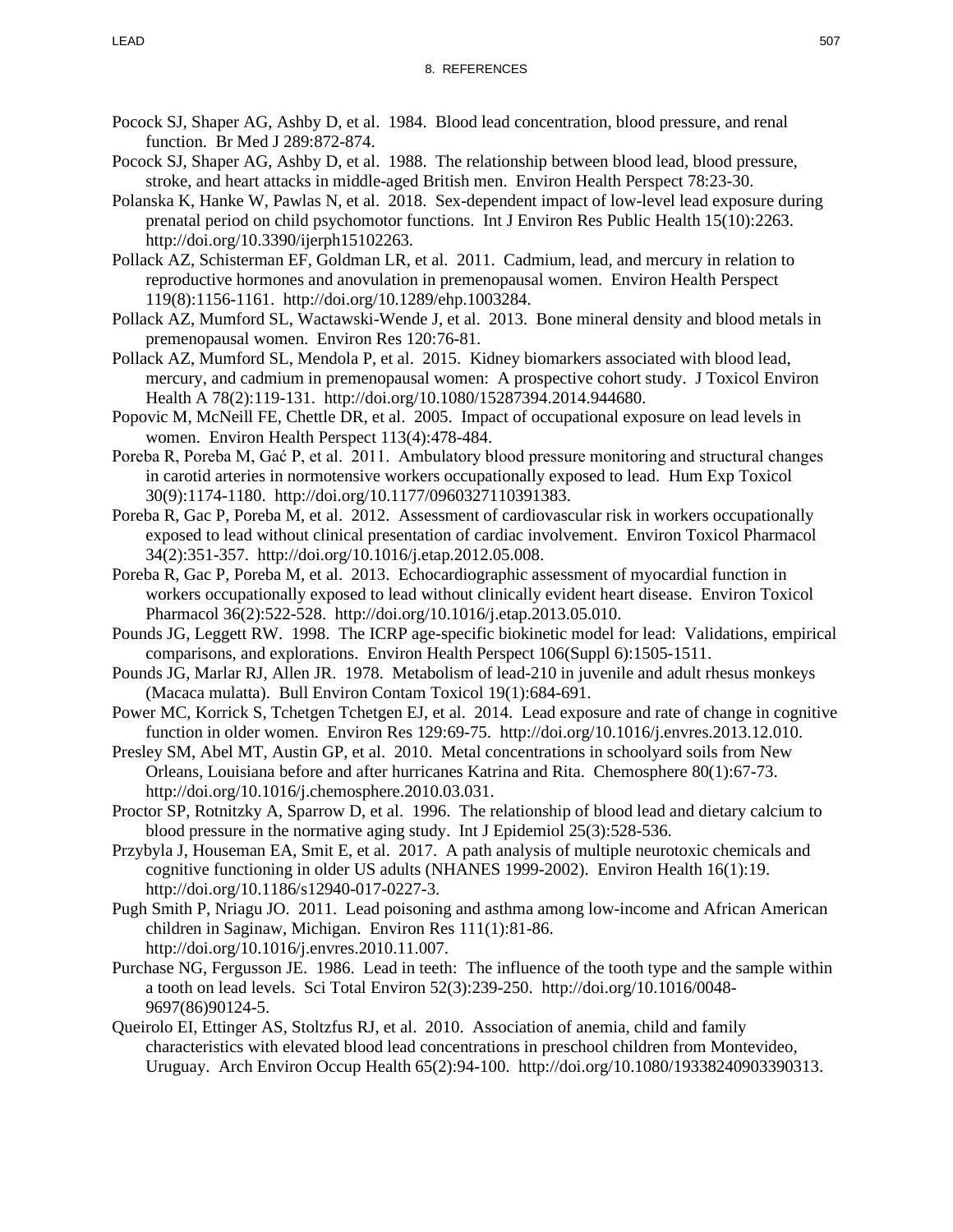Pocock SJ, Shaper AG, Ashby D, et al. 1984. Blood lead concentration, blood pressure, and renal function. Br Med J 289:872-874.

Pocock SJ, Shaper AG, Ashby D, et al. 1988. The relationship between blood lead, blood pressure, stroke, and heart attacks in middle-aged British men. Environ Health Perspect 78:23-30.

Polanska K, Hanke W, Pawlas N, et al. 2018. Sex-dependent impact of low-level lead exposure during prenatal period on child psychomotor functions. Int J Environ Res Public Health 15(10):2263. http://doi.org/10.3390/ijerph15102263.

Pollack AZ, Schisterman EF, Goldman LR, et al. 2011. Cadmium, lead, and mercury in relation to reproductive hormones and anovulation in premenopausal women. Environ Health Perspect 119(8):1156-1161. http://doi.org/10.1289/ehp.1003284.

Pollack AZ, Mumford SL, Wactawski-Wende J, et al. 2013. Bone mineral density and blood metals in premenopausal women. Environ Res 120:76-81.

Pollack AZ, Mumford SL, Mendola P, et al. 2015. Kidney biomarkers associated with blood lead, mercury, and cadmium in premenopausal women: A prospective cohort study. J Toxicol Environ Health A 78(2):119-131. http://doi.org/10.1080/15287394.2014.944680.

Popovic M, McNeill FE, Chettle DR, et al. 2005. Impact of occupational exposure on lead levels in women. Environ Health Perspect 113(4):478-484.

Poreba R, Poreba M, Gać P, et al. 2011. Ambulatory blood pressure monitoring and structural changes in carotid arteries in normotensive workers occupationally exposed to lead. Hum Exp Toxicol 30(9):1174-1180. http://doi.org/10.1177/0960327110391383.

Poreba R, Gac P, Poreba M, et al. 2012. Assessment of cardiovascular risk in workers occupationally exposed to lead without clinical presentation of cardiac involvement. Environ Toxicol Pharmacol 34(2):351-357. http://doi.org/10.1016/j.etap.2012.05.008.

Poreba R, Gac P, Poreba M, et al. 2013. Echocardiographic assessment of myocardial function in workers occupationally exposed to lead without clinically evident heart disease. Environ Toxicol Pharmacol 36(2):522-528. http://doi.org/10.1016/j.etap.2013.05.010.

Pounds JG, Leggett RW. 1998. The ICRP age-specific biokinetic model for lead: Validations, empirical comparisons, and explorations. Environ Health Perspect 106(Suppl 6):1505-1511.

Pounds JG, Marlar RJ, Allen JR. 1978. Metabolism of lead-210 in juvenile and adult rhesus monkeys (Macaca mulatta). Bull Environ Contam Toxicol 19(1):684-691.

Power MC, Korrick S, Tchetgen Tchetgen EJ, et al. 2014. Lead exposure and rate of change in cognitive function in older women. Environ Res 129:69-75. http://doi.org/10.1016/j.envres.2013.12.010.

Presley SM, Abel MT, Austin GP, et al. 2010. Metal concentrations in schoolyard soils from New Orleans, Louisiana before and after hurricanes Katrina and Rita. Chemosphere 80(1):67-73. http://doi.org/10.1016/j.chemosphere.2010.03.031.

Proctor SP, Rotnitzky A, Sparrow D, et al. 1996. The relationship of blood lead and dietary calcium to blood pressure in the normative aging study. Int J Epidemiol 25(3):528-536.

Przybyla J, Houseman EA, Smit E, et al. 2017. A path analysis of multiple neurotoxic chemicals and cognitive functioning in older US adults (NHANES 1999-2002). Environ Health 16(1):19. http://doi.org/10.1186/s12940-017-0227-3.

Pugh Smith P, Nriagu JO. 2011. Lead poisoning and asthma among low-income and African American children in Saginaw, Michigan. Environ Res 111(1):81-86. http://doi.org/10.1016/j.envres.2010.11.007.

Purchase NG, Fergusson JE. 1986. Lead in teeth: The influence of the tooth type and the sample within a tooth on lead levels. Sci Total Environ 52(3):239-250. http://doi.org/10.1016/0048-9697(86)90124-5.

Queirolo EI, Ettinger AS, Stoltzfus RJ, et al. 2010. Association of anemia, child and family characteristics with elevated blood lead concentrations in preschool children from Montevideo, Uruguay. Arch Environ Occup Health 65(2):94-100. http://doi.org/10.1080/19338240903390313.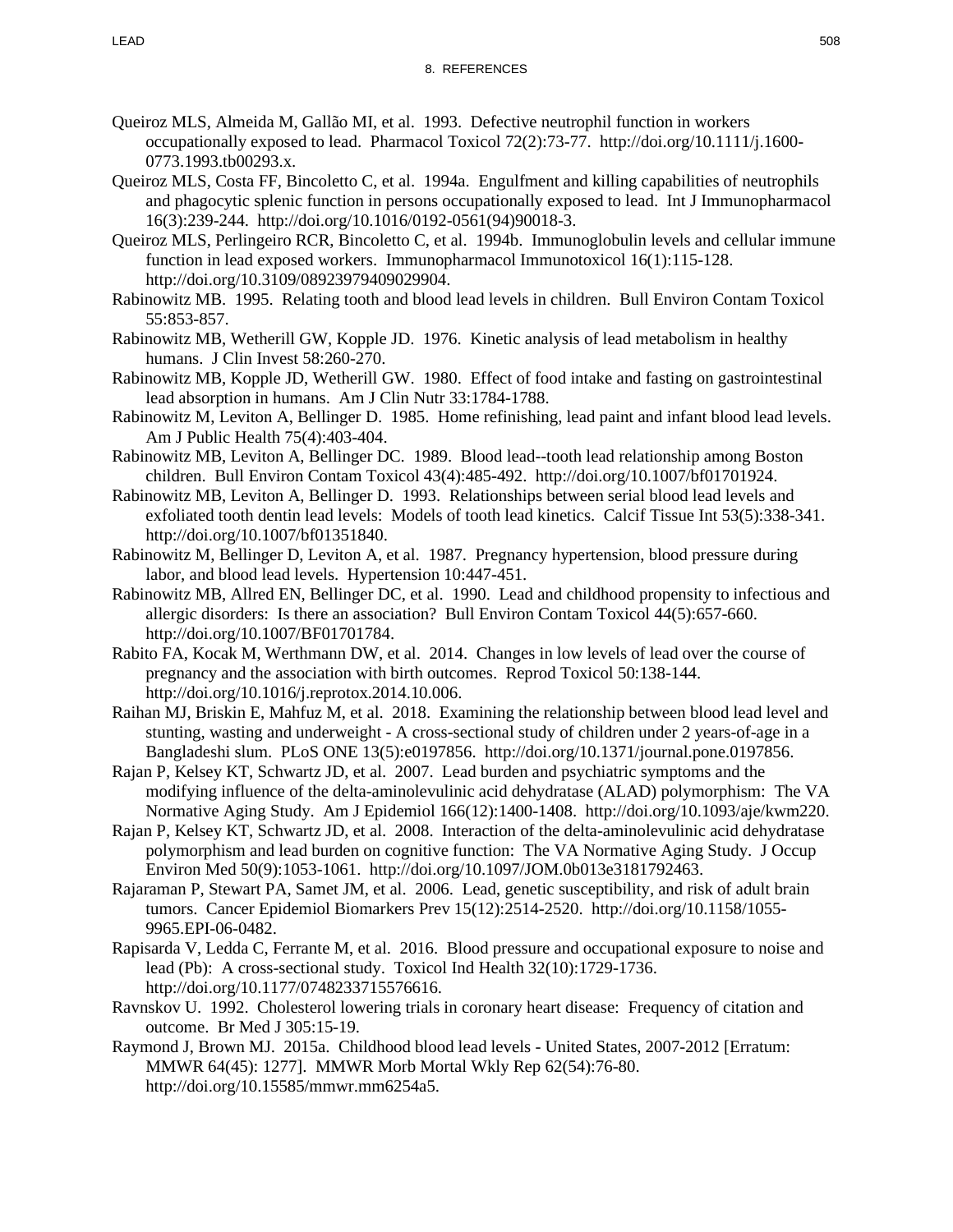Queiroz MLS, Almeida M, Gallão MI, et al. 1993. Defective neutrophil function in workers occupationally exposed to lead. Pharmacol Toxicol 72(2):73-77. http://doi.org/10.1111/j.1600-0773.1993.tb00293.x.

Queiroz MLS, Costa FF, Bincoletto C, et al. 1994a. Engulfment and killing capabilities of neutrophils and phagocytic splenic function in persons occupationally exposed to lead. Int J Immunopharmacol 16(3):239-244. http://doi.org/10.1016/0192-0561(94)90018-3.

Queiroz MLS, Perlingeiro RCR, Bincoletto C, et al. 1994b. Immunoglobulin levels and cellular immune function in lead exposed workers. Immunopharmacol Immunotoxicol 16(1):115-128. http://doi.org/10.3109/08923979409029904.

Rabinowitz MB. 1995. Relating tooth and blood lead levels in children. Bull Environ Contam Toxicol 55:853-857.

Rabinowitz MB, Wetherill GW, Kopple JD. 1976. Kinetic analysis of lead metabolism in healthy humans. J Clin Invest 58:260-270.

Rabinowitz MB, Kopple JD, Wetherill GW. 1980. Effect of food intake and fasting on gastrointestinal lead absorption in humans. Am J Clin Nutr 33:1784-1788.

Rabinowitz M, Leviton A, Bellinger D. 1985. Home refinishing, lead paint and infant blood lead levels. Am J Public Health 75(4):403-404.

Rabinowitz MB, Leviton A, Bellinger DC. 1989. Blood lead--tooth lead relationship among Boston children. Bull Environ Contam Toxicol 43(4):485-492. http://doi.org/10.1007/bf01701924.

Rabinowitz MB, Leviton A, Bellinger D. 1993. Relationships between serial blood lead levels and exfoliated tooth dentin lead levels: Models of tooth lead kinetics. Calcif Tissue Int 53(5):338-341. http://doi.org/10.1007/bf01351840.

Rabinowitz M, Bellinger D, Leviton A, et al. 1987. Pregnancy hypertension, blood pressure during labor, and blood lead levels. Hypertension 10:447-451.

Rabinowitz MB, Allred EN, Bellinger DC, et al. 1990. Lead and childhood propensity to infectious and allergic disorders: Is there an association? Bull Environ Contam Toxicol 44(5):657-660. http://doi.org/10.1007/BF01701784.

Rabito FA, Kocak M, Werthmann DW, et al. 2014. Changes in low levels of lead over the course of pregnancy and the association with birth outcomes. Reprod Toxicol 50:138-144. http://doi.org/10.1016/j.reprotox.2014.10.006.

Raihan MJ, Briskin E, Mahfuz M, et al. 2018. Examining the relationship between blood lead level and stunting, wasting and underweight - A cross-sectional study of children under 2 years-of-age in a Bangladeshi slum. PLoS ONE 13(5):e0197856. http://doi.org/10.1371/journal.pone.0197856.

Rajan P, Kelsey KT, Schwartz JD, et al. 2007. Lead burden and psychiatric symptoms and the modifying influence of the delta-aminolevulinic acid dehydratase (ALAD) polymorphism: The VA Normative Aging Study. Am J Epidemiol 166(12):1400-1408. http://doi.org/10.1093/aje/kwm220.

Rajan P, Kelsey KT, Schwartz JD, et al. 2008. Interaction of the delta-aminolevulinic acid dehydratase polymorphism and lead burden on cognitive function: The VA Normative Aging Study. J Occup Environ Med 50(9):1053-1061. http://doi.org/10.1097/JOM.0b013e3181792463.

Rajaraman P, Stewart PA, Samet JM, et al. 2006. Lead, genetic susceptibility, and risk of adult brain tumors. Cancer Epidemiol Biomarkers Prev 15(12):2514-2520. http://doi.org/10.1158/1055-9965.EPI-06-0482.

Rapisarda V, Ledda C, Ferrante M, et al. 2016. Blood pressure and occupational exposure to noise and lead (Pb): A cross-sectional study. Toxicol Ind Health 32(10):1729-1736. http://doi.org/10.1177/0748233715576616.

Ravnskov U. 1992. Cholesterol lowering trials in coronary heart disease: Frequency of citation and outcome. Br Med J 305:15-19.

Raymond J, Brown MJ. 2015a. Childhood blood lead levels - United States, 2007-2012 [Erratum: MMWR 64(45): 1277]. MMWR Morb Mortal Wkly Rep 62(54):76-80. http://doi.org/10.15585/mmwr.mm6254a5.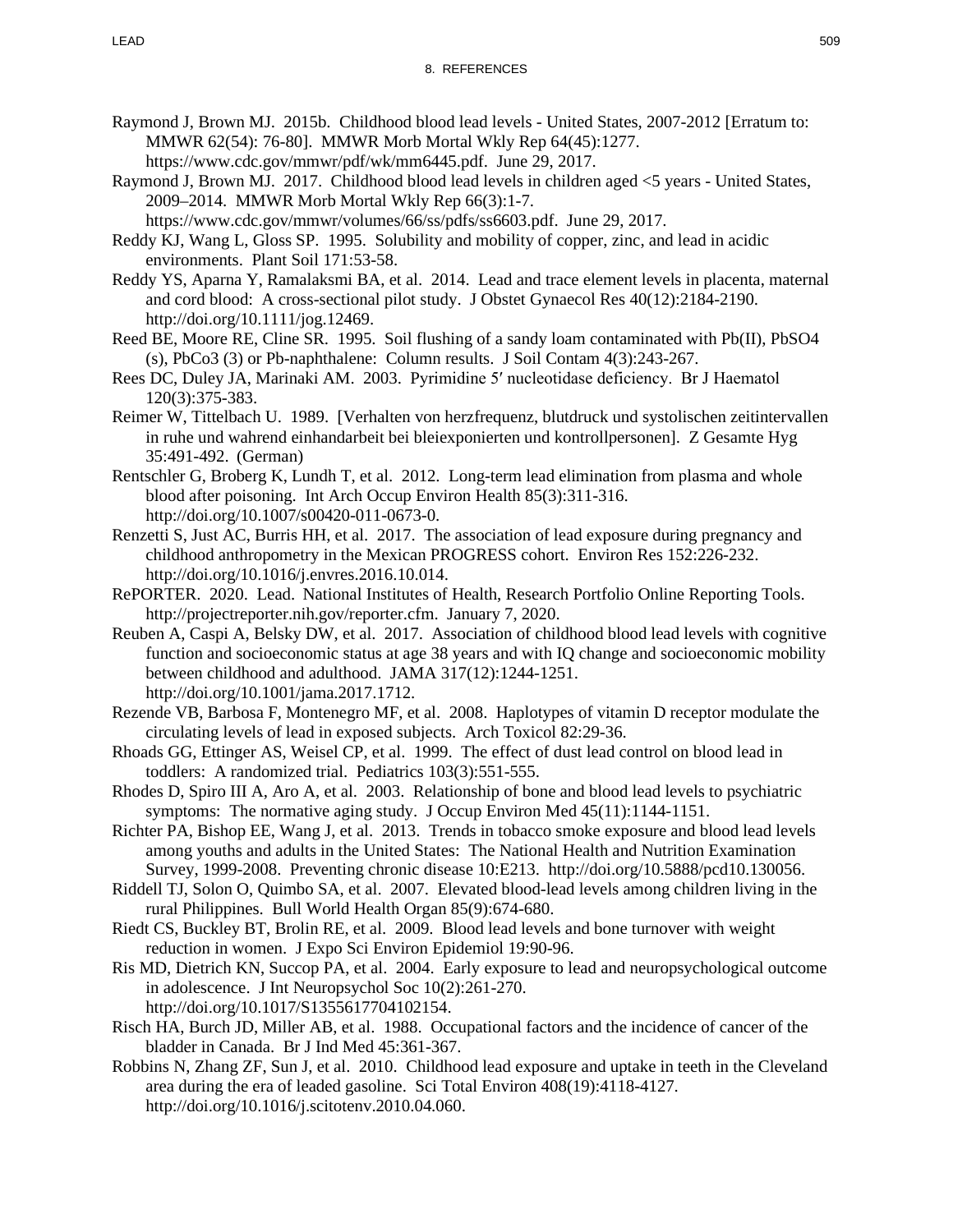Raymond J, Brown MJ. 2015b. Childhood blood lead levels - United States, 2007-2012 [Erratum to: MMWR 62(54): 76-80]. MMWR Morb Mortal Wkly Rep 64(45):1277. https://www.cdc.gov/mmwr/pdf/wk/mm6445.pdf. June 29, 2017.

Raymond J, Brown MJ. 2017. Childhood blood lead levels in children aged <5 years - United States, 2009–2014. MMWR Morb Mortal Wkly Rep 66(3):1-7. https://www.cdc.gov/mmwr/volumes/66/ss/pdfs/ss6603.pdf. June 29, 2017.

Reddy KJ, Wang L, Gloss SP. 1995. Solubility and mobility of copper, zinc, and lead in acidic environments. Plant Soil 171:53-58.

Reddy YS, Aparna Y, Ramalaksmi BA, et al. 2014. Lead and trace element levels in placenta, maternal and cord blood: A cross-sectional pilot study. J Obstet Gynaecol Res 40(12):2184-2190. http://doi.org/10.1111/jog.12469.

Reed BE, Moore RE, Cline SR. 1995. Soil flushing of a sandy loam contaminated with Pb(II), PbSO4 (s), PbCo3 (3) or Pb-naphthalene: Column results. J Soil Contam 4(3):243-267.

Rees DC, Duley JA, Marinaki AM. 2003. Pyrimidine 5′ nucleotidase deficiency. Br J Haematol 120(3):375-383.

Reimer W, Tittelbach U. 1989. [Verhalten von herzfrequenz, blutdruck und systolischen zeitintervallen in ruhe und wahrend einhandarbeit bei bleiexponierten und kontrollpersonen]. Z Gesamte Hyg 35:491-492. (German)

Rentschler G, Broberg K, Lundh T, et al. 2012. Long-term lead elimination from plasma and whole blood after poisoning. Int Arch Occup Environ Health 85(3):311-316. http://doi.org/10.1007/s00420-011-0673-0.

Renzetti S, Just AC, Burris HH, et al. 2017. The association of lead exposure during pregnancy and childhood anthropometry in the Mexican PROGRESS cohort. Environ Res 152:226-232. http://doi.org/10.1016/j.envres.2016.10.014.

RePORTER. 2020. Lead. National Institutes of Health, Research Portfolio Online Reporting Tools. http://projectreporter.nih.gov/reporter.cfm. January 7, 2020.

Reuben A, Caspi A, Belsky DW, et al. 2017. Association of childhood blood lead levels with cognitive function and socioeconomic status at age 38 years and with IQ change and socioeconomic mobility between childhood and adulthood. JAMA 317(12):1244-1251. http://doi.org/10.1001/jama.2017.1712.

Rezende VB, Barbosa F, Montenegro MF, et al. 2008. Haplotypes of vitamin D receptor modulate the circulating levels of lead in exposed subjects. Arch Toxicol 82:29-36.

Rhoads GG, Ettinger AS, Weisel CP, et al. 1999. The effect of dust lead control on blood lead in toddlers: A randomized trial. Pediatrics 103(3):551-555.

Rhodes D, Spiro III A, Aro A, et al. 2003. Relationship of bone and blood lead levels to psychiatric symptoms: The normative aging study. J Occup Environ Med 45(11):1144-1151.

Richter PA, Bishop EE, Wang J, et al. 2013. Trends in tobacco smoke exposure and blood lead levels among youths and adults in the United States: The National Health and Nutrition Examination Survey, 1999-2008. Preventing chronic disease 10:E213. http://doi.org/10.5888/pcd10.130056.

Riddell TJ, Solon O, Quimbo SA, et al. 2007. Elevated blood-lead levels among children living in the rural Philippines. Bull World Health Organ 85(9):674-680.

Riedt CS, Buckley BT, Brolin RE, et al. 2009. Blood lead levels and bone turnover with weight reduction in women. J Expo Sci Environ Epidemiol 19:90-96.

Ris MD, Dietrich KN, Succop PA, et al. 2004. Early exposure to lead and neuropsychological outcome in adolescence. J Int Neuropsychol Soc 10(2):261-270. http://doi.org/10.1017/S1355617704102154.

Risch HA, Burch JD, Miller AB, et al. 1988. Occupational factors and the incidence of cancer of the bladder in Canada. Br J Ind Med 45:361-367.

Robbins N, Zhang ZF, Sun J, et al. 2010. Childhood lead exposure and uptake in teeth in the Cleveland area during the era of leaded gasoline. Sci Total Environ 408(19):4118-4127. http://doi.org/10.1016/j.scitotenv.2010.04.060.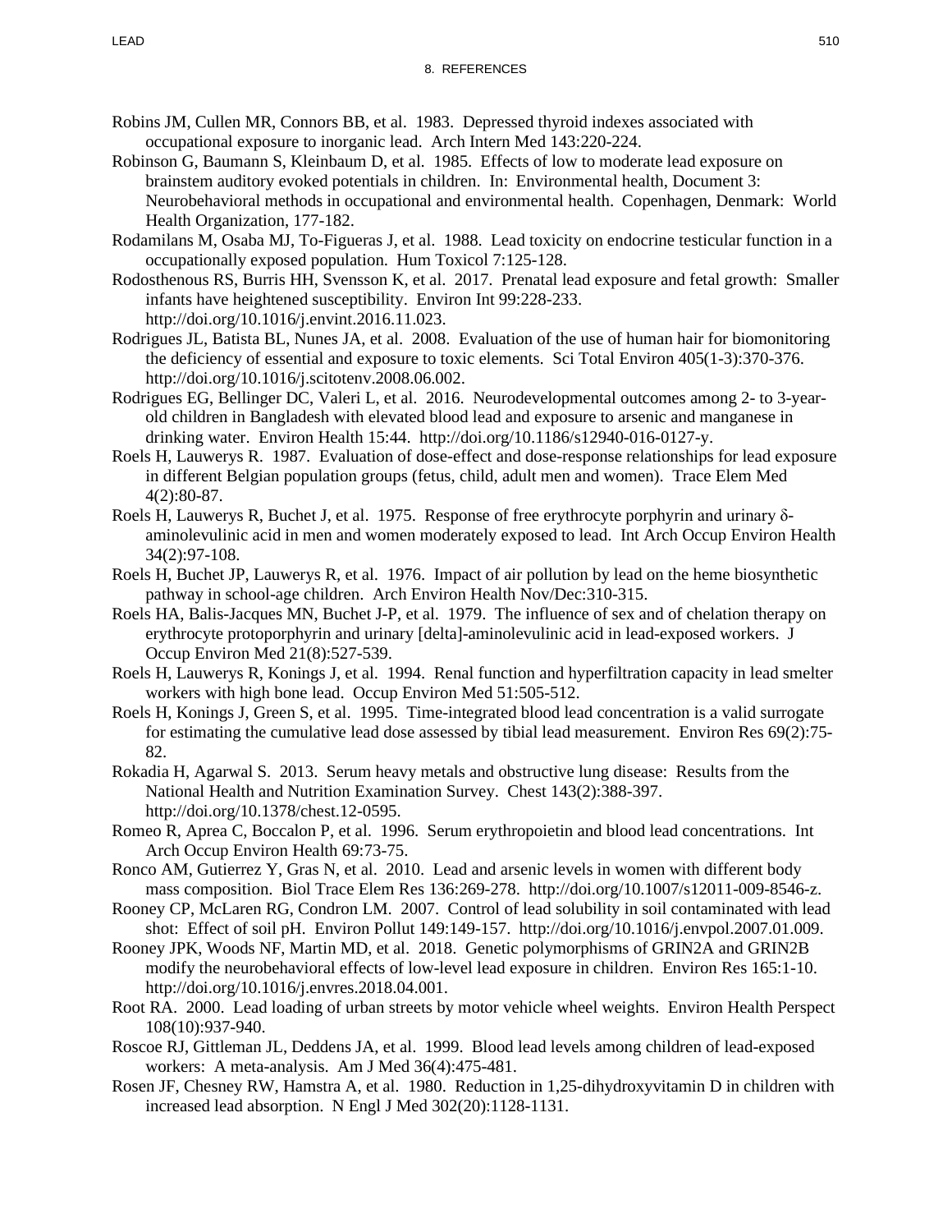Robins JM, Cullen MR, Connors BB, et al. 1983. Depressed thyroid indexes associated with occupational exposure to inorganic lead. Arch Intern Med 143:220-224.

Robinson G, Baumann S, Kleinbaum D, et al. 1985. Effects of low to moderate lead exposure on brainstem auditory evoked potentials in children. In: Environmental health, Document 3: Neurobehavioral methods in occupational and environmental health. Copenhagen, Denmark: World Health Organization, 177-182.

Rodamilans M, Osaba MJ, To-Figueras J, et al. 1988. Lead toxicity on endocrine testicular function in a occupationally exposed population. Hum Toxicol 7:125-128.

Rodosthenous RS, Burris HH, Svensson K, et al. 2017. Prenatal lead exposure and fetal growth: Smaller infants have heightened susceptibility. Environ Int 99:228-233. http://doi.org/10.1016/j.envint.2016.11.023.

Rodrigues JL, Batista BL, Nunes JA, et al. 2008. Evaluation of the use of human hair for biomonitoring the deficiency of essential and exposure to toxic elements. Sci Total Environ 405(1-3):370-376. http://doi.org/10.1016/j.scitotenv.2008.06.002.

Rodrigues EG, Bellinger DC, Valeri L, et al. 2016. Neurodevelopmental outcomes among 2- to 3-year-old children in Bangladesh with elevated blood lead and exposure to arsenic and manganese in drinking water. Environ Health 15:44. http://doi.org/10.1186/s12940-016-0127-y.

Roels H, Lauwerys R. 1987. Evaluation of dose-effect and dose-response relationships for lead exposure in different Belgian population groups (fetus, child, adult men and women). Trace Elem Med 4(2):80-87.

Roels H, Lauwerys R, Buchet J, et al. 1975. Response of free erythrocyte porphyrin and urinary δ-aminolevulinic acid in men and women moderately exposed to lead. Int Arch Occup Environ Health 34(2):97-108.

Roels H, Buchet JP, Lauwerys R, et al. 1976. Impact of air pollution by lead on the heme biosynthetic pathway in school-age children. Arch Environ Health Nov/Dec:310-315.

Roels HA, Balis-Jacques MN, Buchet J-P, et al. 1979. The influence of sex and of chelation therapy on erythrocyte protoporphyrin and urinary [delta]-aminolevulinic acid in lead-exposed workers. J Occup Environ Med 21(8):527-539.

Roels H, Lauwerys R, Konings J, et al. 1994. Renal function and hyperfiltration capacity in lead smelter workers with high bone lead. Occup Environ Med 51:505-512.

Roels H, Konings J, Green S, et al. 1995. Time-integrated blood lead concentration is a valid surrogate for estimating the cumulative lead dose assessed by tibial lead measurement. Environ Res 69(2):75-82.

Rokadia H, Agarwal S. 2013. Serum heavy metals and obstructive lung disease: Results from the National Health and Nutrition Examination Survey. Chest 143(2):388-397. http://doi.org/10.1378/chest.12-0595.

Romeo R, Aprea C, Boccalon P, et al. 1996. Serum erythropoietin and blood lead concentrations. Int Arch Occup Environ Health 69:73-75.

Ronco AM, Gutierrez Y, Gras N, et al. 2010. Lead and arsenic levels in women with different body mass composition. Biol Trace Elem Res 136:269-278. http://doi.org/10.1007/s12011-009-8546-z.

Rooney CP, McLaren RG, Condron LM. 2007. Control of lead solubility in soil contaminated with lead shot: Effect of soil pH. Environ Pollut 149:149-157. http://doi.org/10.1016/j.envpol.2007.01.009.

Rooney JPK, Woods NF, Martin MD, et al. 2018. Genetic polymorphisms of GRIN2A and GRIN2B modify the neurobehavioral effects of low-level lead exposure in children. Environ Res 165:1-10. http://doi.org/10.1016/j.envres.2018.04.001.

Root RA. 2000. Lead loading of urban streets by motor vehicle wheel weights. Environ Health Perspect 108(10):937-940.

Roscoe RJ, Gittleman JL, Deddens JA, et al. 1999. Blood lead levels among children of lead-exposed workers: A meta-analysis. Am J Med 36(4):475-481.

Rosen JF, Chesney RW, Hamstra A, et al. 1980. Reduction in 1,25-dihydroxyvitamin D in children with increased lead absorption. N Engl J Med 302(20):1128-1131.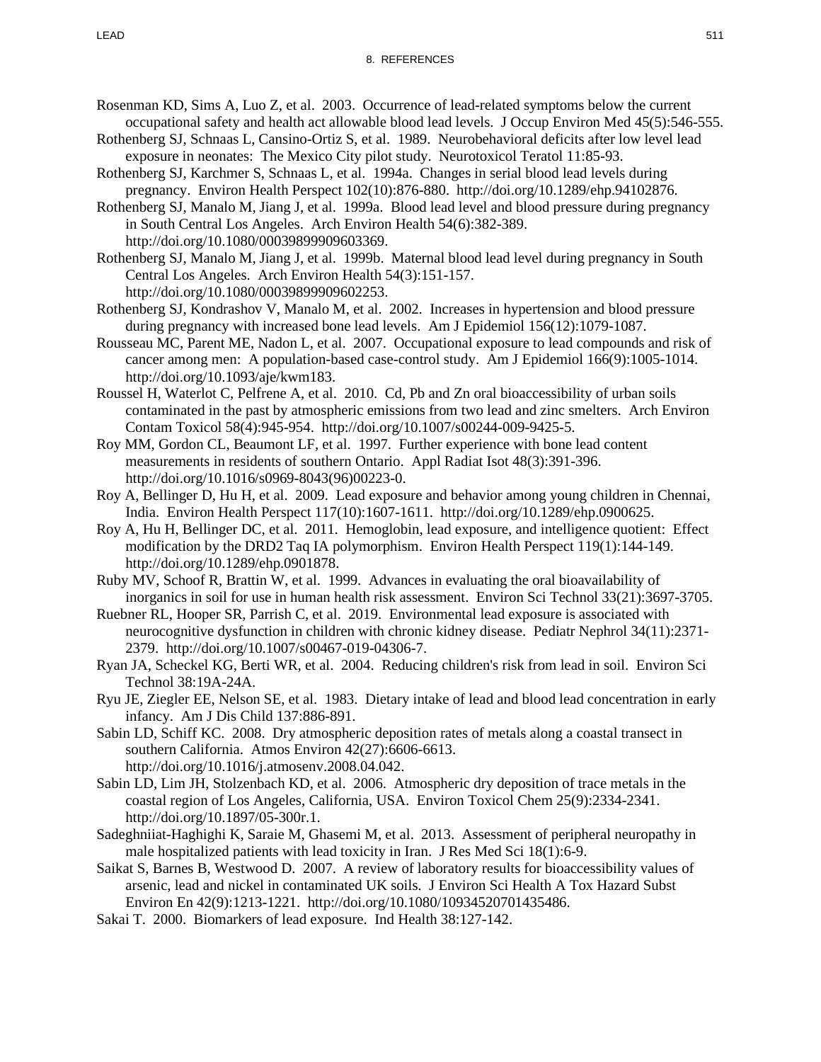Rosenman KD, Sims A, Luo Z, et al. 2003. Occurrence of lead-related symptoms below the current occupational safety and health act allowable blood lead levels. J Occup Environ Med 45(5):546-555.

Rothenberg SJ, Schnaas L, Cansino-Ortiz S, et al. 1989. Neurobehavioral deficits after low level lead exposure in neonates: The Mexico City pilot study. Neurotoxicol Teratol 11:85-93.

Rothenberg SJ, Karchmer S, Schnaas L, et al. 1994a. Changes in serial blood lead levels during pregnancy. Environ Health Perspect 102(10):876-880. http://doi.org/10.1289/ehp.94102876.

Rothenberg SJ, Manalo M, Jiang J, et al. 1999a. Blood lead level and blood pressure during pregnancy in South Central Los Angeles. Arch Environ Health 54(6):382-389. http://doi.org/10.1080/00039899909603369.

Rothenberg SJ, Manalo M, Jiang J, et al. 1999b. Maternal blood lead level during pregnancy in South Central Los Angeles. Arch Environ Health 54(3):151-157. http://doi.org/10.1080/00039899909602253.

Rothenberg SJ, Kondrashov V, Manalo M, et al. 2002. Increases in hypertension and blood pressure during pregnancy with increased bone lead levels. Am J Epidemiol 156(12):1079-1087.

Rousseau MC, Parent ME, Nadon L, et al. 2007. Occupational exposure to lead compounds and risk of cancer among men: A population-based case-control study. Am J Epidemiol 166(9):1005-1014. http://doi.org/10.1093/aje/kwm183.

Roussel H, Waterlot C, Pelfrene A, et al. 2010. Cd, Pb and Zn oral bioaccessibility of urban soils contaminated in the past by atmospheric emissions from two lead and zinc smelters. Arch Environ Contam Toxicol 58(4):945-954. http://doi.org/10.1007/s00244-009-9425-5.

Roy MM, Gordon CL, Beaumont LF, et al. 1997. Further experience with bone lead content measurements in residents of southern Ontario. Appl Radiat Isot 48(3):391-396. http://doi.org/10.1016/s0969-8043(96)00223-0.

Roy A, Bellinger D, Hu H, et al. 2009. Lead exposure and behavior among young children in Chennai, India. Environ Health Perspect 117(10):1607-1611. http://doi.org/10.1289/ehp.0900625.

Roy A, Hu H, Bellinger DC, et al. 2011. Hemoglobin, lead exposure, and intelligence quotient: Effect modification by the DRD2 Taq IA polymorphism. Environ Health Perspect 119(1):144-149. http://doi.org/10.1289/ehp.0901878.

Ruby MV, Schoof R, Brattin W, et al. 1999. Advances in evaluating the oral bioavailability of inorganics in soil for use in human health risk assessment. Environ Sci Technol 33(21):3697-3705.

Ruebner RL, Hooper SR, Parrish C, et al. 2019. Environmental lead exposure is associated with neurocognitive dysfunction in children with chronic kidney disease. Pediatr Nephrol 34(11):2371-2379. http://doi.org/10.1007/s00467-019-04306-7.

Ryan JA, Scheckel KG, Berti WR, et al. 2004. Reducing children's risk from lead in soil. Environ Sci Technol 38:19A-24A.

Ryu JE, Ziegler EE, Nelson SE, et al. 1983. Dietary intake of lead and blood lead concentration in early infancy. Am J Dis Child 137:886-891.

Sabin LD, Schiff KC. 2008. Dry atmospheric deposition rates of metals along a coastal transect in southern California. Atmos Environ 42(27):6606-6613. http://doi.org/10.1016/j.atmosenv.2008.04.042.

Sabin LD, Lim JH, Stolzenbach KD, et al. 2006. Atmospheric dry deposition of trace metals in the coastal region of Los Angeles, California, USA. Environ Toxicol Chem 25(9):2334-2341. http://doi.org/10.1897/05-300r.1.

Sadeghniiat-Haghighi K, Saraie M, Ghasemi M, et al. 2013. Assessment of peripheral neuropathy in male hospitalized patients with lead toxicity in Iran. J Res Med Sci 18(1):6-9.

Saikat S, Barnes B, Westwood D. 2007. A review of laboratory results for bioaccessibility values of arsenic, lead and nickel in contaminated UK soils. J Environ Sci Health A Tox Hazard Subst Environ En 42(9):1213-1221. http://doi.org/10.1080/10934520701435486.

Sakai T. 2000. Biomarkers of lead exposure. Ind Health 38:127-142.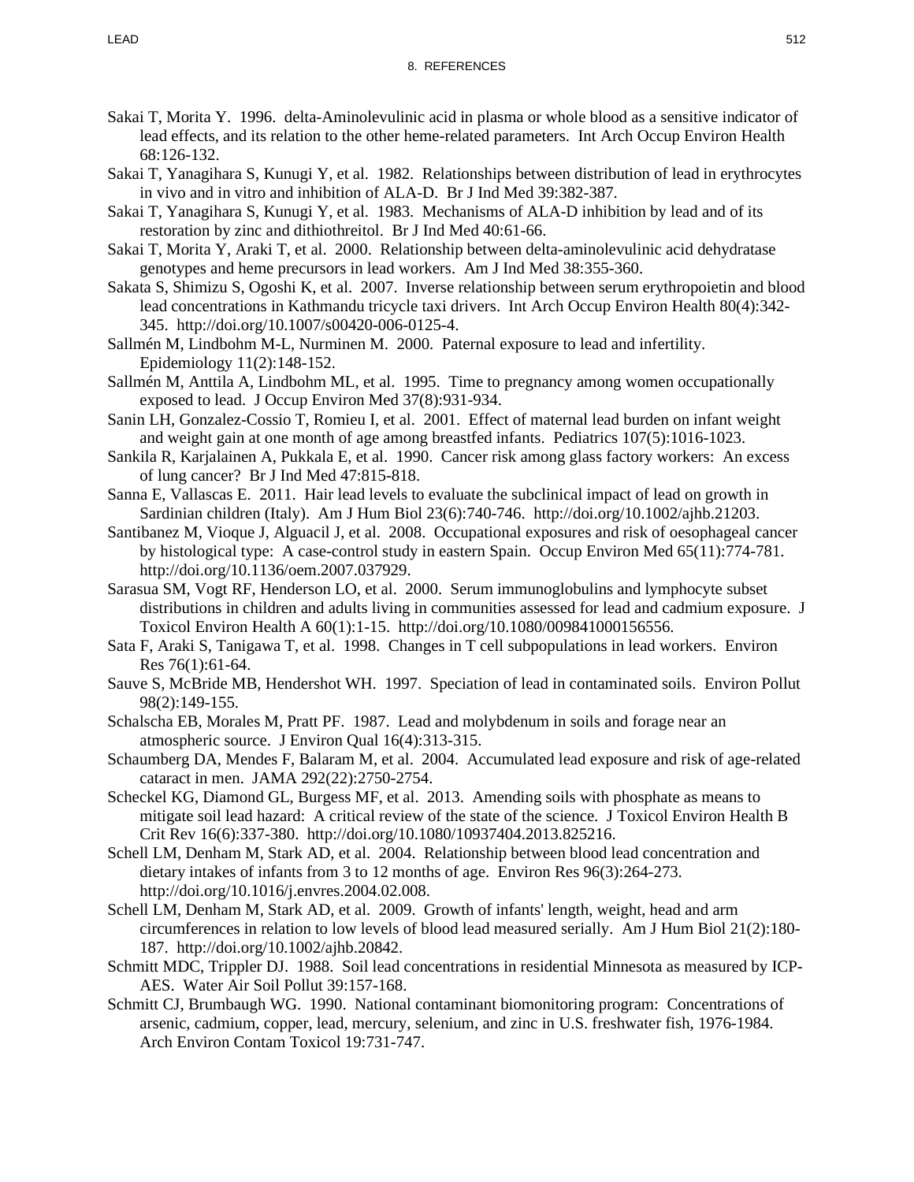Sakai T, Morita Y. 1996. delta-Aminolevulinic acid in plasma or whole blood as a sensitive indicator of lead effects, and its relation to the other heme-related parameters. Int Arch Occup Environ Health 68:126-132.

Sakai T, Yanagihara S, Kunugi Y, et al. 1982. Relationships between distribution of lead in erythrocytes in vivo and in vitro and inhibition of ALA-D. Br J Ind Med 39:382-387.

Sakai T, Yanagihara S, Kunugi Y, et al. 1983. Mechanisms of ALA-D inhibition by lead and of its restoration by zinc and dithiothreitol. Br J Ind Med 40:61-66.

Sakai T, Morita Y, Araki T, et al. 2000. Relationship between delta-aminolevulinic acid dehydratase genotypes and heme precursors in lead workers. Am J Ind Med 38:355-360.

Sakata S, Shimizu S, Ogoshi K, et al. 2007. Inverse relationship between serum erythropoietin and blood lead concentrations in Kathmandu tricycle taxi drivers. Int Arch Occup Environ Health 80(4):342-345. http://doi.org/10.1007/s00420-006-0125-4.

Sallmén M, Lindbohm M-L, Nurminen M. 2000. Paternal exposure to lead and infertility. Epidemiology 11(2):148-152.

Sallmén M, Anttila A, Lindbohm ML, et al. 1995. Time to pregnancy among women occupationally exposed to lead. J Occup Environ Med 37(8):931-934.

Sanin LH, Gonzalez-Cossio T, Romieu I, et al. 2001. Effect of maternal lead burden on infant weight and weight gain at one month of age among breastfed infants. Pediatrics 107(5):1016-1023.

Sankila R, Karjalainen A, Pukkala E, et al. 1990. Cancer risk among glass factory workers: An excess of lung cancer? Br J Ind Med 47:815-818.

Sanna E, Vallascas E. 2011. Hair lead levels to evaluate the subclinical impact of lead on growth in Sardinian children (Italy). Am J Hum Biol 23(6):740-746. http://doi.org/10.1002/ajhb.21203.

Santibanez M, Vioque J, Alguacil J, et al. 2008. Occupational exposures and risk of oesophageal cancer by histological type: A case-control study in eastern Spain. Occup Environ Med 65(11):774-781. http://doi.org/10.1136/oem.2007.037929.

Sarasua SM, Vogt RF, Henderson LO, et al. 2000. Serum immunoglobulins and lymphocyte subset distributions in children and adults living in communities assessed for lead and cadmium exposure. J Toxicol Environ Health A 60(1):1-15. http://doi.org/10.1080/009841000156556.

Sata F, Araki S, Tanigawa T, et al. 1998. Changes in T cell subpopulations in lead workers. Environ Res 76(1):61-64.

Sauve S, McBride MB, Hendershot WH. 1997. Speciation of lead in contaminated soils. Environ Pollut 98(2):149-155.

Schalscha EB, Morales M, Pratt PF. 1987. Lead and molybdenum in soils and forage near an atmospheric source. J Environ Qual 16(4):313-315.

Schaumberg DA, Mendes F, Balaram M, et al. 2004. Accumulated lead exposure and risk of age-related cataract in men. JAMA 292(22):2750-2754.

Scheckel KG, Diamond GL, Burgess MF, et al. 2013. Amending soils with phosphate as means to mitigate soil lead hazard: A critical review of the state of the science. J Toxicol Environ Health B Crit Rev 16(6):337-380. http://doi.org/10.1080/10937404.2013.825216.

Schell LM, Denham M, Stark AD, et al. 2004. Relationship between blood lead concentration and dietary intakes of infants from 3 to 12 months of age. Environ Res 96(3):264-273. http://doi.org/10.1016/j.envres.2004.02.008.

Schell LM, Denham M, Stark AD, et al. 2009. Growth of infants' length, weight, head and arm circumferences in relation to low levels of blood lead measured serially. Am J Hum Biol 21(2):180-187. http://doi.org/10.1002/ajhb.20842.

Schmitt MDC, Trippler DJ. 1988. Soil lead concentrations in residential Minnesota as measured by ICP-AES. Water Air Soil Pollut 39:157-168.

Schmitt CJ, Brumbaugh WG. 1990. National contaminant biomonitoring program: Concentrations of arsenic, cadmium, copper, lead, mercury, selenium, and zinc in U.S. freshwater fish, 1976-1984. Arch Environ Contam Toxicol 19:731-747.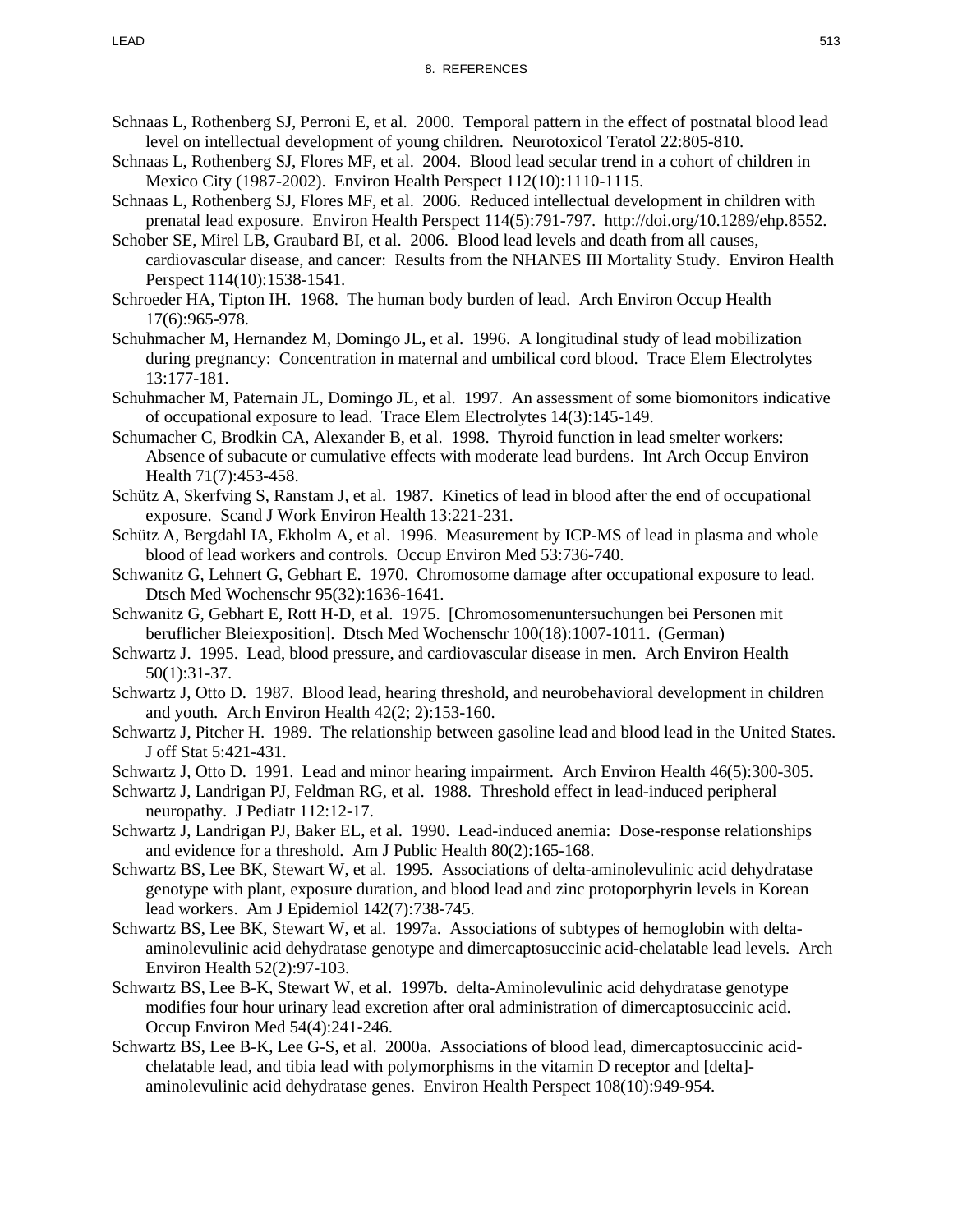Schnaas L, Rothenberg SJ, Perroni E, et al. 2000. Temporal pattern in the effect of postnatal blood lead level on intellectual development of young children. Neurotoxicol Teratol 22:805-810.

Schnaas L, Rothenberg SJ, Flores MF, et al. 2004. Blood lead secular trend in a cohort of children in Mexico City (1987-2002). Environ Health Perspect 112(10):1110-1115.

Schnaas L, Rothenberg SJ, Flores MF, et al. 2006. Reduced intellectual development in children with prenatal lead exposure. Environ Health Perspect 114(5):791-797. http://doi.org/10.1289/ehp.8552.

Schober SE, Mirel LB, Graubard BI, et al. 2006. Blood lead levels and death from all causes, cardiovascular disease, and cancer: Results from the NHANES III Mortality Study. Environ Health Perspect 114(10):1538-1541.

Schroeder HA, Tipton IH. 1968. The human body burden of lead. Arch Environ Occup Health 17(6):965-978.

Schuhmacher M, Hernandez M, Domingo JL, et al. 1996. A longitudinal study of lead mobilization during pregnancy: Concentration in maternal and umbilical cord blood. Trace Elem Electrolytes 13:177-181.

Schuhmacher M, Paternain JL, Domingo JL, et al. 1997. An assessment of some biomonitors indicative of occupational exposure to lead. Trace Elem Electrolytes 14(3):145-149.

Schumacher C, Brodkin CA, Alexander B, et al. 1998. Thyroid function in lead smelter workers: Absence of subacute or cumulative effects with moderate lead burdens. Int Arch Occup Environ Health 71(7):453-458.

Schütz A, Skerfving S, Ranstam J, et al. 1987. Kinetics of lead in blood after the end of occupational exposure. Scand J Work Environ Health 13:221-231.

Schütz A, Bergdahl IA, Ekholm A, et al. 1996. Measurement by ICP-MS of lead in plasma and whole blood of lead workers and controls. Occup Environ Med 53:736-740.

Schwanitz G, Lehnert G, Gebhart E. 1970. Chromosome damage after occupational exposure to lead. Dtsch Med Wochenschr 95(32):1636-1641.

Schwanitz G, Gebhart E, Rott H-D, et al. 1975. [Chromosomenuntersuchungen bei Personen mit beruflicher Bleiexposition]. Dtsch Med Wochenschr 100(18):1007-1011. (German)

Schwartz J. 1995. Lead, blood pressure, and cardiovascular disease in men. Arch Environ Health 50(1):31-37.

Schwartz J, Otto D. 1987. Blood lead, hearing threshold, and neurobehavioral development in children and youth. Arch Environ Health 42(2; 2):153-160.

Schwartz J, Pitcher H. 1989. The relationship between gasoline lead and blood lead in the United States. J off Stat 5:421-431.

Schwartz J, Otto D. 1991. Lead and minor hearing impairment. Arch Environ Health 46(5):300-305.

Schwartz J, Landrigan PJ, Feldman RG, et al. 1988. Threshold effect in lead-induced peripheral neuropathy. J Pediatr 112:12-17.

Schwartz J, Landrigan PJ, Baker EL, et al. 1990. Lead-induced anemia: Dose-response relationships and evidence for a threshold. Am J Public Health 80(2):165-168.

Schwartz BS, Lee BK, Stewart W, et al. 1995. Associations of delta-aminolevulinic acid dehydratase genotype with plant, exposure duration, and blood lead and zinc protoporphyrin levels in Korean lead workers. Am J Epidemiol 142(7):738-745.

Schwartz BS, Lee BK, Stewart W, et al. 1997a. Associations of subtypes of hemoglobin with delta-aminolevulinic acid dehydratase genotype and dimercaptosuccinic acid-chelatable lead levels. Arch Environ Health 52(2):97-103.

Schwartz BS, Lee B-K, Stewart W, et al. 1997b. delta-Aminolevulinic acid dehydratase genotype modifies four hour urinary lead excretion after oral administration of dimercaptosuccinic acid. Occup Environ Med 54(4):241-246.

Schwartz BS, Lee B-K, Lee G-S, et al. 2000a. Associations of blood lead, dimercaptosuccinic acid-chelatable lead, and tibia lead with polymorphisms in the vitamin D receptor and [delta]-aminolevulinic acid dehydratase genes. Environ Health Perspect 108(10):949-954.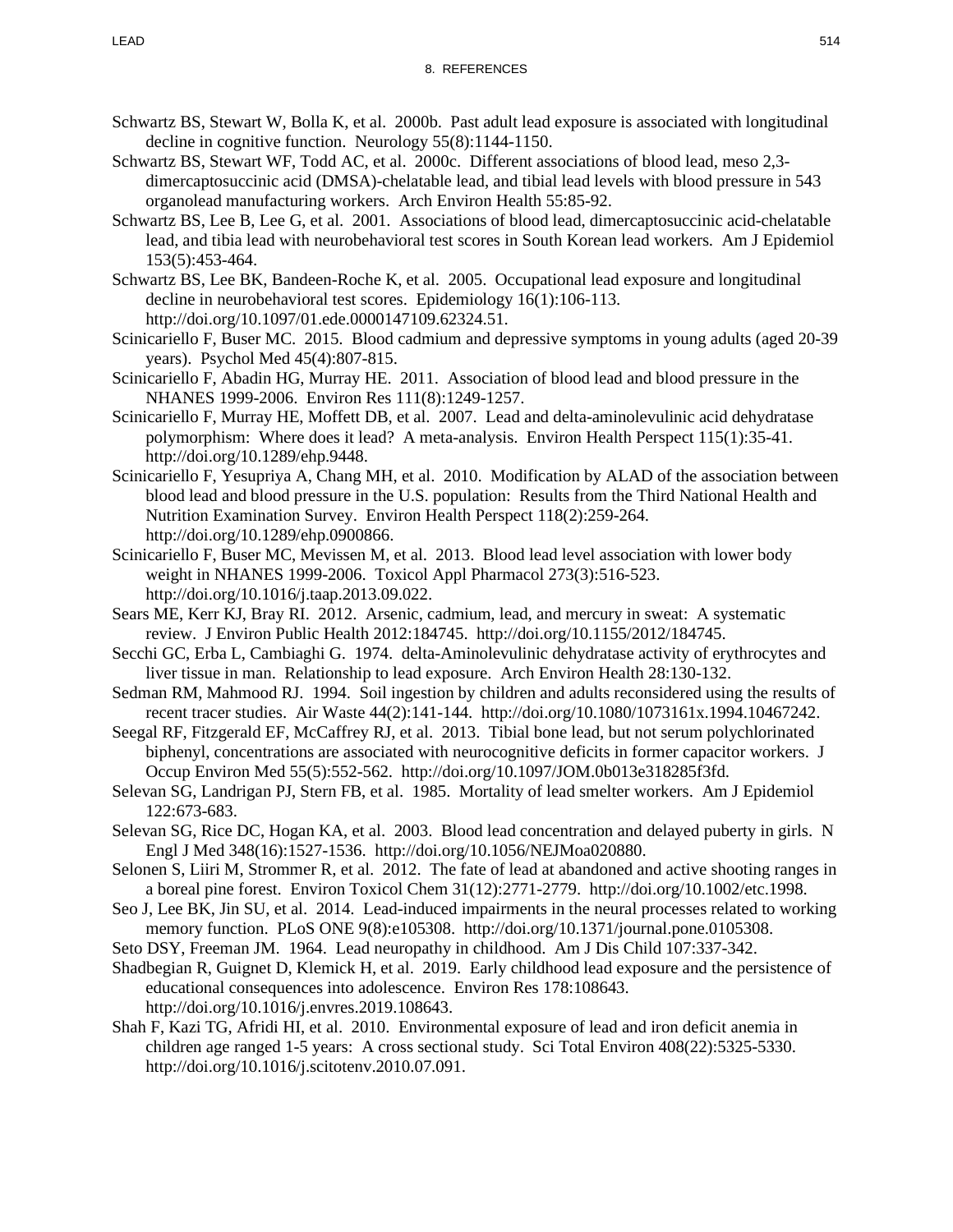Schwartz BS, Stewart W, Bolla K, et al. 2000b. Past adult lead exposure is associated with longitudinal decline in cognitive function. Neurology 55(8):1144-1150.

Schwartz BS, Stewart WF, Todd AC, et al. 2000c. Different associations of blood lead, meso 2,3-dimercaptosuccinic acid (DMSA)-chelatable lead, and tibial lead levels with blood pressure in 543 organolead manufacturing workers. Arch Environ Health 55:85-92.

Schwartz BS, Lee B, Lee G, et al. 2001. Associations of blood lead, dimercaptosuccinic acid-chelatable lead, and tibia lead with neurobehavioral test scores in South Korean lead workers. Am J Epidemiol 153(5):453-464.

Schwartz BS, Lee BK, Bandeen-Roche K, et al. 2005. Occupational lead exposure and longitudinal decline in neurobehavioral test scores. Epidemiology 16(1):106-113. http://doi.org/10.1097/01.ede.0000147109.62324.51.

Scinicariello F, Buser MC. 2015. Blood cadmium and depressive symptoms in young adults (aged 20-39 years). Psychol Med 45(4):807-815.

Scinicariello F, Abadin HG, Murray HE. 2011. Association of blood lead and blood pressure in the NHANES 1999-2006. Environ Res 111(8):1249-1257.

Scinicariello F, Murray HE, Moffett DB, et al. 2007. Lead and delta-aminolevulinic acid dehydratase polymorphism: Where does it lead? A meta-analysis. Environ Health Perspect 115(1):35-41. http://doi.org/10.1289/ehp.9448.

Scinicariello F, Yesupriya A, Chang MH, et al. 2010. Modification by ALAD of the association between blood lead and blood pressure in the U.S. population: Results from the Third National Health and Nutrition Examination Survey. Environ Health Perspect 118(2):259-264. http://doi.org/10.1289/ehp.0900866.

Scinicariello F, Buser MC, Mevissen M, et al. 2013. Blood lead level association with lower body weight in NHANES 1999-2006. Toxicol Appl Pharmacol 273(3):516-523. http://doi.org/10.1016/j.taap.2013.09.022.

Sears ME, Kerr KJ, Bray RI. 2012. Arsenic, cadmium, lead, and mercury in sweat: A systematic review. J Environ Public Health 2012:184745. http://doi.org/10.1155/2012/184745.

Secchi GC, Erba L, Cambiaghi G. 1974. delta-Aminolevulinic dehydratase activity of erythrocytes and liver tissue in man. Relationship to lead exposure. Arch Environ Health 28:130-132.

Sedman RM, Mahmood RJ. 1994. Soil ingestion by children and adults reconsidered using the results of recent tracer studies. Air Waste 44(2):141-144. http://doi.org/10.1080/1073161x.1994.10467242.

Seegal RF, Fitzgerald EF, McCaffrey RJ, et al. 2013. Tibial bone lead, but not serum polychlorinated biphenyl, concentrations are associated with neurocognitive deficits in former capacitor workers. J Occup Environ Med 55(5):552-562. http://doi.org/10.1097/JOM.0b013e318285f3fd.

Selevan SG, Landrigan PJ, Stern FB, et al. 1985. Mortality of lead smelter workers. Am J Epidemiol 122:673-683.

Selevan SG, Rice DC, Hogan KA, et al. 2003. Blood lead concentration and delayed puberty in girls. N Engl J Med 348(16):1527-1536. http://doi.org/10.1056/NEJMoa020880.

Selonen S, Liiri M, Strommer R, et al. 2012. The fate of lead at abandoned and active shooting ranges in a boreal pine forest. Environ Toxicol Chem 31(12):2771-2779. http://doi.org/10.1002/etc.1998.

Seo J, Lee BK, Jin SU, et al. 2014. Lead-induced impairments in the neural processes related to working memory function. PLoS ONE 9(8):e105308. http://doi.org/10.1371/journal.pone.0105308.

Seto DSY, Freeman JM. 1964. Lead neuropathy in childhood. Am J Dis Child 107:337-342.

Shadbegian R, Guignet D, Klemick H, et al. 2019. Early childhood lead exposure and the persistence of educational consequences into adolescence. Environ Res 178:108643. http://doi.org/10.1016/j.envres.2019.108643.

Shah F, Kazi TG, Afridi HI, et al. 2010. Environmental exposure of lead and iron deficit anemia in children age ranged 1-5 years: A cross sectional study. Sci Total Environ 408(22):5325-5330. http://doi.org/10.1016/j.scitotenv.2010.07.091.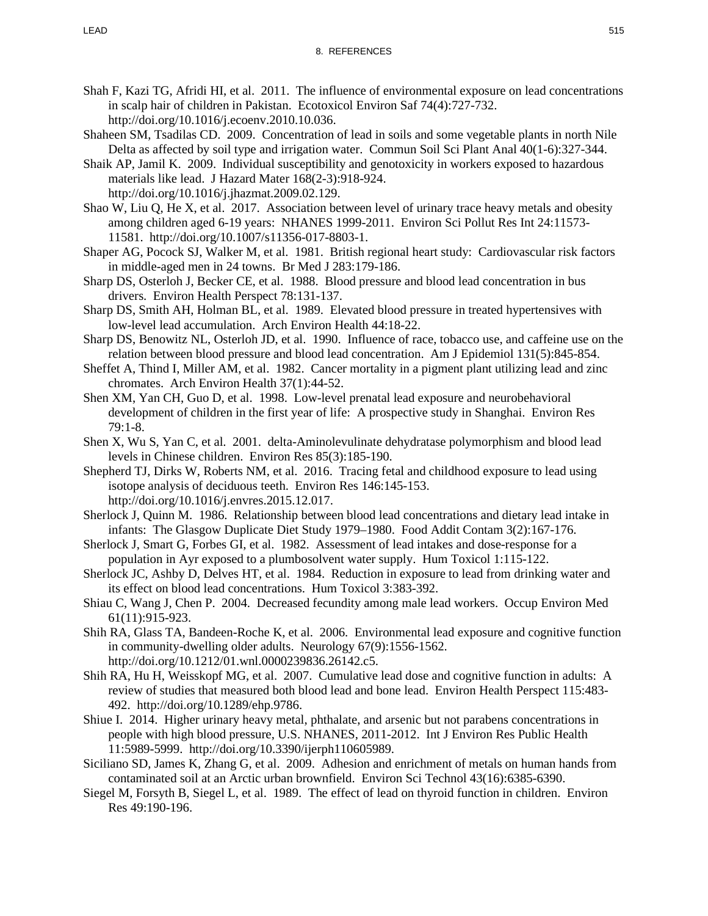Shah F, Kazi TG, Afridi HI, et al. 2011. The influence of environmental exposure on lead concentrations in scalp hair of children in Pakistan. Ecotoxicol Environ Saf 74(4):727-732. http://doi.org/10.1016/j.ecoenv.2010.10.036.

Shaheen SM, Tsadilas CD. 2009. Concentration of lead in soils and some vegetable plants in north Nile Delta as affected by soil type and irrigation water. Commun Soil Sci Plant Anal 40(1-6):327-344.

Shaik AP, Jamil K. 2009. Individual susceptibility and genotoxicity in workers exposed to hazardous materials like lead. J Hazard Mater 168(2-3):918-924. http://doi.org/10.1016/j.jhazmat.2009.02.129.

Shao W, Liu Q, He X, et al. 2017. Association between level of urinary trace heavy metals and obesity among children aged 6-19 years: NHANES 1999-2011. Environ Sci Pollut Res Int 24:11573-11581. http://doi.org/10.1007/s11356-017-8803-1.

Shaper AG, Pocock SJ, Walker M, et al. 1981. British regional heart study: Cardiovascular risk factors in middle-aged men in 24 towns. Br Med J 283:179-186.

Sharp DS, Osterloh J, Becker CE, et al. 1988. Blood pressure and blood lead concentration in bus drivers. Environ Health Perspect 78:131-137.

Sharp DS, Smith AH, Holman BL, et al. 1989. Elevated blood pressure in treated hypertensives with low-level lead accumulation. Arch Environ Health 44:18-22.

Sharp DS, Benowitz NL, Osterloh JD, et al. 1990. Influence of race, tobacco use, and caffeine use on the relation between blood pressure and blood lead concentration. Am J Epidemiol 131(5):845-854.

Sheffet A, Thind I, Miller AM, et al. 1982. Cancer mortality in a pigment plant utilizing lead and zinc chromates. Arch Environ Health 37(1):44-52.

Shen XM, Yan CH, Guo D, et al. 1998. Low-level prenatal lead exposure and neurobehavioral development of children in the first year of life: A prospective study in Shanghai. Environ Res 79:1-8.

Shen X, Wu S, Yan C, et al. 2001. delta-Aminolevulinate dehydratase polymorphism and blood lead levels in Chinese children. Environ Res 85(3):185-190.

Shepherd TJ, Dirks W, Roberts NM, et al. 2016. Tracing fetal and childhood exposure to lead using isotope analysis of deciduous teeth. Environ Res 146:145-153. http://doi.org/10.1016/j.envres.2015.12.017.

Sherlock J, Quinn M. 1986. Relationship between blood lead concentrations and dietary lead intake in infants: The Glasgow Duplicate Diet Study 1979–1980. Food Addit Contam 3(2):167-176.

Sherlock J, Smart G, Forbes GI, et al. 1982. Assessment of lead intakes and dose-response for a population in Ayr exposed to a plumbosolvent water supply. Hum Toxicol 1:115-122.

Sherlock JC, Ashby D, Delves HT, et al. 1984. Reduction in exposure to lead from drinking water and its effect on blood lead concentrations. Hum Toxicol 3:383-392.

Shiau C, Wang J, Chen P. 2004. Decreased fecundity among male lead workers. Occup Environ Med 61(11):915-923.

Shih RA, Glass TA, Bandeen-Roche K, et al. 2006. Environmental lead exposure and cognitive function in community-dwelling older adults. Neurology 67(9):1556-1562. http://doi.org/10.1212/01.wnl.0000239836.26142.c5.

Shih RA, Hu H, Weisskopf MG, et al. 2007. Cumulative lead dose and cognitive function in adults: A review of studies that measured both blood lead and bone lead. Environ Health Perspect 115:483-492. http://doi.org/10.1289/ehp.9786.

Shiue I. 2014. Higher urinary heavy metal, phthalate, and arsenic but not parabens concentrations in people with high blood pressure, U.S. NHANES, 2011-2012. Int J Environ Res Public Health 11:5989-5999. http://doi.org/10.3390/ijerph110605989.

Siciliano SD, James K, Zhang G, et al. 2009. Adhesion and enrichment of metals on human hands from contaminated soil at an Arctic urban brownfield. Environ Sci Technol 43(16):6385-6390.

Siegel M, Forsyth B, Siegel L, et al. 1989. The effect of lead on thyroid function in children. Environ Res 49:190-196.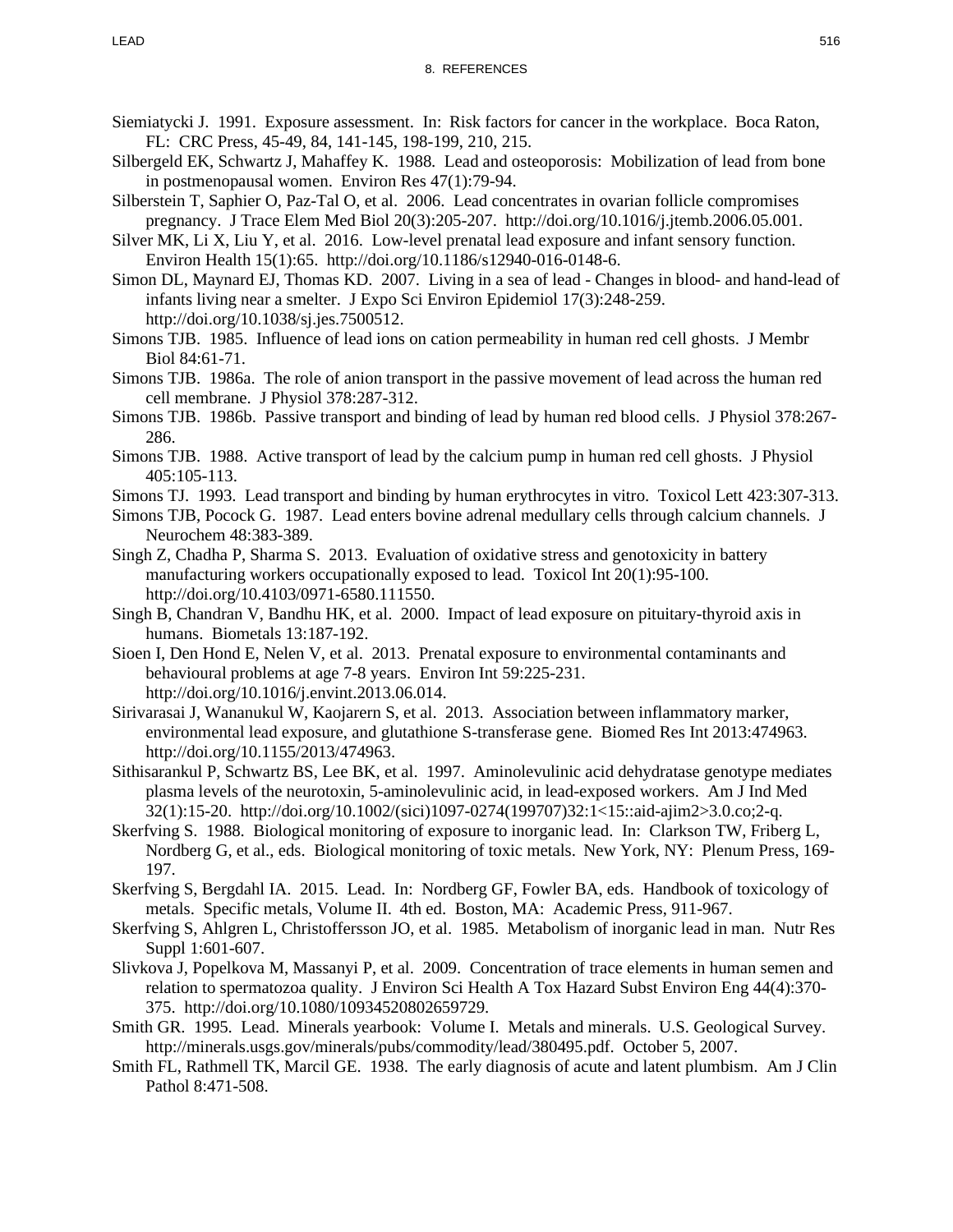Siemiatycki J. 1991. Exposure assessment. In: Risk factors for cancer in the workplace. Boca Raton, FL: CRC Press, 45-49, 84, 141-145, 198-199, 210, 215.

Silbergeld EK, Schwartz J, Mahaffey K. 1988. Lead and osteoporosis: Mobilization of lead from bone in postmenopausal women. Environ Res 47(1):79-94.

Silberstein T, Saphier O, Paz-Tal O, et al. 2006. Lead concentrates in ovarian follicle compromises pregnancy. J Trace Elem Med Biol 20(3):205-207. http://doi.org/10.1016/j.jtemb.2006.05.001.

Silver MK, Li X, Liu Y, et al. 2016. Low-level prenatal lead exposure and infant sensory function. Environ Health 15(1):65. http://doi.org/10.1186/s12940-016-0148-6.

Simon DL, Maynard EJ, Thomas KD. 2007. Living in a sea of lead - Changes in blood- and hand-lead of infants living near a smelter. J Expo Sci Environ Epidemiol 17(3):248-259. http://doi.org/10.1038/sj.jes.7500512.

Simons TJB. 1985. Influence of lead ions on cation permeability in human red cell ghosts. J Membr Biol 84:61-71.

Simons TJB. 1986a. The role of anion transport in the passive movement of lead across the human red cell membrane. J Physiol 378:287-312.

Simons TJB. 1986b. Passive transport and binding of lead by human red blood cells. J Physiol 378:267-286.

Simons TJB. 1988. Active transport of lead by the calcium pump in human red cell ghosts. J Physiol 405:105-113.

Simons TJ. 1993. Lead transport and binding by human erythrocytes in vitro. Toxicol Lett 423:307-313.

Simons TJB, Pocock G. 1987. Lead enters bovine adrenal medullary cells through calcium channels. J Neurochem 48:383-389.

Singh Z, Chadha P, Sharma S. 2013. Evaluation of oxidative stress and genotoxicity in battery manufacturing workers occupationally exposed to lead. Toxicol Int 20(1):95-100. http://doi.org/10.4103/0971-6580.111550.

Singh B, Chandran V, Bandhu HK, et al. 2000. Impact of lead exposure on pituitary-thyroid axis in humans. Biometals 13:187-192.

Sioen I, Den Hond E, Nelen V, et al. 2013. Prenatal exposure to environmental contaminants and behavioural problems at age 7-8 years. Environ Int 59:225-231. http://doi.org/10.1016/j.envint.2013.06.014.

Sirivarasai J, Wananukul W, Kaojarern S, et al. 2013. Association between inflammatory marker, environmental lead exposure, and glutathione S-transferase gene. Biomed Res Int 2013:474963. http://doi.org/10.1155/2013/474963.

Sithisarankul P, Schwartz BS, Lee BK, et al. 1997. Aminolevulinic acid dehydratase genotype mediates plasma levels of the neurotoxin, 5-aminolevulinic acid, in lead-exposed workers. Am J Ind Med 32(1):15-20. http://doi.org/10.1002/(sici)1097-0274(199707)32:1<15::aid-ajim2>3.0.co;2-q.

Skerfving S. 1988. Biological monitoring of exposure to inorganic lead. In: Clarkson TW, Friberg L, Nordberg G, et al., eds. Biological monitoring of toxic metals. New York, NY: Plenum Press, 169-197.

Skerfving S, Bergdahl IA. 2015. Lead. In: Nordberg GF, Fowler BA, eds. Handbook of toxicology of metals. Specific metals, Volume II. 4th ed. Boston, MA: Academic Press, 911-967.

Skerfving S, Ahlgren L, Christoffersson JO, et al. 1985. Metabolism of inorganic lead in man. Nutr Res Suppl 1:601-607.

Slivkova J, Popelkova M, Massanyi P, et al. 2009. Concentration of trace elements in human semen and relation to spermatozoa quality. J Environ Sci Health A Tox Hazard Subst Environ Eng 44(4):370-375. http://doi.org/10.1080/10934520802659729.

Smith GR. 1995. Lead. Minerals yearbook: Volume I. Metals and minerals. U.S. Geological Survey. http://minerals.usgs.gov/minerals/pubs/commodity/lead/380495.pdf. October 5, 2007.

Smith FL, Rathmell TK, Marcil GE. 1938. The early diagnosis of acute and latent plumbism. Am J Clin Pathol 8:471-508.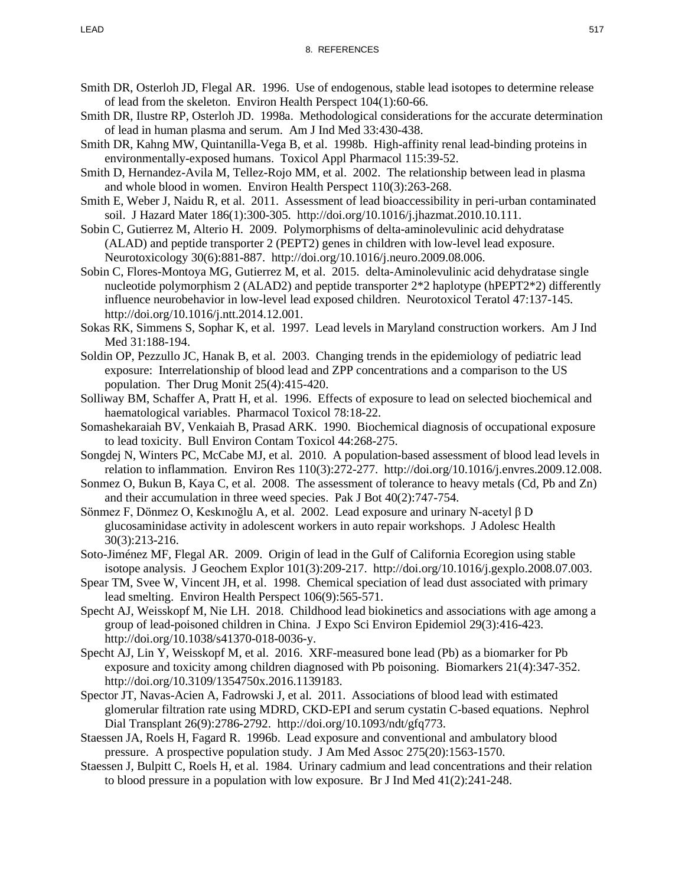Smith DR, Osterloh JD, Flegal AR. 1996. Use of endogenous, stable lead isotopes to determine release of lead from the skeleton. Environ Health Perspect 104(1):60-66.

Smith DR, Ilustre RP, Osterloh JD. 1998a. Methodological considerations for the accurate determination of lead in human plasma and serum. Am J Ind Med 33:430-438.

Smith DR, Kahng MW, Quintanilla-Vega B, et al. 1998b. High-affinity renal lead-binding proteins in environmentally-exposed humans. Toxicol Appl Pharmacol 115:39-52.

Smith D, Hernandez-Avila M, Tellez-Rojo MM, et al. 2002. The relationship between lead in plasma and whole blood in women. Environ Health Perspect 110(3):263-268.

Smith E, Weber J, Naidu R, et al. 2011. Assessment of lead bioaccessibility in peri-urban contaminated soil. J Hazard Mater 186(1):300-305. http://doi.org/10.1016/j.jhazmat.2010.10.111.

Sobin C, Gutierrez M, Alterio H. 2009. Polymorphisms of delta-aminolevulinic acid dehydratase (ALAD) and peptide transporter 2 (PEPT2) genes in children with low-level lead exposure. Neurotoxicology 30(6):881-887. http://doi.org/10.1016/j.neuro.2009.08.006.

Sobin C, Flores-Montoya MG, Gutierrez M, et al. 2015. delta-Aminolevulinic acid dehydratase single nucleotide polymorphism 2 (ALAD2) and peptide transporter 2*2 haplotype (hPEPT2*2) differently influence neurobehavior in low-level lead exposed children. Neurotoxicol Teratol 47:137-145. http://doi.org/10.1016/j.ntt.2014.12.001.

Sokas RK, Simmens S, Sophar K, et al. 1997. Lead levels in Maryland construction workers. Am J Ind Med 31:188-194.

Soldin OP, Pezzullo JC, Hanak B, et al. 2003. Changing trends in the epidemiology of pediatric lead exposure: Interrelationship of blood lead and ZPP concentrations and a comparison to the US population. Ther Drug Monit 25(4):415-420.

Solliway BM, Schaffer A, Pratt H, et al. 1996. Effects of exposure to lead on selected biochemical and haematological variables. Pharmacol Toxicol 78:18-22.

Somashekaraiah BV, Venkaiah B, Prasad ARK. 1990. Biochemical diagnosis of occupational exposure to lead toxicity. Bull Environ Contam Toxicol 44:268-275.

Songdej N, Winters PC, McCabe MJ, et al. 2010. A population-based assessment of blood lead levels in relation to inflammation. Environ Res 110(3):272-277. http://doi.org/10.1016/j.envres.2009.12.008.

Sonmez O, Bukun B, Kaya C, et al. 2008. The assessment of tolerance to heavy metals (Cd, Pb and Zn) and their accumulation in three weed species. Pak J Bot 40(2):747-754.

Sönmez F, Dönmez O, Keskınoğlu A, et al. 2002. Lead exposure and urinary N-acetyl β D glucosaminidase activity in adolescent workers in auto repair workshops. J Adolesc Health 30(3):213-216.

Soto-Jiménez MF, Flegal AR. 2009. Origin of lead in the Gulf of California Ecoregion using stable isotope analysis. J Geochem Explor 101(3):209-217. http://doi.org/10.1016/j.gexplo.2008.07.003.

Spear TM, Svee W, Vincent JH, et al. 1998. Chemical speciation of lead dust associated with primary lead smelting. Environ Health Perspect 106(9):565-571.

Specht AJ, Weisskopf M, Nie LH. 2018. Childhood lead biokinetics and associations with age among a group of lead-poisoned children in China. J Expo Sci Environ Epidemiol 29(3):416-423. http://doi.org/10.1038/s41370-018-0036-y.

Specht AJ, Lin Y, Weisskopf M, et al. 2016. XRF-measured bone lead (Pb) as a biomarker for Pb exposure and toxicity among children diagnosed with Pb poisoning. Biomarkers 21(4):347-352. http://doi.org/10.3109/1354750x.2016.1139183.

Spector JT, Navas-Acien A, Fadrowski J, et al. 2011. Associations of blood lead with estimated glomerular filtration rate using MDRD, CKD-EPI and serum cystatin C-based equations. Nephrol Dial Transplant 26(9):2786-2792. http://doi.org/10.1093/ndt/gfq773.

Staessen JA, Roels H, Fagard R. 1996b. Lead exposure and conventional and ambulatory blood pressure. A prospective population study. J Am Med Assoc 275(20):1563-1570.

Staessen J, Bulpitt C, Roels H, et al. 1984. Urinary cadmium and lead concentrations and their relation to blood pressure in a population with low exposure. Br J Ind Med 41(2):241-248.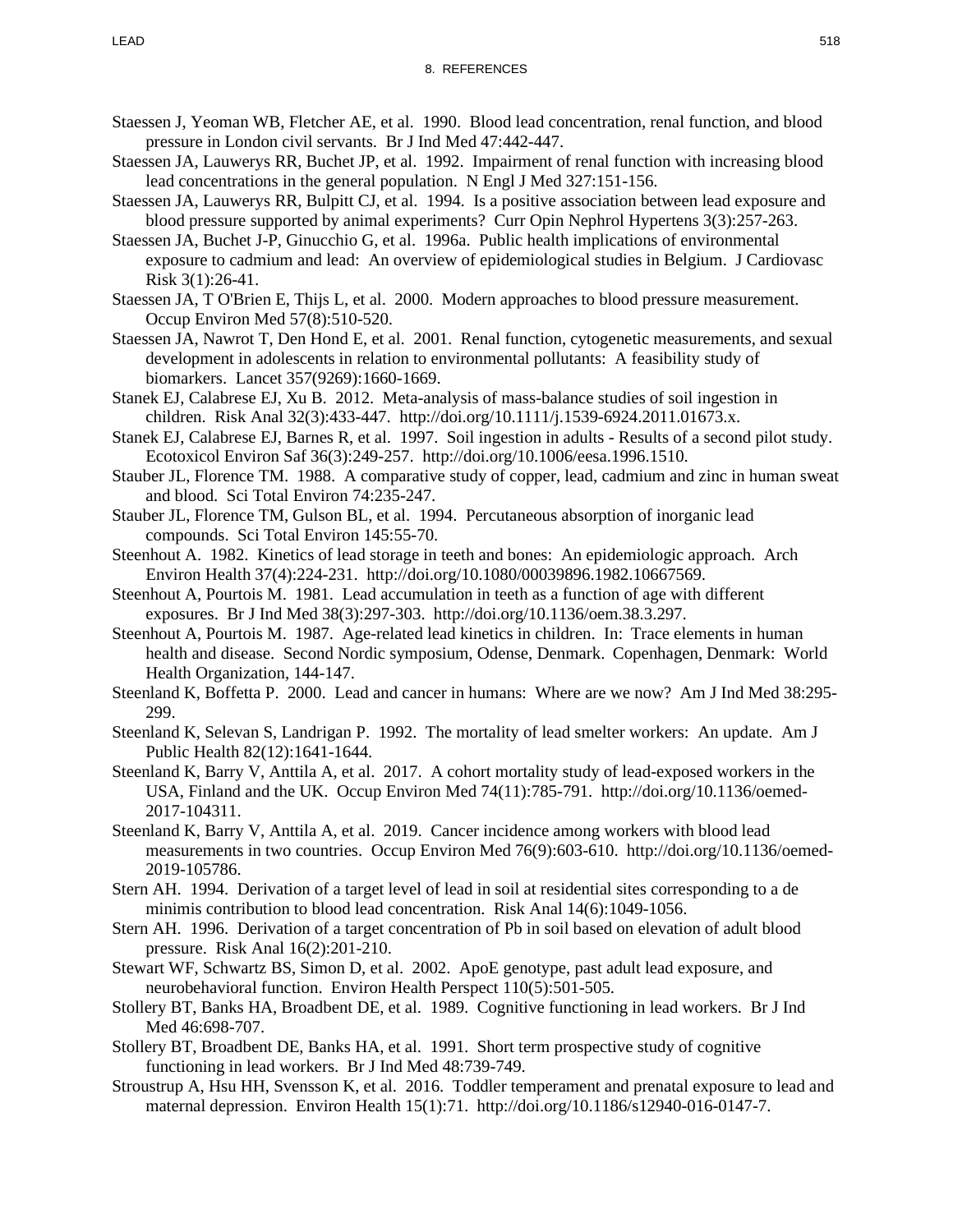Staessen J, Yeoman WB, Fletcher AE, et al. 1990. Blood lead concentration, renal function, and blood pressure in London civil servants. Br J Ind Med 47:442-447.

Staessen JA, Lauwerys RR, Buchet JP, et al. 1992. Impairment of renal function with increasing blood lead concentrations in the general population. N Engl J Med 327:151-156.

Staessen JA, Lauwerys RR, Bulpitt CJ, et al. 1994. Is a positive association between lead exposure and blood pressure supported by animal experiments? Curr Opin Nephrol Hypertens 3(3):257-263.

Staessen JA, Buchet J-P, Ginucchio G, et al. 1996a. Public health implications of environmental exposure to cadmium and lead: An overview of epidemiological studies in Belgium. J Cardiovasc Risk 3(1):26-41.

Staessen JA, T O'Brien E, Thijs L, et al. 2000. Modern approaches to blood pressure measurement. Occup Environ Med 57(8):510-520.

Staessen JA, Nawrot T, Den Hond E, et al. 2001. Renal function, cytogenetic measurements, and sexual development in adolescents in relation to environmental pollutants: A feasibility study of biomarkers. Lancet 357(9269):1660-1669.

Stanek EJ, Calabrese EJ, Xu B. 2012. Meta-analysis of mass-balance studies of soil ingestion in children. Risk Anal 32(3):433-447. http://doi.org/10.1111/j.1539-6924.2011.01673.x.

Stanek EJ, Calabrese EJ, Barnes R, et al. 1997. Soil ingestion in adults - Results of a second pilot study. Ecotoxicol Environ Saf 36(3):249-257. http://doi.org/10.1006/eesa.1996.1510.

Stauber JL, Florence TM. 1988. A comparative study of copper, lead, cadmium and zinc in human sweat and blood. Sci Total Environ 74:235-247.

Stauber JL, Florence TM, Gulson BL, et al. 1994. Percutaneous absorption of inorganic lead compounds. Sci Total Environ 145:55-70.

Steenhout A. 1982. Kinetics of lead storage in teeth and bones: An epidemiologic approach. Arch Environ Health 37(4):224-231. http://doi.org/10.1080/00039896.1982.10667569.

Steenhout A, Pourtois M. 1981. Lead accumulation in teeth as a function of age with different exposures. Br J Ind Med 38(3):297-303. http://doi.org/10.1136/oem.38.3.297.

Steenhout A, Pourtois M. 1987. Age-related lead kinetics in children. In: Trace elements in human health and disease. Second Nordic symposium, Odense, Denmark. Copenhagen, Denmark: World Health Organization, 144-147.

Steenland K, Boffetta P. 2000. Lead and cancer in humans: Where are we now? Am J Ind Med 38:295-299.

Steenland K, Selevan S, Landrigan P. 1992. The mortality of lead smelter workers: An update. Am J Public Health 82(12):1641-1644.

Steenland K, Barry V, Anttila A, et al. 2017. A cohort mortality study of lead-exposed workers in the USA, Finland and the UK. Occup Environ Med 74(11):785-791. http://doi.org/10.1136/oemed-2017-104311.

Steenland K, Barry V, Anttila A, et al. 2019. Cancer incidence among workers with blood lead measurements in two countries. Occup Environ Med 76(9):603-610. http://doi.org/10.1136/oemed-2019-105786.

Stern AH. 1994. Derivation of a target level of lead in soil at residential sites corresponding to a de minimis contribution to blood lead concentration. Risk Anal 14(6):1049-1056.

Stern AH. 1996. Derivation of a target concentration of Pb in soil based on elevation of adult blood pressure. Risk Anal 16(2):201-210.

Stewart WF, Schwartz BS, Simon D, et al. 2002. ApoE genotype, past adult lead exposure, and neurobehavioral function. Environ Health Perspect 110(5):501-505.

Stollery BT, Banks HA, Broadbent DE, et al. 1989. Cognitive functioning in lead workers. Br J Ind Med 46:698-707.

Stollery BT, Broadbent DE, Banks HA, et al. 1991. Short term prospective study of cognitive functioning in lead workers. Br J Ind Med 48:739-749.

Stroustrup A, Hsu HH, Svensson K, et al. 2016. Toddler temperament and prenatal exposure to lead and maternal depression. Environ Health 15(1):71. http://doi.org/10.1186/s12940-016-0147-7.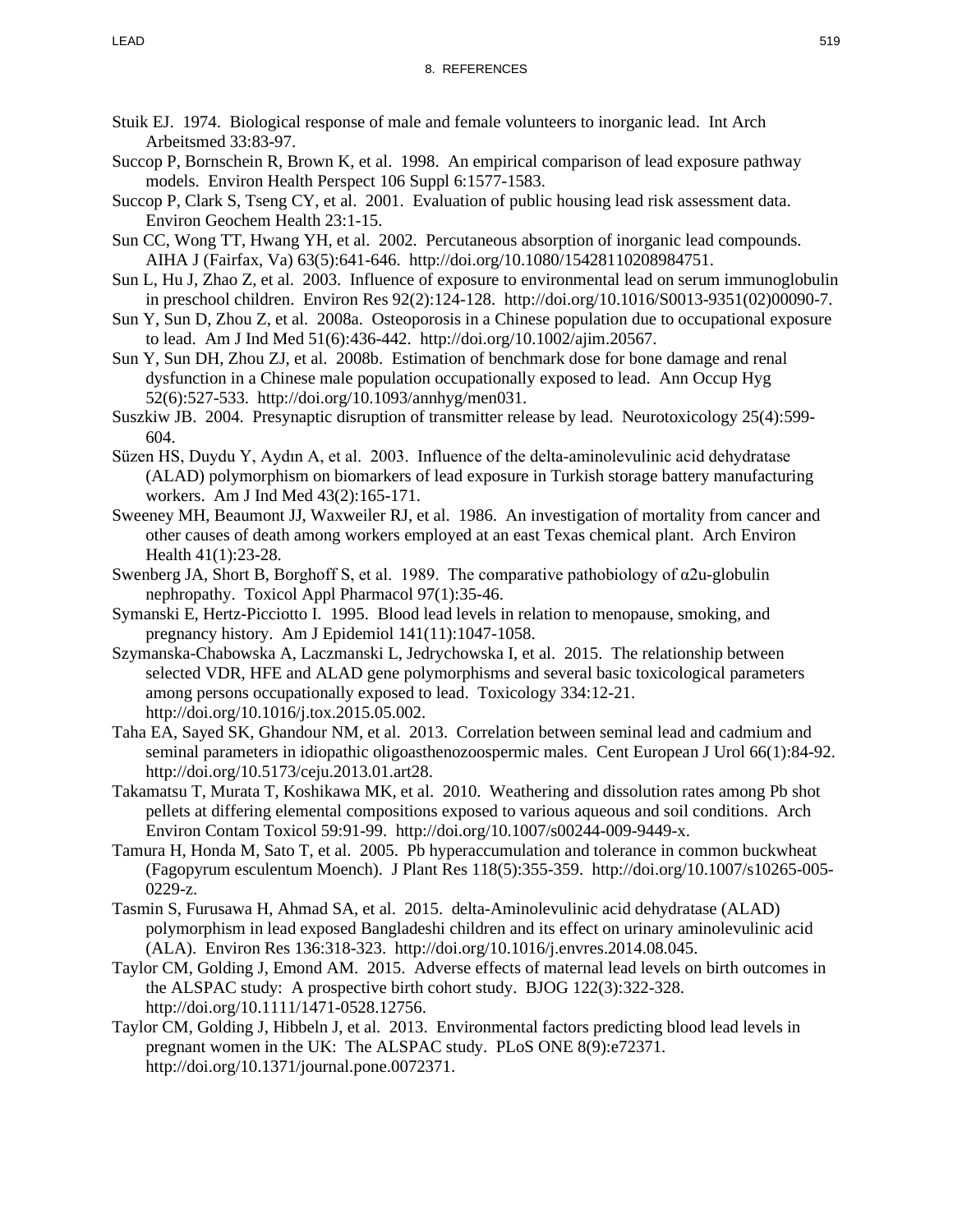Stuik EJ. 1974. Biological response of male and female volunteers to inorganic lead. Int Arch Arbeitsmed 33:83-97.

Succop P, Bornschein R, Brown K, et al. 1998. An empirical comparison of lead exposure pathway models. Environ Health Perspect 106 Suppl 6:1577-1583.

Succop P, Clark S, Tseng CY, et al. 2001. Evaluation of public housing lead risk assessment data. Environ Geochem Health 23:1-15.

Sun CC, Wong TT, Hwang YH, et al. 2002. Percutaneous absorption of inorganic lead compounds. AIHA J (Fairfax, Va) 63(5):641-646. http://doi.org/10.1080/15428110208984751.

Sun L, Hu J, Zhao Z, et al. 2003. Influence of exposure to environmental lead on serum immunoglobulin in preschool children. Environ Res 92(2):124-128. http://doi.org/10.1016/S0013-9351(02)00090-7.

Sun Y, Sun D, Zhou Z, et al. 2008a. Osteoporosis in a Chinese population due to occupational exposure to lead. Am J Ind Med 51(6):436-442. http://doi.org/10.1002/ajim.20567.

Sun Y, Sun DH, Zhou ZJ, et al. 2008b. Estimation of benchmark dose for bone damage and renal dysfunction in a Chinese male population occupationally exposed to lead. Ann Occup Hyg 52(6):527-533. http://doi.org/10.1093/annhyg/men031.

Suszkiw JB. 2004. Presynaptic disruption of transmitter release by lead. Neurotoxicology 25(4):599-604.

Süzen HS, Duydu Y, Aydın A, et al. 2003. Influence of the delta-aminolevulinic acid dehydratase (ALAD) polymorphism on biomarkers of lead exposure in Turkish storage battery manufacturing workers. Am J Ind Med 43(2):165-171.

Sweeney MH, Beaumont JJ, Waxweiler RJ, et al. 1986. An investigation of mortality from cancer and other causes of death among workers employed at an east Texas chemical plant. Arch Environ Health 41(1):23-28.

Swenberg JA, Short B, Borghoff S, et al. 1989. The comparative pathobiology of α2u-globulin nephropathy. Toxicol Appl Pharmacol 97(1):35-46.

Symanski E, Hertz-Picciotto I. 1995. Blood lead levels in relation to menopause, smoking, and pregnancy history. Am J Epidemiol 141(11):1047-1058.

Szymanska-Chabowska A, Laczmanski L, Jedrychowska I, et al. 2015. The relationship between selected VDR, HFE and ALAD gene polymorphisms and several basic toxicological parameters among persons occupationally exposed to lead. Toxicology 334:12-21. http://doi.org/10.1016/j.tox.2015.05.002.

Taha EA, Sayed SK, Ghandour NM, et al. 2013. Correlation between seminal lead and cadmium and seminal parameters in idiopathic oligoasthenozoospermic males. Cent European J Urol 66(1):84-92. http://doi.org/10.5173/ceju.2013.01.art28.

Takamatsu T, Murata T, Koshikawa MK, et al. 2010. Weathering and dissolution rates among Pb shot pellets at differing elemental compositions exposed to various aqueous and soil conditions. Arch Environ Contam Toxicol 59:91-99. http://doi.org/10.1007/s00244-009-9449-x.

Tamura H, Honda M, Sato T, et al. 2005. Pb hyperaccumulation and tolerance in common buckwheat (Fagopyrum esculentum Moench). J Plant Res 118(5):355-359. http://doi.org/10.1007/s10265-005-0229-z.

Tasmin S, Furusawa H, Ahmad SA, et al. 2015. delta-Aminolevulinic acid dehydratase (ALAD) polymorphism in lead exposed Bangladeshi children and its effect on urinary aminolevulinic acid (ALA). Environ Res 136:318-323. http://doi.org/10.1016/j.envres.2014.08.045.

Taylor CM, Golding J, Emond AM. 2015. Adverse effects of maternal lead levels on birth outcomes in the ALSPAC study: A prospective birth cohort study. BJOG 122(3):322-328. http://doi.org/10.1111/1471-0528.12756.

Taylor CM, Golding J, Hibbeln J, et al. 2013. Environmental factors predicting blood lead levels in pregnant women in the UK: The ALSPAC study. PLoS ONE 8(9):e72371. http://doi.org/10.1371/journal.pone.0072371.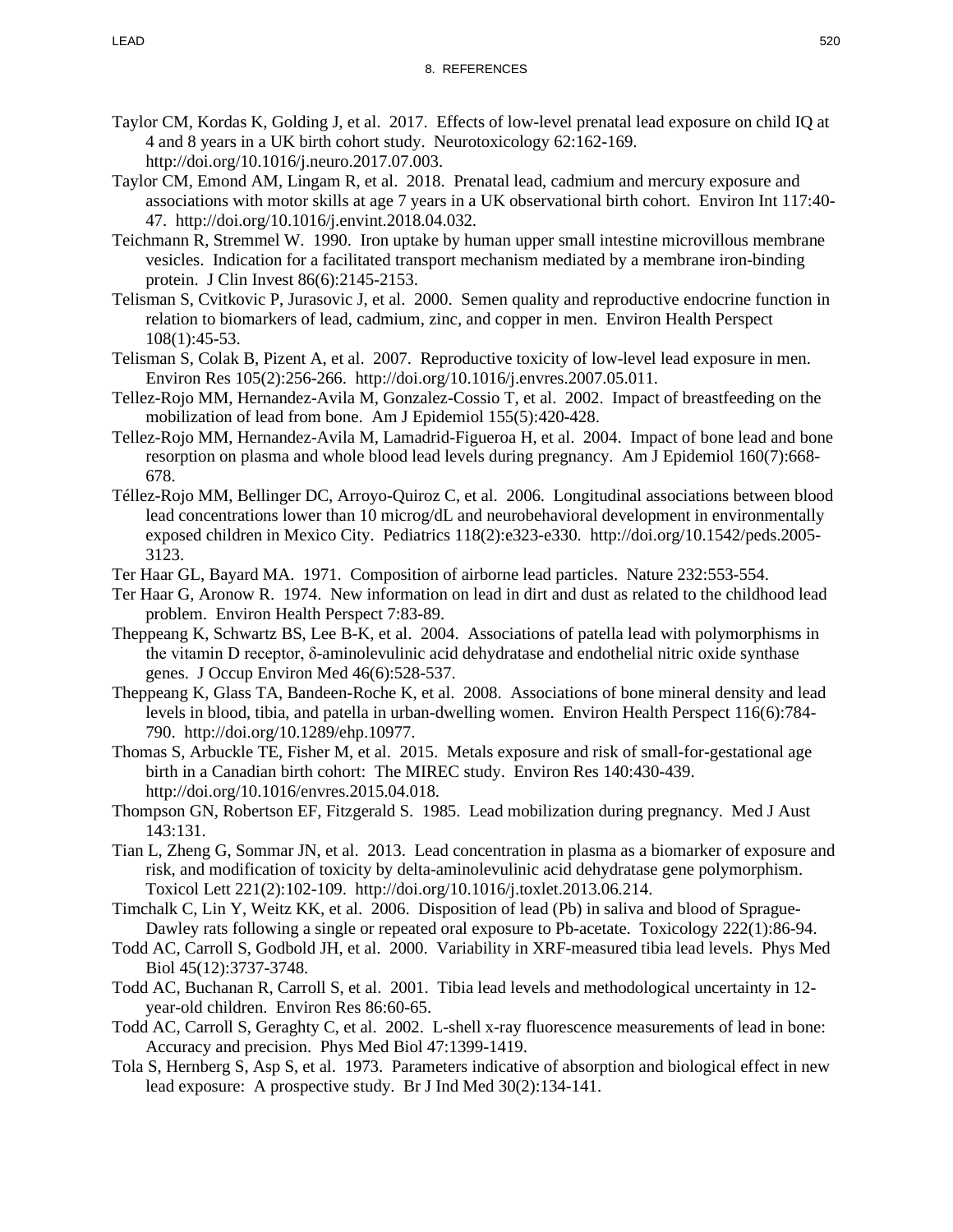Taylor CM, Kordas K, Golding J, et al. 2017. Effects of low-level prenatal lead exposure on child IQ at 4 and 8 years in a UK birth cohort study. Neurotoxicology 62:162-169. http://doi.org/10.1016/j.neuro.2017.07.003.

Taylor CM, Emond AM, Lingam R, et al. 2018. Prenatal lead, cadmium and mercury exposure and associations with motor skills at age 7 years in a UK observational birth cohort. Environ Int 117:40-47. http://doi.org/10.1016/j.envint.2018.04.032.

Teichmann R, Stremmel W. 1990. Iron uptake by human upper small intestine microvillous membrane vesicles. Indication for a facilitated transport mechanism mediated by a membrane iron-binding protein. J Clin Invest 86(6):2145-2153.

Telisman S, Cvitkovic P, Jurasovic J, et al. 2000. Semen quality and reproductive endocrine function in relation to biomarkers of lead, cadmium, zinc, and copper in men. Environ Health Perspect 108(1):45-53.

Telisman S, Colak B, Pizent A, et al. 2007. Reproductive toxicity of low-level lead exposure in men. Environ Res 105(2):256-266. http://doi.org/10.1016/j.envres.2007.05.011.

Tellez-Rojo MM, Hernandez-Avila M, Gonzalez-Cossio T, et al. 2002. Impact of breastfeeding on the mobilization of lead from bone. Am J Epidemiol 155(5):420-428.

Tellez-Rojo MM, Hernandez-Avila M, Lamadrid-Figueroa H, et al. 2004. Impact of bone lead and bone resorption on plasma and whole blood lead levels during pregnancy. Am J Epidemiol 160(7):668-678.

Téllez-Rojo MM, Bellinger DC, Arroyo-Quiroz C, et al. 2006. Longitudinal associations between blood lead concentrations lower than 10 microg/dL and neurobehavioral development in environmentally exposed children in Mexico City. Pediatrics 118(2):e323-e330. http://doi.org/10.1542/peds.2005-3123.

Ter Haar GL, Bayard MA. 1971. Composition of airborne lead particles. Nature 232:553-554.

Ter Haar G, Aronow R. 1974. New information on lead in dirt and dust as related to the childhood lead problem. Environ Health Perspect 7:83-89.

Theppeang K, Schwartz BS, Lee B-K, et al. 2004. Associations of patella lead with polymorphisms in the vitamin D receptor, δ-aminolevulinic acid dehydratase and endothelial nitric oxide synthase genes. J Occup Environ Med 46(6):528-537.

Theppeang K, Glass TA, Bandeen-Roche K, et al. 2008. Associations of bone mineral density and lead levels in blood, tibia, and patella in urban-dwelling women. Environ Health Perspect 116(6):784-790. http://doi.org/10.1289/ehp.10977.

Thomas S, Arbuckle TE, Fisher M, et al. 2015. Metals exposure and risk of small-for-gestational age birth in a Canadian birth cohort: The MIREC study. Environ Res 140:430-439. http://doi.org/10.1016/envres.2015.04.018.

Thompson GN, Robertson EF, Fitzgerald S. 1985. Lead mobilization during pregnancy. Med J Aust 143:131.

Tian L, Zheng G, Sommar JN, et al. 2013. Lead concentration in plasma as a biomarker of exposure and risk, and modification of toxicity by delta-aminolevulinic acid dehydratase gene polymorphism. Toxicol Lett 221(2):102-109. http://doi.org/10.1016/j.toxlet.2013.06.214.

Timchalk C, Lin Y, Weitz KK, et al. 2006. Disposition of lead (Pb) in saliva and blood of Sprague-Dawley rats following a single or repeated oral exposure to Pb-acetate. Toxicology 222(1):86-94.

Todd AC, Carroll S, Godbold JH, et al. 2000. Variability in XRF-measured tibia lead levels. Phys Med Biol 45(12):3737-3748.

Todd AC, Buchanan R, Carroll S, et al. 2001. Tibia lead levels and methodological uncertainty in 12-year-old children. Environ Res 86:60-65.

Todd AC, Carroll S, Geraghty C, et al. 2002. L-shell x-ray fluorescence measurements of lead in bone: Accuracy and precision. Phys Med Biol 47:1399-1419.

Tola S, Hernberg S, Asp S, et al. 1973. Parameters indicative of absorption and biological effect in new lead exposure: A prospective study. Br J Ind Med 30(2):134-141.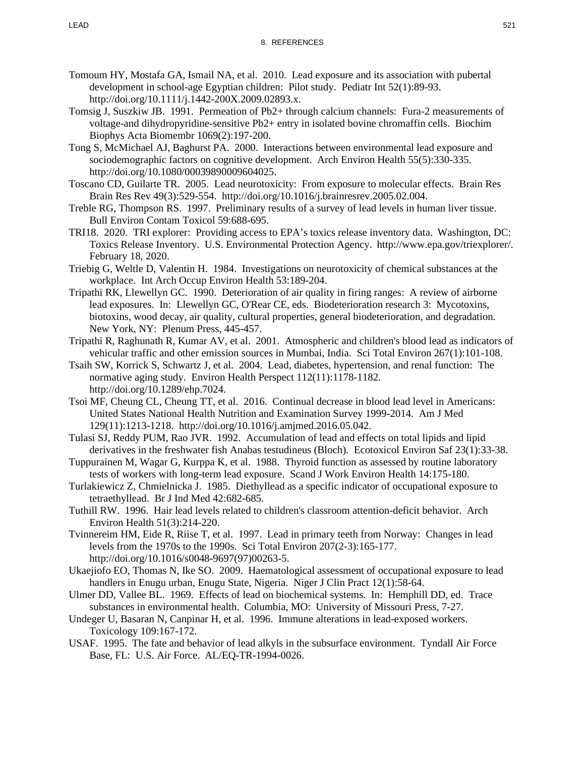Tomoum HY, Mostafa GA, Ismail NA, et al. 2010. Lead exposure and its association with pubertal development in school-age Egyptian children: Pilot study. Pediatr Int 52(1):89-93. http://doi.org/10.1111/j.1442-200X.2009.02893.x.

Tomsig J, Suszkiw JB. 1991. Permeation of Pb2+ through calcium channels: Fura-2 measurements of voltage-and dihydropyridine-sensitive Pb2+ entry in isolated bovine chromaffin cells. Biochim Biophys Acta Biomembr 1069(2):197-200.

Tong S, McMichael AJ, Baghurst PA. 2000. Interactions between environmental lead exposure and sociodemographic factors on cognitive development. Arch Environ Health 55(5):330-335. http://doi.org/10.1080/00039890009604025.

Toscano CD, Guilarte TR. 2005. Lead neurotoxicity: From exposure to molecular effects. Brain Res Brain Res Rev 49(3):529-554. http://doi.org/10.1016/j.brainresrev.2005.02.004.

Treble RG, Thompson RS. 1997. Preliminary results of a survey of lead levels in human liver tissue. Bull Environ Contam Toxicol 59:688-695.

TRI18. 2020. TRI explorer: Providing access to EPA's toxics release inventory data. Washington, DC: Toxics Release Inventory. U.S. Environmental Protection Agency. http://www.epa.gov/triexplorer/. February 18, 2020.

Triebig G, Weltle D, Valentin H. 1984. Investigations on neurotoxicity of chemical substances at the workplace. Int Arch Occup Environ Health 53:189-204.

Tripathi RK, Llewellyn GC. 1990. Deterioration of air quality in firing ranges: A review of airborne lead exposures. In: Llewellyn GC, O'Rear CE, eds. Biodeterioration research 3: Mycotoxins, biotoxins, wood decay, air quality, cultural properties, general biodeterioration, and degradation. New York, NY: Plenum Press, 445-457.

Tripathi R, Raghunath R, Kumar AV, et al. 2001. Atmospheric and children's blood lead as indicators of vehicular traffic and other emission sources in Mumbai, India. Sci Total Environ 267(1):101-108.

Tsaih SW, Korrick S, Schwartz J, et al. 2004. Lead, diabetes, hypertension, and renal function: The normative aging study. Environ Health Perspect 112(11):1178-1182. http://doi.org/10.1289/ehp.7024.

Tsoi MF, Cheung CL, Cheung TT, et al. 2016. Continual decrease in blood lead level in Americans: United States National Health Nutrition and Examination Survey 1999-2014. Am J Med 129(11):1213-1218. http://doi.org/10.1016/j.amjmed.2016.05.042.

Tulasi SJ, Reddy PUM, Rao JVR. 1992. Accumulation of lead and effects on total lipids and lipid derivatives in the freshwater fish Anabas testudineus (Bloch). Ecotoxicol Environ Saf 23(1):33-38.

Tuppurainen M, Wagar G, Kurppa K, et al. 1988. Thyroid function as assessed by routine laboratory tests of workers with long-term lead exposure. Scand J Work Environ Health 14:175-180.

Turlakiewicz Z, Chmielnicka J. 1985. Diethyllead as a specific indicator of occupational exposure to tetraethyllead. Br J Ind Med 42:682-685.

Tuthill RW. 1996. Hair lead levels related to children's classroom attention-deficit behavior. Arch Environ Health 51(3):214-220.

Tvinnereim HM, Eide R, Riise T, et al. 1997. Lead in primary teeth from Norway: Changes in lead levels from the 1970s to the 1990s. Sci Total Environ 207(2-3):165-177. http://doi.org/10.1016/s0048-9697(97)00263-5.

Ukaejiofo EO, Thomas N, Ike SO. 2009. Haematological assessment of occupational exposure to lead handlers in Enugu urban, Enugu State, Nigeria. Niger J Clin Pract 12(1):58-64.

Ulmer DD, Vallee BL. 1969. Effects of lead on biochemical systems. In: Hemphill DD, ed. Trace substances in environmental health. Columbia, MO: University of Missouri Press, 7-27.

Undeger U, Basaran N, Canpinar H, et al. 1996. Immune alterations in lead-exposed workers. Toxicology 109:167-172.

USAF. 1995. The fate and behavior of lead alkyls in the subsurface environment. Tyndall Air Force Base, FL: U.S. Air Force. AL/EQ-TR-1994-0026.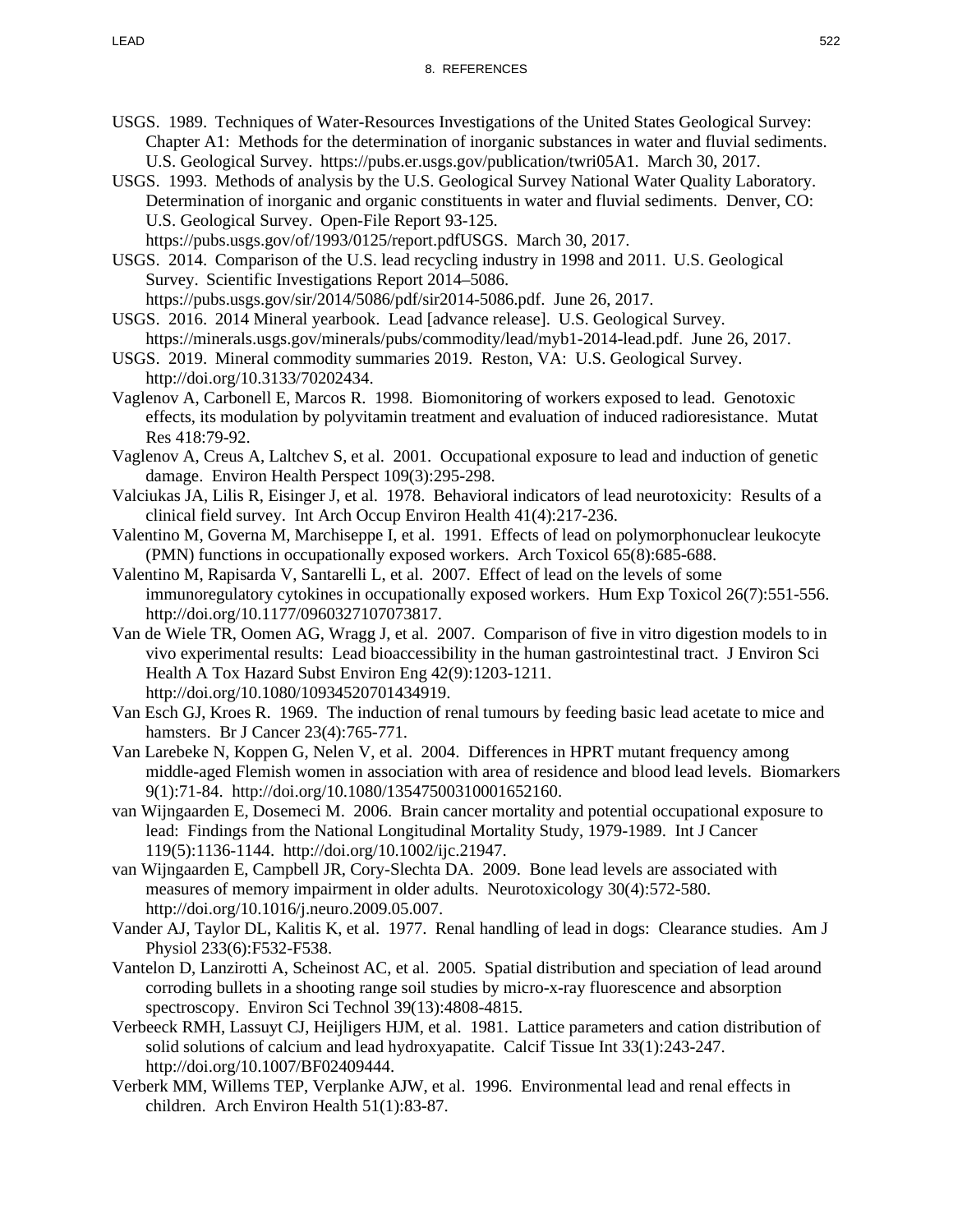USGS. 1989. Techniques of Water-Resources Investigations of the United States Geological Survey: Chapter A1: Methods for the determination of inorganic substances in water and fluvial sediments. U.S. Geological Survey. https://pubs.er.usgs.gov/publication/twri05A1. March 30, 2017.

USGS. 1993. Methods of analysis by the U.S. Geological Survey National Water Quality Laboratory. Determination of inorganic and organic constituents in water and fluvial sediments. Denver, CO: U.S. Geological Survey. Open-File Report 93-125. https://pubs.usgs.gov/of/1993/0125/report.pdfUSGS. March 30, 2017.

USGS. 2014. Comparison of the U.S. lead recycling industry in 1998 and 2011. U.S. Geological Survey. Scientific Investigations Report 2014–5086. https://pubs.usgs.gov/sir/2014/5086/pdf/sir2014-5086.pdf. June 26, 2017.

USGS. 2016. 2014 Mineral yearbook. Lead [advance release]. U.S. Geological Survey. https://minerals.usgs.gov/minerals/pubs/commodity/lead/myb1-2014-lead.pdf. June 26, 2017.

USGS. 2019. Mineral commodity summaries 2019. Reston, VA: U.S. Geological Survey. http://doi.org/10.3133/70202434.

Vaglenov A, Carbonell E, Marcos R. 1998. Biomonitoring of workers exposed to lead. Genotoxic effects, its modulation by polyvitamin treatment and evaluation of induced radioresistance. Mutat Res 418:79-92.

Vaglenov A, Creus A, Laltchev S, et al. 2001. Occupational exposure to lead and induction of genetic damage. Environ Health Perspect 109(3):295-298.

Valciukas JA, Lilis R, Eisinger J, et al. 1978. Behavioral indicators of lead neurotoxicity: Results of a clinical field survey. Int Arch Occup Environ Health 41(4):217-236.

Valentino M, Governa M, Marchiseppe I, et al. 1991. Effects of lead on polymorphonuclear leukocyte (PMN) functions in occupationally exposed workers. Arch Toxicol 65(8):685-688.

Valentino M, Rapisarda V, Santarelli L, et al. 2007. Effect of lead on the levels of some immunoregulatory cytokines in occupationally exposed workers. Hum Exp Toxicol 26(7):551-556. http://doi.org/10.1177/0960327107073817.

Van de Wiele TR, Oomen AG, Wragg J, et al. 2007. Comparison of five in vitro digestion models to in vivo experimental results: Lead bioaccessibility in the human gastrointestinal tract. J Environ Sci Health A Tox Hazard Subst Environ Eng 42(9):1203-1211. http://doi.org/10.1080/10934520701434919.

Van Esch GJ, Kroes R. 1969. The induction of renal tumours by feeding basic lead acetate to mice and hamsters. Br J Cancer 23(4):765-771.

Van Larebeke N, Koppen G, Nelen V, et al. 2004. Differences in HPRT mutant frequency among middle-aged Flemish women in association with area of residence and blood lead levels. Biomarkers 9(1):71-84. http://doi.org/10.1080/13547500310001652160.

van Wijngaarden E, Dosemeci M. 2006. Brain cancer mortality and potential occupational exposure to lead: Findings from the National Longitudinal Mortality Study, 1979-1989. Int J Cancer 119(5):1136-1144. http://doi.org/10.1002/ijc.21947.

van Wijngaarden E, Campbell JR, Cory-Slechta DA. 2009. Bone lead levels are associated with measures of memory impairment in older adults. Neurotoxicology 30(4):572-580. http://doi.org/10.1016/j.neuro.2009.05.007.

Vander AJ, Taylor DL, Kalitis K, et al. 1977. Renal handling of lead in dogs: Clearance studies. Am J Physiol 233(6):F532-F538.

Vantelon D, Lanzirotti A, Scheinost AC, et al. 2005. Spatial distribution and speciation of lead around corroding bullets in a shooting range soil studies by micro-x-ray fluorescence and absorption spectroscopy. Environ Sci Technol 39(13):4808-4815.

Verbeeck RMH, Lassuyt CJ, Heijligers HJM, et al. 1981. Lattice parameters and cation distribution of solid solutions of calcium and lead hydroxyapatite. Calcif Tissue Int 33(1):243-247. http://doi.org/10.1007/BF02409444.

Verberk MM, Willems TEP, Verplanke AJW, et al. 1996. Environmental lead and renal effects in children. Arch Environ Health 51(1):83-87.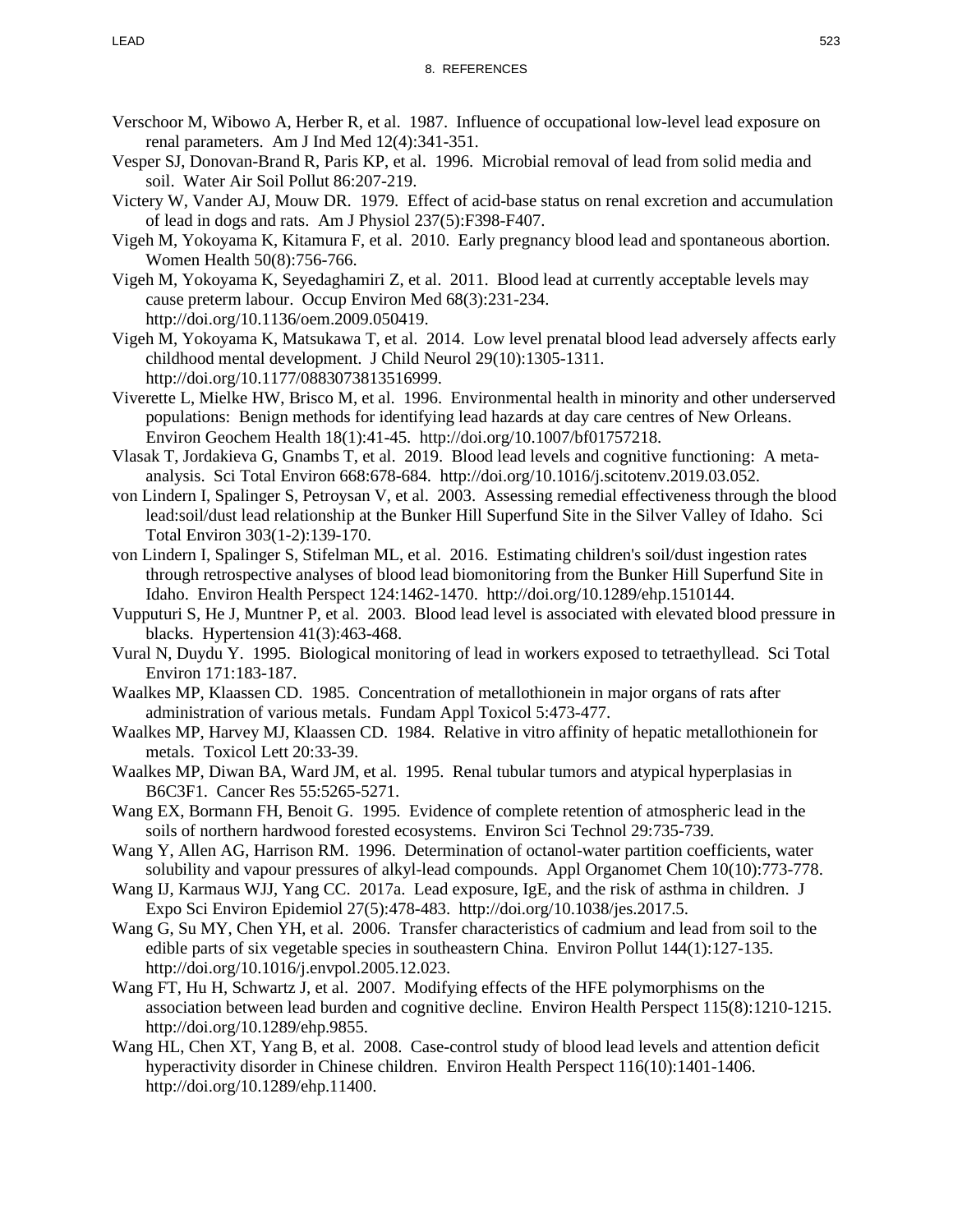Verschoor M, Wibowo A, Herber R, et al. 1987. Influence of occupational low-level lead exposure on renal parameters. Am J Ind Med 12(4):341-351.

Vesper SJ, Donovan-Brand R, Paris KP, et al. 1996. Microbial removal of lead from solid media and soil. Water Air Soil Pollut 86:207-219.

Victery W, Vander AJ, Mouw DR. 1979. Effect of acid-base status on renal excretion and accumulation of lead in dogs and rats. Am J Physiol 237(5):F398-F407.

Vigeh M, Yokoyama K, Kitamura F, et al. 2010. Early pregnancy blood lead and spontaneous abortion. Women Health 50(8):756-766.

Vigeh M, Yokoyama K, Seyedaghamiri Z, et al. 2011. Blood lead at currently acceptable levels may cause preterm labour. Occup Environ Med 68(3):231-234. http://doi.org/10.1136/oem.2009.050419.

Vigeh M, Yokoyama K, Matsukawa T, et al. 2014. Low level prenatal blood lead adversely affects early childhood mental development. J Child Neurol 29(10):1305-1311. http://doi.org/10.1177/0883073813516999.

Viverette L, Mielke HW, Brisco M, et al. 1996. Environmental health in minority and other underserved populations: Benign methods for identifying lead hazards at day care centres of New Orleans. Environ Geochem Health 18(1):41-45. http://doi.org/10.1007/bf01757218.

Vlasak T, Jordakieva G, Gnambs T, et al. 2019. Blood lead levels and cognitive functioning: A meta-analysis. Sci Total Environ 668:678-684. http://doi.org/10.1016/j.scitotenv.2019.03.052.

von Lindern I, Spalinger S, Petroysan V, et al. 2003. Assessing remedial effectiveness through the blood lead:soil/dust lead relationship at the Bunker Hill Superfund Site in the Silver Valley of Idaho. Sci Total Environ 303(1-2):139-170.

von Lindern I, Spalinger S, Stifelman ML, et al. 2016. Estimating children's soil/dust ingestion rates through retrospective analyses of blood lead biomonitoring from the Bunker Hill Superfund Site in Idaho. Environ Health Perspect 124:1462-1470. http://doi.org/10.1289/ehp.1510144.

Vupputuri S, He J, Muntner P, et al. 2003. Blood lead level is associated with elevated blood pressure in blacks. Hypertension 41(3):463-468.

Vural N, Duydu Y. 1995. Biological monitoring of lead in workers exposed to tetraethyllead. Sci Total Environ 171:183-187.

Waalkes MP, Klaassen CD. 1985. Concentration of metallothionein in major organs of rats after administration of various metals. Fundam Appl Toxicol 5:473-477.

Waalkes MP, Harvey MJ, Klaassen CD. 1984. Relative in vitro affinity of hepatic metallothionein for metals. Toxicol Lett 20:33-39.

Waalkes MP, Diwan BA, Ward JM, et al. 1995. Renal tubular tumors and atypical hyperplasias in B6C3F1. Cancer Res 55:5265-5271.

Wang EX, Bormann FH, Benoit G. 1995. Evidence of complete retention of atmospheric lead in the soils of northern hardwood forested ecosystems. Environ Sci Technol 29:735-739.

Wang Y, Allen AG, Harrison RM. 1996. Determination of octanol-water partition coefficients, water solubility and vapour pressures of alkyl-lead compounds. Appl Organomet Chem 10(10):773-778.

Wang IJ, Karmaus WJJ, Yang CC. 2017a. Lead exposure, IgE, and the risk of asthma in children. J Expo Sci Environ Epidemiol 27(5):478-483. http://doi.org/10.1038/jes.2017.5.

Wang G, Su MY, Chen YH, et al. 2006. Transfer characteristics of cadmium and lead from soil to the edible parts of six vegetable species in southeastern China. Environ Pollut 144(1):127-135. http://doi.org/10.1016/j.envpol.2005.12.023.

Wang FT, Hu H, Schwartz J, et al. 2007. Modifying effects of the HFE polymorphisms on the association between lead burden and cognitive decline. Environ Health Perspect 115(8):1210-1215. http://doi.org/10.1289/ehp.9855.

Wang HL, Chen XT, Yang B, et al. 2008. Case-control study of blood lead levels and attention deficit hyperactivity disorder in Chinese children. Environ Health Perspect 116(10):1401-1406. http://doi.org/10.1289/ehp.11400.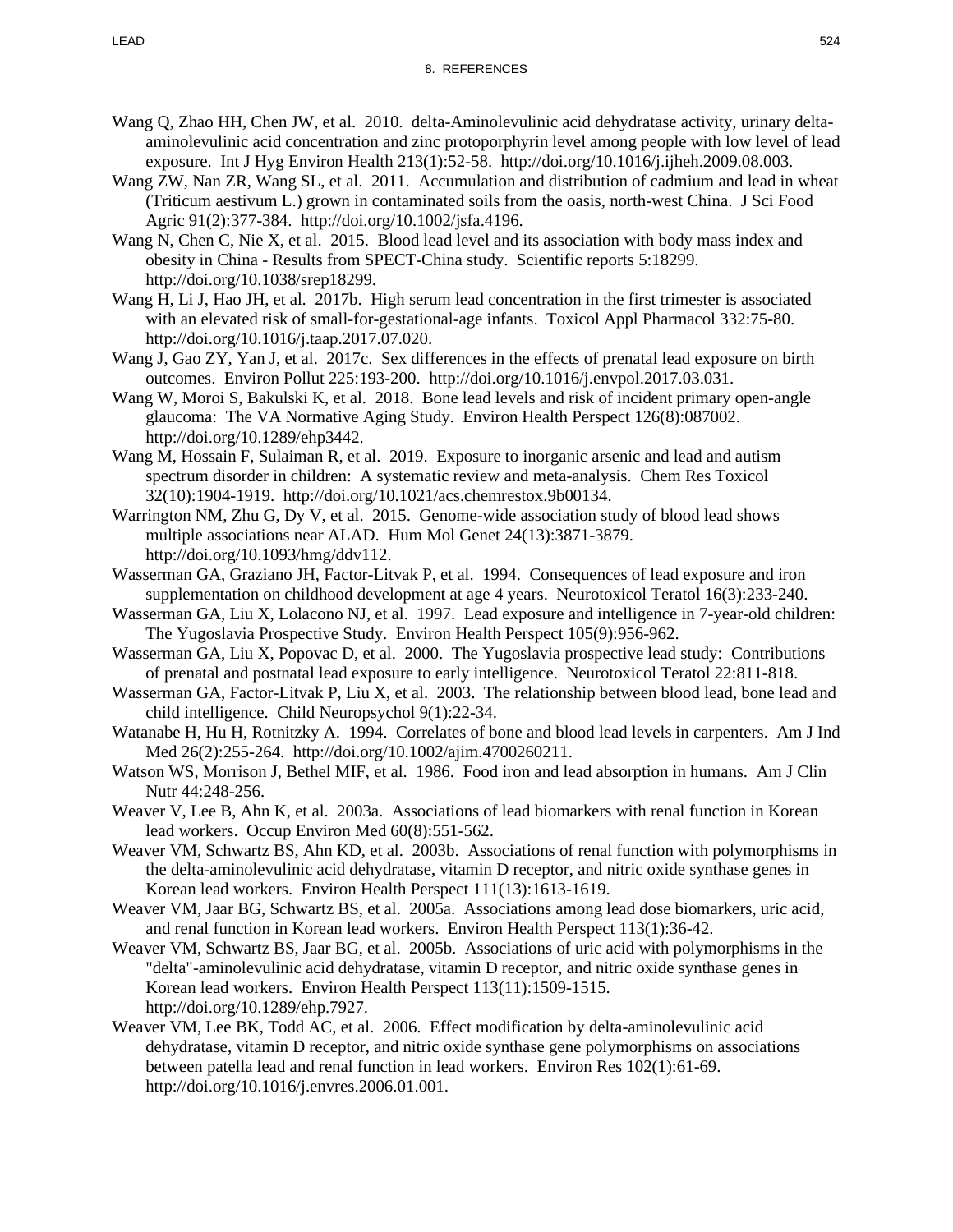Wang Q, Zhao HH, Chen JW, et al. 2010. delta-Aminolevulinic acid dehydratase activity, urinary delta-aminolevulinic acid concentration and zinc protoporphyrin level among people with low level of lead exposure. Int J Hyg Environ Health 213(1):52-58. http://doi.org/10.1016/j.ijheh.2009.08.003.

Wang ZW, Nan ZR, Wang SL, et al. 2011. Accumulation and distribution of cadmium and lead in wheat (Triticum aestivum L.) grown in contaminated soils from the oasis, north-west China. J Sci Food Agric 91(2):377-384. http://doi.org/10.1002/jsfa.4196.

Wang N, Chen C, Nie X, et al. 2015. Blood lead level and its association with body mass index and obesity in China - Results from SPECT-China study. Scientific reports 5:18299. http://doi.org/10.1038/srep18299.

Wang H, Li J, Hao JH, et al. 2017b. High serum lead concentration in the first trimester is associated with an elevated risk of small-for-gestational-age infants. Toxicol Appl Pharmacol 332:75-80. http://doi.org/10.1016/j.taap.2017.07.020.

Wang J, Gao ZY, Yan J, et al. 2017c. Sex differences in the effects of prenatal lead exposure on birth outcomes. Environ Pollut 225:193-200. http://doi.org/10.1016/j.envpol.2017.03.031.

Wang W, Moroi S, Bakulski K, et al. 2018. Bone lead levels and risk of incident primary open-angle glaucoma: The VA Normative Aging Study. Environ Health Perspect 126(8):087002. http://doi.org/10.1289/ehp3442.

Wang M, Hossain F, Sulaiman R, et al. 2019. Exposure to inorganic arsenic and lead and autism spectrum disorder in children: A systematic review and meta-analysis. Chem Res Toxicol 32(10):1904-1919. http://doi.org/10.1021/acs.chemrestox.9b00134.

Warrington NM, Zhu G, Dy V, et al. 2015. Genome-wide association study of blood lead shows multiple associations near ALAD. Hum Mol Genet 24(13):3871-3879. http://doi.org/10.1093/hmg/ddv112.

Wasserman GA, Graziano JH, Factor-Litvak P, et al. 1994. Consequences of lead exposure and iron supplementation on childhood development at age 4 years. Neurotoxicol Teratol 16(3):233-240.

Wasserman GA, Liu X, Lolacono NJ, et al. 1997. Lead exposure and intelligence in 7-year-old children: The Yugoslavia Prospective Study. Environ Health Perspect 105(9):956-962.

Wasserman GA, Liu X, Popovac D, et al. 2000. The Yugoslavia prospective lead study: Contributions of prenatal and postnatal lead exposure to early intelligence. Neurotoxicol Teratol 22:811-818.

Wasserman GA, Factor-Litvak P, Liu X, et al. 2003. The relationship between blood lead, bone lead and child intelligence. Child Neuropsychol 9(1):22-34.

Watanabe H, Hu H, Rotnitzky A. 1994. Correlates of bone and blood lead levels in carpenters. Am J Ind Med 26(2):255-264. http://doi.org/10.1002/ajim.4700260211.

Watson WS, Morrison J, Bethel MIF, et al. 1986. Food iron and lead absorption in humans. Am J Clin Nutr 44:248-256.

Weaver V, Lee B, Ahn K, et al. 2003a. Associations of lead biomarkers with renal function in Korean lead workers. Occup Environ Med 60(8):551-562.

Weaver VM, Schwartz BS, Ahn KD, et al. 2003b. Associations of renal function with polymorphisms in the delta-aminolevulinic acid dehydratase, vitamin D receptor, and nitric oxide synthase genes in Korean lead workers. Environ Health Perspect 111(13):1613-1619.

Weaver VM, Jaar BG, Schwartz BS, et al. 2005a. Associations among lead dose biomarkers, uric acid, and renal function in Korean lead workers. Environ Health Perspect 113(1):36-42.

Weaver VM, Schwartz BS, Jaar BG, et al. 2005b. Associations of uric acid with polymorphisms in the "delta"-aminolevulinic acid dehydratase, vitamin D receptor, and nitric oxide synthase genes in Korean lead workers. Environ Health Perspect 113(11):1509-1515. http://doi.org/10.1289/ehp.7927.

Weaver VM, Lee BK, Todd AC, et al. 2006. Effect modification by delta-aminolevulinic acid dehydratase, vitamin D receptor, and nitric oxide synthase gene polymorphisms on associations between patella lead and renal function in lead workers. Environ Res 102(1):61-69. http://doi.org/10.1016/j.envres.2006.01.001.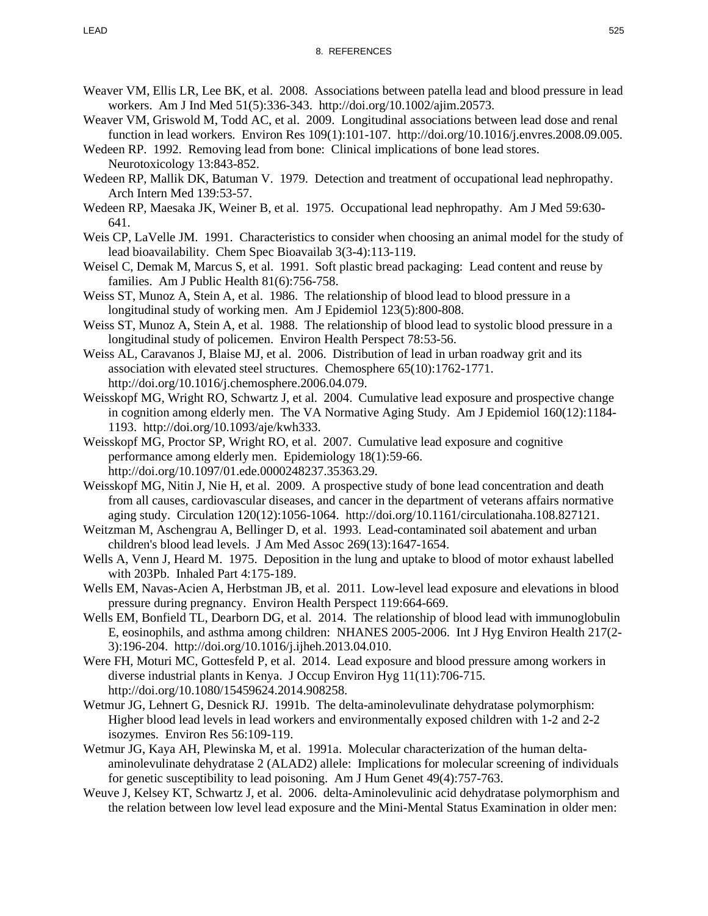Weaver VM, Ellis LR, Lee BK, et al. 2008. Associations between patella lead and blood pressure in lead workers. Am J Ind Med 51(5):336-343. http://doi.org/10.1002/ajim.20573.

Weaver VM, Griswold M, Todd AC, et al. 2009. Longitudinal associations between lead dose and renal function in lead workers. Environ Res 109(1):101-107. http://doi.org/10.1016/j.envres.2008.09.005.

Wedeen RP. 1992. Removing lead from bone: Clinical implications of bone lead stores. Neurotoxicology 13:843-852.

Wedeen RP, Mallik DK, Batuman V. 1979. Detection and treatment of occupational lead nephropathy. Arch Intern Med 139:53-57.

Wedeen RP, Maesaka JK, Weiner B, et al. 1975. Occupational lead nephropathy. Am J Med 59:630-641.

Weis CP, LaVelle JM. 1991. Characteristics to consider when choosing an animal model for the study of lead bioavailability. Chem Spec Bioavailab 3(3-4):113-119.

Weisel C, Demak M, Marcus S, et al. 1991. Soft plastic bread packaging: Lead content and reuse by families. Am J Public Health 81(6):756-758.

Weiss ST, Munoz A, Stein A, et al. 1986. The relationship of blood lead to blood pressure in a longitudinal study of working men. Am J Epidemiol 123(5):800-808.

Weiss ST, Munoz A, Stein A, et al. 1988. The relationship of blood lead to systolic blood pressure in a longitudinal study of policemen. Environ Health Perspect 78:53-56.

Weiss AL, Caravanos J, Blaise MJ, et al. 2006. Distribution of lead in urban roadway grit and its association with elevated steel structures. Chemosphere 65(10):1762-1771. http://doi.org/10.1016/j.chemosphere.2006.04.079.

Weisskopf MG, Wright RO, Schwartz J, et al. 2004. Cumulative lead exposure and prospective change in cognition among elderly men. The VA Normative Aging Study. Am J Epidemiol 160(12):1184-1193. http://doi.org/10.1093/aje/kwh333.

Weisskopf MG, Proctor SP, Wright RO, et al. 2007. Cumulative lead exposure and cognitive performance among elderly men. Epidemiology 18(1):59-66. http://doi.org/10.1097/01.ede.0000248237.35363.29.

Weisskopf MG, Nitin J, Nie H, et al. 2009. A prospective study of bone lead concentration and death from all causes, cardiovascular diseases, and cancer in the department of veterans affairs normative aging study. Circulation 120(12):1056-1064. http://doi.org/10.1161/circulationaha.108.827121.

Weitzman M, Aschengrau A, Bellinger D, et al. 1993. Lead-contaminated soil abatement and urban children's blood lead levels. J Am Med Assoc 269(13):1647-1654.

Wells A, Venn J, Heard M. 1975. Deposition in the lung and uptake to blood of motor exhaust labelled with 203Pb. Inhaled Part 4:175-189.

Wells EM, Navas-Acien A, Herbstman JB, et al. 2011. Low-level lead exposure and elevations in blood pressure during pregnancy. Environ Health Perspect 119:664-669.

Wells EM, Bonfield TL, Dearborn DG, et al. 2014. The relationship of blood lead with immunoglobulin E, eosinophils, and asthma among children: NHANES 2005-2006. Int J Hyg Environ Health 217(2-3):196-204. http://doi.org/10.1016/j.ijheh.2013.04.010.

Were FH, Moturi MC, Gottesfeld P, et al. 2014. Lead exposure and blood pressure among workers in diverse industrial plants in Kenya. J Occup Environ Hyg 11(11):706-715. http://doi.org/10.1080/15459624.2014.908258.

Wetmur JG, Lehnert G, Desnick RJ. 1991b. The delta-aminolevulinate dehydratase polymorphism: Higher blood lead levels in lead workers and environmentally exposed children with 1-2 and 2-2 isozymes. Environ Res 56:109-119.

Wetmur JG, Kaya AH, Plewinska M, et al. 1991a. Molecular characterization of the human delta-aminolevulinate dehydratase 2 (ALAD2) allele: Implications for molecular screening of individuals for genetic susceptibility to lead poisoning. Am J Hum Genet 49(4):757-763.

Weuve J, Kelsey KT, Schwartz J, et al. 2006. delta-Aminolevulinic acid dehydratase polymorphism and the relation between low level lead exposure and the Mini-Mental Status Examination in older men: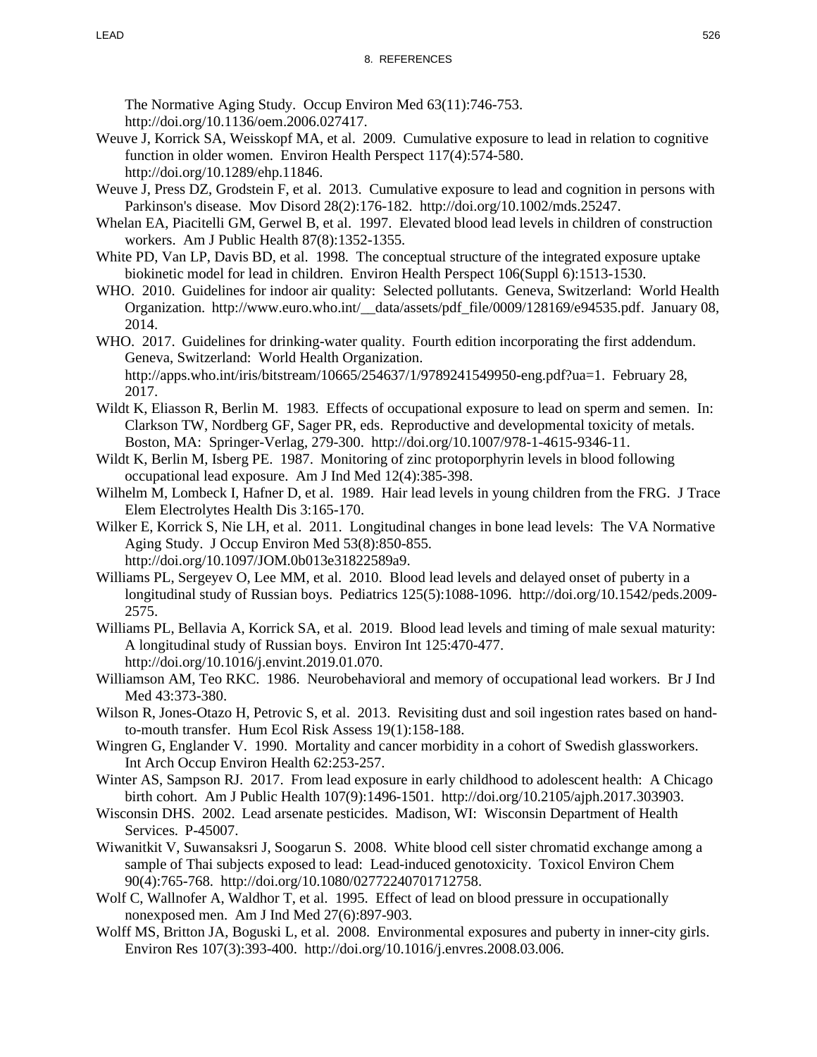The Normative Aging Study. Occup Environ Med 63(11):746-753. http://doi.org/10.1136/oem.2006.027417.

Weuve J, Korrick SA, Weisskopf MA, et al. 2009. Cumulative exposure to lead in relation to cognitive function in older women. Environ Health Perspect 117(4):574-580. http://doi.org/10.1289/ehp.11846.

Weuve J, Press DZ, Grodstein F, et al. 2013. Cumulative exposure to lead and cognition in persons with Parkinson's disease. Mov Disord 28(2):176-182. http://doi.org/10.1002/mds.25247.

Whelan EA, Piacitelli GM, Gerwel B, et al. 1997. Elevated blood lead levels in children of construction workers. Am J Public Health 87(8):1352-1355.

White PD, Van LP, Davis BD, et al. 1998. The conceptual structure of the integrated exposure uptake biokinetic model for lead in children. Environ Health Perspect 106(Suppl 6):1513-1530.

WHO. 2010. Guidelines for indoor air quality: Selected pollutants. Geneva, Switzerland: World Health Organization. http://www.euro.who.int/__data/assets/pdf_file/0009/128169/e94535.pdf. January 08, 2014.

WHO. 2017. Guidelines for drinking-water quality. Fourth edition incorporating the first addendum. Geneva, Switzerland: World Health Organization. http://apps.who.int/iris/bitstream/10665/254637/1/9789241549950-eng.pdf?ua=1. February 28, 2017.

Wildt K, Eliasson R, Berlin M. 1983. Effects of occupational exposure to lead on sperm and semen. In: Clarkson TW, Nordberg GF, Sager PR, eds. Reproductive and developmental toxicity of metals. Boston, MA: Springer-Verlag, 279-300. http://doi.org/10.1007/978-1-4615-9346-11.

Wildt K, Berlin M, Isberg PE. 1987. Monitoring of zinc protoporphyrin levels in blood following occupational lead exposure. Am J Ind Med 12(4):385-398.

Wilhelm M, Lombeck I, Hafner D, et al. 1989. Hair lead levels in young children from the FRG. J Trace Elem Electrolytes Health Dis 3:165-170.

Wilker E, Korrick S, Nie LH, et al. 2011. Longitudinal changes in bone lead levels: The VA Normative Aging Study. J Occup Environ Med 53(8):850-855. http://doi.org/10.1097/JOM.0b013e31822589a9.

Williams PL, Sergeyev O, Lee MM, et al. 2010. Blood lead levels and delayed onset of puberty in a longitudinal study of Russian boys. Pediatrics 125(5):1088-1096. http://doi.org/10.1542/peds.2009-2575.

Williams PL, Bellavia A, Korrick SA, et al. 2019. Blood lead levels and timing of male sexual maturity: A longitudinal study of Russian boys. Environ Int 125:470-477. http://doi.org/10.1016/j.envint.2019.01.070.

Williamson AM, Teo RKC. 1986. Neurobehavioral and memory of occupational lead workers. Br J Ind Med 43:373-380.

Wilson R, Jones-Otazo H, Petrovic S, et al. 2013. Revisiting dust and soil ingestion rates based on hand-to-mouth transfer. Hum Ecol Risk Assess 19(1):158-188.

Wingren G, Englander V. 1990. Mortality and cancer morbidity in a cohort of Swedish glassworkers. Int Arch Occup Environ Health 62:253-257.

Winter AS, Sampson RJ. 2017. From lead exposure in early childhood to adolescent health: A Chicago birth cohort. Am J Public Health 107(9):1496-1501. http://doi.org/10.2105/ajph.2017.303903.

Wisconsin DHS. 2002. Lead arsenate pesticides. Madison, WI: Wisconsin Department of Health Services. P-45007.

Wiwanitkit V, Suwansaksri J, Soogarun S. 2008. White blood cell sister chromatid exchange among a sample of Thai subjects exposed to lead: Lead-induced genotoxicity. Toxicol Environ Chem 90(4):765-768. http://doi.org/10.1080/02772240701712758.

Wolf C, Wallnofer A, Waldhor T, et al. 1995. Effect of lead on blood pressure in occupationally nonexposed men. Am J Ind Med 27(6):897-903.

Wolff MS, Britton JA, Boguski L, et al. 2008. Environmental exposures and puberty in inner-city girls. Environ Res 107(3):393-400. http://doi.org/10.1016/j.envres.2008.03.006.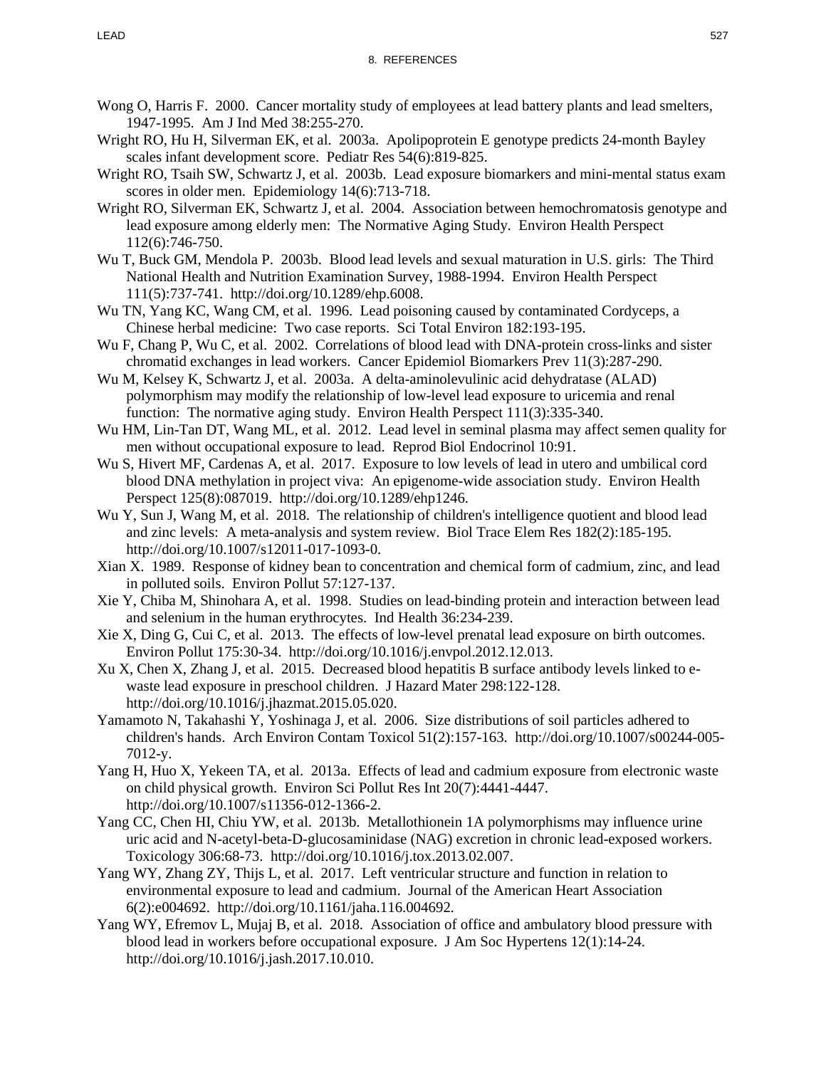Wong O, Harris F. 2000. Cancer mortality study of employees at lead battery plants and lead smelters, 1947-1995. Am J Ind Med 38:255-270.

Wright RO, Hu H, Silverman EK, et al. 2003a. Apolipoprotein E genotype predicts 24-month Bayley scales infant development score. Pediatr Res 54(6):819-825.

Wright RO, Tsaih SW, Schwartz J, et al. 2003b. Lead exposure biomarkers and mini-mental status exam scores in older men. Epidemiology 14(6):713-718.

Wright RO, Silverman EK, Schwartz J, et al. 2004. Association between hemochromatosis genotype and lead exposure among elderly men: The Normative Aging Study. Environ Health Perspect 112(6):746-750.

Wu T, Buck GM, Mendola P. 2003b. Blood lead levels and sexual maturation in U.S. girls: The Third National Health and Nutrition Examination Survey, 1988-1994. Environ Health Perspect 111(5):737-741. http://doi.org/10.1289/ehp.6008.

Wu TN, Yang KC, Wang CM, et al. 1996. Lead poisoning caused by contaminated Cordyceps, a Chinese herbal medicine: Two case reports. Sci Total Environ 182:193-195.

Wu F, Chang P, Wu C, et al. 2002. Correlations of blood lead with DNA-protein cross-links and sister chromatid exchanges in lead workers. Cancer Epidemiol Biomarkers Prev 11(3):287-290.

Wu M, Kelsey K, Schwartz J, et al. 2003a. A delta-aminolevulinic acid dehydratase (ALAD) polymorphism may modify the relationship of low-level lead exposure to uricemia and renal function: The normative aging study. Environ Health Perspect 111(3):335-340.

Wu HM, Lin-Tan DT, Wang ML, et al. 2012. Lead level in seminal plasma may affect semen quality for men without occupational exposure to lead. Reprod Biol Endocrinol 10:91.

Wu S, Hivert MF, Cardenas A, et al. 2017. Exposure to low levels of lead in utero and umbilical cord blood DNA methylation in project viva: An epigenome-wide association study. Environ Health Perspect 125(8):087019. http://doi.org/10.1289/ehp1246.

Wu Y, Sun J, Wang M, et al. 2018. The relationship of children's intelligence quotient and blood lead and zinc levels: A meta-analysis and system review. Biol Trace Elem Res 182(2):185-195. http://doi.org/10.1007/s12011-017-1093-0.

Xian X. 1989. Response of kidney bean to concentration and chemical form of cadmium, zinc, and lead in polluted soils. Environ Pollut 57:127-137.

Xie Y, Chiba M, Shinohara A, et al. 1998. Studies on lead-binding protein and interaction between lead and selenium in the human erythrocytes. Ind Health 36:234-239.

Xie X, Ding G, Cui C, et al. 2013. The effects of low-level prenatal lead exposure on birth outcomes. Environ Pollut 175:30-34. http://doi.org/10.1016/j.envpol.2012.12.013.

Xu X, Chen X, Zhang J, et al. 2015. Decreased blood hepatitis B surface antibody levels linked to e-waste lead exposure in preschool children. J Hazard Mater 298:122-128. http://doi.org/10.1016/j.jhazmat.2015.05.020.

Yamamoto N, Takahashi Y, Yoshinaga J, et al. 2006. Size distributions of soil particles adhered to children's hands. Arch Environ Contam Toxicol 51(2):157-163. http://doi.org/10.1007/s00244-005-7012-y.

Yang H, Huo X, Yekeen TA, et al. 2013a. Effects of lead and cadmium exposure from electronic waste on child physical growth. Environ Sci Pollut Res Int 20(7):4441-4447. http://doi.org/10.1007/s11356-012-1366-2.

Yang CC, Chen HI, Chiu YW, et al. 2013b. Metallothionein 1A polymorphisms may influence urine uric acid and N-acetyl-beta-D-glucosaminidase (NAG) excretion in chronic lead-exposed workers. Toxicology 306:68-73. http://doi.org/10.1016/j.tox.2013.02.007.

Yang WY, Zhang ZY, Thijs L, et al. 2017. Left ventricular structure and function in relation to environmental exposure to lead and cadmium. Journal of the American Heart Association 6(2):e004692. http://doi.org/10.1161/jaha.116.004692.

Yang WY, Efremov L, Mujaj B, et al. 2018. Association of office and ambulatory blood pressure with blood lead in workers before occupational exposure. J Am Soc Hypertens 12(1):14-24. http://doi.org/10.1016/j.jash.2017.10.010.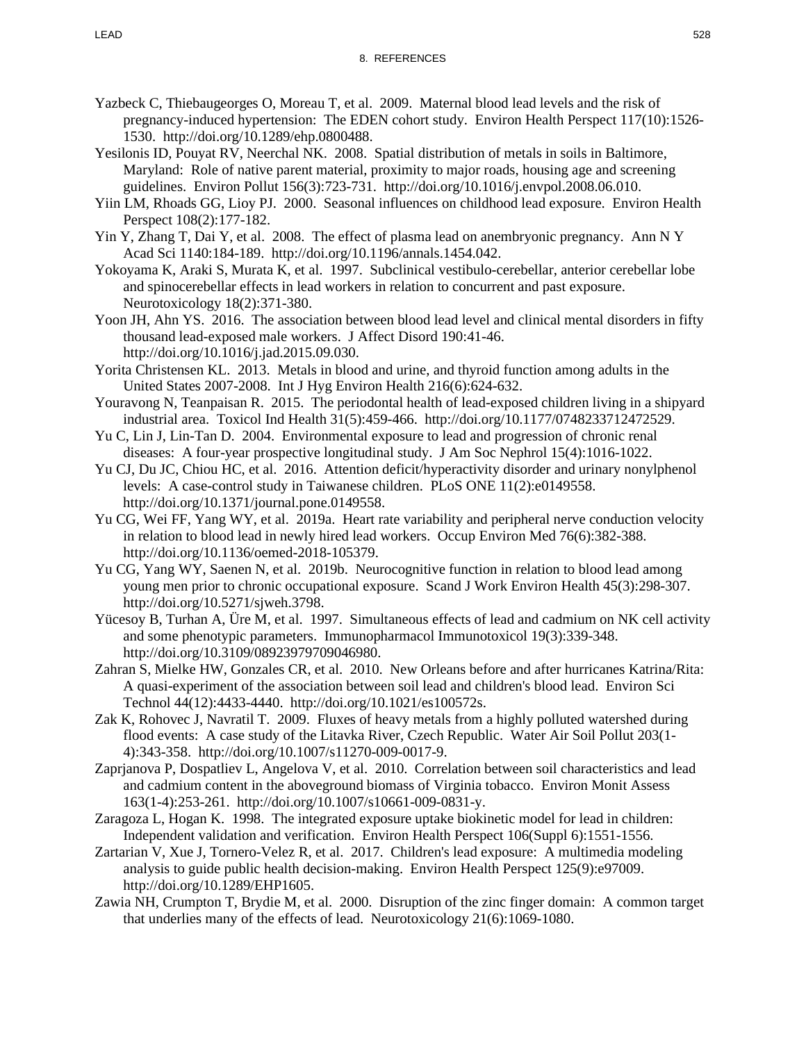Yazbeck C, Thiebaugeorges O, Moreau T, et al. 2009. Maternal blood lead levels and the risk of pregnancy-induced hypertension: The EDEN cohort study. Environ Health Perspect 117(10):1526-1530. http://doi.org/10.1289/ehp.0800488.

Yesilonis ID, Pouyat RV, Neerchal NK. 2008. Spatial distribution of metals in soils in Baltimore, Maryland: Role of native parent material, proximity to major roads, housing age and screening guidelines. Environ Pollut 156(3):723-731. http://doi.org/10.1016/j.envpol.2008.06.010.

Yiin LM, Rhoads GG, Lioy PJ. 2000. Seasonal influences on childhood lead exposure. Environ Health Perspect 108(2):177-182.

Yin Y, Zhang T, Dai Y, et al. 2008. The effect of plasma lead on anembryonic pregnancy. Ann N Y Acad Sci 1140:184-189. http://doi.org/10.1196/annals.1454.042.

Yokoyama K, Araki S, Murata K, et al. 1997. Subclinical vestibulo-cerebellar, anterior cerebellar lobe and spinocerebellar effects in lead workers in relation to concurrent and past exposure. Neurotoxicology 18(2):371-380.

Yoon JH, Ahn YS. 2016. The association between blood lead level and clinical mental disorders in fifty thousand lead-exposed male workers. J Affect Disord 190:41-46. http://doi.org/10.1016/j.jad.2015.09.030.

Yorita Christensen KL. 2013. Metals in blood and urine, and thyroid function among adults in the United States 2007-2008. Int J Hyg Environ Health 216(6):624-632.

Youravong N, Teanpaisan R. 2015. The periodontal health of lead-exposed children living in a shipyard industrial area. Toxicol Ind Health 31(5):459-466. http://doi.org/10.1177/0748233712472529.

Yu C, Lin J, Lin-Tan D. 2004. Environmental exposure to lead and progression of chronic renal diseases: A four-year prospective longitudinal study. J Am Soc Nephrol 15(4):1016-1022.

Yu CJ, Du JC, Chiou HC, et al. 2016. Attention deficit/hyperactivity disorder and urinary nonylphenol levels: A case-control study in Taiwanese children. PLoS ONE 11(2):e0149558. http://doi.org/10.1371/journal.pone.0149558.

Yu CG, Wei FF, Yang WY, et al. 2019a. Heart rate variability and peripheral nerve conduction velocity in relation to blood lead in newly hired lead workers. Occup Environ Med 76(6):382-388. http://doi.org/10.1136/oemed-2018-105379.

Yu CG, Yang WY, Saenen N, et al. 2019b. Neurocognitive function in relation to blood lead among young men prior to chronic occupational exposure. Scand J Work Environ Health 45(3):298-307. http://doi.org/10.5271/sjweh.3798.

Yücesoy B, Turhan A, Üre M, et al. 1997. Simultaneous effects of lead and cadmium on NK cell activity and some phenotypic parameters. Immunopharmacol Immunotoxicol 19(3):339-348. http://doi.org/10.3109/08923979709046980.

Zahran S, Mielke HW, Gonzales CR, et al. 2010. New Orleans before and after hurricanes Katrina/Rita: A quasi-experiment of the association between soil lead and children's blood lead. Environ Sci Technol 44(12):4433-4440. http://doi.org/10.1021/es100572s.

Zak K, Rohovec J, Navratil T. 2009. Fluxes of heavy metals from a highly polluted watershed during flood events: A case study of the Litavka River, Czech Republic. Water Air Soil Pollut 203(1-4):343-358. http://doi.org/10.1007/s11270-009-0017-9.

Zaprjanova P, Dospatliev L, Angelova V, et al. 2010. Correlation between soil characteristics and lead and cadmium content in the aboveground biomass of Virginia tobacco. Environ Monit Assess 163(1-4):253-261. http://doi.org/10.1007/s10661-009-0831-y.

Zaragoza L, Hogan K. 1998. The integrated exposure uptake biokinetic model for lead in children: Independent validation and verification. Environ Health Perspect 106(Suppl 6):1551-1556.

Zartarian V, Xue J, Tornero-Velez R, et al. 2017. Children's lead exposure: A multimedia modeling analysis to guide public health decision-making. Environ Health Perspect 125(9):e97009. http://doi.org/10.1289/EHP1605.

Zawia NH, Crumpton T, Brydie M, et al. 2000. Disruption of the zinc finger domain: A common target that underlies many of the effects of lead. Neurotoxicology 21(6):1069-1080.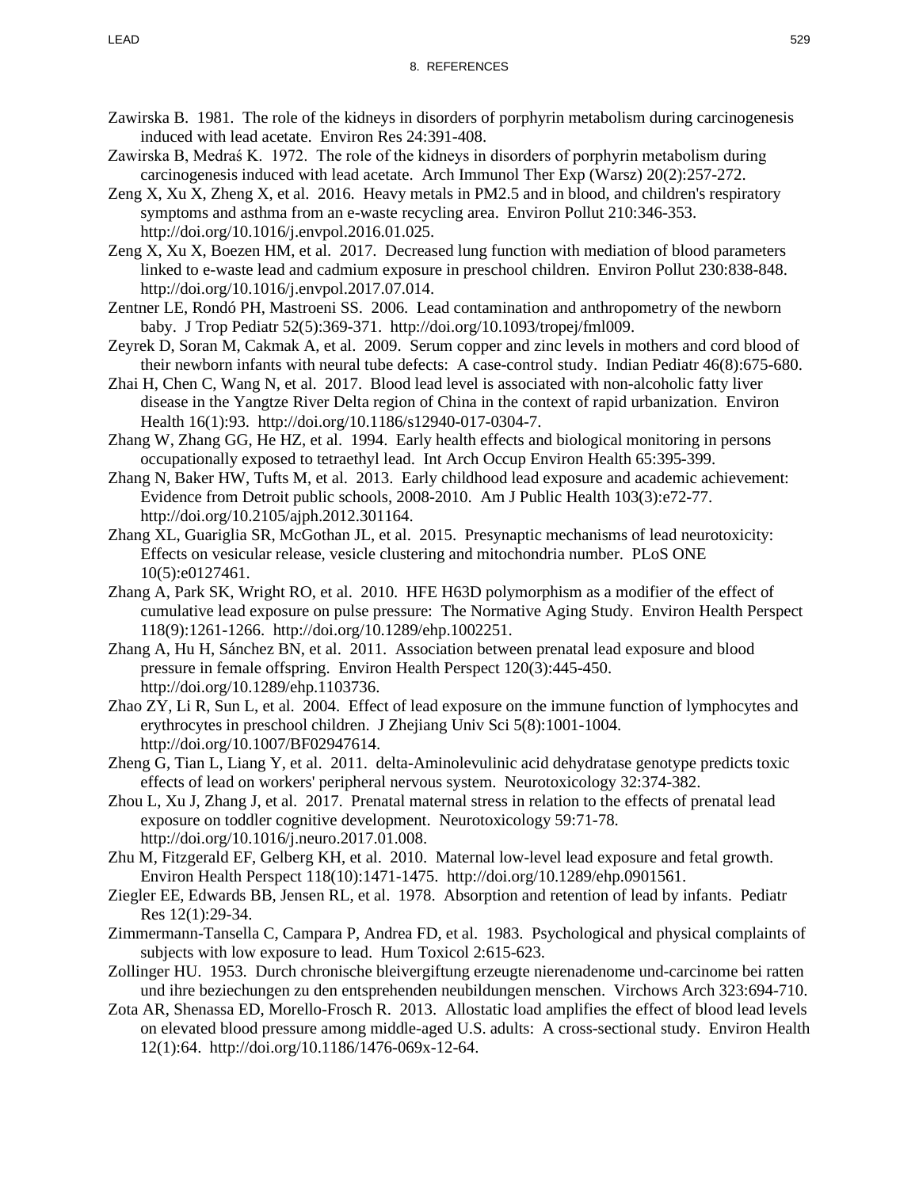Zawirska B. 1981. The role of the kidneys in disorders of porphyrin metabolism during carcinogenesis induced with lead acetate. Environ Res 24:391-408.

Zawirska B, Medraś K. 1972. The role of the kidneys in disorders of porphyrin metabolism during carcinogenesis induced with lead acetate. Arch Immunol Ther Exp (Warsz) 20(2):257-272.

Zeng X, Xu X, Zheng X, et al. 2016. Heavy metals in PM2.5 and in blood, and children's respiratory symptoms and asthma from an e-waste recycling area. Environ Pollut 210:346-353. http://doi.org/10.1016/j.envpol.2016.01.025.

Zeng X, Xu X, Boezen HM, et al. 2017. Decreased lung function with mediation of blood parameters linked to e-waste lead and cadmium exposure in preschool children. Environ Pollut 230:838-848. http://doi.org/10.1016/j.envpol.2017.07.014.

Zentner LE, Rondó PH, Mastroeni SS. 2006. Lead contamination and anthropometry of the newborn baby. J Trop Pediatr 52(5):369-371. http://doi.org/10.1093/tropej/fml009.

Zeyrek D, Soran M, Cakmak A, et al. 2009. Serum copper and zinc levels in mothers and cord blood of their newborn infants with neural tube defects: A case-control study. Indian Pediatr 46(8):675-680.

Zhai H, Chen C, Wang N, et al. 2017. Blood lead level is associated with non-alcoholic fatty liver disease in the Yangtze River Delta region of China in the context of rapid urbanization. Environ Health 16(1):93. http://doi.org/10.1186/s12940-017-0304-7.

Zhang W, Zhang GG, He HZ, et al. 1994. Early health effects and biological monitoring in persons occupationally exposed to tetraethyl lead. Int Arch Occup Environ Health 65:395-399.

Zhang N, Baker HW, Tufts M, et al. 2013. Early childhood lead exposure and academic achievement: Evidence from Detroit public schools, 2008-2010. Am J Public Health 103(3):e72-77. http://doi.org/10.2105/ajph.2012.301164.

Zhang XL, Guariglia SR, McGothan JL, et al. 2015. Presynaptic mechanisms of lead neurotoxicity: Effects on vesicular release, vesicle clustering and mitochondria number. PLoS ONE 10(5):e0127461.

Zhang A, Park SK, Wright RO, et al. 2010. HFE H63D polymorphism as a modifier of the effect of cumulative lead exposure on pulse pressure: The Normative Aging Study. Environ Health Perspect 118(9):1261-1266. http://doi.org/10.1289/ehp.1002251.

Zhang A, Hu H, Sánchez BN, et al. 2011. Association between prenatal lead exposure and blood pressure in female offspring. Environ Health Perspect 120(3):445-450. http://doi.org/10.1289/ehp.1103736.

Zhao ZY, Li R, Sun L, et al. 2004. Effect of lead exposure on the immune function of lymphocytes and erythrocytes in preschool children. J Zhejiang Univ Sci 5(8):1001-1004. http://doi.org/10.1007/BF02947614.

Zheng G, Tian L, Liang Y, et al. 2011. delta-Aminolevulinic acid dehydratase genotype predicts toxic effects of lead on workers' peripheral nervous system. Neurotoxicology 32:374-382.

Zhou L, Xu J, Zhang J, et al. 2017. Prenatal maternal stress in relation to the effects of prenatal lead exposure on toddler cognitive development. Neurotoxicology 59:71-78. http://doi.org/10.1016/j.neuro.2017.01.008.

Zhu M, Fitzgerald EF, Gelberg KH, et al. 2010. Maternal low-level lead exposure and fetal growth. Environ Health Perspect 118(10):1471-1475. http://doi.org/10.1289/ehp.0901561.

Ziegler EE, Edwards BB, Jensen RL, et al. 1978. Absorption and retention of lead by infants. Pediatr Res 12(1):29-34.

Zimmermann-Tansella C, Campara P, Andrea FD, et al. 1983. Psychological and physical complaints of subjects with low exposure to lead. Hum Toxicol 2:615-623.

Zollinger HU. 1953. Durch chronische bleivergiftung erzeugte nierenadenome und-carcinome bei ratten und ihre beziechungen zu den entsprehenden neubildungen menschen. Virchows Arch 323:694-710.

Zota AR, Shenassa ED, Morello-Frosch R. 2013. Allostatic load amplifies the effect of blood lead levels on elevated blood pressure among middle-aged U.S. adults: A cross-sectional study. Environ Health 12(1):64. http://doi.org/10.1186/1476-069x-12-64.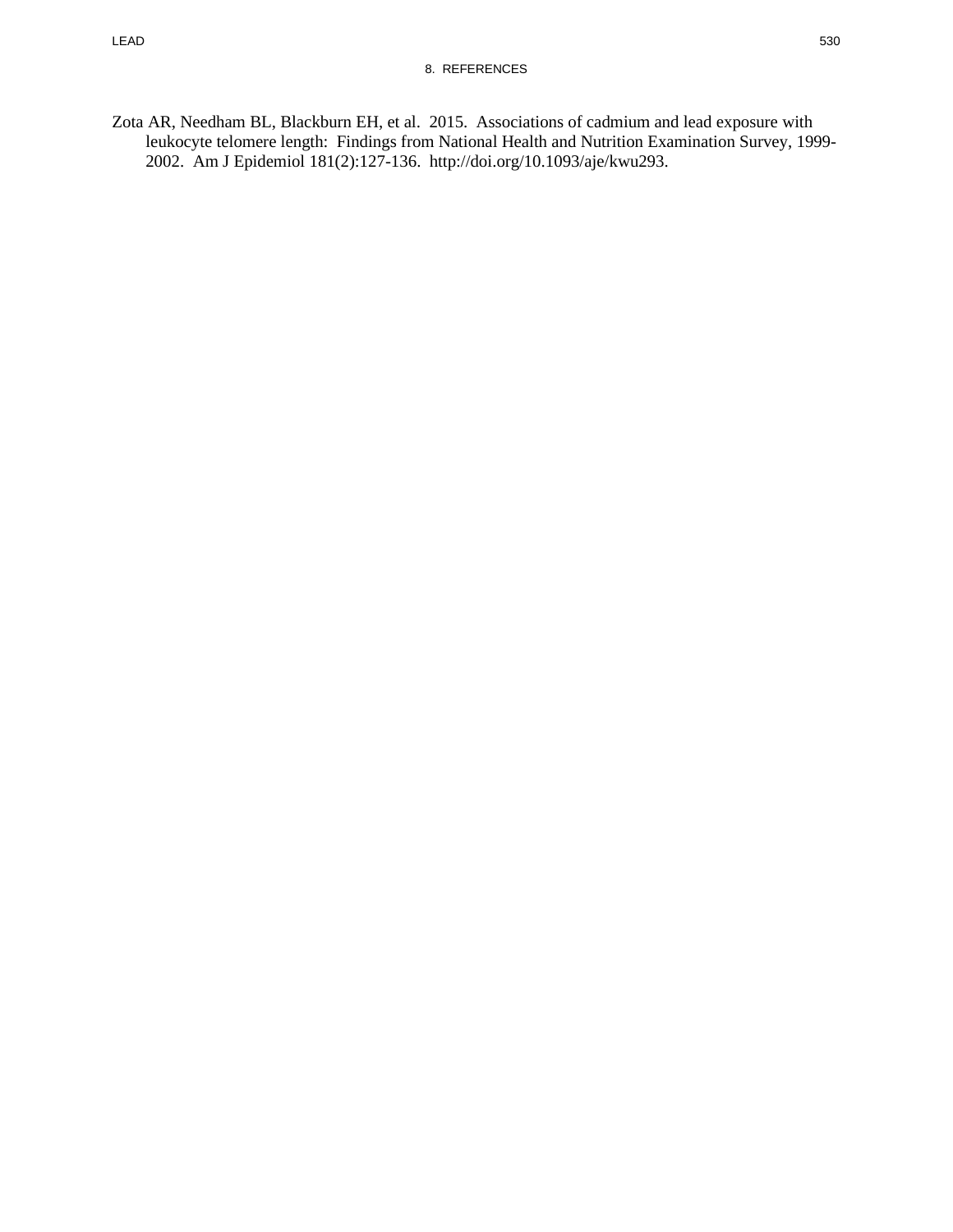Zota AR, Needham BL, Blackburn EH, et al. 2015. Associations of cadmium and lead exposure with leukocyte telomere length: Findings from National Health and Nutrition Examination Survey, 1999-2002. Am J Epidemiol 181(2):127-136. http://doi.org/10.1093/aje/kwu293.